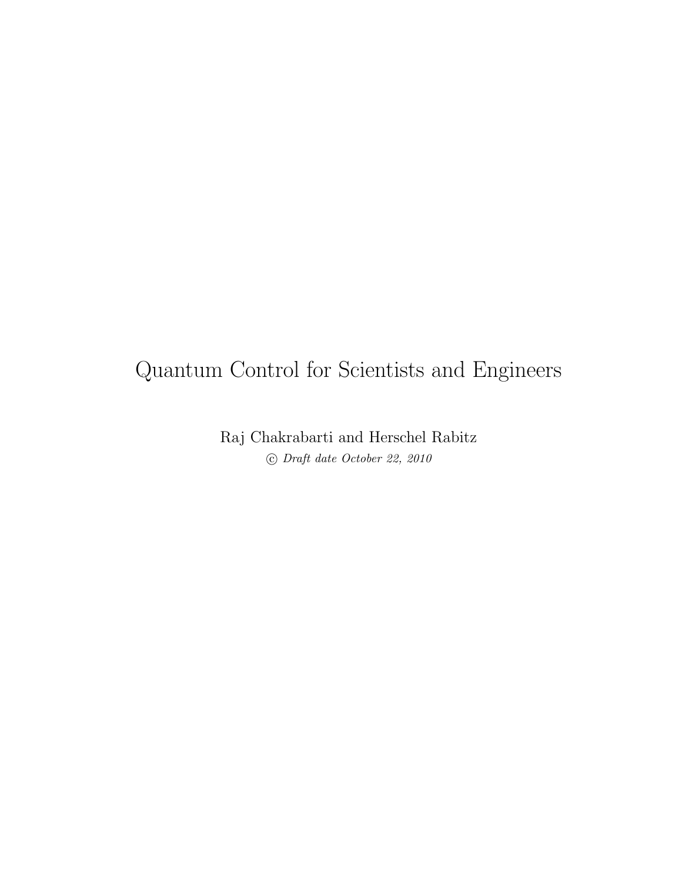# Quantum Control for Scientists and Engineers

Raj Chakrabarti and Herschel Rabitz

© *Draft date October 22, 2010*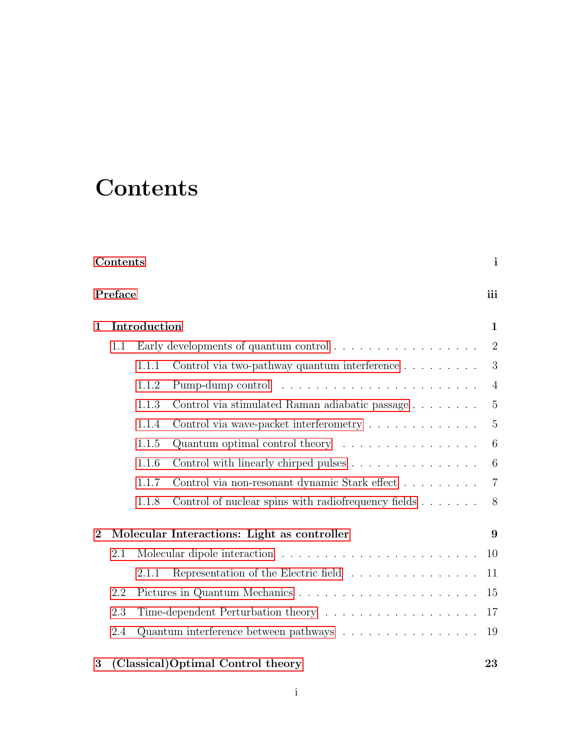# Contents

**Contents** **i**

**Preface** **iii**

**1 Introduction** **1**

- 1.1 Early developments of quantum control . . . . . . . . . . . . . . . . . . 2
  - 1.1.1 Control via two-pathway quantum interference . . . . . . . . . 3
  - 1.1.2 Pump-dump control . . . . . . . . . . . . . . . . . . . . . . . . 4
  - 1.1.3 Control via stimulated Raman adiabatic passage . . . . . . . . 5
  - 1.1.4 Control via wave-packet interferometry . . . . . . . . . . . . . 5
  - 1.1.5 Quantum optimal control theory . . . . . . . . . . . . . . . . . 6
  - 1.1.6 Control with linearly chirped pulses . . . . . . . . . . . . . . . 6
  - 1.1.7 Control via non-resonant dynamic Stark effect . . . . . . . . . 7
  - 1.1.8 Control of nuclear spins with radiofrequency fields . . . . . . . 8

**2 Molecular Interactions: Light as controller** **9**

- 2.1 Molecular dipole interaction . . . . . . . . . . . . . . . . . . . . . . . 10
  - 2.1.1 Representation of the Electric field . . . . . . . . . . . . . . . . 11
- 2.2 Pictures in Quantum Mechanics . . . . . . . . . . . . . . . . . . . . . 15
- 2.3 Time-dependent Perturbation theory . . . . . . . . . . . . . . . . . . 17
- 2.4 Quantum interference between pathways . . . . . . . . . . . . . . . . 19

**3 (Classical)Optimal Control theory** **23**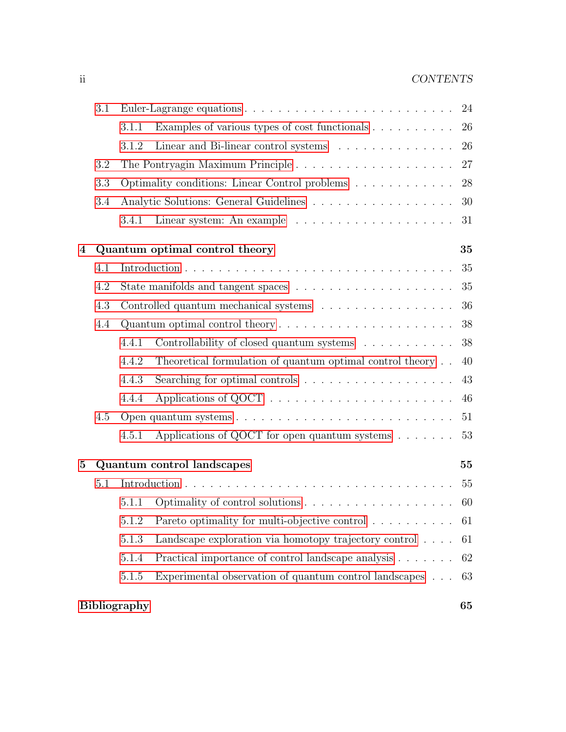- 3.1 Euler-Lagrange equations . . . . . . . . . . . . . . . . . . . . . . . . 24
  - 3.1.1 Examples of various types of cost functionals . . . . . . . . . . 26
  - 3.1.2 Linear and Bi-linear control systems . . . . . . . . . . . . . . . 26
- 3.2 The Pontryagin Maximum Principle . . . . . . . . . . . . . . . . . . . 27
- 3.3 Optimality conditions: Linear Control problems . . . . . . . . . . . . 28
- 3.4 Analytic Solutions: General Guidelines . . . . . . . . . . . . . . . . . 30
  - 3.4.1 Linear system: An example . . . . . . . . . . . . . . . . . . . . 31

**4 Quantum optimal control theory** **35**

- 4.1 Introduction . . . . . . . . . . . . . . . . . . . . . . . . . . . . . . . 35
- 4.2 State manifolds and tangent spaces . . . . . . . . . . . . . . . . . . . 35
- 4.3 Controlled quantum mechanical systems . . . . . . . . . . . . . . . . 36
- 4.4 Quantum optimal control theory . . . . . . . . . . . . . . . . . . . . . 38
  - 4.4.1 Controllability of closed quantum systems . . . . . . . . . . . . 38
  - 4.4.2 Theoretical formulation of quantum optimal control theory . . 40
  - 4.4.3 Searching for optimal controls . . . . . . . . . . . . . . . . . . . 43
  - 4.4.4 Applications of QOCT . . . . . . . . . . . . . . . . . . . . . . . 46
- 4.5 Open quantum systems . . . . . . . . . . . . . . . . . . . . . . . . . 51
  - 4.5.1 Applications of QOCT for open quantum systems . . . . . . . 53

**5 Quantum control landscapes** **55**

- 5.1 Introduction . . . . . . . . . . . . . . . . . . . . . . . . . . . . . . . 55
  - 5.1.1 Optimality of control solutions . . . . . . . . . . . . . . . . . . . 60
  - 5.1.2 Pareto optimality for multi-objective control . . . . . . . . . . 61
  - 5.1.3 Landscape exploration via homotopy trajectory control . . . . 61
  - 5.1.4 Practical importance of control landscape analysis . . . . . . . 62
  - 5.1.5 Experimental observation of quantum control landscapes . . . 63

**Bibliography** **65**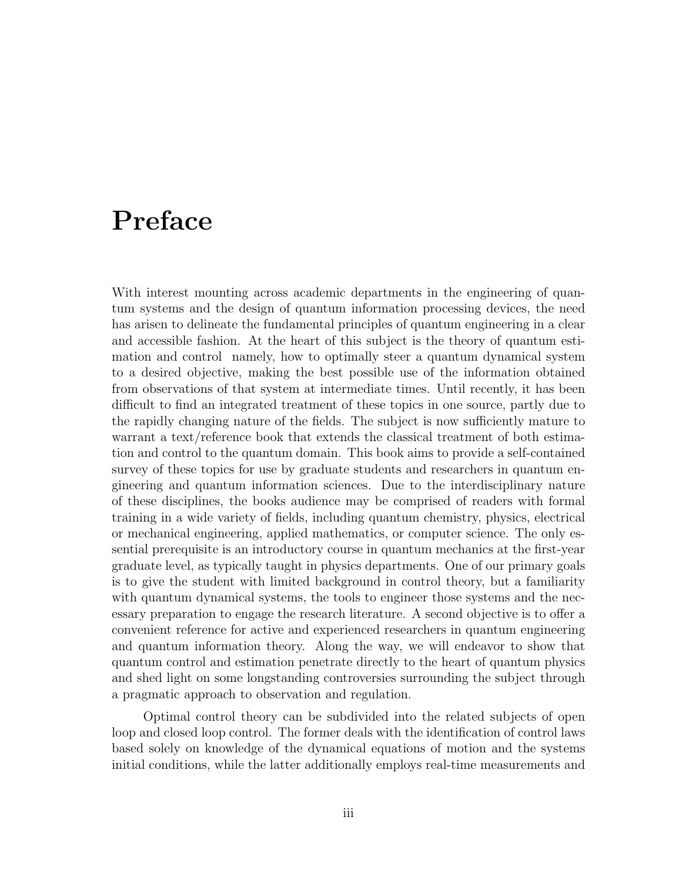# Preface

With interest mounting across academic departments in the engineering of quantum systems and the design of quantum information processing devices, the need has arisen to delineate the fundamental principles of quantum engineering in a clear and accessible fashion. At the heart of this subject is the theory of quantum estimation and control  namely, how to optimally steer a quantum dynamical system to a desired objective, making the best possible use of the information obtained from observations of that system at intermediate times. Until recently, it has been difficult to find an integrated treatment of these topics in one source, partly due to the rapidly changing nature of the fields. The subject is now sufficiently mature to warrant a text/reference book that extends the classical treatment of both estimation and control to the quantum domain. This book aims to provide a self-contained survey of these topics for use by graduate students and researchers in quantum engineering and quantum information sciences. Due to the interdisciplinary nature of these disciplines, the books audience may be comprised of readers with formal training in a wide variety of fields, including quantum chemistry, physics, electrical or mechanical engineering, applied mathematics, or computer science. The only essential prerequisite is an introductory course in quantum mechanics at the first-year graduate level, as typically taught in physics departments. One of our primary goals is to give the student with limited background in control theory, but a familiarity with quantum dynamical systems, the tools to engineer those systems and the necessary preparation to engage the research literature. A second objective is to offer a convenient reference for active and experienced researchers in quantum engineering and quantum information theory. Along the way, we will endeavor to show that quantum control and estimation penetrate directly to the heart of quantum physics and shed light on some longstanding controversies surrounding the subject through a pragmatic approach to observation and regulation.

Optimal control theory can be subdivided into the related subjects of open loop and closed loop control. The former deals with the identification of control laws based solely on knowledge of the dynamical equations of motion and the systems initial conditions, while the latter additionally employs real-time measurements and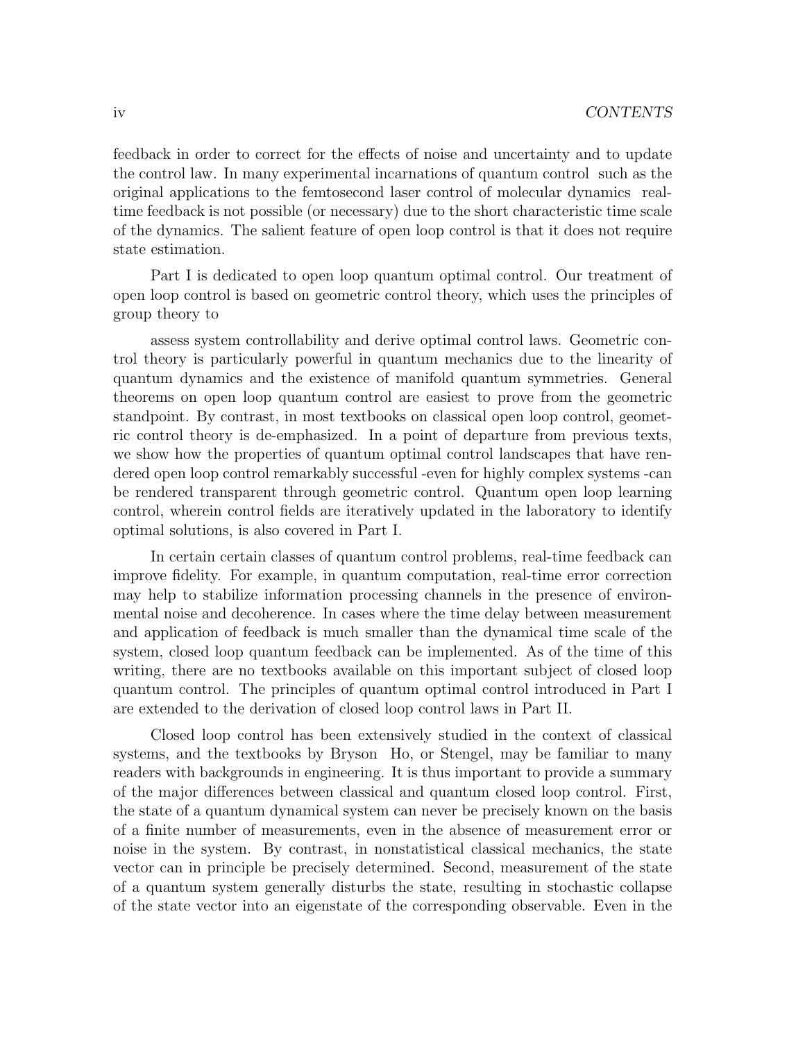feedback in order to correct for the effects of noise and uncertainty and to update the control law. In many experimental incarnations of quantum control such as the original applications to the femtosecond laser control of molecular dynamics real-time feedback is not possible (or necessary) due to the short characteristic time scale of the dynamics. The salient feature of open loop control is that it does not require state estimation.

Part I is dedicated to open loop quantum optimal control. Our treatment of open loop control is based on geometric control theory, which uses the principles of group theory to

assess system controllability and derive optimal control laws. Geometric control theory is particularly powerful in quantum mechanics due to the linearity of quantum dynamics and the existence of manifold quantum symmetries. General theorems on open loop quantum control are easiest to prove from the geometric standpoint. By contrast, in most textbooks on classical open loop control, geometric control theory is de-emphasized. In a point of departure from previous texts, we show how the properties of quantum optimal control landscapes that have rendered open loop control remarkably successful -even for highly complex systems -can be rendered transparent through geometric control. Quantum open loop learning control, wherein control fields are iteratively updated in the laboratory to identify optimal solutions, is also covered in Part I.

In certain certain classes of quantum control problems, real-time feedback can improve fidelity. For example, in quantum computation, real-time error correction may help to stabilize information processing channels in the presence of environmental noise and decoherence. In cases where the time delay between measurement and application of feedback is much smaller than the dynamical time scale of the system, closed loop quantum feedback can be implemented. As of the time of this writing, there are no textbooks available on this important subject of closed loop quantum control. The principles of quantum optimal control introduced in Part I are extended to the derivation of closed loop control laws in Part II.

Closed loop control has been extensively studied in the context of classical systems, and the textbooks by Bryson Ho, or Stengel, may be familiar to many readers with backgrounds in engineering. It is thus important to provide a summary of the major differences between classical and quantum closed loop control. First, the state of a quantum dynamical system can never be precisely known on the basis of a finite number of measurements, even in the absence of measurement error or noise in the system. By contrast, in nonstatistical classical mechanics, the state vector can in principle be precisely determined. Second, measurement of the state of a quantum system generally disturbs the state, resulting in stochastic collapse of the state vector into an eigenstate of the corresponding observable. Even in the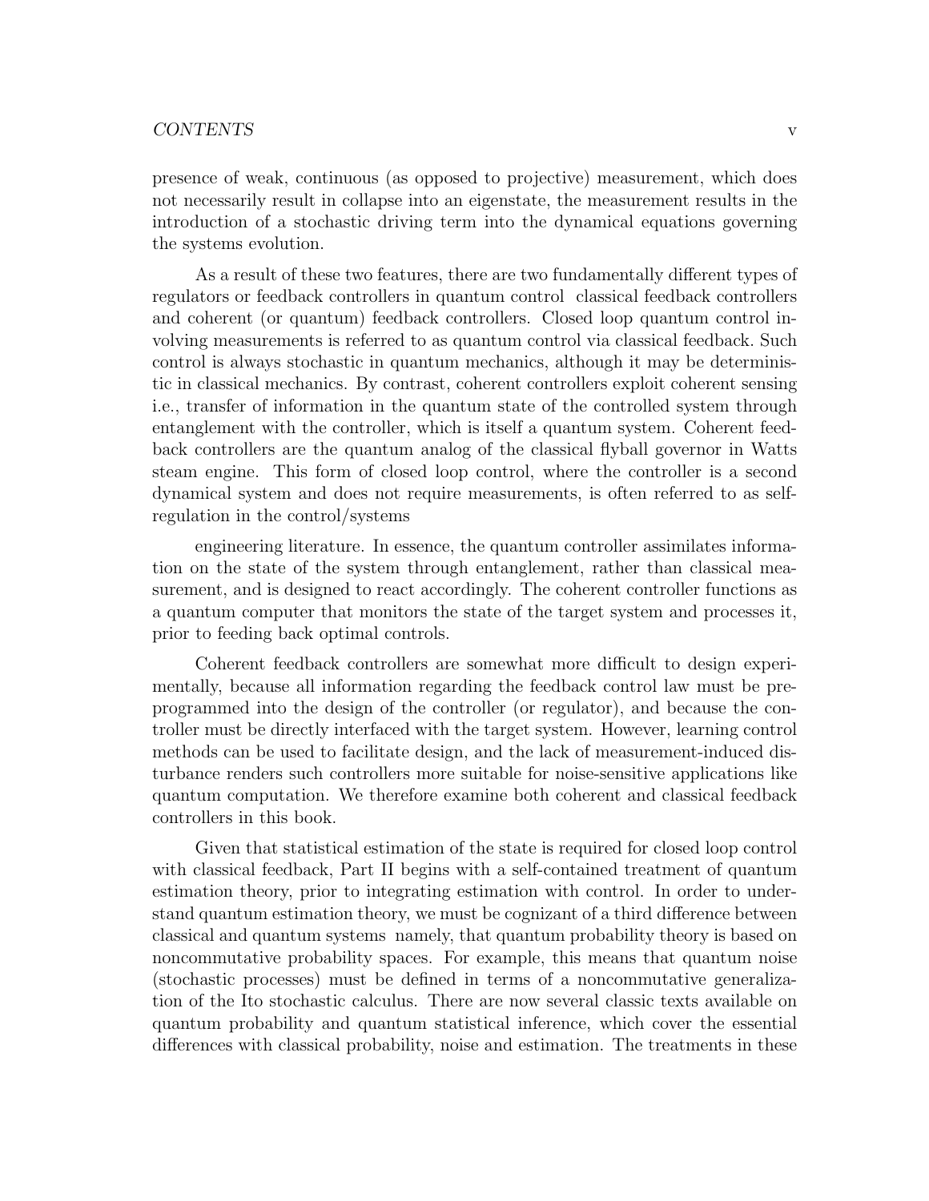presence of weak, continuous (as opposed to projective) measurement, which does not necessarily result in collapse into an eigenstate, the measurement results in the introduction of a stochastic driving term into the dynamical equations governing the systems evolution.

As a result of these two features, there are two fundamentally different types of regulators or feedback controllers in quantum control  classical feedback controllers and coherent (or quantum) feedback controllers. Closed loop quantum control involving measurements is referred to as quantum control via classical feedback. Such control is always stochastic in quantum mechanics, although it may be deterministic in classical mechanics. By contrast, coherent controllers exploit coherent sensing i.e., transfer of information in the quantum state of the controlled system through entanglement with the controller, which is itself a quantum system. Coherent feedback controllers are the quantum analog of the classical flyball governor in Watts steam engine. This form of closed loop control, where the controller is a second dynamical system and does not require measurements, is often referred to as self-regulation in the control/systems

engineering literature. In essence, the quantum controller assimilates information on the state of the system through entanglement, rather than classical measurement, and is designed to react accordingly. The coherent controller functions as a quantum computer that monitors the state of the target system and processes it, prior to feeding back optimal controls.

Coherent feedback controllers are somewhat more difficult to design experimentally, because all information regarding the feedback control law must be preprogrammed into the design of the controller (or regulator), and because the controller must be directly interfaced with the target system. However, learning control methods can be used to facilitate design, and the lack of measurement-induced disturbance renders such controllers more suitable for noise-sensitive applications like quantum computation. We therefore examine both coherent and classical feedback controllers in this book.

Given that statistical estimation of the state is required for closed loop control with classical feedback, Part II begins with a self-contained treatment of quantum estimation theory, prior to integrating estimation with control. In order to understand quantum estimation theory, we must be cognizant of a third difference between classical and quantum systems  namely, that quantum probability theory is based on noncommutative probability spaces. For example, this means that quantum noise (stochastic processes) must be defined in terms of a noncommutative generalization of the Ito stochastic calculus. There are now several classic texts available on quantum probability and quantum statistical inference, which cover the essential differences with classical probability, noise and estimation. The treatments in these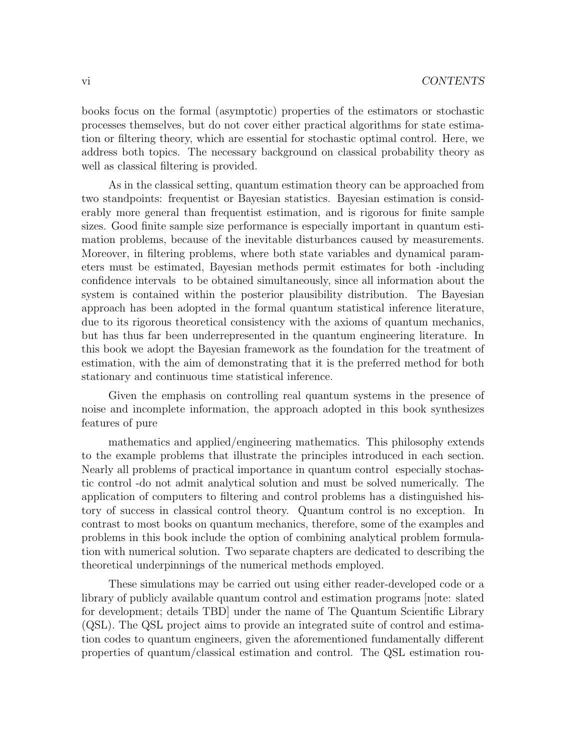books focus on the formal (asymptotic) properties of the estimators or stochastic processes themselves, but do not cover either practical algorithms for state estimation or filtering theory, which are essential for stochastic optimal control. Here, we address both topics. The necessary background on classical probability theory as well as classical filtering is provided.

As in the classical setting, quantum estimation theory can be approached from two standpoints: frequentist or Bayesian statistics. Bayesian estimation is considerably more general than frequentist estimation, and is rigorous for finite sample sizes. Good finite sample size performance is especially important in quantum estimation problems, because of the inevitable disturbances caused by measurements. Moreover, in filtering problems, where both state variables and dynamical parameters must be estimated, Bayesian methods permit estimates for both -including confidence intervals to be obtained simultaneously, since all information about the system is contained within the posterior plausibility distribution. The Bayesian approach has been adopted in the formal quantum statistical inference literature, due to its rigorous theoretical consistency with the axioms of quantum mechanics, but has thus far been underrepresented in the quantum engineering literature. In this book we adopt the Bayesian framework as the foundation for the treatment of estimation, with the aim of demonstrating that it is the preferred method for both stationary and continuous time statistical inference.

Given the emphasis on controlling real quantum systems in the presence of noise and incomplete information, the approach adopted in this book synthesizes features of pure

mathematics and applied/engineering mathematics. This philosophy extends to the example problems that illustrate the principles introduced in each section. Nearly all problems of practical importance in quantum control especially stochastic control -do not admit analytical solution and must be solved numerically. The application of computers to filtering and control problems has a distinguished history of success in classical control theory. Quantum control is no exception. In contrast to most books on quantum mechanics, therefore, some of the examples and problems in this book include the option of combining analytical problem formulation with numerical solution. Two separate chapters are dedicated to describing the theoretical underpinnings of the numerical methods employed.

These simulations may be carried out using either reader-developed code or a library of publicly available quantum control and estimation programs [note: slated for development; details TBD] under the name of The Quantum Scientific Library (QSL). The QSL project aims to provide an integrated suite of control and estimation codes to quantum engineers, given the aforementioned fundamentally different properties of quantum/classical estimation and control. The QSL estimation rou-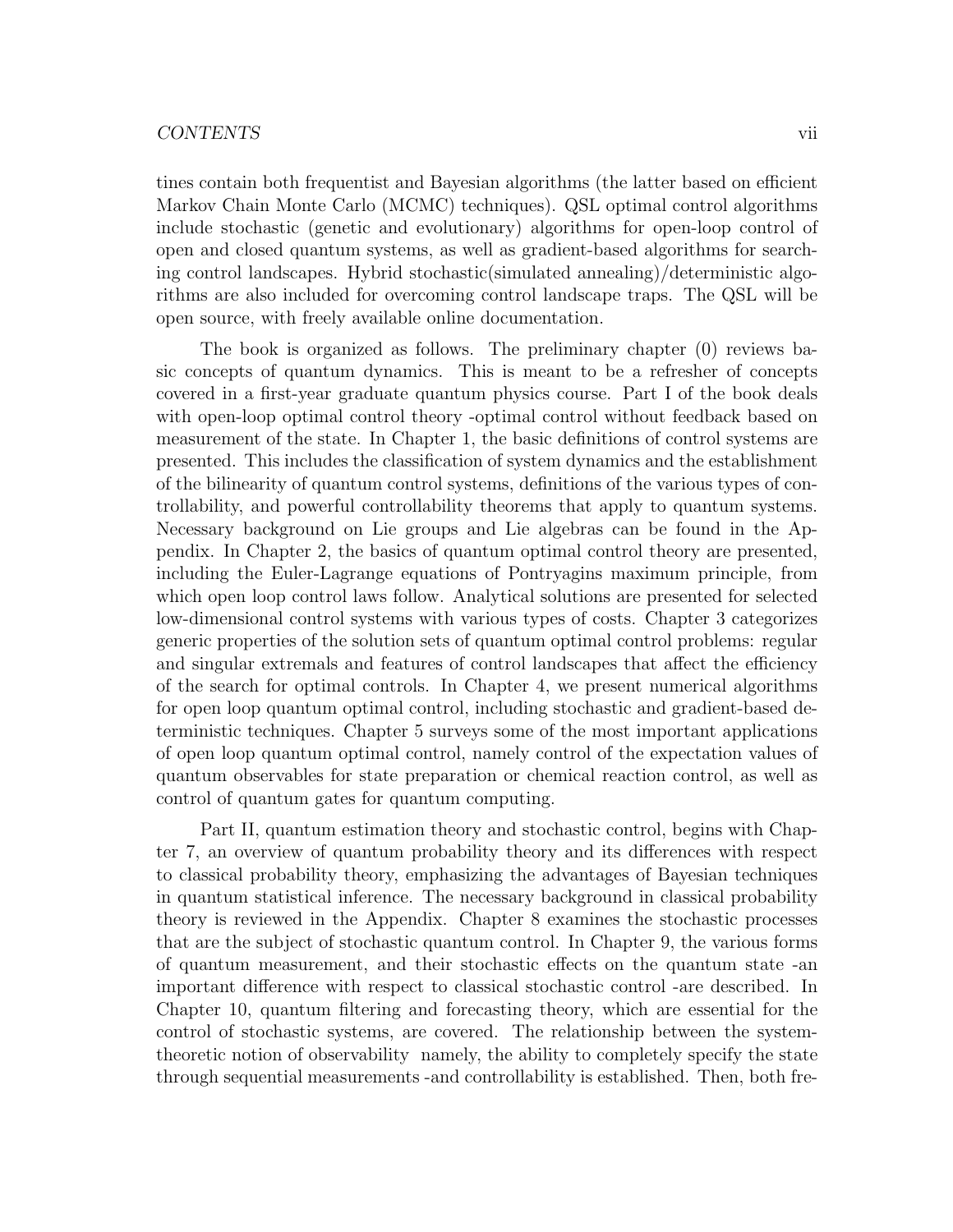tines contain both frequentist and Bayesian algorithms (the latter based on efficient Markov Chain Monte Carlo (MCMC) techniques). QSL optimal control algorithms include stochastic (genetic and evolutionary) algorithms for open-loop control of open and closed quantum systems, as well as gradient-based algorithms for searching control landscapes. Hybrid stochastic(simulated annealing)/deterministic algorithms are also included for overcoming control landscape traps. The QSL will be open source, with freely available online documentation.

The book is organized as follows. The preliminary chapter (0) reviews basic concepts of quantum dynamics. This is meant to be a refresher of concepts covered in a first-year graduate quantum physics course. Part I of the book deals with open-loop optimal control theory -optimal control without feedback based on measurement of the state. In Chapter 1, the basic definitions of control systems are presented. This includes the classification of system dynamics and the establishment of the bilinearity of quantum control systems, definitions of the various types of controllability, and powerful controllability theorems that apply to quantum systems. Necessary background on Lie groups and Lie algebras can be found in the Appendix. In Chapter 2, the basics of quantum optimal control theory are presented, including the Euler-Lagrange equations of Pontryagins maximum principle, from which open loop control laws follow. Analytical solutions are presented for selected low-dimensional control systems with various types of costs. Chapter 3 categorizes generic properties of the solution sets of quantum optimal control problems: regular and singular extremals and features of control landscapes that affect the efficiency of the search for optimal controls. In Chapter 4, we present numerical algorithms for open loop quantum optimal control, including stochastic and gradient-based deterministic techniques. Chapter 5 surveys some of the most important applications of open loop quantum optimal control, namely control of the expectation values of quantum observables for state preparation or chemical reaction control, as well as control of quantum gates for quantum computing.

Part II, quantum estimation theory and stochastic control, begins with Chapter 7, an overview of quantum probability theory and its differences with respect to classical probability theory, emphasizing the advantages of Bayesian techniques in quantum statistical inference. The necessary background in classical probability theory is reviewed in the Appendix. Chapter 8 examines the stochastic processes that are the subject of stochastic quantum control. In Chapter 9, the various forms of quantum measurement, and their stochastic effects on the quantum state -an important difference with respect to classical stochastic control -are described. In Chapter 10, quantum filtering and forecasting theory, which are essential for the control of stochastic systems, are covered. The relationship between the system-theoretic notion of observability namely, the ability to completely specify the state through sequential measurements -and controllability is established. Then, both fre-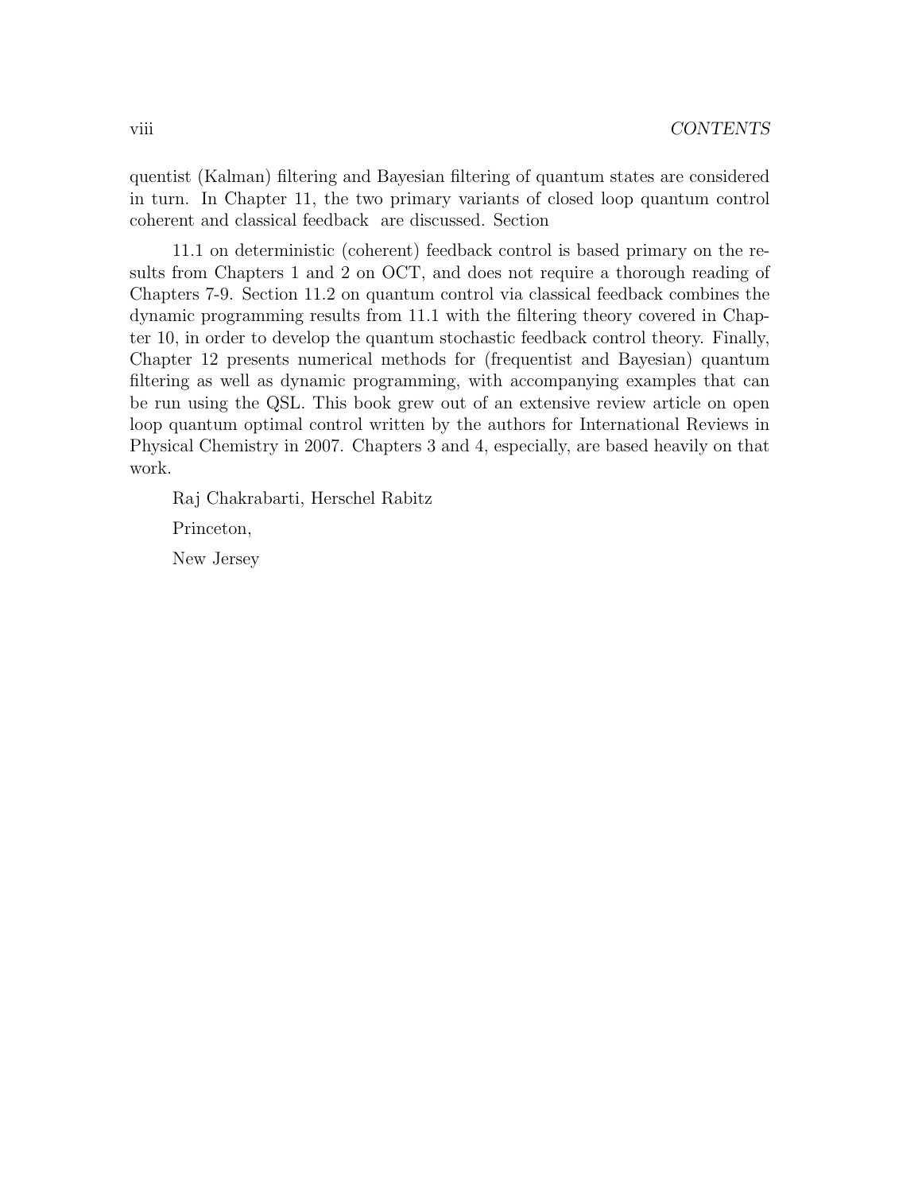quentist (Kalman) filtering and Bayesian filtering of quantum states are considered in turn. In Chapter 11, the two primary variants of closed loop quantum control coherent and classical feedback are discussed. Section

11.1 on deterministic (coherent) feedback control is based primary on the results from Chapters 1 and 2 on OCT, and does not require a thorough reading of Chapters 7-9. Section 11.2 on quantum control via classical feedback combines the dynamic programming results from 11.1 with the filtering theory covered in Chapter 10, in order to develop the quantum stochastic feedback control theory. Finally, Chapter 12 presents numerical methods for (frequentist and Bayesian) quantum filtering as well as dynamic programming, with accompanying examples that can be run using the QSL. This book grew out of an extensive review article on open loop quantum optimal control written by the authors for International Reviews in Physical Chemistry in 2007. Chapters 3 and 4, especially, are based heavily on that work.

Raj Chakrabarti, Herschel Rabitz

Princeton,

New Jersey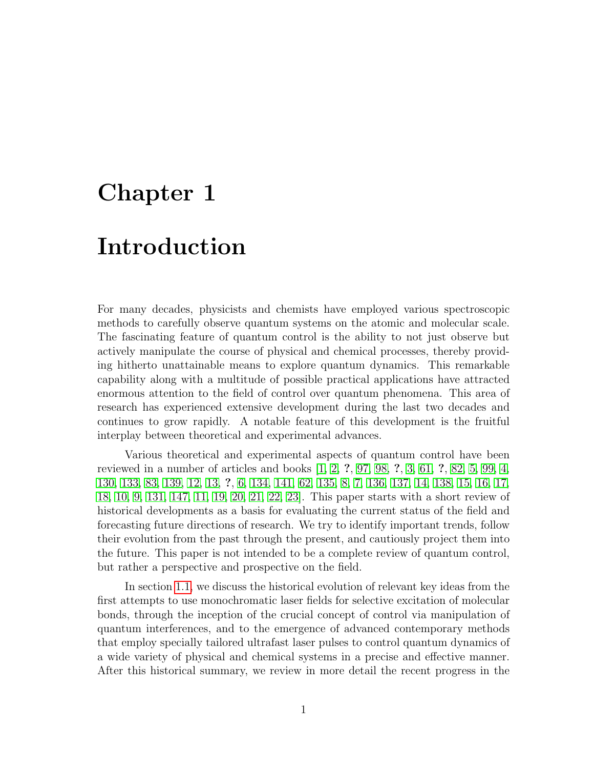# Chapter 1

# Introduction

For many decades, physicists and chemists have employed various spectroscopic methods to carefully observe quantum systems on the atomic and molecular scale. The fascinating feature of quantum control is the ability to not just observe but actively manipulate the course of physical and chemical processes, thereby providing hitherto unattainable means to explore quantum dynamics. This remarkable capability along with a multitude of possible practical applications have attracted enormous attention to the field of control over quantum phenomena. This area of research has experienced extensive development during the last two decades and continues to grow rapidly. A notable feature of this development is the fruitful interplay between theoretical and experimental advances.

Various theoretical and experimental aspects of quantum control have been reviewed in a number of articles and books [1, 2, **?**, 97, 98, **?**, 3, 61, **?**, 82, 5, 99, 4, 130, 133, 83, 139, 12, 13, **?**, 6, 134, 141, 62, 135, 8, 7, 136, 137, 14, 138, 15, 16, 17, 18, 10, 9, 131, 147, 11, 19, 20, 21, 22, 23]. This paper starts with a short review of historical developments as a basis for evaluating the current status of the field and forecasting future directions of research. We try to identify important trends, follow their evolution from the past through the present, and cautiously project them into the future. This paper is not intended to be a complete review of quantum control, but rather a perspective and prospective on the field.

In section 1.1, we discuss the historical evolution of relevant key ideas from the first attempts to use monochromatic laser fields for selective excitation of molecular bonds, through the inception of the crucial concept of control via manipulation of quantum interferences, and to the emergence of advanced contemporary methods that employ specially tailored ultrafast laser pulses to control quantum dynamics of a wide variety of physical and chemical systems in a precise and effective manner. After this historical summary, we review in more detail the recent progress in the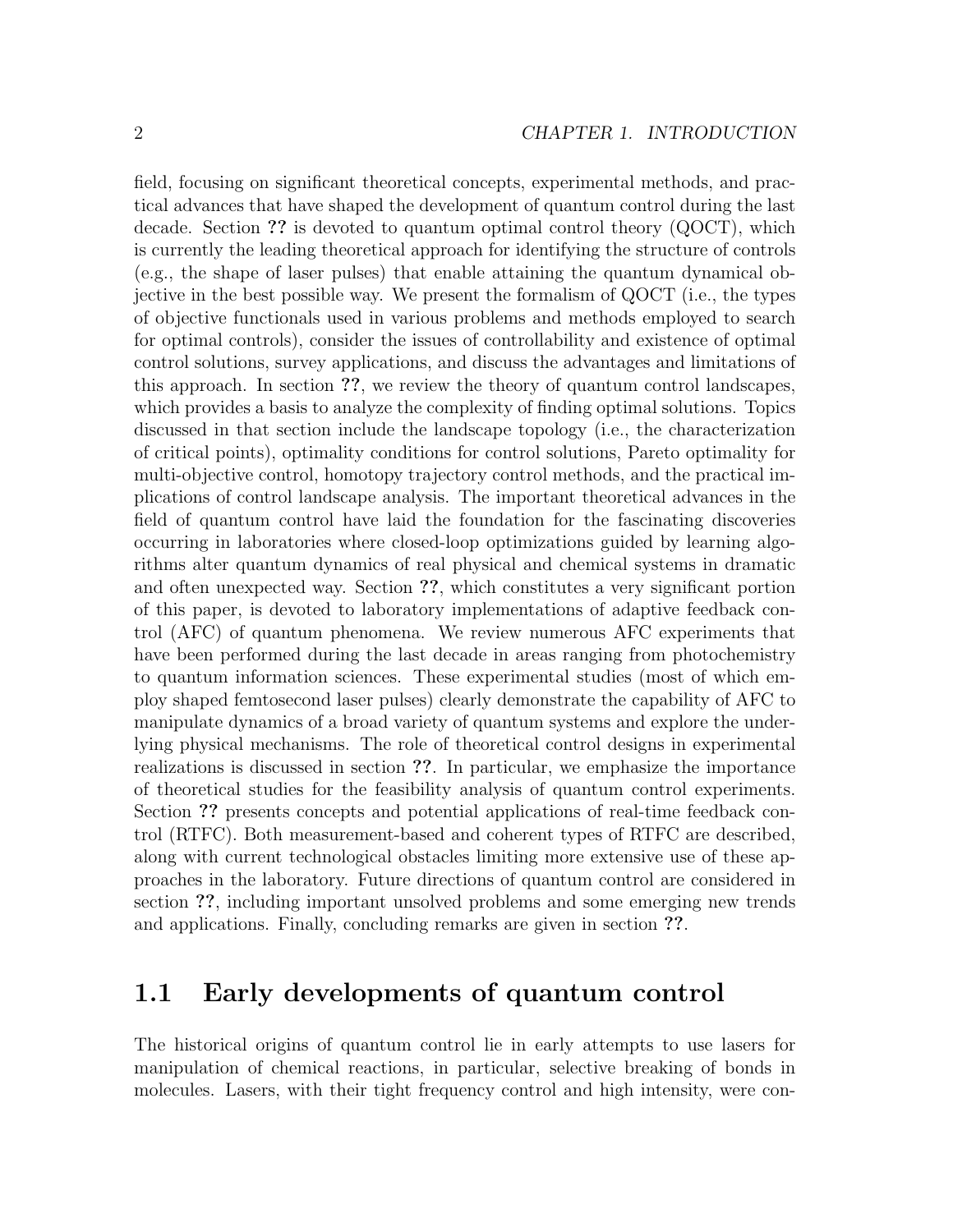field, focusing on significant theoretical concepts, experimental methods, and practical advances that have shaped the development of quantum control during the last decade. Section **??** is devoted to quantum optimal control theory (QOCT), which is currently the leading theoretical approach for identifying the structure of controls (e.g., the shape of laser pulses) that enable attaining the quantum dynamical objective in the best possible way. We present the formalism of QOCT (i.e., the types of objective functionals used in various problems and methods employed to search for optimal controls), consider the issues of controllability and existence of optimal control solutions, survey applications, and discuss the advantages and limitations of this approach. In section **??**, we review the theory of quantum control landscapes, which provides a basis to analyze the complexity of finding optimal solutions. Topics discussed in that section include the landscape topology (i.e., the characterization of critical points), optimality conditions for control solutions, Pareto optimality for multi-objective control, homotopy trajectory control methods, and the practical implications of control landscape analysis. The important theoretical advances in the field of quantum control have laid the foundation for the fascinating discoveries occurring in laboratories where closed-loop optimizations guided by learning algorithms alter quantum dynamics of real physical and chemical systems in dramatic and often unexpected way. Section **??**, which constitutes a very significant portion of this paper, is devoted to laboratory implementations of adaptive feedback control (AFC) of quantum phenomena. We review numerous AFC experiments that have been performed during the last decade in areas ranging from photochemistry to quantum information sciences. These experimental studies (most of which employ shaped femtosecond laser pulses) clearly demonstrate the capability of AFC to manipulate dynamics of a broad variety of quantum systems and explore the underlying physical mechanisms. The role of theoretical control designs in experimental realizations is discussed in section **??**. In particular, we emphasize the importance of theoretical studies for the feasibility analysis of quantum control experiments. Section **??** presents concepts and potential applications of real-time feedback control (RTFC). Both measurement-based and coherent types of RTFC are described, along with current technological obstacles limiting more extensive use of these approaches in the laboratory. Future directions of quantum control are considered in section **??**, including important unsolved problems and some emerging new trends and applications. Finally, concluding remarks are given in section **??**.

## 1.1 Early developments of quantum control

The historical origins of quantum control lie in early attempts to use lasers for manipulation of chemical reactions, in particular, selective breaking of bonds in molecules. Lasers, with their tight frequency control and high intensity, were con-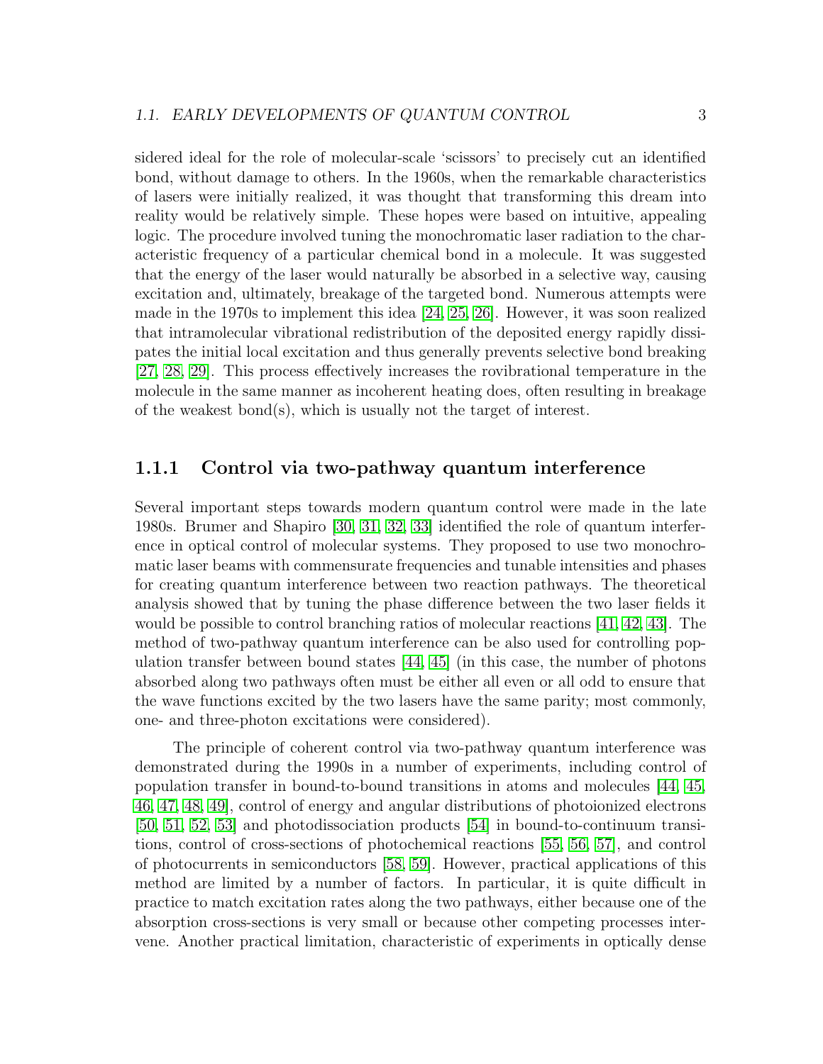sidered ideal for the role of molecular-scale 'scissors' to precisely cut an identified bond, without damage to others. In the 1960s, when the remarkable characteristics of lasers were initially realized, it was thought that transforming this dream into reality would be relatively simple. These hopes were based on intuitive, appealing logic. The procedure involved tuning the monochromatic laser radiation to the characteristic frequency of a particular chemical bond in a molecule. It was suggested that the energy of the laser would naturally be absorbed in a selective way, causing excitation and, ultimately, breakage of the targeted bond. Numerous attempts were made in the 1970s to implement this idea [24, 25, 26]. However, it was soon realized that intramolecular vibrational redistribution of the deposited energy rapidly dissipates the initial local excitation and thus generally prevents selective bond breaking [27, 28, 29]. This process effectively increases the rovibrational temperature in the molecule in the same manner as incoherent heating does, often resulting in breakage of the weakest bond(s), which is usually not the target of interest.

### 1.1.1 Control via two-pathway quantum interference

Several important steps towards modern quantum control were made in the late 1980s. Brumer and Shapiro [30, 31, 32, 33] identified the role of quantum interference in optical control of molecular systems. They proposed to use two monochromatic laser beams with commensurate frequencies and tunable intensities and phases for creating quantum interference between two reaction pathways. The theoretical analysis showed that by tuning the phase difference between the two laser fields it would be possible to control branching ratios of molecular reactions [41, 42, 43]. The method of two-pathway quantum interference can be also used for controlling population transfer between bound states [44, 45] (in this case, the number of photons absorbed along two pathways often must be either all even or all odd to ensure that the wave functions excited by the two lasers have the same parity; most commonly, one- and three-photon excitations were considered).

The principle of coherent control via two-pathway quantum interference was demonstrated during the 1990s in a number of experiments, including control of population transfer in bound-to-bound transitions in atoms and molecules [44, 45, 46, 47, 48, 49], control of energy and angular distributions of photoionized electrons [50, 51, 52, 53] and photodissociation products [54] in bound-to-continuum transitions, control of cross-sections of photochemical reactions [55, 56, 57], and control of photocurrents in semiconductors [58, 59]. However, practical applications of this method are limited by a number of factors. In particular, it is quite difficult in practice to match excitation rates along the two pathways, either because one of the absorption cross-sections is very small or because other competing processes intervene. Another practical limitation, characteristic of experiments in optically dense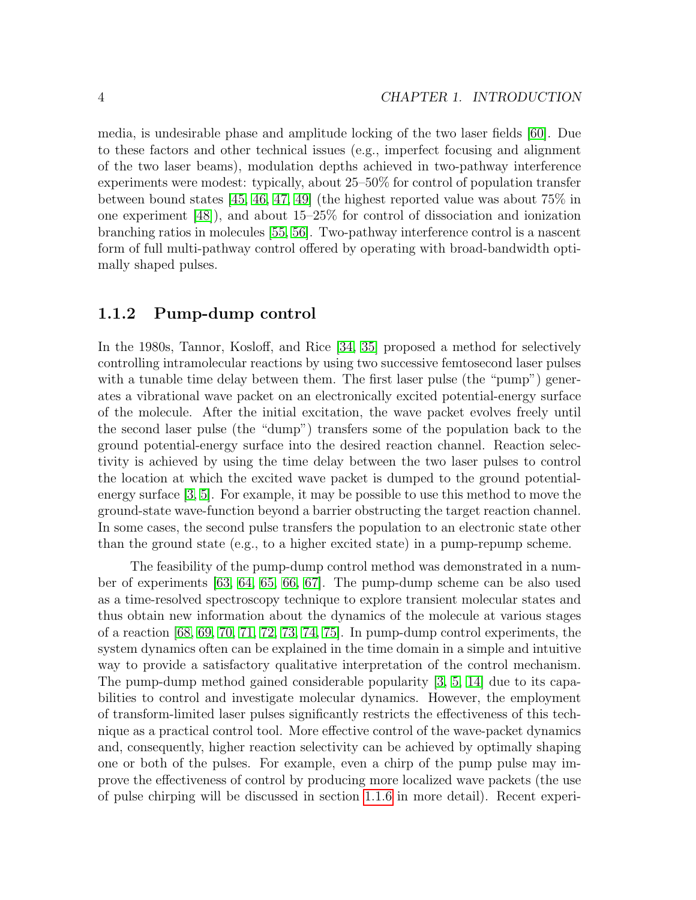media, is undesirable phase and amplitude locking of the two laser fields [60]. Due to these factors and other technical issues (e.g., imperfect focusing and alignment of the two laser beams), modulation depths achieved in two-pathway interference experiments were modest: typically, about 25–50% for control of population transfer between bound states [45, 46, 47, 49] (the highest reported value was about 75% in one experiment [48]), and about 15–25% for control of dissociation and ionization branching ratios in molecules [55, 56]. Two-pathway interference control is a nascent form of full multi-pathway control offered by operating with broad-bandwidth optimally shaped pulses.

### 1.1.2 Pump-dump control

In the 1980s, Tannor, Kosloff, and Rice [34, 35] proposed a method for selectively controlling intramolecular reactions by using two successive femtosecond laser pulses with a tunable time delay between them. The first laser pulse (the "pump") generates a vibrational wave packet on an electronically excited potential-energy surface of the molecule. After the initial excitation, the wave packet evolves freely until the second laser pulse (the "dump") transfers some of the population back to the ground potential-energy surface into the desired reaction channel. Reaction selectivity is achieved by using the time delay between the two laser pulses to control the location at which the excited wave packet is dumped to the ground potential-energy surface [3, 5]. For example, it may be possible to use this method to move the ground-state wave-function beyond a barrier obstructing the target reaction channel. In some cases, the second pulse transfers the population to an electronic state other than the ground state (e.g., to a higher excited state) in a pump-repump scheme.

The feasibility of the pump-dump control method was demonstrated in a number of experiments [63, 64, 65, 66, 67]. The pump-dump scheme can be also used as a time-resolved spectroscopy technique to explore transient molecular states and thus obtain new information about the dynamics of the molecule at various stages of a reaction [68, 69, 70, 71, 72, 73, 74, 75]. In pump-dump control experiments, the system dynamics often can be explained in the time domain in a simple and intuitive way to provide a satisfactory qualitative interpretation of the control mechanism. The pump-dump method gained considerable popularity [3, 5, 14] due to its capabilities to control and investigate molecular dynamics. However, the employment of transform-limited laser pulses significantly restricts the effectiveness of this technique as a practical control tool. More effective control of the wave-packet dynamics and, consequently, higher reaction selectivity can be achieved by optimally shaping one or both of the pulses. For example, even a chirp of the pump pulse may improve the effectiveness of control by producing more localized wave packets (the use of pulse chirping will be discussed in section 1.1.6 in more detail). Recent experi-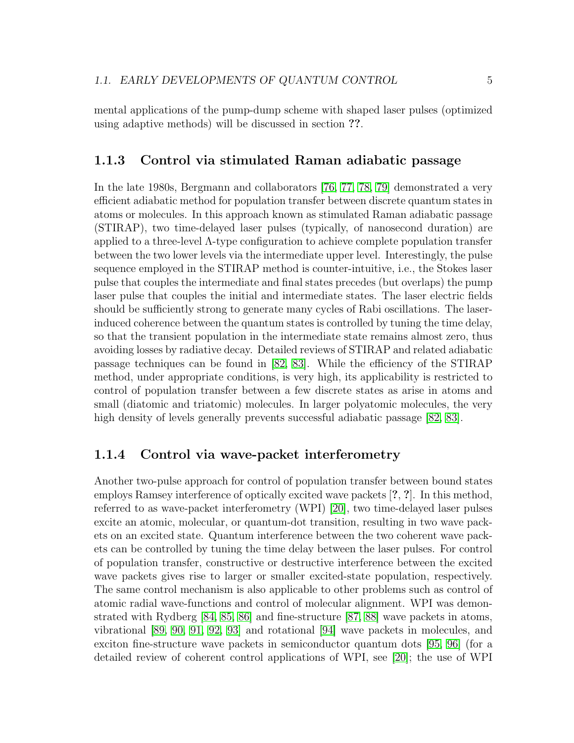mental applications of the pump-dump scheme with shaped laser pulses (optimized using adaptive methods) will be discussed in section **??**.

### 1.1.3 Control via stimulated Raman adiabatic passage

In the late 1980s, Bergmann and collaborators [76, 77, 78, 79] demonstrated a very efficient adiabatic method for population transfer between discrete quantum states in atoms or molecules. In this approach known as stimulated Raman adiabatic passage (STIRAP), two time-delayed laser pulses (typically, of nanosecond duration) are applied to a three-level $\Lambda$-type configuration to achieve complete population transfer between the two lower levels via the intermediate upper level. Interestingly, the pulse sequence employed in the STIRAP method is counter-intuitive, i.e., the Stokes laser pulse that couples the intermediate and final states precedes (but overlaps) the pump laser pulse that couples the initial and intermediate states. The laser electric fields should be sufficiently strong to generate many cycles of Rabi oscillations. The laser-induced coherence between the quantum states is controlled by tuning the time delay, so that the transient population in the intermediate state remains almost zero, thus avoiding losses by radiative decay. Detailed reviews of STIRAP and related adiabatic passage techniques can be found in [82, 83]. While the efficiency of the STIRAP method, under appropriate conditions, is very high, its applicability is restricted to control of population transfer between a few discrete states as arise in atoms and small (diatomic and triatomic) molecules. In larger polyatomic molecules, the very high density of levels generally prevents successful adiabatic passage [82, 83].

### 1.1.4 Control via wave-packet interferometry

Another two-pulse approach for control of population transfer between bound states employs Ramsey interference of optically excited wave packets [**?**, **?**]. In this method, referred to as wave-packet interferometry (WPI) [20], two time-delayed laser pulses excite an atomic, molecular, or quantum-dot transition, resulting in two wave packets on an excited state. Quantum interference between the two coherent wave packets can be controlled by tuning the time delay between the laser pulses. For control of population transfer, constructive or destructive interference between the excited wave packets gives rise to larger or smaller excited-state population, respectively. The same control mechanism is also applicable to other problems such as control of atomic radial wave-functions and control of molecular alignment. WPI was demonstrated with Rydberg [84, 85, 86] and fine-structure [87, 88] wave packets in atoms, vibrational [89, 90, 91, 92, 93] and rotational [94] wave packets in molecules, and exciton fine-structure wave packets in semiconductor quantum dots [95, 96] (for a detailed review of coherent control applications of WPI, see [20]; the use of WPI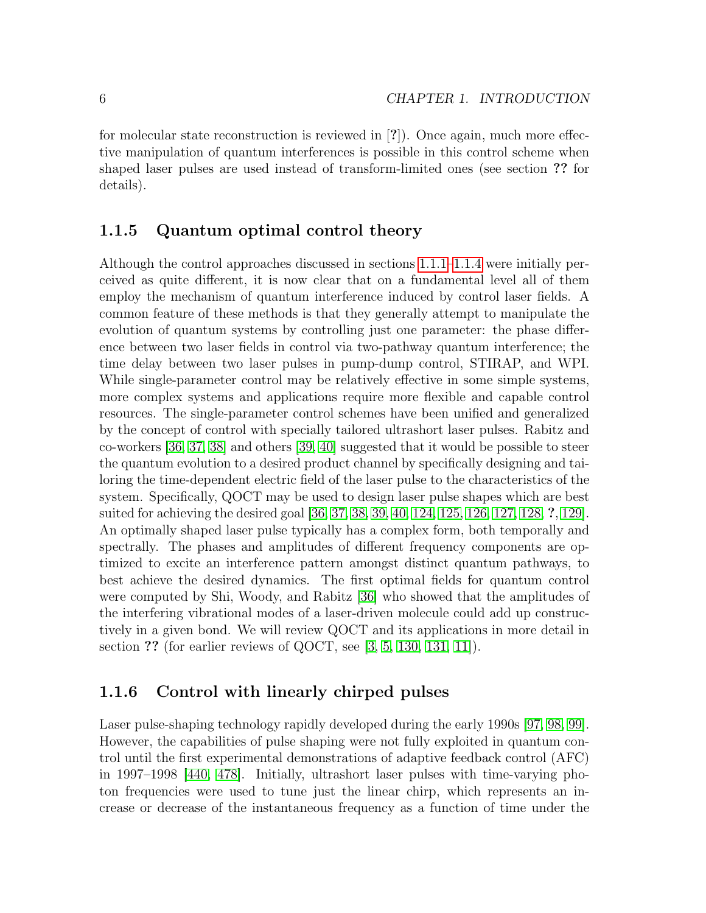for molecular state reconstruction is reviewed in [**?**]). Once again, much more effective manipulation of quantum interferences is possible in this control scheme when shaped laser pulses are used instead of transform-limited ones (see section **??** for details).

### 1.1.5 Quantum optimal control theory

Although the control approaches discussed in sections 1.1.1–1.1.4 were initially perceived as quite different, it is now clear that on a fundamental level all of them employ the mechanism of quantum interference induced by control laser fields. A common feature of these methods is that they generally attempt to manipulate the evolution of quantum systems by controlling just one parameter: the phase difference between two laser fields in control via two-pathway quantum interference; the time delay between two laser pulses in pump-dump control, STIRAP, and WPI. While single-parameter control may be relatively effective in some simple systems, more complex systems and applications require more flexible and capable control resources. The single-parameter control schemes have been unified and generalized by the concept of control with specially tailored ultrashort laser pulses. Rabitz and co-workers [36, 37, 38] and others [39, 40] suggested that it would be possible to steer the quantum evolution to a desired product channel by specifically designing and tailoring the time-dependent electric field of the laser pulse to the characteristics of the system. Specifically, QOCT may be used to design laser pulse shapes which are best suited for achieving the desired goal [36, 37, 38, 39, 40, 124, 125, 126, 127, 128, **?**, 129]. An optimally shaped laser pulse typically has a complex form, both temporally and spectrally. The phases and amplitudes of different frequency components are optimized to excite an interference pattern amongst distinct quantum pathways, to best achieve the desired dynamics. The first optimal fields for quantum control were computed by Shi, Woody, and Rabitz [36] who showed that the amplitudes of the interfering vibrational modes of a laser-driven molecule could add up constructively in a given bond. We will review QOCT and its applications in more detail in section **??** (for earlier reviews of QOCT, see [3, 5, 130, 131, 11]).

### 1.1.6 Control with linearly chirped pulses

Laser pulse-shaping technology rapidly developed during the early 1990s [97, 98, 99]. However, the capabilities of pulse shaping were not fully exploited in quantum control until the first experimental demonstrations of adaptive feedback control (AFC) in 1997–1998 [440, 478]. Initially, ultrashort laser pulses with time-varying photon frequencies were used to tune just the linear chirp, which represents an increase or decrease of the instantaneous frequency as a function of time under the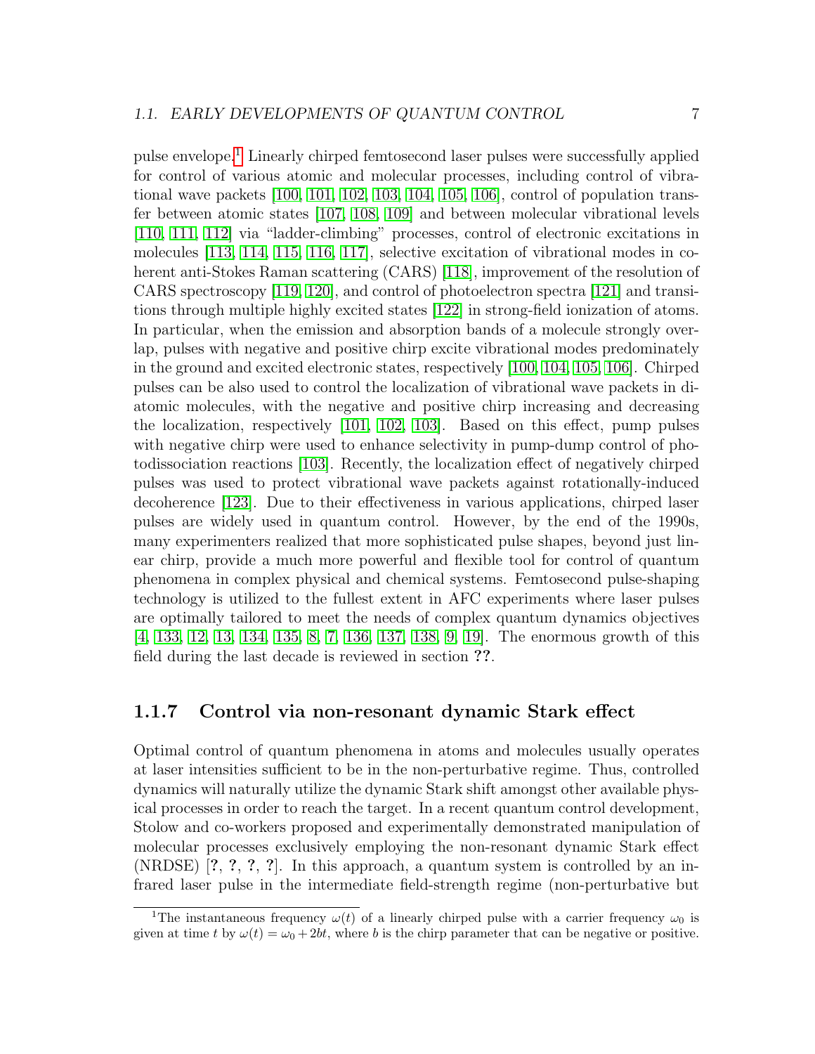pulse envelope.[1] Linearly chirped femtosecond laser pulses were successfully applied for control of various atomic and molecular processes, including control of vibrational wave packets [100, 101, 102, 103, 104, 105, 106], control of population transfer between atomic states [107, 108, 109] and between molecular vibrational levels [110, 111, 112] via "ladder-climbing" processes, control of electronic excitations in molecules [113, 114, 115, 116, 117], selective excitation of vibrational modes in coherent anti-Stokes Raman scattering (CARS) [118], improvement of the resolution of CARS spectroscopy [119, 120], and control of photoelectron spectra [121] and transitions through multiple highly excited states [122] in strong-field ionization of atoms. In particular, when the emission and absorption bands of a molecule strongly overlap, pulses with negative and positive chirp excite vibrational modes predominately in the ground and excited electronic states, respectively [100, 104, 105, 106]. Chirped pulses can be also used to control the localization of vibrational wave packets in diatomic molecules, with the negative and positive chirp increasing and decreasing the localization, respectively [101, 102, 103]. Based on this effect, pump pulses with negative chirp were used to enhance selectivity in pump-dump control of photodissociation reactions [103]. Recently, the localization effect of negatively chirped pulses was used to protect vibrational wave packets against rotationally-induced decoherence [123]. Due to their effectiveness in various applications, chirped laser pulses are widely used in quantum control. However, by the end of the 1990s, many experimenters realized that more sophisticated pulse shapes, beyond just linear chirp, provide a much more powerful and flexible tool for control of quantum phenomena in complex physical and chemical systems. Femtosecond pulse-shaping technology is utilized to the fullest extent in AFC experiments where laser pulses are optimally tailored to meet the needs of complex quantum dynamics objectives [4, 133, 12, 13, 134, 135, 8, 7, 136, 137, 138, 9, 19]. The enormous growth of this field during the last decade is reviewed in section **??**.

### 1.1.7 Control via non-resonant dynamic Stark effect

Optimal control of quantum phenomena in atoms and molecules usually operates at laser intensities sufficient to be in the non-perturbative regime. Thus, controlled dynamics will naturally utilize the dynamic Stark shift amongst other available physical processes in order to reach the target. In a recent quantum control development, Stolow and co-workers proposed and experimentally demonstrated manipulation of molecular processes exclusively employing the non-resonant dynamic Stark effect (NRDSE) [**?**, **?**, **?**, **?**]. In this approach, a quantum system is controlled by an infrared laser pulse in the intermediate field-strength regime (non-perturbative but

[1] The instantaneous frequency $\omega(t)$ of a linearly chirped pulse with a carrier frequency $\omega_0$ is given at time $t$ by $\omega(t) = \omega_0 + 2bt$, where $b$ is the chirp parameter that can be negative or positive.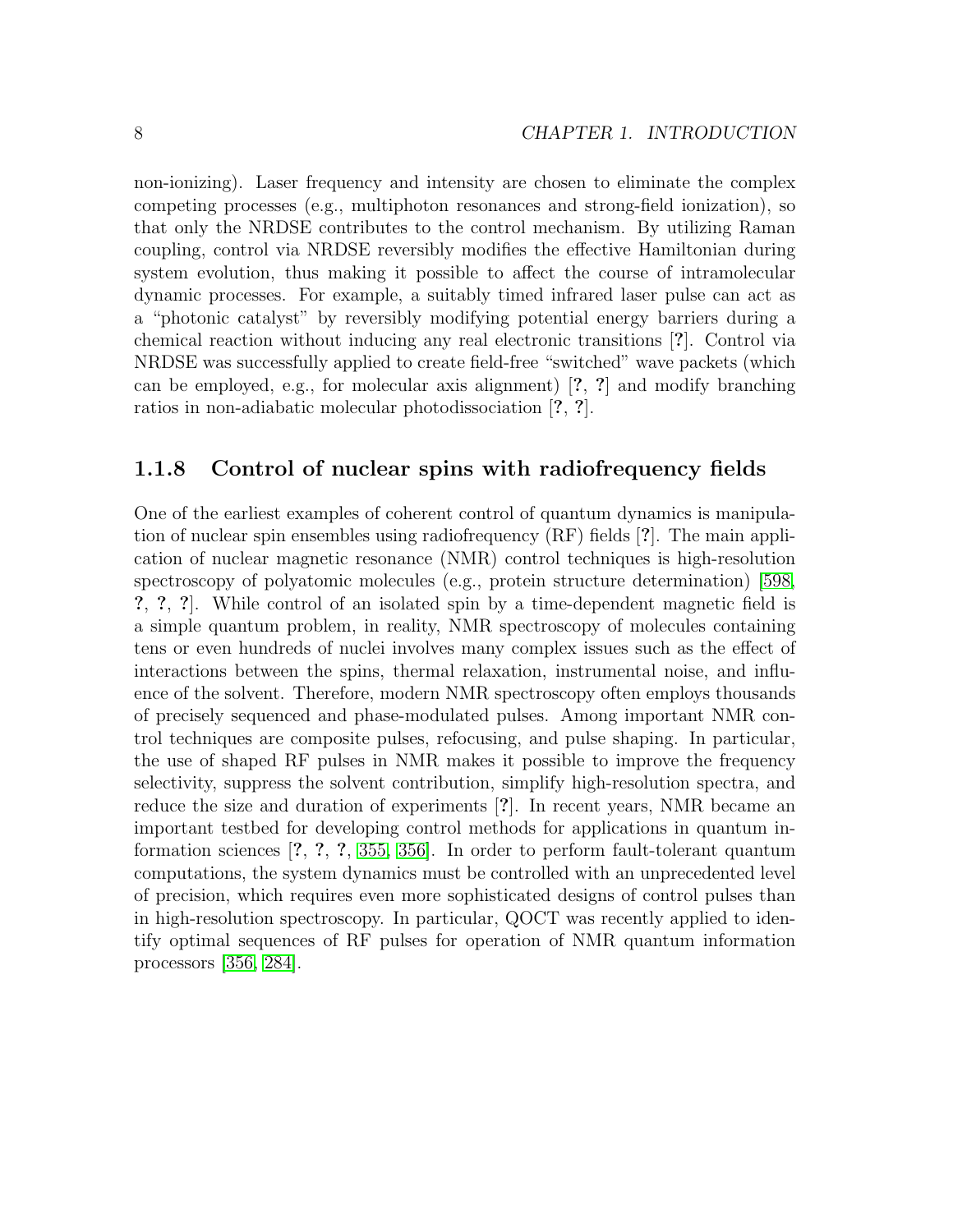non-ionizing). Laser frequency and intensity are chosen to eliminate the complex competing processes (e.g., multiphoton resonances and strong-field ionization), so that only the NRDSE contributes to the control mechanism. By utilizing Raman coupling, control via NRDSE reversibly modifies the effective Hamiltonian during system evolution, thus making it possible to affect the course of intramolecular dynamic processes. For example, a suitably timed infrared laser pulse can act as a "photonic catalyst" by reversibly modifying potential energy barriers during a chemical reaction without inducing any real electronic transitions [**?**]. Control via NRDSE was successfully applied to create field-free "switched" wave packets (which can be employed, e.g., for molecular axis alignment) [**?**, **?**] and modify branching ratios in non-adiabatic molecular photodissociation [**?**, **?**].

### 1.1.8 Control of nuclear spins with radiofrequency fields

One of the earliest examples of coherent control of quantum dynamics is manipulation of nuclear spin ensembles using radiofrequency (RF) fields [**?**]. The main application of nuclear magnetic resonance (NMR) control techniques is high-resolution spectroscopy of polyatomic molecules (e.g., protein structure determination) [598, **?**, **?**, **?**]. While control of an isolated spin by a time-dependent magnetic field is a simple quantum problem, in reality, NMR spectroscopy of molecules containing tens or even hundreds of nuclei involves many complex issues such as the effect of interactions between the spins, thermal relaxation, instrumental noise, and influence of the solvent. Therefore, modern NMR spectroscopy often employs thousands of precisely sequenced and phase-modulated pulses. Among important NMR control techniques are composite pulses, refocusing, and pulse shaping. In particular, the use of shaped RF pulses in NMR makes it possible to improve the frequency selectivity, suppress the solvent contribution, simplify high-resolution spectra, and reduce the size and duration of experiments [**?**]. In recent years, NMR became an important testbed for developing control methods for applications in quantum information sciences [**?**, **?**, **?**, 355, 356]. In order to perform fault-tolerant quantum computations, the system dynamics must be controlled with an unprecedented level of precision, which requires even more sophisticated designs of control pulses than in high-resolution spectroscopy. In particular, QOCT was recently applied to identify optimal sequences of RF pulses for operation of NMR quantum information processors [356, 284].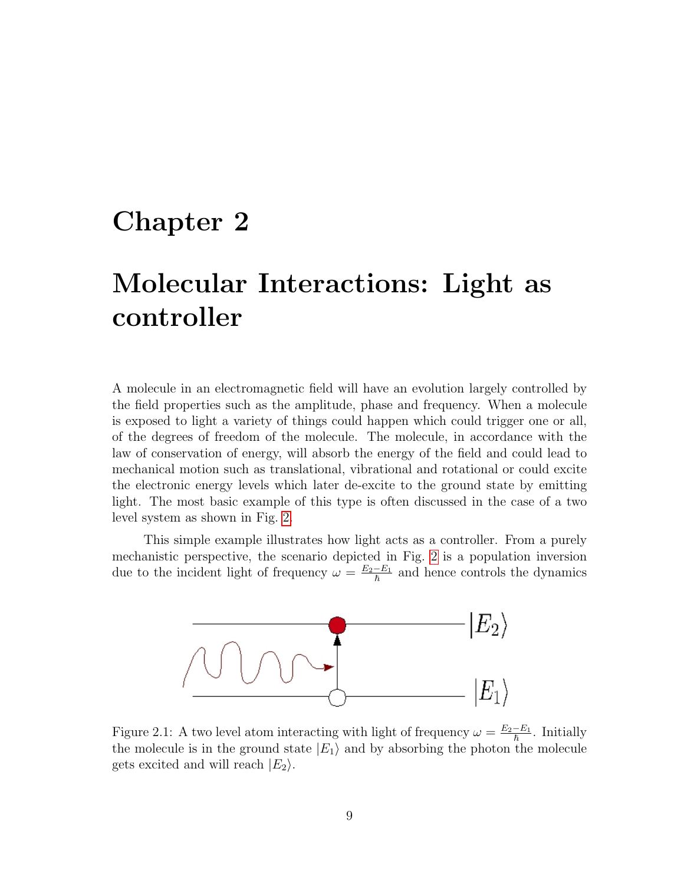# Chapter 2

# Molecular Interactions: Light as controller

A molecule in an electromagnetic field will have an evolution largely controlled by the field properties such as the amplitude, phase and frequency. When a molecule is exposed to light a variety of things could happen which could trigger one or all, of the degrees of freedom of the molecule. The molecule, in accordance with the law of conservation of energy, will absorb the energy of the field and could lead to mechanical motion such as translational, vibrational and rotational or could excite the electronic energy levels which later de-excite to the ground state by emitting light. The most basic example of this type is often discussed in the case of a two level system as shown in Fig. 2.

This simple example illustrates how light acts as a controller. From a purely mechanistic perspective, the scenario depicted in Fig. 2 is a population inversion due to the incident light of frequency $\omega = \frac{E_2 - E_1}{\hbar}$ and hence controls the dynamics

Figure 2.1: A two level atom interacting with light of frequency $\omega = \frac{E_2 - E_1}{\hbar}$. Initially the molecule is in the ground state $|E_1\rangle$ and by absorbing the photon the molecule gets excited and will reach $|E_2\rangle$.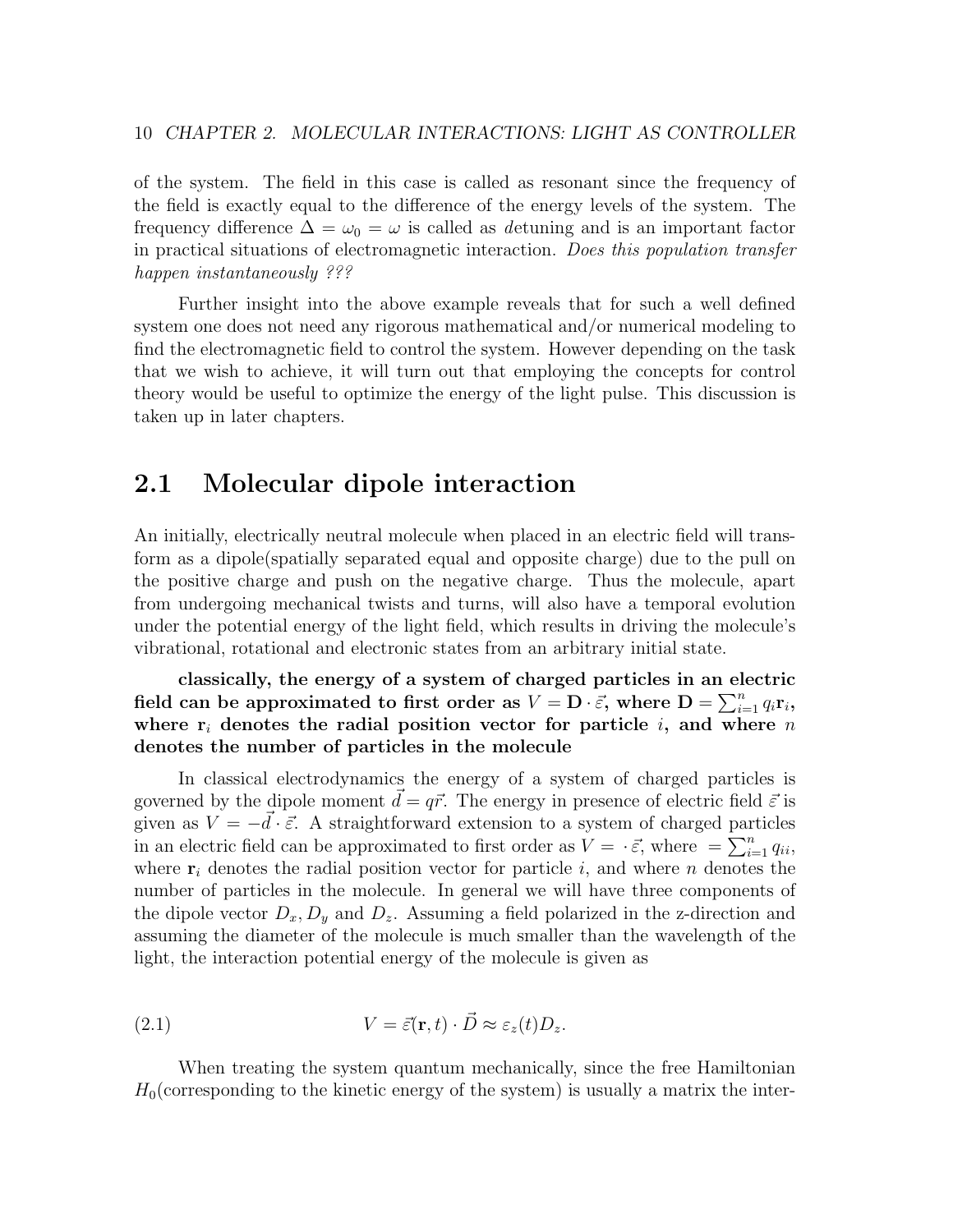of the system. The field in this case is called as resonant since the frequency of the field is exactly equal to the difference of the energy levels of the system. The frequency difference $\Delta = \omega_0 = \omega$ is called as *d*etuning and is an important factor in practical situations of electromagnetic interaction. *Does this population transfer happen instantaneously ???*

Further insight into the above example reveals that for such a well defined system one does not need any rigorous mathematical and/or numerical modeling to find the electromagnetic field to control the system. However depending on the task that we wish to achieve, it will turn out that employing the concepts for control theory would be useful to optimize the energy of the light pulse. This discussion is taken up in later chapters.

## 2.1 Molecular dipole interaction

An initially, electrically neutral molecule when placed in an electric field will transform as a dipole(spatially separated equal and opposite charge) due to the pull on the positive charge and push on the negative charge. Thus the molecule, apart from undergoing mechanical twists and turns, will also have a temporal evolution under the potential energy of the light field, which results in driving the molecule's vibrational, rotational and electronic states from an arbitrary initial state.

**classically, the energy of a system of charged particles in an electric field can be approximated to first order as $V = \mathbf{D} \cdot \vec{\varepsilon}$, where $\mathbf{D} = \sum_{i=1}^{n} q_i \mathbf{r}_i$, where $\mathbf{r}_i$ denotes the radial position vector for particle $i$, and where $n$ denotes the number of particles in the molecule**

In classical electrodynamics the energy of a system of charged particles is governed by the dipole moment $\vec{d} = q\vec{r}$. The energy in presence of electric field $\vec{\varepsilon}$ is given as $V = -\vec{d} \cdot \vec{\varepsilon}$. A straightforward extension to a system of charged particles in an electric field can be approximated to first order as $V = \cdot \vec{\varepsilon}$, where $= \sum_{i=1}^{n} q_{ii}$, where $\mathbf{r}_i$ denotes the radial position vector for particle $i$, and where $n$ denotes the number of particles in the molecule. In general we will have three components of the dipole vector $D_x, D_y$ and $D_z$. Assuming a field polarized in the z-direction and assuming the diameter of the molecule is much smaller than the wavelength of the light, the interaction potential energy of the molecule is given as

$$V = \vec{\varepsilon}(\mathbf{r}, t) \cdot \vec{D} \approx \varepsilon_z(t) D_z. \tag{2.1}$$

When treating the system quantum mechanically, since the free Hamiltonian $H_0$(corresponding to the kinetic energy of the system) is usually a matrix the inter-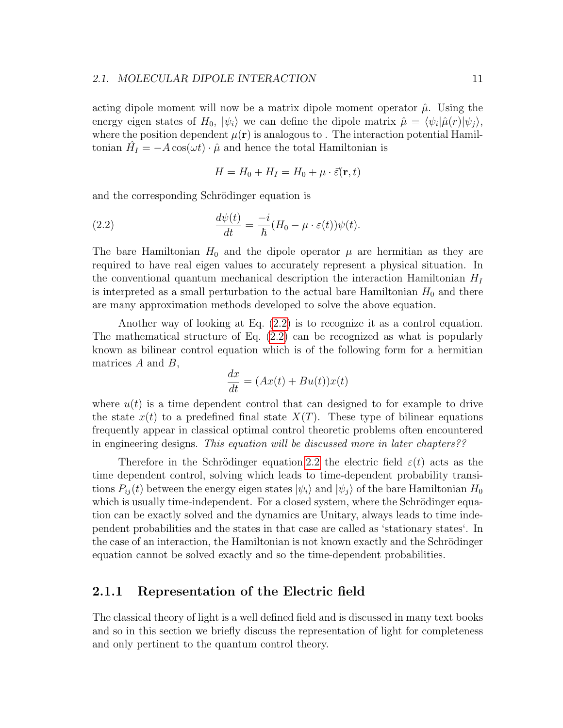acting dipole moment will now be a matrix dipole moment operator $\hat{\mu}$. Using the energy eigen states of $H_0$, $|\psi_i\rangle$ we can define the dipole matrix $\hat{\mu} = \langle\psi_i|\hat{\mu}(r)|\psi_j\rangle$, where the position dependent $\mu(\mathbf{r})$ is analogous to . The interaction potential Hamiltonian $\hat{H}_I = -A\cos(\omega t)\cdot\hat{\mu}$ and hence the total Hamiltonian is

$$H = H_0 + H_I = H_0 + \mu \cdot \vec{\varepsilon}(\mathbf{r}, t)$$

and the corresponding Schrödinger equation is

$$\frac{d\psi(t)}{dt} = \frac{-i}{\hbar}(H_0 - \mu \cdot \varepsilon(t))\psi(t). \tag{2.2}$$

The bare Hamiltonian $H_0$ and the dipole operator $\mu$ are hermitian as they are required to have real eigen values to accurately represent a physical situation. In the conventional quantum mechanical description the interaction Hamiltonian $H_I$ is interpreted as a small perturbation to the actual bare Hamiltonian $H_0$ and there are many approximation methods developed to solve the above equation.

Another way of looking at Eq. (2.2) is to recognize it as a control equation. The mathematical structure of Eq. (2.2) can be recognized as what is popularly known as bilinear control equation which is of the following form for a hermitian matrices $A$ and $B$,

$$\frac{dx}{dt} = (Ax(t) + Bu(t))x(t)$$

where $u(t)$ is a time dependent control that can designed to for example to drive the state $x(t)$ to a predefined final state $X(T)$. These type of bilinear equations frequently appear in classical optimal control theoretic problems often encountered in engineering designs. *This equation will be discussed more in later chapters??*

Therefore in the Schrödinger equation.2.2 the electric field $\varepsilon(t)$ acts as the time dependent control, solving which leads to time-dependent probability transitions $P_{ij}(t)$ between the energy eigen states $|\psi_i\rangle$ and $|\psi_j\rangle$ of the bare Hamiltonian $H_0$ which is usually time-independent. For a closed system, where the Schrödinger equation can be exactly solved and the dynamics are Unitary, always leads to time independent probabilities and the states in that case are called as 'stationary states'. In the case of an interaction, the Hamiltonian is not known exactly and the Schrödinger equation cannot be solved exactly and so the time-dependent probabilities.

### 2.1.1 Representation of the Electric field

The classical theory of light is a well defined field and is discussed in many text books and so in this section we briefly discuss the representation of light for completeness and only pertinent to the quantum control theory.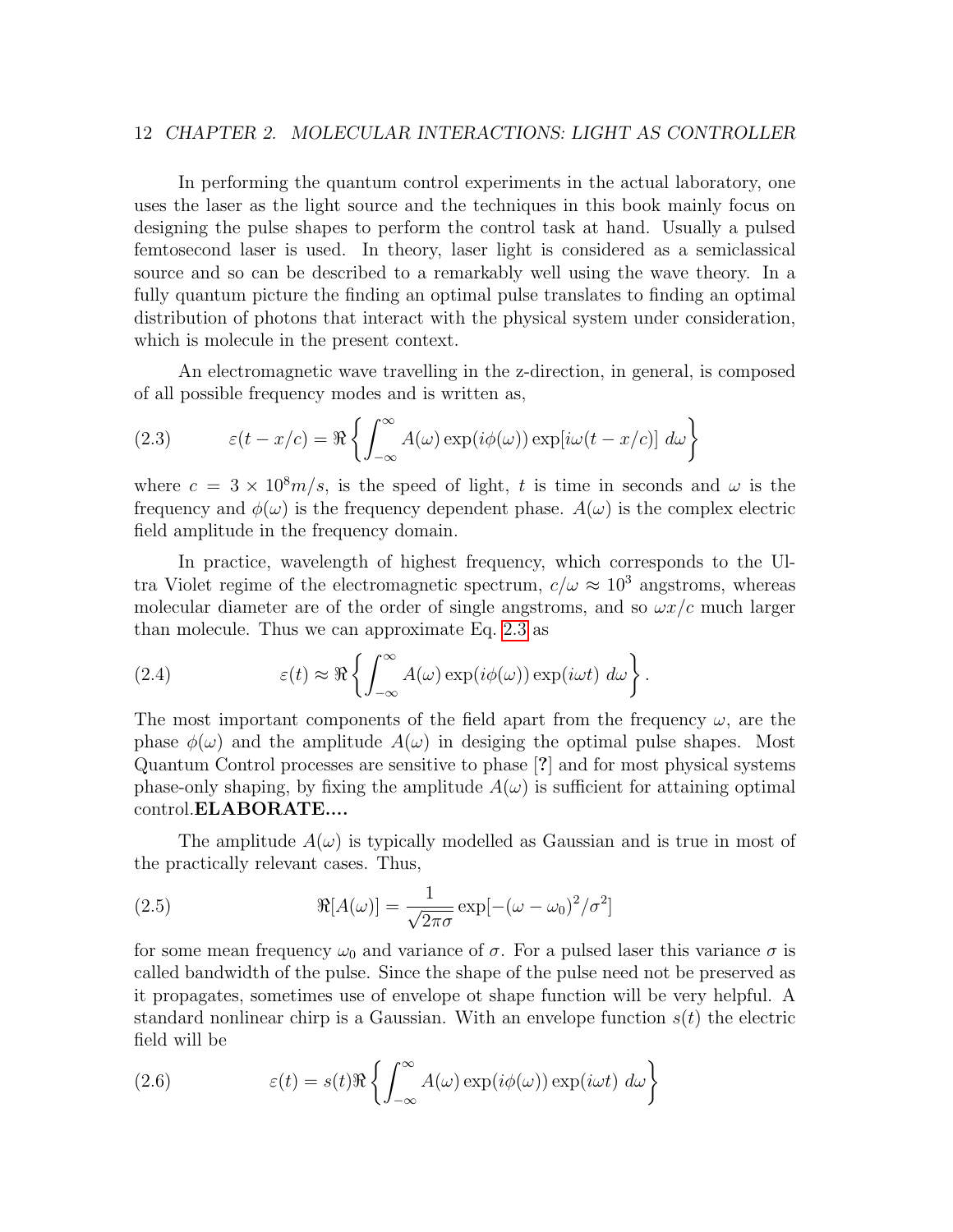In performing the quantum control experiments in the actual laboratory, one uses the laser as the light source and the techniques in this book mainly focus on designing the pulse shapes to perform the control task at hand. Usually a pulsed femtosecond laser is used. In theory, laser light is considered as a semiclassical source and so can be described to a remarkably well using the wave theory. In a fully quantum picture the finding an optimal pulse translates to finding an optimal distribution of photons that interact with the physical system under consideration, which is molecule in the present context.

An electromagnetic wave travelling in the z-direction, in general, is composed of all possible frequency modes and is written as,

$$\varepsilon(t - x/c) = \Re\left\{\int_{-\infty}^{\infty} A(\omega)\exp(i\phi(\omega))\exp[i\omega(t - x/c)]\ d\omega\right\} \tag{2.3}$$

where $c = 3 \times 10^8 m/s$, is the speed of light, $t$ is time in seconds and $\omega$ is the frequency and $\phi(\omega)$ is the frequency dependent phase. $A(\omega)$ is the complex electric field amplitude in the frequency domain.

In practice, wavelength of highest frequency, which corresponds to the Ultra Violet regime of the electromagnetic spectrum, $c/\omega \approx 10^3$ angstroms, whereas molecular diameter are of the order of single angstroms, and so $\omega x/c$ much larger than molecule. Thus we can approximate Eq. 2.3 as

$$\varepsilon(t) \approx \Re\left\{\int_{-\infty}^{\infty} A(\omega)\exp(i\phi(\omega))\exp(i\omega t)\ d\omega\right\}. \tag{2.4}$$

The most important components of the field apart from the frequency $\omega$, are the phase $\phi(\omega)$ and the amplitude $A(\omega)$ in desiging the optimal pulse shapes. Most Quantum Control processes are sensitive to phase [?] and for most physical systems phase-only shaping, by fixing the amplitude $A(\omega)$ is sufficient for attaining optimal control.**ELABORATE....**

The amplitude $A(\omega)$ is typically modelled as Gaussian and is true in most of the practically relevant cases. Thus,

$$\Re[A(\omega)] = \frac{1}{\sqrt{2\pi}\sigma}\exp[-(\omega - \omega_0)^2/\sigma^2] \tag{2.5}$$

for some mean frequency $\omega_0$ and variance of $\sigma$. For a pulsed laser this variance $\sigma$ is called bandwidth of the pulse. Since the shape of the pulse need not be preserved as it propagates, sometimes use of envelope ot shape function will be very helpful. A standard nonlinear chirp is a Gaussian. With an envelope function $s(t)$ the electric field will be

$$\varepsilon(t) = s(t)\Re\left\{\int_{-\infty}^{\infty} A(\omega)\exp(i\phi(\omega))\exp(i\omega t)\ d\omega\right\} \tag{2.6}$$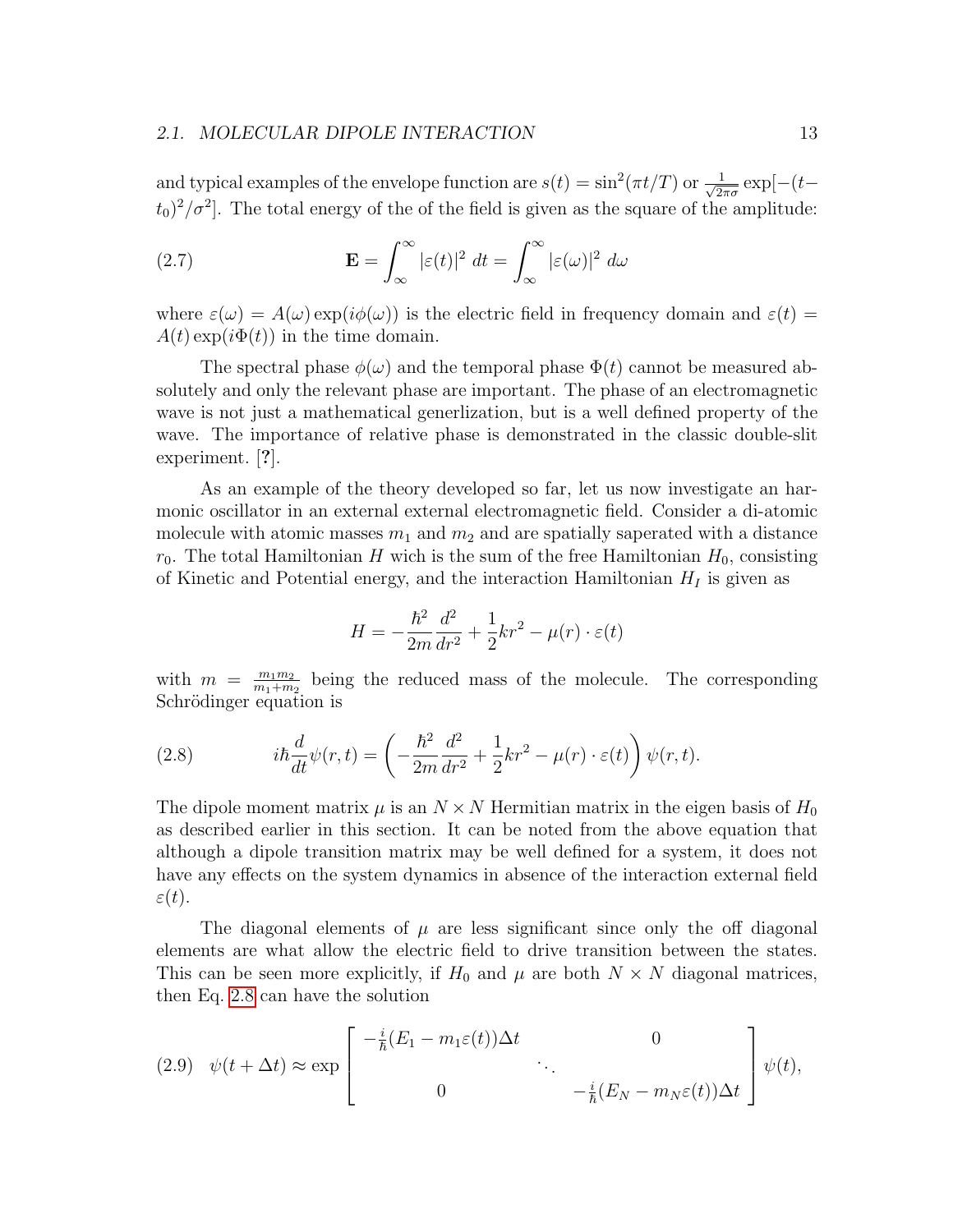and typical examples of the envelope function are $s(t) = \sin^2(\pi t/T)$ or $\frac{1}{\sqrt{2\pi\sigma}} \exp[-(t-t_0)^2/\sigma^2]$. The total energy of the of the field is given as the square of the amplitude:

$$\mathbf{E} = \int_{\infty}^{\infty} |\varepsilon(t)|^2 \, dt = \int_{\infty}^{\infty} |\varepsilon(\omega)|^2 \, d\omega \tag{2.7}$$

where $\varepsilon(\omega) = A(\omega) \exp(i\phi(\omega))$ is the electric field in frequency domain and $\varepsilon(t) = A(t) \exp(i\Phi(t))$ in the time domain.

The spectral phase $\phi(\omega)$ and the temporal phase $\Phi(t)$ cannot be measured absolutely and only the relevant phase are important. The phase of an electromagnetic wave is not just a mathematical generlization, but is a well defined property of the wave. The importance of relative phase is demonstrated in the classic double-slit experiment. [**?**].

As an example of the theory developed so far, let us now investigate an harmonic oscillator in an external external electromagnetic field. Consider a di-atomic molecule with atomic masses $m_1$ and $m_2$ and are spatially saperated with a distance $r_0$. The total Hamiltonian $H$ wich is the sum of the free Hamiltonian $H_0$, consisting of Kinetic and Potential energy, and the interaction Hamiltonian $H_I$ is given as

$$H = -\frac{\hbar^2}{2m}\frac{d^2}{dr^2} + \frac{1}{2}kr^2 - \mu(r) \cdot \varepsilon(t)$$

with $m = \frac{m_1 m_2}{m_1 + m_2}$ being the reduced mass of the molecule. The corresponding Schrödinger equation is

$$i\hbar \frac{d}{dt}\psi(r,t) = \left( -\frac{\hbar^2}{2m}\frac{d^2}{dr^2} + \frac{1}{2}kr^2 - \mu(r) \cdot \varepsilon(t) \right) \psi(r,t). \tag{2.8}$$

The dipole moment matrix $\mu$ is an $N \times N$ Hermitian matrix in the eigen basis of $H_0$ as described earlier in this section. It can be noted from the above equation that although a dipole transition matrix may be well defined for a system, it does not have any effects on the system dynamics in absence of the interaction external field $\varepsilon(t)$.

The diagonal elements of $\mu$ are less significant since only the off diagonal elements are what allow the electric field to drive transition between the states. This can be seen more explicitly, if $H_0$ and $\mu$ are both $N \times N$ diagonal matrices, then Eq. 2.8 can have the solution

$$\psi(t + \Delta t) \approx \exp \begin{bmatrix} -\frac{i}{\hbar}(E_1 - m_1\varepsilon(t))\Delta t & & 0 \\ & \ddots & \\ 0 & & -\frac{i}{\hbar}(E_N - m_N\varepsilon(t))\Delta t \end{bmatrix} \psi(t), \tag{2.9}$$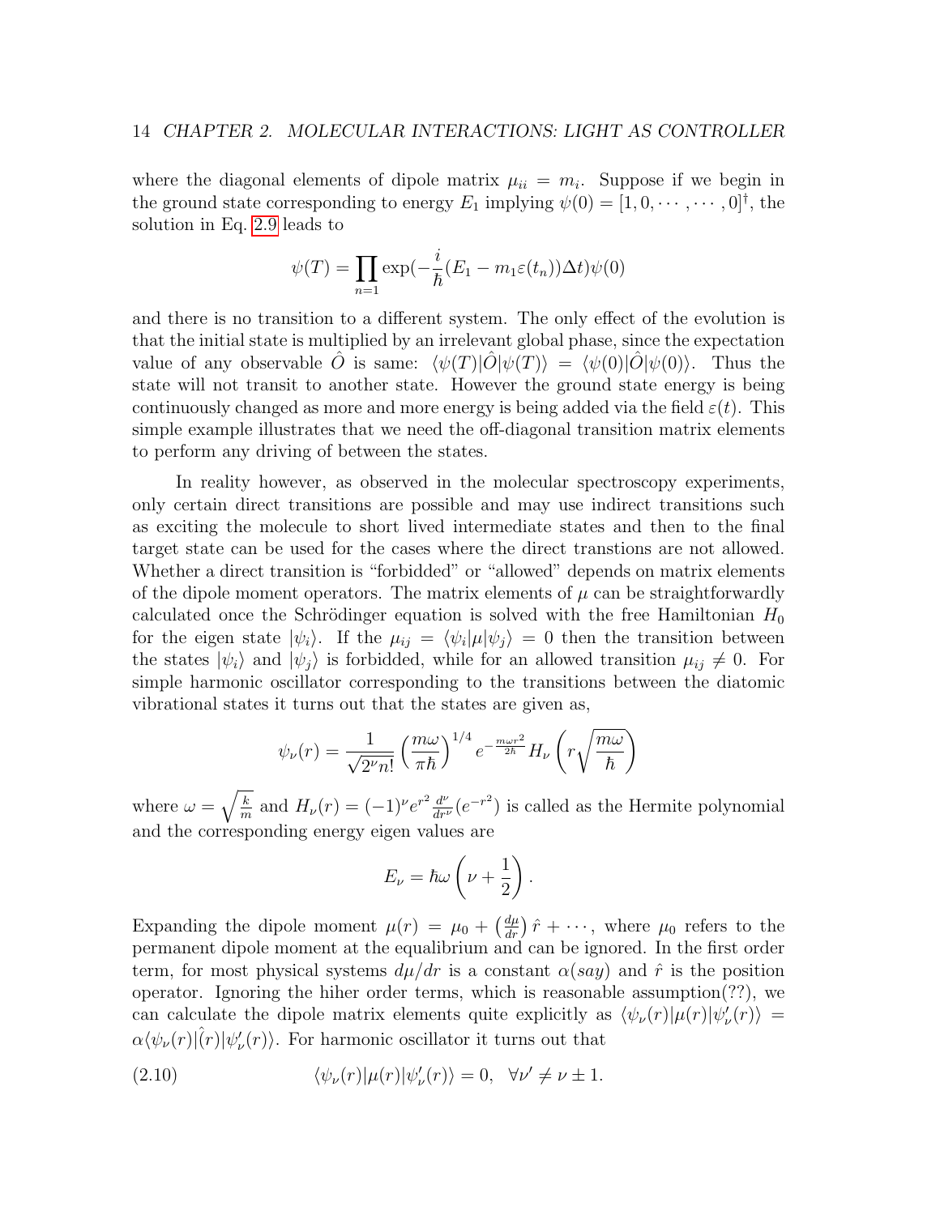where the diagonal elements of dipole matrix $\mu_{ii} = m_i$. Suppose if we begin in the ground state corresponding to energy $E_1$ implying $\psi(0) = [1, 0, \cdots, \cdots, 0]^\dagger$, the solution in Eq. 2.9 leads to

$$\psi(T) = \prod_{n=1} \exp(-\frac{i}{\hbar}(E_1 - m_1\varepsilon(t_n))\Delta t)\psi(0)$$

and there is no transition to a different system. The only effect of the evolution is that the initial state is multiplied by an irrelevant global phase, since the expectation value of any observable $\hat{O}$ is same: $\langle\psi(T)|\hat{O}|\psi(T)\rangle = \langle\psi(0)|\hat{O}|\psi(0)\rangle$. Thus the state will not transit to another state. However the ground state energy is being continuously changed as more and more energy is being added via the field $\varepsilon(t)$. This simple example illustrates that we need the off-diagonal transition matrix elements to perform any driving of between the states.

In reality however, as observed in the molecular spectroscopy experiments, only certain direct transitions are possible and may use indirect transitions such as exciting the molecule to short lived intermediate states and then to the final target state can be used for the cases where the direct transtions are not allowed. Whether a direct transition is "forbidded" or "allowed" depends on matrix elements of the dipole moment operators. The matrix elements of $\mu$ can be straightforwardly calculated once the Schrödinger equation is solved with the free Hamiltonian $H_0$ for the eigen state $|\psi_i\rangle$. If the $\mu_{ij} = \langle\psi_i|\mu|\psi_j\rangle = 0$ then the transition between the states $|\psi_i\rangle$ and $|\psi_j\rangle$ is forbidden, while for an allowed transition $\mu_{ij} \neq 0$. For simple harmonic oscillator corresponding to the transitions between the diatomic vibrational states it turns out that the states are given as,

$$\psi_\nu(r) = \frac{1}{\sqrt{2^\nu n!}} \left(\frac{m\omega}{\pi\hbar}\right)^{1/4} e^{-\frac{m\omega r^2}{2\hbar}} H_\nu\left(r\sqrt{\frac{m\omega}{\hbar}}\right)$$

where $\omega = \sqrt{\frac{k}{m}}$ and $H_\nu(r) = (-1)^\nu e^{r^2} \frac{d^\nu}{dr^\nu}(e^{-r^2})$ is called as the Hermite polynomial and the corresponding energy eigen values are

$$E_\nu = \hbar\omega\left(\nu + \frac{1}{2}\right).$$

Expanding the dipole moment $\mu(r) = \mu_0 + \left(\frac{d\mu}{dr}\right)\hat{r} + \cdots$, where $\mu_0$ refers to the permanent dipole moment at the equalibrium and can be ignored. In the first order term, for most physical systems $d\mu/dr$ is a constant $\alpha(say)$ and $\hat{r}$ is the position operator. Ignoring the hiher order terms, which is reasonable assumption(??), we can calculate the dipole matrix elements quite explicitly as $\langle\psi_\nu(r)|\mu(r)|\psi_\nu'(r)\rangle = \alpha\langle\psi_\nu(r)|\hat{(r)}|\psi_\nu'(r)\rangle$. For harmonic oscillator it turns out that

$$\langle\psi_\nu(r)|\mu(r)|\psi_\nu'(r)\rangle = 0, \quad \forall\nu' \neq \nu \pm 1. \tag{2.10}$$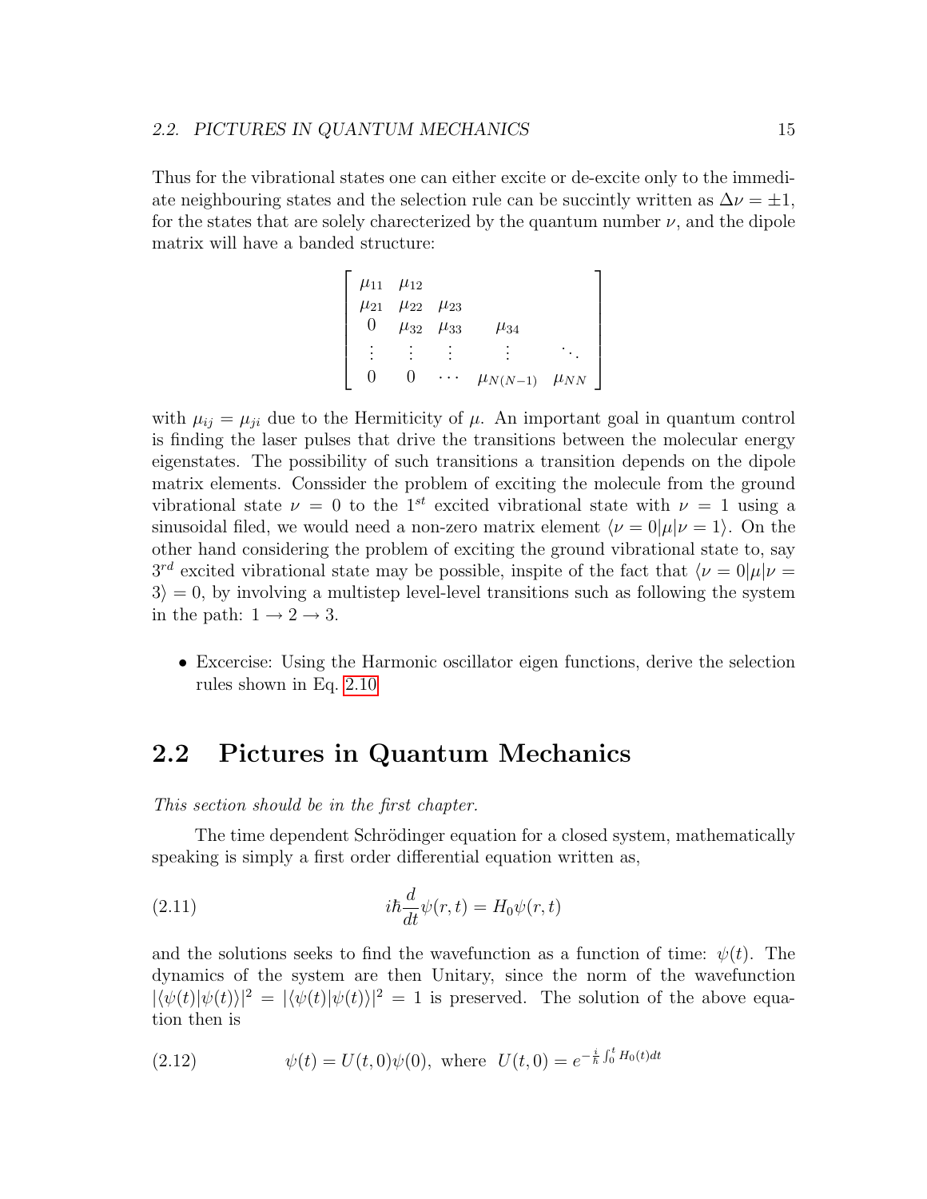Thus for the vibrational states one can either excite or de-excite only to the immediate neighbouring states and the selection rule can be succintly written as $\Delta\nu = \pm 1$, for the states that are solely charecterized by the quantum number $\nu$, and the dipole matrix will have a banded structure:

$$
\begin{bmatrix}
\mu_{11} & \mu_{12} & & & \\
\mu_{21} & \mu_{22} & \mu_{23} & & \\
0 & \mu_{32} & \mu_{33} & \mu_{34} & \\
\vdots & \vdots & \vdots & \vdots & \ddots \\
0 & 0 & \cdots & \mu_{N(N-1)} & \mu_{NN}
\end{bmatrix}
$$

with $\mu_{ij} = \mu_{ji}$ due to the Hermiticity of $\mu$. An important goal in quantum control is finding the laser pulses that drive the transitions between the molecular energy eigenstates. The possibility of such transitions a transition depends on the dipole matrix elements. Conssider the problem of exciting the molecule from the ground vibrational state $\nu = 0$ to the $1^{st}$ excited vibrational state with $\nu = 1$ using a sinusoidal filed, we would need a non-zero matrix element $\langle \nu = 0|\mu|\nu = 1\rangle$. On the other hand considering the problem of exciting the ground vibrational state to, say $3^{rd}$ excited vibrational state may be possible, inspite of the fact that $\langle \nu = 0|\mu|\nu = 3\rangle = 0$, by involving a multistep level-level transitions such as following the system in the path: $1 \rightarrow 2 \rightarrow 3$.

- Excercise: Using the Harmonic oscillator eigen functions, derive the selection rules shown in Eq. 2.10

## 2.2 Pictures in Quantum Mechanics

*This section should be in the first chapter.*

The time dependent Schrödinger equation for a closed system, mathematically speaking is simply a first order differential equation written as,

$$
i\hbar \frac{d}{dt}\psi(r,t) = H_0 \psi(r,t) \tag{2.11}
$$

and the solutions seeks to find the wavefunction as a function of time: $\psi(t)$. The dynamics of the system are then Unitary, since the norm of the wavefunction $|\langle\psi(t)|\psi(t)\rangle|^2 = |\langle\psi(t)|\psi(t)\rangle|^2 = 1$ is preserved. The solution of the above equation then is

$$
\psi(t) = U(t,0)\psi(0), \text{ where } U(t,0) = e^{-\frac{i}{\hbar}\int_0^t H_0(t)dt} \tag{2.12}
$$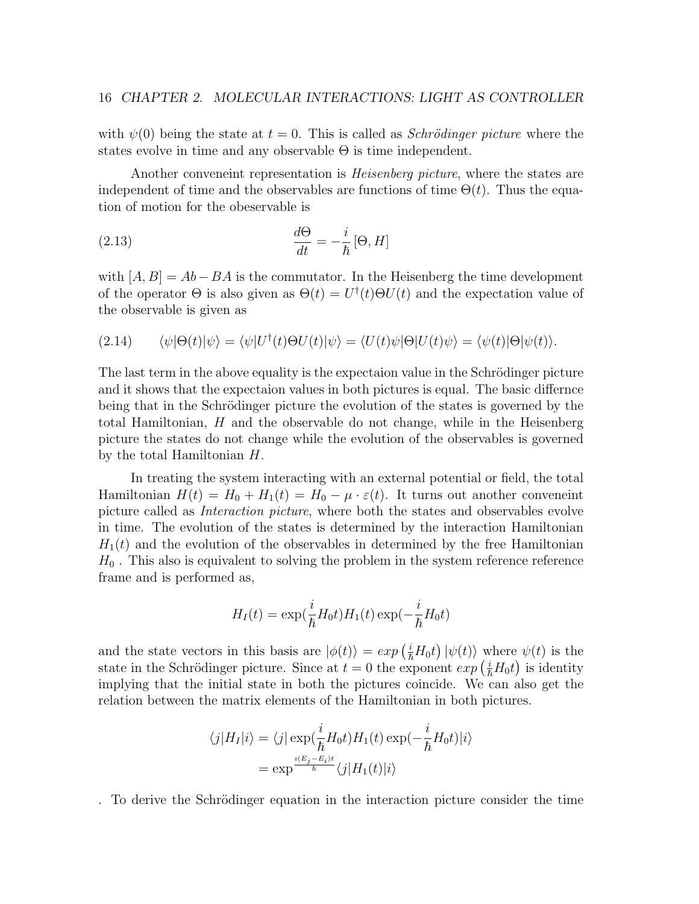with $\psi(0)$ being the state at $t = 0$. This is called as *Schrödinger picture* where the states evolve in time and any observable $\Theta$ is time independent.

Another conveneint representation is *Heisenberg picture*, where the states are independent of time and the observables are functions of time $\Theta(t)$. Thus the equation of motion for the obeservable is

$$\frac{d\Theta}{dt} = -\frac{i}{\hbar}[\Theta, H] \tag{2.13}$$

with $[A, B] = Ab - BA$ is the commutator. In the Heisenberg the time development of the operator $\Theta$ is also given as $\Theta(t) = U^{\dagger}(t)\Theta U(t)$ and the expectation value of the observable is given as

$$\langle\psi|\Theta(t)|\psi\rangle = \langle\psi|U^{\dagger}(t)\Theta U(t)|\psi\rangle = \langle U(t)\psi|\Theta|U(t)\psi\rangle = \langle\psi(t)|\Theta|\psi(t)\rangle. \tag{2.14}$$

The last term in the above equality is the expectaion value in the Schrödinger picture and it shows that the expectaion values in both pictures is equal. The basic differnce being that in the Schrödinger picture the evolution of the states is governed by the total Hamiltonian, $H$ and the observable do not change, while in the Heisenberg picture the states do not change while the evolution of the observables is governed by the total Hamiltonian $H$.

In treating the system interacting with an external potential or field, the total Hamiltonian $H(t) = H_0 + H_1(t) = H_0 - \mu \cdot \varepsilon(t)$. It turns out another conveneint picture called as *Interaction picture*, where both the states and observables evolve in time. The evolution of the states is determined by the interaction Hamiltonian $H_1(t)$ and the evolution of the observables in determined by the free Hamiltonian $H_0$ . This also is equivalent to solving the problem in the system reference reference frame and is performed as,

$$H_I(t) = \exp(\frac{i}{\hbar}H_0 t)H_1(t)\exp(-\frac{i}{\hbar}H_0 t)$$

and the state vectors in this basis are $|\phi(t)\rangle = exp\left(\frac{i}{\hbar}H_0 t\right)|\psi(t)\rangle$ where $\psi(t)$ is the state in the Schrödinger picture. Since at $t = 0$ the exponent $exp\left(\frac{i}{\hbar}H_0 t\right)$ is identity implying that the initial state in both the pictures coincide. We can also get the relation between the matrix elements of the Hamiltonian in both pictures.

$$\begin{aligned}
\langle j|H_I|i\rangle &= \langle j|\exp(\frac{i}{\hbar}H_0 t)H_1(t)\exp(-\frac{i}{\hbar}H_0 t)|i\rangle \\
&= \exp^{\frac{i(E_j - E_i)t}{\hbar}}\langle j|H_1(t)|i\rangle
\end{aligned}$$

. To derive the Schrödinger equation in the interaction picture consider the time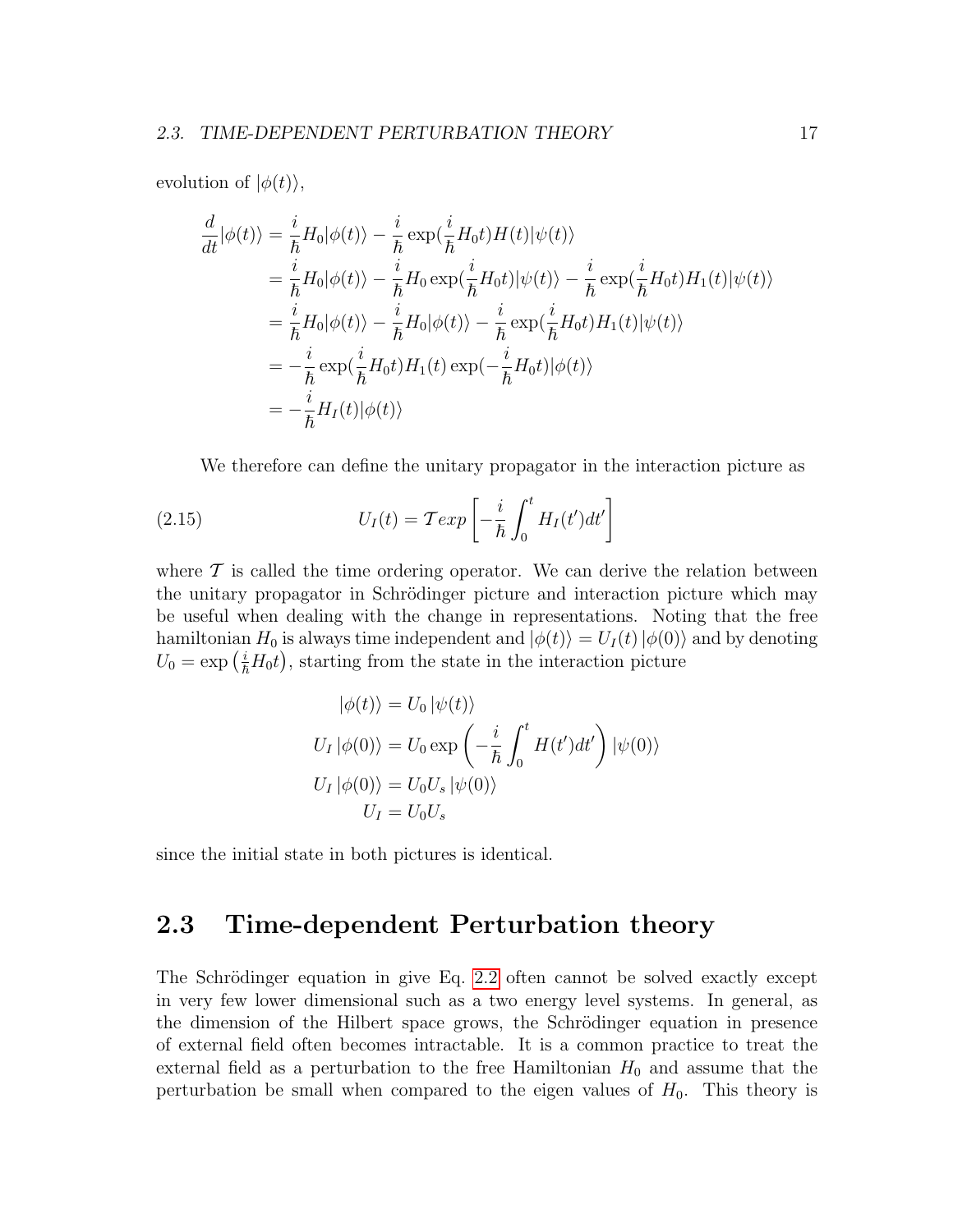evolution of $|\phi(t)\rangle$,

$$
\begin{aligned}
\frac{d}{dt}|\phi(t)\rangle &= \frac{i}{\hbar}H_0|\phi(t)\rangle - \frac{i}{\hbar}\exp(\frac{i}{\hbar}H_0 t)H(t)|\psi(t)\rangle \\
&= \frac{i}{\hbar}H_0|\phi(t)\rangle - \frac{i}{\hbar}H_0\exp(\frac{i}{\hbar}H_0 t)|\psi(t)\rangle - \frac{i}{\hbar}\exp(\frac{i}{\hbar}H_0 t)H_1(t)|\psi(t)\rangle \\
&= \frac{i}{\hbar}H_0|\phi(t)\rangle - \frac{i}{\hbar}H_0|\phi(t)\rangle - \frac{i}{\hbar}\exp(\frac{i}{\hbar}H_0 t)H_1(t)|\psi(t)\rangle \\
&= -\frac{i}{\hbar}\exp(\frac{i}{\hbar}H_0 t)H_1(t)\exp(-\frac{i}{\hbar}H_0 t)|\phi(t)\rangle \\
&= -\frac{i}{\hbar}H_I(t)|\phi(t)\rangle
\end{aligned}
$$

We therefore can define the unitary propagator in the interaction picture as

$$
U_I(t) = \mathcal{T}exp\left[-\frac{i}{\hbar}\int_0^t H_I(t')dt'\right] \tag{2.15}
$$

where $\mathcal{T}$ is called the time ordering operator. We can derive the relation between the unitary propagator in Schrödinger picture and interaction picture which may be useful when dealing with the change in representations. Noting that the free hamiltonian $H_0$ is always time independent and $|\phi(t)\rangle = U_I(t)\,|\phi(0)\rangle$ and by denoting $U_0 = \exp\left(\frac{i}{\hbar}H_0 t\right)$, starting from the state in the interaction picture

$$
\begin{aligned}
|\phi(t)\rangle &= U_0\,|\psi(t)\rangle \\
U_I\,|\phi(0)\rangle &= U_0 \exp\left(-\frac{i}{\hbar}\int_0^t H(t')dt'\right)|\psi(0)\rangle \\
U_I\,|\phi(0)\rangle &= U_0 U_s\,|\psi(0)\rangle \\
U_I &= U_0 U_s
\end{aligned}
$$

since the initial state in both pictures is identical.

## 2.3 Time-dependent Perturbation theory

The Schrödinger equation in give Eq. 2.2 often cannot be solved exactly except in very few lower dimensional such as a two energy level systems. In general, as the dimension of the Hilbert space grows, the Schrödinger equation in presence of external field often becomes intractable. It is a common practice to treat the external field as a perturbation to the free Hamiltonian $H_0$ and assume that the perturbation be small when compared to the eigen values of $H_0$. This theory is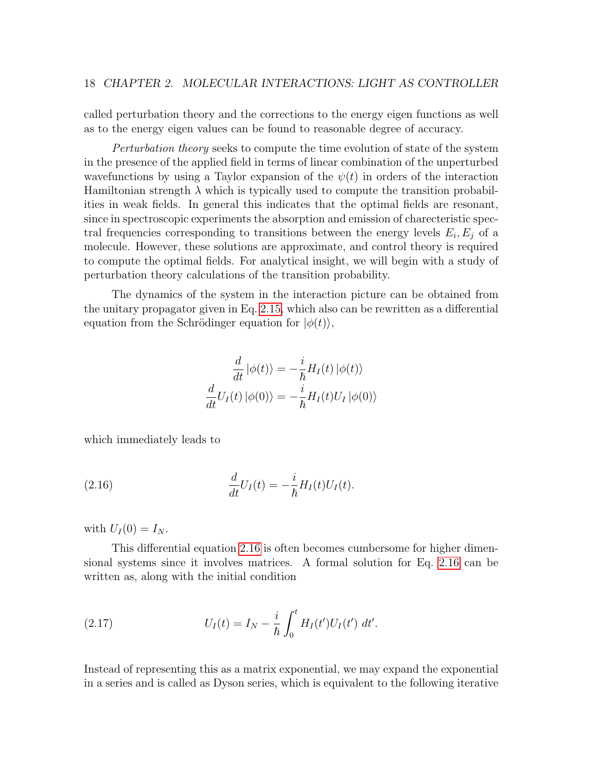called perturbation theory and the corrections to the energy eigen functions as well as to the energy eigen values can be found to reasonable degree of accuracy.

*Perturbation theory* seeks to compute the time evolution of state of the system in the presence of the applied field in terms of linear combination of the unperturbed wavefunctions by using a Taylor expansion of the $\psi(t)$ in orders of the interaction Hamiltonian strength $\lambda$ which is typically used to compute the transition probabilities in weak fields. In general this indicates that the optimal fields are resonant, since in spectroscopic experiments the absorption and emission of charecteristic spectral frequencies corresponding to transitions between the energy levels $E_i, E_j$ of a molecule. However, these solutions are approximate, and control theory is required to compute the optimal fields. For analytical insight, we will begin with a study of perturbation theory calculations of the transition probability.

The dynamics of the system in the interaction picture can be obtained from the unitary propagator given in Eq. 2.15, which also can be rewritten as a differential equation from the Schrödinger equation for $|\phi(t)\rangle$,

$$
\begin{aligned}
\frac{d}{dt}|\phi(t)\rangle &= -\frac{i}{\hbar}H_I(t)|\phi(t)\rangle \\
\frac{d}{dt}U_I(t)|\phi(0)\rangle &= -\frac{i}{\hbar}H_I(t)U_I|\phi(0)\rangle
\end{aligned}
$$

which immediately leads to

$$
\frac{d}{dt}U_I(t) = -\frac{i}{\hbar}H_I(t)U_I(t). \tag{2.16}
$$

with $U_I(0) = I_N$.

This differential equation 2.16 is often becomes cumbersome for higher dimensional systems since it involves matrices. A formal solution for Eq. 2.16 can be written as, along with the initial condition

$$
U_I(t) = I_N - \frac{i}{\hbar}\int_0^t H_I(t')U_I(t')\, dt'. \tag{2.17}
$$

Instead of representing this as a matrix exponential, we may expand the exponential in a series and is called as Dyson series, which is equivalent to the following iterative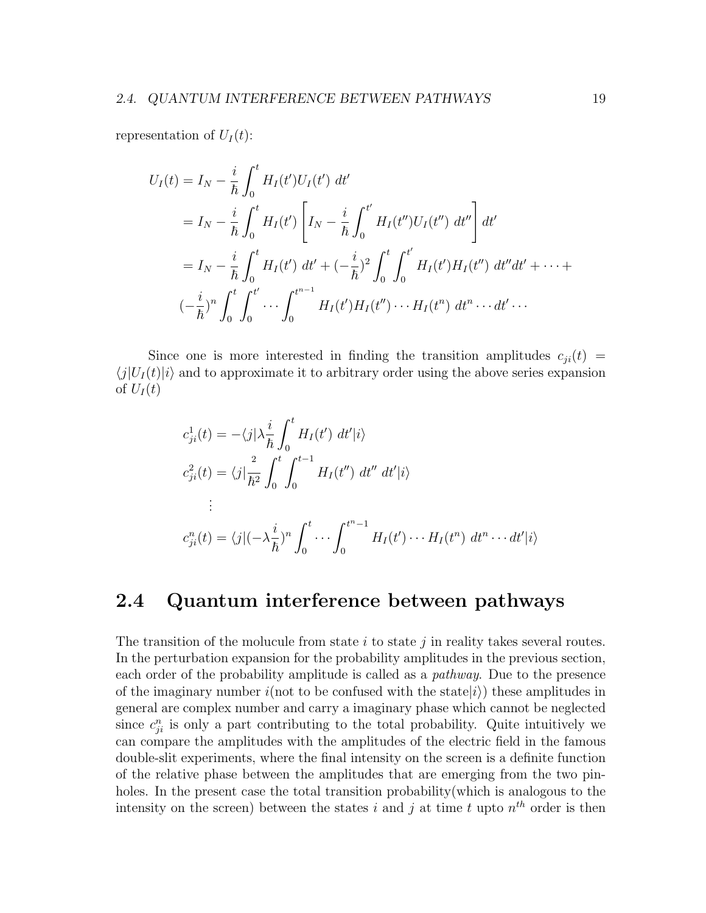representation of $U_I(t)$:

$$
\begin{aligned}
U_I(t) &= I_N - \frac{i}{\hbar}\int_0^t H_I(t')U_I(t')\ dt' \\
&= I_N - \frac{i}{\hbar}\int_0^t H_I(t')\left[I_N - \frac{i}{\hbar}\int_0^{t'} H_I(t'')U_I(t'')\ dt''\right]dt' \\
&= I_N - \frac{i}{\hbar}\int_0^t H_I(t')\ dt' + (-\frac{i}{\hbar})^2\int_0^t\int_0^{t'} H_I(t')H_I(t'')\ dt''dt' + \cdots + \\
&(-\frac{i}{\hbar})^n\int_0^t\int_0^{t'}\cdots\int_0^{t^{n-1}} H_I(t')H_I(t'')\cdots H_I(t^n)\ dt^n\cdots dt'\cdots
\end{aligned}
$$

Since one is more interested in finding the transition amplitudes $c_{ji}(t) = \langle j|U_I(t)|i\rangle$ and to approximate it to arbitrary order using the above series expansion of $U_I(t)$

$$
\begin{aligned}
c_{ji}^1(t) &= -\langle j|\lambda\frac{i}{\hbar}\int_0^t H_I(t')\ dt'|i\rangle \\
c_{ji}^2(t) &= \langle j|\frac{2}{\hbar^2}\int_0^t\int_0^{t-1} H_I(t'')\ dt''\ dt'|i\rangle \\
&\ \ \vdots \\
c_{ji}^n(t) &= \langle j|(-\lambda\frac{i}{\hbar})^n\int_0^t\cdots\int_0^{t^n-1} H_I(t')\cdots H_I(t^n)\ dt^n\cdots dt'|i\rangle
\end{aligned}
$$

## 2.4 Quantum interference between pathways

The transition of the molucule from state $i$ to state $j$ in reality takes several routes. In the perturbation expansion for the probability amplitudes in the previous section, each order of the probability amplitude is called as a *pathway*. Due to the presence of the imaginary number $i$(not to be confused with the state$|i\rangle$) these amplitudes in general are complex number and carry a imaginary phase which cannot be neglected since $c_{ji}^n$ is only a part contributing to the total probability. Quite intuitively we can compare the amplitudes with the amplitudes of the electric field in the famous double-slit experiments, where the final intensity on the screen is a definite function of the relative phase between the amplitudes that are emerging from the two pin-holes. In the present case the total transition probability(which is analogous to the intensity on the screen) between the states $i$ and $j$ at time $t$ upto $n^{th}$ order is then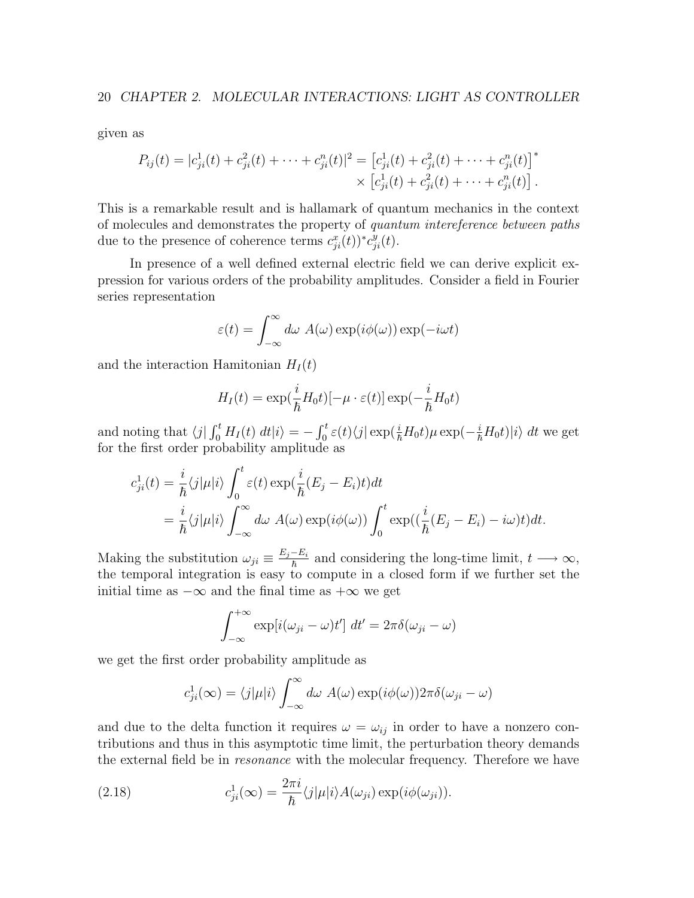given as

$$P_{ij}(t) = |c_{ji}^1(t) + c_{ji}^2(t) + \cdots + c_{ji}^n(t)|^2 = \left[c_{ji}^1(t) + c_{ji}^2(t) + \cdots + c_{ji}^n(t)\right]^* \times \left[c_{ji}^1(t) + c_{ji}^2(t) + \cdots + c_{ji}^n(t)\right].$$

This is a remarkable result and is hallamark of quantum mechanics in the context of molecules and demonstrates the property of *quantum intereference between paths* due to the presence of coherence terms $c_{ji}^x(t))^* c_{ji}^y(t)$.

In presence of a well defined external electric field we can derive explicit expression for various orders of the probability amplitudes. Consider a field in Fourier series representation

$$\varepsilon(t) = \int_{-\infty}^{\infty} d\omega \ A(\omega) \exp(i\phi(\omega)) \exp(-i\omega t)$$

and the interaction Hamitonian $H_I(t)$

$$H_I(t) = \exp(\frac{i}{\hbar} H_0 t)[-\mu \cdot \varepsilon(t)] \exp(-\frac{i}{\hbar} H_0 t)$$

and noting that $\langle j| \int_0^t H_I(t) \ dt |i\rangle = -\int_0^t \varepsilon(t) \langle j| \exp(\frac{i}{\hbar} H_0 t) \mu \exp(-\frac{i}{\hbar} H_0 t)|i\rangle \ dt$ we get for the first order probability amplitude as

$$\begin{aligned}
c_{ji}^1(t) &= \frac{i}{\hbar} \langle j|\mu|i\rangle \int_0^t \varepsilon(t) \exp(\frac{i}{\hbar}(E_j - E_i)t) dt \\
&= \frac{i}{\hbar} \langle j|\mu|i\rangle \int_{-\infty}^{\infty} d\omega \ A(\omega) \exp(i\phi(\omega)) \int_0^t \exp((\frac{i}{\hbar}(E_j - E_i) - i\omega)t) dt.
\end{aligned}$$

Making the substitution $\omega_{ji} \equiv \frac{E_j - E_i}{\hbar}$ and considering the long-time limit, $t \longrightarrow \infty$, the temporal integration is easy to compute in a closed form if we further set the initial time as $-\infty$ and the final time as $+\infty$ we get

$$\int_{-\infty}^{+\infty} \exp[i(\omega_{ji} - \omega)t'] \ dt' = 2\pi\delta(\omega_{ji} - \omega)$$

we get the first order probability amplitude as

$$c_{ji}^1(\infty) = \langle j|\mu|i\rangle \int_{-\infty}^{\infty} d\omega \ A(\omega) \exp(i\phi(\omega)) 2\pi\delta(\omega_{ji} - \omega)$$

and due to the delta function it requires $\omega = \omega_{ij}$ in order to have a nonzero contributions and thus in this asymptotic time limit, the perturbation theory demands the external field be in *resonance* with the molecular frequency. Therefore we have

$$c_{ji}^1(\infty) = \frac{2\pi i}{\hbar} \langle j|\mu|i\rangle A(\omega_{ji}) \exp(i\phi(\omega_{ji})). \tag{2.18}$$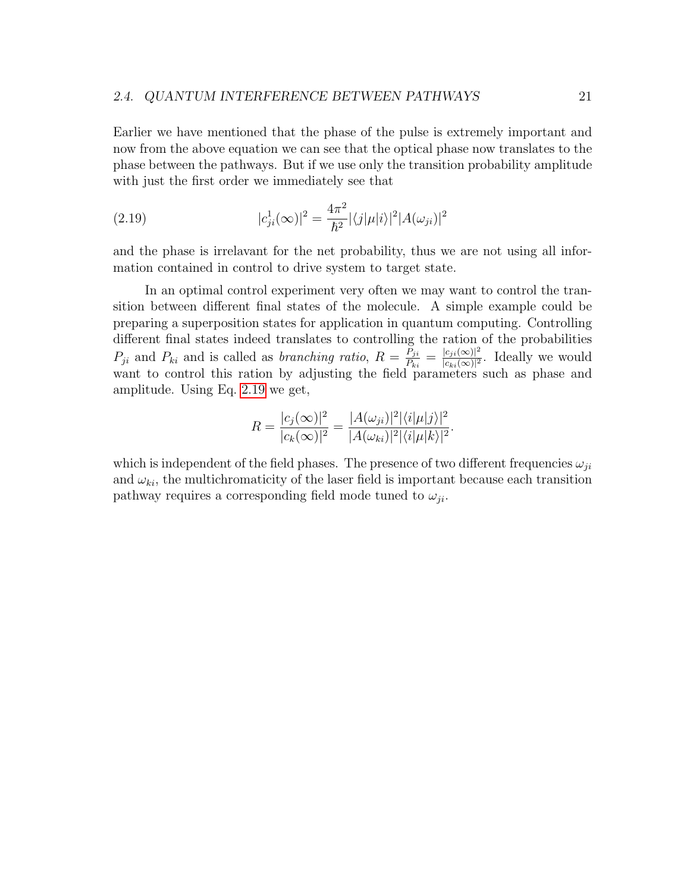Earlier we have mentioned that the phase of the pulse is extremely important and now from the above equation we can see that the optical phase now translates to the phase between the pathways. But if we use only the transition probability amplitude with just the first order we immediately see that

$$|c_{ji}^{1}(\infty)|^2 = \frac{4\pi^2}{\hbar^2}|\langle j|\mu|i\rangle|^2|A(\omega_{ji})|^2 \tag{2.19}$$

and the phase is irrelavant for the net probability, thus we are not using all information contained in control to drive system to target state.

In an optimal control experiment very often we may want to control the transition between different final states of the molecule. A simple example could be preparing a superposition states for application in quantum computing. Controlling different final states indeed translates to controlling the ration of the probabilities $P_{ji}$ and $P_{ki}$ and is called as *branching ratio*, $R = \frac{P_{ji}}{P_{ki}} = \frac{|c_{ji}(\infty)|^2}{|c_{ki}(\infty)|^2}$. Ideally we would want to control this ration by adjusting the field parameters such as phase and amplitude. Using Eq. 2.19 we get,

$$R = \frac{|c_j(\infty)|^2}{|c_k(\infty)|^2} = \frac{|A(\omega_{ji})|^2|\langle i|\mu|j\rangle|^2}{|A(\omega_{ki})|^2|\langle i|\mu|k\rangle|^2}.$$

which is independent of the field phases. The presence of two different frequencies $\omega_{ji}$ and $\omega_{ki}$, the multichromaticity of the laser field is important because each transition pathway requires a corresponding field mode tuned to $\omega_{ji}$.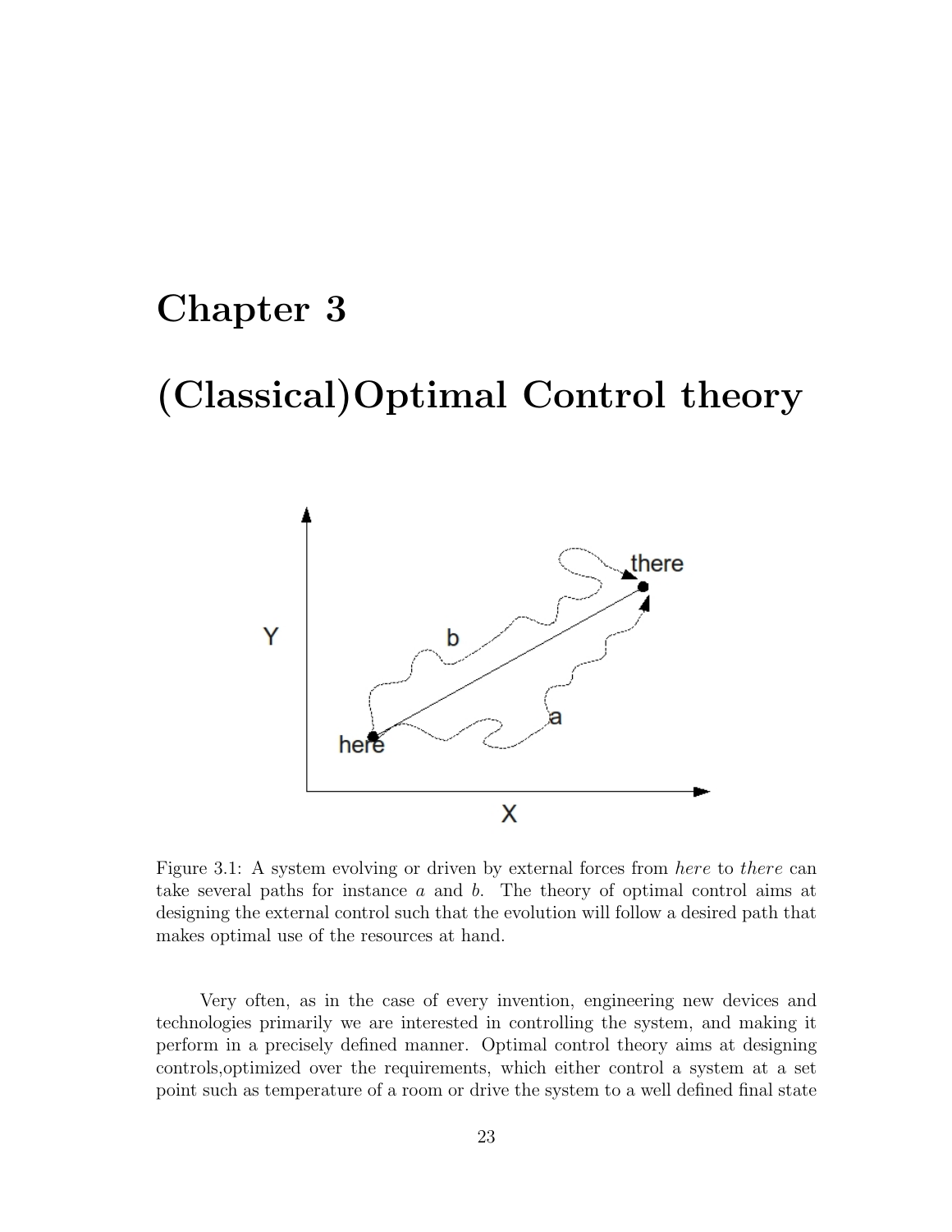# Chapter 3

# (Classical)Optimal Control theory

Figure 3.1: A system evolving or driven by external forces from *here* to *there* can take several paths for instance *a* and *b*. The theory of optimal control aims at designing the external control such that the evolution will follow a desired path that makes optimal use of the resources at hand.

Very often, as in the case of every invention, engineering new devices and technologies primarily we are interested in controlling the system, and making it perform in a precisely defined manner. Optimal control theory aims at designing controls,optimized over the requirements, which either control a system at a set point such as temperature of a room or drive the system to a well defined final state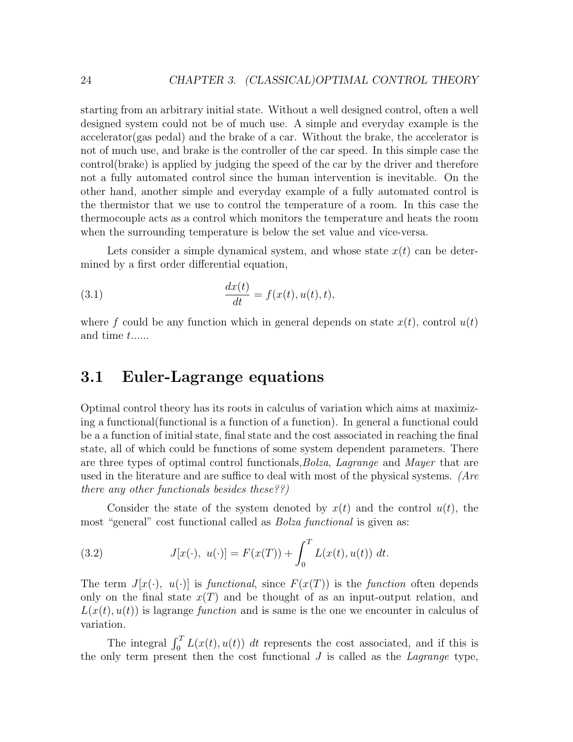starting from an arbitrary initial state. Without a well designed control, often a well designed system could not be of much use. A simple and everyday example is the accelerator(gas pedal) and the brake of a car. Without the brake, the accelerator is not of much use, and brake is the controller of the car speed. In this simple case the control(brake) is applied by judging the speed of the car by the driver and therefore not a fully automated control since the human intervention is inevitable. On the other hand, another simple and everyday example of a fully automated control is the thermistor that we use to control the temperature of a room. In this case the thermocouple acts as a control which monitors the temperature and heats the room when the surrounding temperature is below the set value and vice-versa.

Lets consider a simple dynamical system, and whose state $x(t)$ can be determined by a first order differential equation,

$$\frac{dx(t)}{dt} = f(x(t), u(t), t), \tag{3.1}$$

where $f$ could be any function which in general depends on state $x(t)$, control $u(t)$ and time $t$......

## 3.1 Euler-Lagrange equations

Optimal control theory has its roots in calculus of variation which aims at maximizing a functional(functional is a function of a function). In general a functional could be a a function of initial state, final state and the cost associated in reaching the final state, all of which could be functions of some system dependent parameters. There are three types of optimal control functionals,*Bolza*, *Lagrange* and *Mayer* that are used in the literature and are suffice to deal with most of the physical systems. *(Are there any other functionals besides these??)*

Consider the state of the system denoted by $x(t)$ and the control $u(t)$, the most "general" cost functional called as *Bolza functional* is given as:

$$J[x(\cdot),\ u(\cdot)] = F(x(T)) + \int_0^T L(x(t), u(t))\ dt. \tag{3.2}$$

The term $J[x(\cdot),\ u(\cdot)]$ is *functional*, since $F(x(T))$ is the *function* often depends only on the final state $x(T)$ and be thought of as an input-output relation, and $L(x(t), u(t))$ is lagrange *function* and is same is the one we encounter in calculus of variation.

The integral $\int_0^T L(x(t), u(t))\ dt$ represents the cost associated, and if this is the only term present then the cost functional $J$ is called as the *Lagrange* type,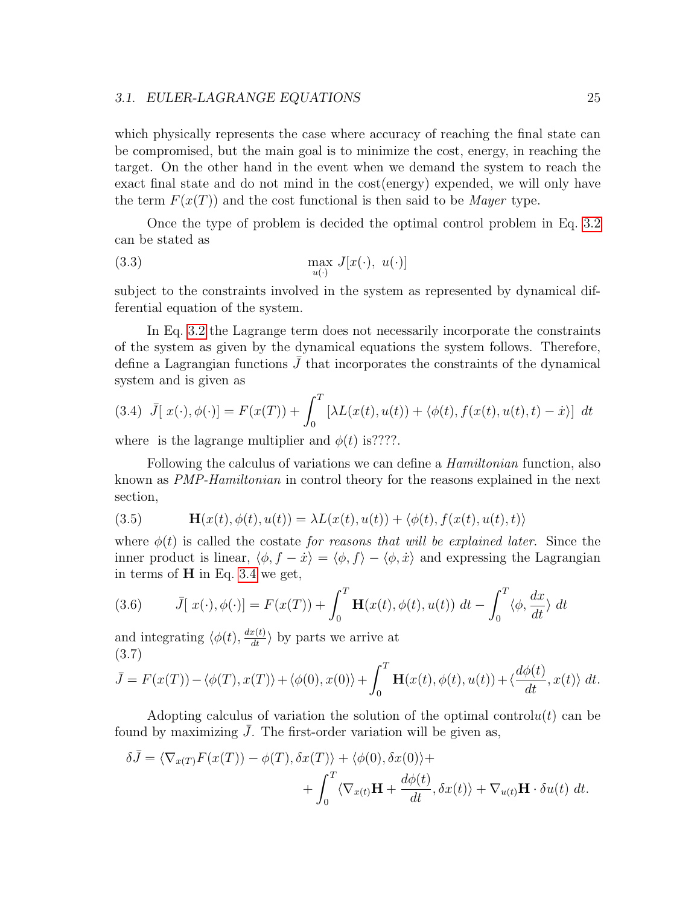which physically represents the case where accuracy of reaching the final state can be compromised, but the main goal is to minimize the cost, energy, in reaching the target. On the other hand in the event when we demand the system to reach the exact final state and do not mind in the cost(energy) expended, we will only have the term $F(x(T))$ and the cost functional is then said to be *Mayer* type.

Once the type of problem is decided the optimal control problem in Eq. 3.2 can be stated as

$$\max_{u(\cdot)} J[x(\cdot),\ u(\cdot)] \tag{3.3}$$

subject to the constraints involved in the system as represented by dynamical differential equation of the system.

In Eq. 3.2 the Lagrange term does not necessarily incorporate the constraints of the system as given by the dynamical equations the system follows. Therefore, define a Lagrangian functions $\bar{J}$ that incorporates the constraints of the dynamical system and is given as

$$\bar{J}[\ x(\cdot), \phi(\cdot)] = F(x(T)) + \int_0^T \left[\lambda L(x(t), u(t)) + \langle \phi(t), f(x(t), u(t), t) - \dot{x} \rangle\right]\ dt \tag{3.4}$$

where  is the lagrange multiplier and $\phi(t)$ is????.

Following the calculus of variations we can define a *Hamiltonian* function, also known as *PMP-Hamiltonian* in control theory for the reasons explained in the next section,

$$\mathbf{H}(x(t), \phi(t), u(t)) = \lambda L(x(t), u(t)) + \langle \phi(t), f(x(t), u(t), t) \rangle \tag{3.5}$$

where $\phi(t)$ is called the costate *for reasons that will be explained later*. Since the inner product is linear, $\langle \phi, f - \dot{x} \rangle = \langle \phi, f \rangle - \langle \phi, \dot{x} \rangle$ and expressing the Lagrangian in terms of $\mathbf{H}$ in Eq. 3.4 we get,

$$\bar{J}[\ x(\cdot), \phi(\cdot)] = F(x(T)) + \int_0^T \mathbf{H}(x(t), \phi(t), u(t))\ dt - \int_0^T \langle \phi, \frac{dx}{dt} \rangle\ dt \tag{3.6}$$

and integrating $\langle \phi(t), \frac{dx(t)}{dt} \rangle$ by parts we arrive at

$$\bar{J} = F(x(T)) - \langle \phi(T), x(T) \rangle + \langle \phi(0), x(0) \rangle + \int_0^T \mathbf{H}(x(t), \phi(t), u(t)) + \langle \frac{d\phi(t)}{dt}, x(t) \rangle\ dt. \tag{3.7}$$

Adopting calculus of variation the solution of the optimal control$u(t)$ can be found by maximizing $\bar{J}$. The first-order variation will be given as,

$$\delta \bar{J} = \langle \nabla_{x(T)} F(x(T)) - \phi(T), \delta x(T) \rangle + \langle \phi(0), \delta x(0) \rangle + \\ + \int_0^T \langle \nabla_{x(t)} \mathbf{H} + \frac{d\phi(t)}{dt}, \delta x(t) \rangle + \nabla_{u(t)} \mathbf{H} \cdot \delta u(t)\ dt.$$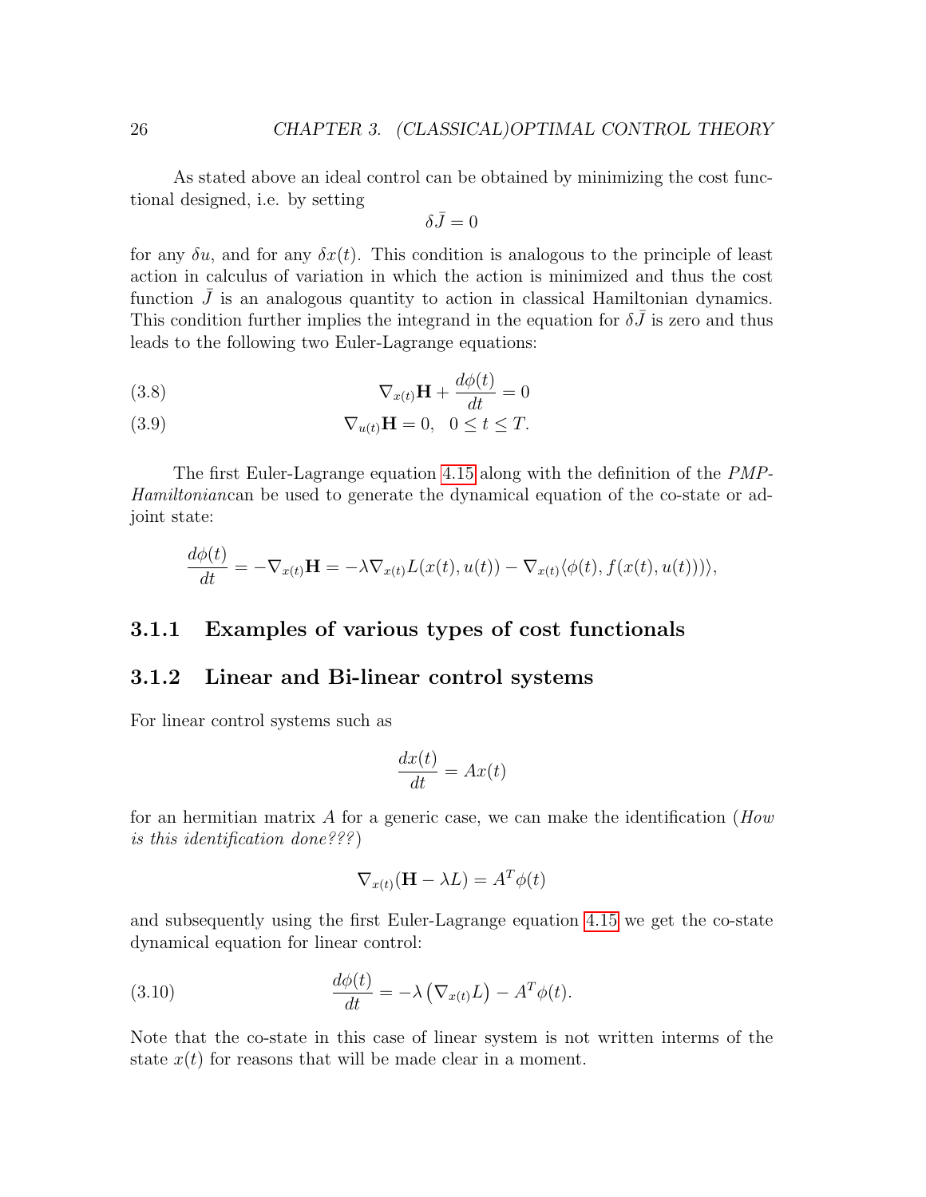As stated above an ideal control can be obtained by minimizing the cost functional designed, i.e. by setting

$$\delta \bar{J} = 0$$

for any $\delta u$, and for any $\delta x(t)$. This condition is analogous to the principle of least action in calculus of variation in which the action is minimized and thus the cost function $\bar{J}$ is an analogous quantity to action in classical Hamiltonian dynamics. This condition further implies the integrand in the equation for $\delta \bar{J}$ is zero and thus leads to the following two Euler-Lagrange equations:

$$\nabla_{x(t)} \mathbf{H} + \frac{d\phi(t)}{dt} = 0 \tag{3.8}$$

$$\nabla_{u(t)} \mathbf{H} = 0, \quad 0 \leq t \leq T. \tag{3.9}$$

The first Euler-Lagrange equation 4.15 along with the definition of the *PMP-Hamiltonian*can be used to generate the dynamical equation of the co-state or adjoint state:

$$\frac{d\phi(t)}{dt} = -\nabla_{x(t)} \mathbf{H} = -\lambda \nabla_{x(t)} L(x(t), u(t)) - \nabla_{x(t)} \langle \phi(t), f(x(t), u(t)) \rangle,$$

### 3.1.1 Examples of various types of cost functionals

### 3.1.2 Linear and Bi-linear control systems

For linear control systems such as

$$\frac{dx(t)}{dt} = Ax(t)$$

for an hermitian matrix $A$ for a generic case, we can make the identification (*How is this identification done???*)

$$\nabla_{x(t)} (\mathbf{H} - \lambda L) = A^T \phi(t)$$

and subsequently using the first Euler-Lagrange equation 4.15 we get the co-state dynamical equation for linear control:

$$\frac{d\phi(t)}{dt} = -\lambda \left( \nabla_{x(t)} L \right) - A^T \phi(t). \tag{3.10}$$

Note that the co-state in this case of linear system is not written interms of the state $x(t)$ for reasons that will be made clear in a moment.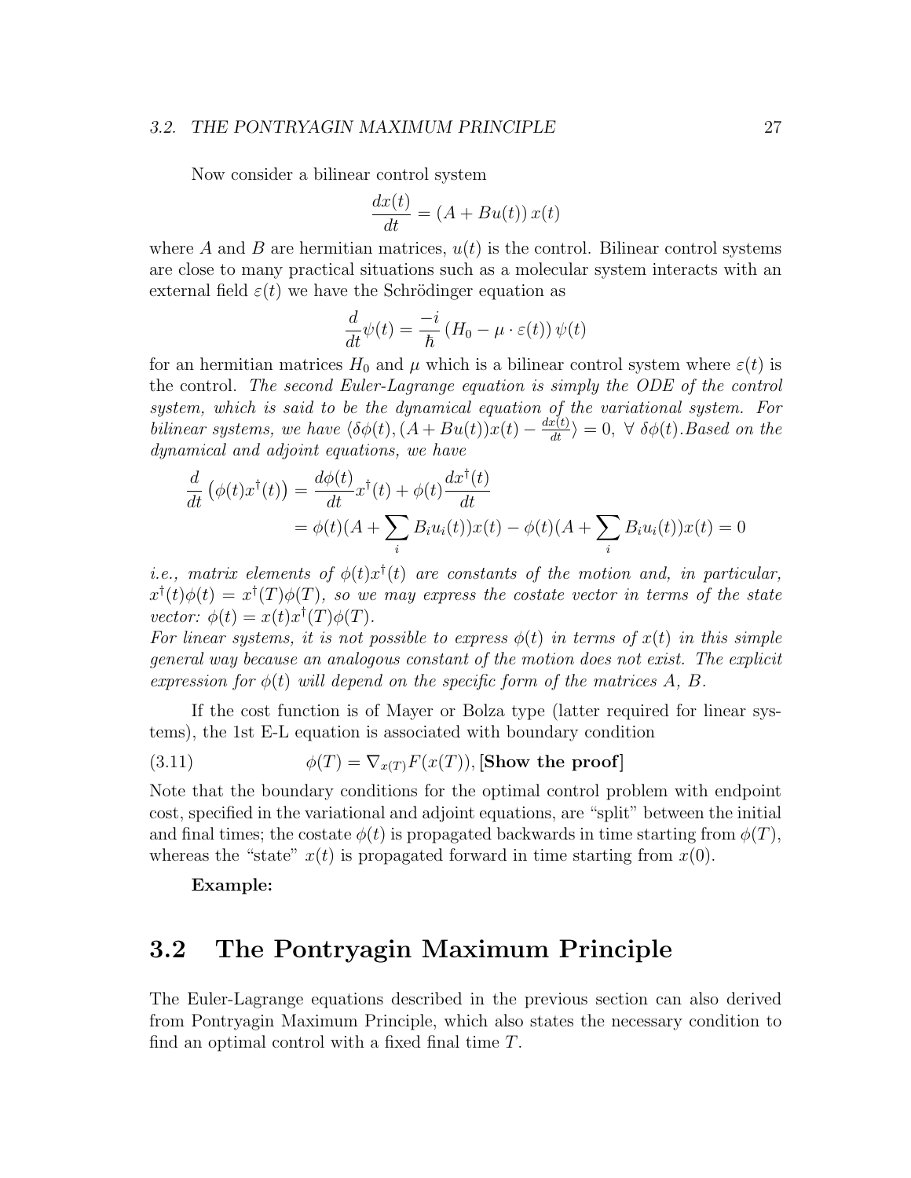Now consider a bilinear control system

$$\frac{dx(t)}{dt} = (A + Bu(t))\, x(t)$$

where $A$ and $B$ are hermitian matrices, $u(t)$ is the control. Bilinear control systems are close to many practical situations such as a molecular system interacts with an external field $\varepsilon(t)$ we have the Schrödinger equation as

$$\frac{d}{dt}\psi(t) = \frac{-i}{\hbar}\left(H_0 - \mu \cdot \varepsilon(t)\right)\psi(t)$$

for an hermitian matrices $H_0$ and $\mu$ which is a bilinear control system where $\varepsilon(t)$ is the control. *The second Euler-Lagrange equation is simply the ODE of the control system, which is said to be the dynamical equation of the variational system. For bilinear systems, we have* $\langle \delta\phi(t), (A + Bu(t))x(t) - \frac{dx(t)}{dt} \rangle = 0, \ \forall\ \delta\phi(t)$.*Based on the dynamical and adjoint equations, we have*

$$\begin{aligned}
\frac{d}{dt}\left(\phi(t)x^\dagger(t)\right) &= \frac{d\phi(t)}{dt}x^\dagger(t) + \phi(t)\frac{dx^\dagger(t)}{dt} \\
&= \phi(t)(A + \sum_i B_i u_i(t))x(t) - \phi(t)(A + \sum_i B_i u_i(t))x(t) = 0
\end{aligned}$$

*i.e., matrix elements of* $\phi(t)x^\dagger(t)$ *are constants of the motion and, in particular,* $x^\dagger(t)\phi(t) = x^\dagger(T)\phi(T)$, *so we may express the costate vector in terms of the state vector:* $\phi(t) = x(t)x^\dagger(T)\phi(T)$.

*For linear systems, it is not possible to express* $\phi(t)$ *in terms of* $x(t)$ *in this simple general way because an analogous constant of the motion does not exist. The explicit expression for* $\phi(t)$ *will depend on the specific form of the matrices* $A$, $B$.

If the cost function is of Mayer or Bolza type (latter required for linear systems), the 1st E-L equation is associated with boundary condition

$$\phi(T) = \nabla_{x(T)}F(x(T)), \textbf{[Show the proof]} \tag{3.11}$$

Note that the boundary conditions for the optimal control problem with endpoint cost, specified in the variational and adjoint equations, are "split" between the initial and final times; the costate $\phi(t)$ is propagated backwards in time starting from $\phi(T)$, whereas the "state" $x(t)$ is propagated forward in time starting from $x(0)$.

**Example:**

## 3.2 The Pontryagin Maximum Principle

The Euler-Lagrange equations described in the previous section can also derived from Pontryagin Maximum Principle, which also states the necessary condition to find an optimal control with a fixed final time $T$.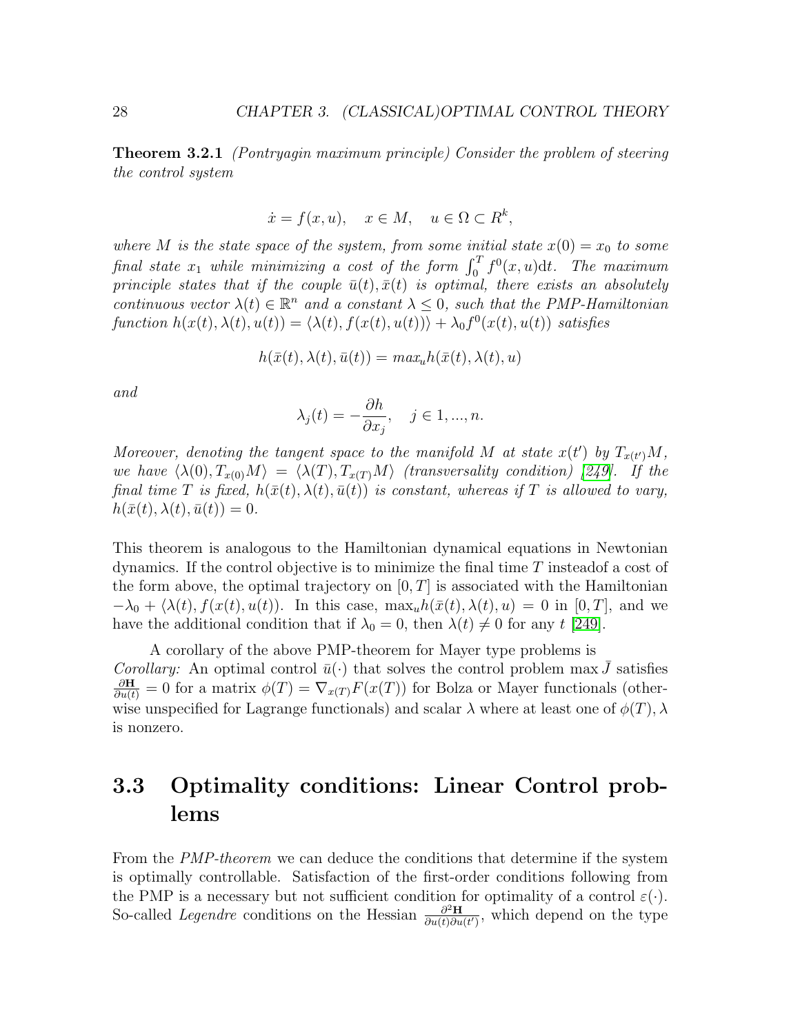**Theorem 3.2.1** *(Pontryagin maximum principle) Consider the problem of steering the control system*

$$\dot{x} = f(x, u), \quad x \in M, \quad u \in \Omega \subset R^k,$$

*where $M$ is the state space of the system, from some initial state $x(0) = x_0$ to some final state $x_1$ while minimizing a cost of the form $\int_0^T f^0(x, u)\mathrm{d}t$. The maximum principle states that if the couple $\bar{u}(t), \bar{x}(t)$ is optimal, there exists an absolutely continuous vector $\lambda(t) \in \mathbb{R}^n$ and a constant $\lambda \leq 0$, such that the PMP-Hamiltonian function $h(x(t), \lambda(t), u(t)) = \langle \lambda(t), f(x(t), u(t)) \rangle + \lambda_0 f^0(x(t), u(t))$ satisfies*

$$h(\bar{x}(t), \lambda(t), \bar{u}(t)) = max_u h(\bar{x}(t), \lambda(t), u)$$

*and*

$$\lambda_j(t) = -\frac{\partial h}{\partial x_j}, \quad j \in 1, ..., n.$$

*Moreover, denoting the tangent space to the manifold $M$ at state $x(t')$ by $T_{x(t')}M$, we have $\langle \lambda(0), T_{x(0)}M \rangle = \langle \lambda(T), T_{x(T)}M \rangle$ (transversality condition) [249]. If the final time $T$ is fixed, $h(\bar{x}(t), \lambda(t), \bar{u}(t))$ is constant, whereas if $T$ is allowed to vary, $h(\bar{x}(t), \lambda(t), \bar{u}(t)) = 0$.*

This theorem is analogous to the Hamiltonian dynamical equations in Newtonian dynamics. If the control objective is to minimize the final time $T$ insteadof a cost of the form above, the optimal trajectory on $[0, T]$ is associated with the Hamiltonian $-\lambda_0 + \langle \lambda(t), f(x(t), u(t))$. In this case, $\max_u h(\bar{x}(t), \lambda(t), u) = 0$ in $[0, T]$, and we have the additional condition that if $\lambda_0 = 0$, then $\lambda(t) \neq 0$ for any $t$ [249].

A corollary of the above PMP-theorem for Mayer type problems is
*Corollary:* An optimal control $\bar{u}(\cdot)$ that solves the control problem $\max \bar{J}$ satisfies $\frac{\partial \mathbf{H}}{\partial u(t)} = 0$ for a matrix $\phi(T) = \nabla_{x(T)} F(x(T))$ for Bolza or Mayer functionals (otherwise unspecified for Lagrange functionals) and scalar $\lambda$ where at least one of $\phi(T), \lambda$ is nonzero.

## 3.3 Optimality conditions: Linear Control problems

From the *PMP-theorem* we can deduce the conditions that determine if the system is optimally controllable. Satisfaction of the first-order conditions following from the PMP is a necessary but not sufficient condition for optimality of a control $\varepsilon(\cdot)$. So-called *Legendre* conditions on the Hessian $\frac{\partial^2 \mathbf{H}}{\partial u(t) \partial u(t')}$, which depend on the type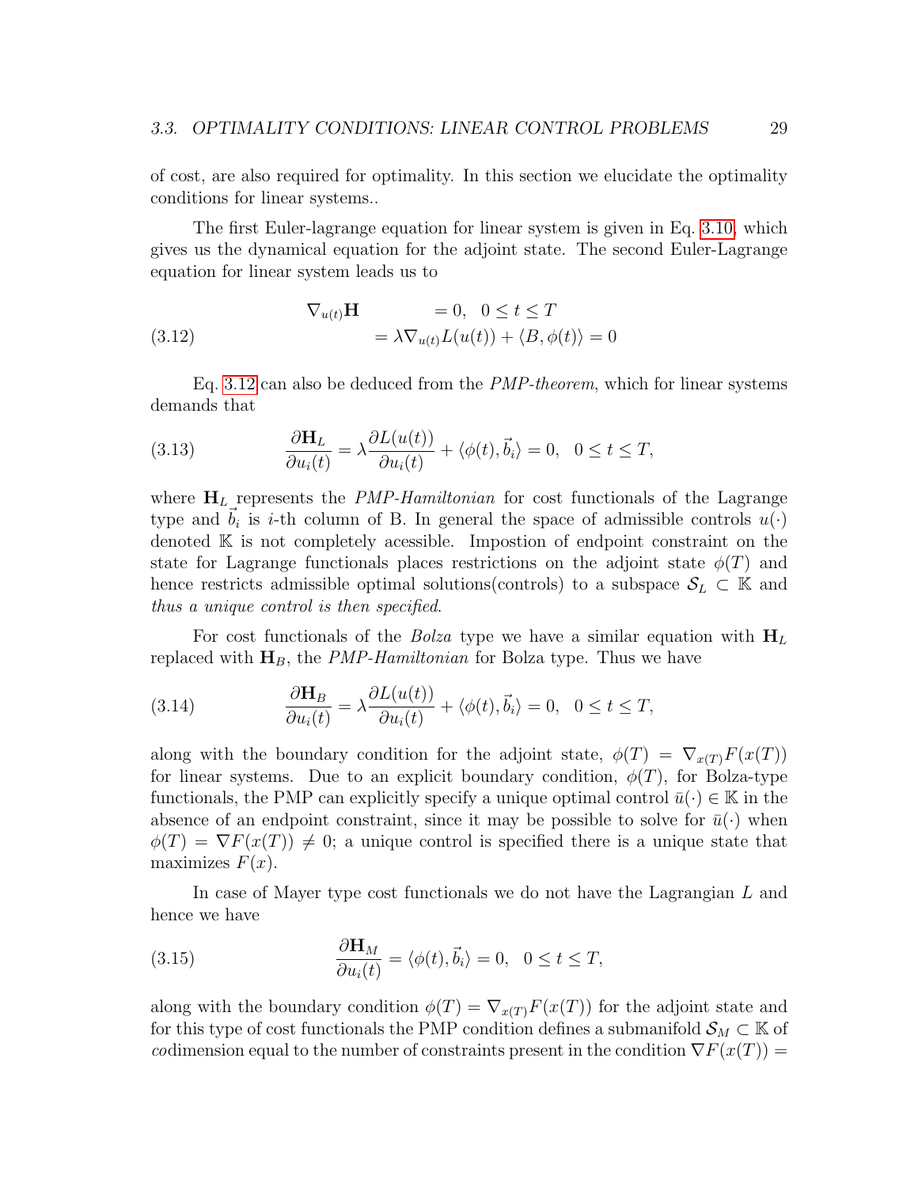of cost, are also required for optimality. In this section we elucidate the optimality conditions for linear systems..

The first Euler-lagrange equation for linear system is given in Eq. 3.10, which gives us the dynamical equation for the adjoint state. The second Euler-Lagrange equation for linear system leads us to

$$
\begin{aligned}
\nabla_{u(t)}\mathbf{H} \qquad &= 0, \quad 0 \leq t \leq T \\
&= \lambda \nabla_{u(t)} L(u(t)) + \langle B, \phi(t) \rangle = 0
\end{aligned}
\tag{3.12}
$$

Eq. 3.12 can also be deduced from the *PMP-theorem*, which for linear systems demands that

$$
\frac{\partial \mathbf{H}_L}{\partial u_i(t)} = \lambda \frac{\partial L(u(t))}{\partial u_i(t)} + \langle \phi(t), \vec{b}_i \rangle = 0, \quad 0 \leq t \leq T,
\tag{3.13}
$$

where $\mathbf{H}_L$ represents the *PMP-Hamiltonian* for cost functionals of the Lagrange type and $\vec{b}_i$ is $i$-th column of B. In general the space of admissible controls $u(\cdot)$ denoted $\mathbb{K}$ is not completely acessible. Impostion of endpoint constraint on the state for Lagrange functionals places restrictions on the adjoint state $\phi(T)$ and hence restricts admissible optimal solutions(controls) to a subspace $\mathcal{S}_L \subset \mathbb{K}$ and *thus a unique control is then specified*.

For cost functionals of the *Bolza* type we have a similar equation with $\mathbf{H}_L$ replaced with $\mathbf{H}_B$, the *PMP-Hamiltonian* for Bolza type. Thus we have

$$
\frac{\partial \mathbf{H}_B}{\partial u_i(t)} = \lambda \frac{\partial L(u(t))}{\partial u_i(t)} + \langle \phi(t), \vec{b}_i \rangle = 0, \quad 0 \leq t \leq T,
\tag{3.14}
$$

along with the boundary condition for the adjoint state, $\phi(T) = \nabla_{x(T)} F(x(T))$ for linear systems. Due to an explicit boundary condition, $\phi(T)$, for Bolza-type functionals, the PMP can explicitly specify a unique optimal control $\bar{u}(\cdot) \in \mathbb{K}$ in the absence of an endpoint constraint, since it may be possible to solve for $\bar{u}(\cdot)$ when $\phi(T) = \nabla F(x(T)) \neq 0$; a unique control is specified there is a unique state that maximizes $F(x)$.

In case of Mayer type cost functionals we do not have the Lagrangian $L$ and hence we have

$$
\frac{\partial \mathbf{H}_M}{\partial u_i(t)} = \langle \phi(t), \vec{b}_i \rangle = 0, \quad 0 \leq t \leq T,
\tag{3.15}
$$

along with the boundary condition $\phi(T) = \nabla_{x(T)} F(x(T))$ for the adjoint state and for this type of cost functionals the PMP condition defines a submanifold $\mathcal{S}_M \subset \mathbb{K}$ of *co*dimension equal to the number of constraints present in the condition $\nabla F(x(T)) =$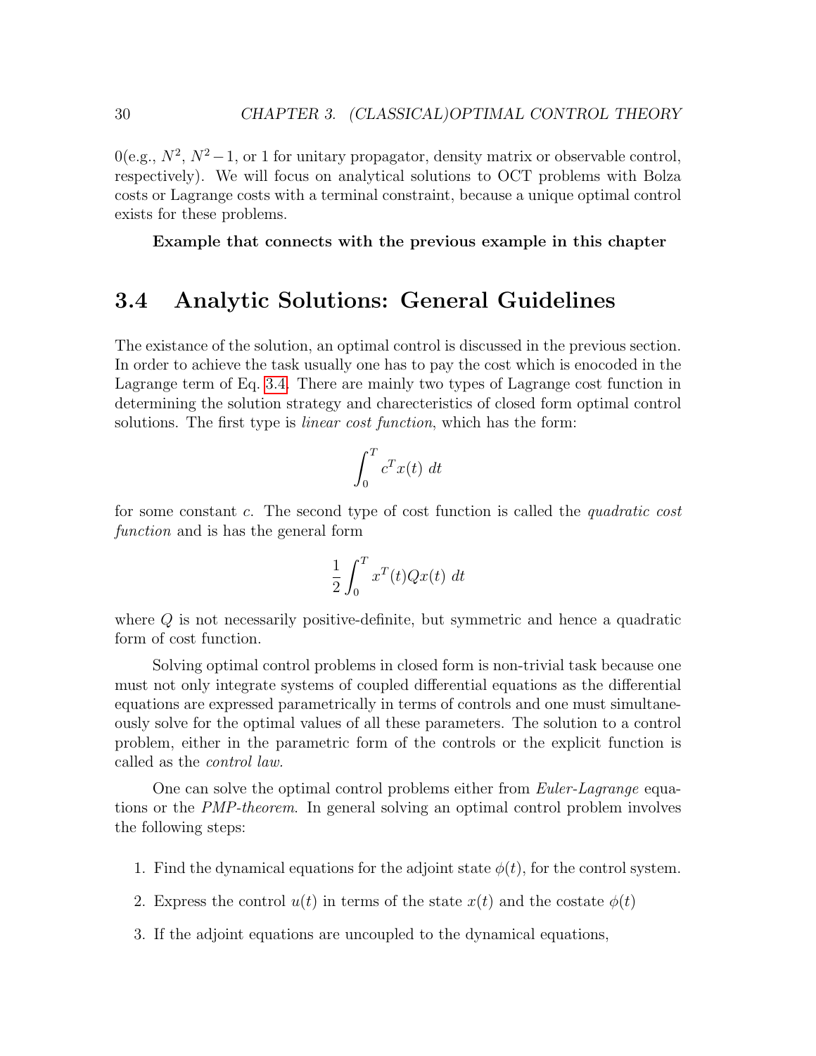0(e.g., $N^2$, $N^2-1$, or 1 for unitary propagator, density matrix or observable control, respectively). We will focus on analytical solutions to OCT problems with Bolza costs or Lagrange costs with a terminal constraint, because a unique optimal control exists for these problems.

**Example that connects with the previous example in this chapter**

## 3.4 Analytic Solutions: General Guidelines

The existance of the solution, an optimal control is discussed in the previous section. In order to achieve the task usually one has to pay the cost which is enocoded in the Lagrange term of Eq. 3.4. There are mainly two types of Lagrange cost function in determining the solution strategy and charecteristics of closed form optimal control solutions. The first type is *linear cost function*, which has the form:

$$\int_0^T c^T x(t)\ dt$$

for some constant $c$. The second type of cost function is called the *quadratic cost function* and is has the general form

$$\frac{1}{2}\int_0^T x^T(t) Q x(t)\ dt$$

where $Q$ is not necessarily positive-definite, but symmetric and hence a quadratic form of cost function.

Solving optimal control problems in closed form is non-trivial task because one must not only integrate systems of coupled differential equations as the differential equations are expressed parametrically in terms of controls and one must simultaneously solve for the optimal values of all these parameters. The solution to a control problem, either in the parametric form of the controls or the explicit function is called as the *control law.*

One can solve the optimal control problems either from *Euler-Lagrange* equations or the *PMP-theorem*. In general solving an optimal control problem involves the following steps:

1. Find the dynamical equations for the adjoint state $\phi(t)$, for the control system.
2. Express the control $u(t)$ in terms of the state $x(t)$ and the costate $\phi(t)$
3. If the adjoint equations are uncoupled to the dynamical equations,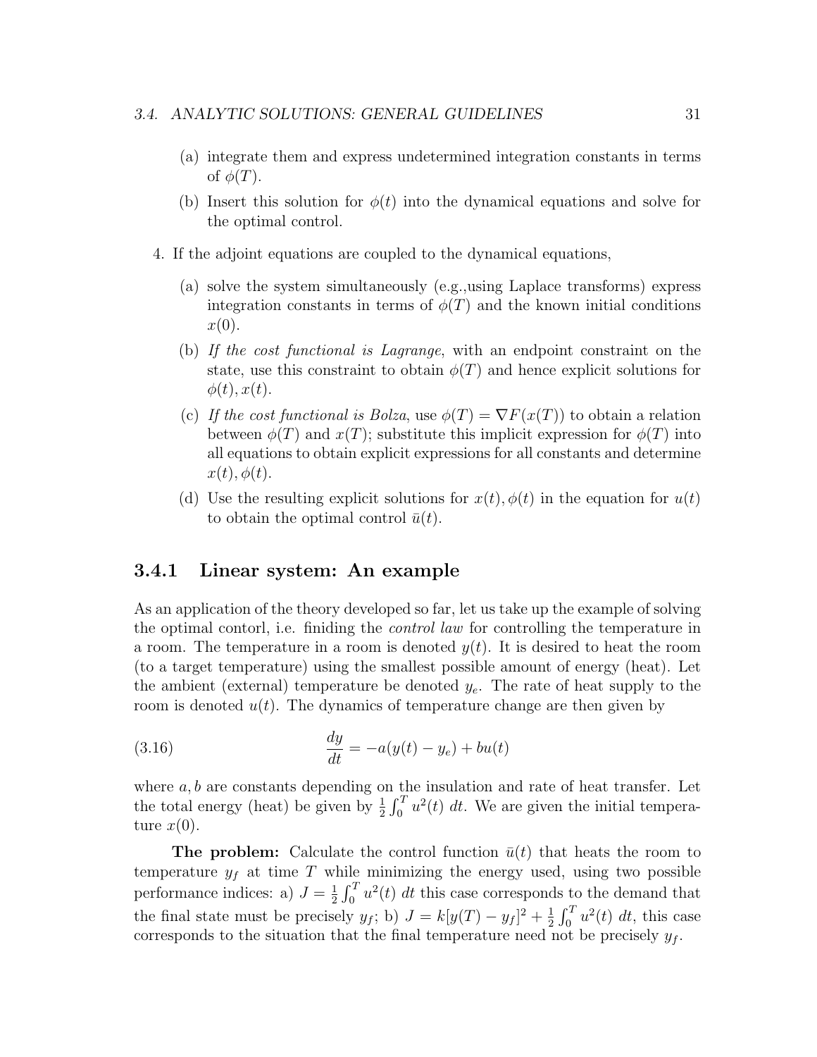(a) integrate them and express undetermined integration constants in terms of $\phi(T)$.

(b) Insert this solution for $\phi(t)$ into the dynamical equations and solve for the optimal control.

4. If the adjoint equations are coupled to the dynamical equations,

   (a) solve the system simultaneously (e.g.,using Laplace transforms) express integration constants in terms of $\phi(T)$ and the known initial conditions $x(0)$.

   (b) *If the cost functional is Lagrange*, with an endpoint constraint on the state, use this constraint to obtain $\phi(T)$ and hence explicit solutions for $\phi(t), x(t)$.

   (c) *If the cost functional is Bolza*, use $\phi(T) = \nabla F(x(T))$ to obtain a relation between $\phi(T)$ and $x(T)$; substitute this implicit expression for $\phi(T)$ into all equations to obtain explicit expressions for all constants and determine $x(t), \phi(t)$.

   (d) Use the resulting explicit solutions for $x(t), \phi(t)$ in the equation for $u(t)$ to obtain the optimal control $\bar{u}(t)$.

### 3.4.1 Linear system: An example

As an application of the theory developed so far, let us take up the example of solving the optimal contorl, i.e. finiding the *control law* for controlling the temperature in a room. The temperature in a room is denoted $y(t)$. It is desired to heat the room (to a target temperature) using the smallest possible amount of energy (heat). Let the ambient (external) temperature be denoted $y_e$. The rate of heat supply to the room is denoted $u(t)$. The dynamics of temperature change are then given by

$$\frac{dy}{dt} = -a(y(t) - y_e) + bu(t) \tag{3.16}$$

where $a, b$ are constants depending on the insulation and rate of heat transfer. Let the total energy (heat) be given by $\frac{1}{2}\int_0^T u^2(t)\ dt$. We are given the initial temperature $x(0)$.

**The problem:** Calculate the control function $\bar{u}(t)$ that heats the room to temperature $y_f$ at time $T$ while minimizing the energy used, using two possible performance indices: a) $J = \frac{1}{2}\int_0^T u^2(t)\ dt$ this case corresponds to the demand that the final state must be precisely $y_f$; b) $J = k[y(T) - y_f]^2 + \frac{1}{2}\int_0^T u^2(t)\ dt$, this case corresponds to the situation that the final temperature need not be precisely $y_f$.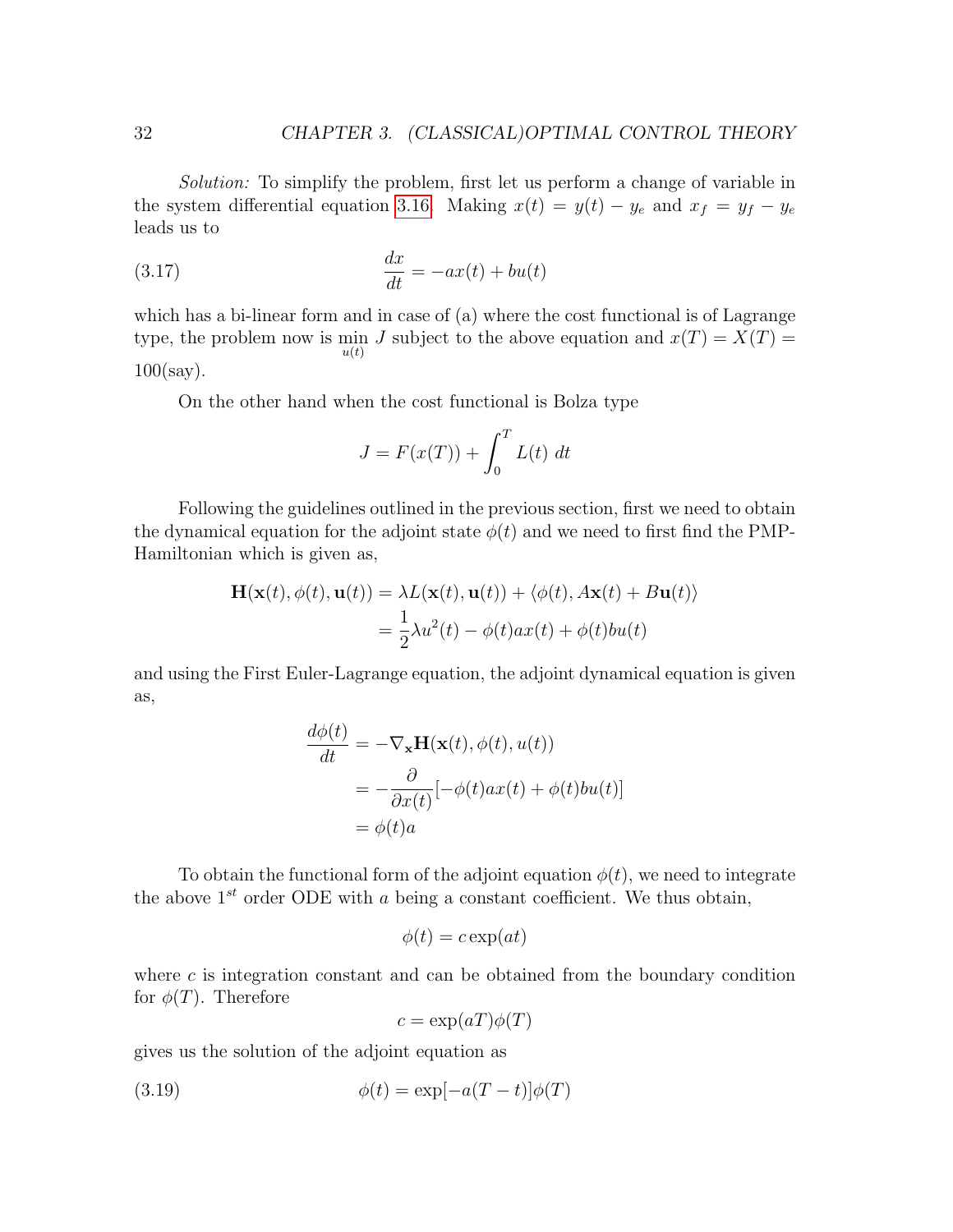*Solution:* To simplify the problem, first let us perform a change of variable in the system differential equation 3.16. Making $x(t) = y(t) - y_e$ and $x_f = y_f - y_e$ leads us to

$$\frac{dx}{dt} = -ax(t) + bu(t) \tag{3.17}$$

which has a bi-linear form and in case of (a) where the cost functional is of Lagrange type, the problem now is $\min\limits_{u(t)} J$ subject to the above equation and $x(T) = X(T) = 100$(say).

On the other hand when the cost functional is Bolza type

$$J = F(x(T)) + \int_0^T L(t)\ dt$$

Following the guidelines outlined in the previous section, first we need to obtain the dynamical equation for the adjoint state $\phi(t)$ and we need to first find the PMP-Hamiltonian which is given as,

$$\begin{aligned}
\mathbf{H}(\mathbf{x}(t), \phi(t), \mathbf{u}(t)) &= \lambda L(\mathbf{x}(t), \mathbf{u}(t)) + \langle \phi(t), A\mathbf{x}(t) + B\mathbf{u}(t) \rangle \\
&= \frac{1}{2}\lambda u^2(t) - \phi(t)ax(t) + \phi(t)bu(t)
\end{aligned}$$

and using the First Euler-Lagrange equation, the adjoint dynamical equation is given as,

$$\begin{aligned}
\frac{d\phi(t)}{dt} &= -\nabla_{\mathbf{x}}\mathbf{H}(\mathbf{x}(t), \phi(t), u(t)) \\
&= -\frac{\partial}{\partial x(t)}[-\phi(t)ax(t) + \phi(t)bu(t)] \\
&= \phi(t)a
\end{aligned}$$

To obtain the functional form of the adjoint equation $\phi(t)$, we need to integrate the above $1^{st}$ order ODE with $a$ being a constant coefficient. We thus obtain,

$$\phi(t) = c\exp(at)$$

where $c$ is integration constant and can be obtained from the boundary condition for $\phi(T)$. Therefore

$$c = \exp(aT)\phi(T)$$

gives us the solution of the adjoint equation as

$$\phi(t) = \exp[-a(T-t)]\phi(T) \tag{3.19}$$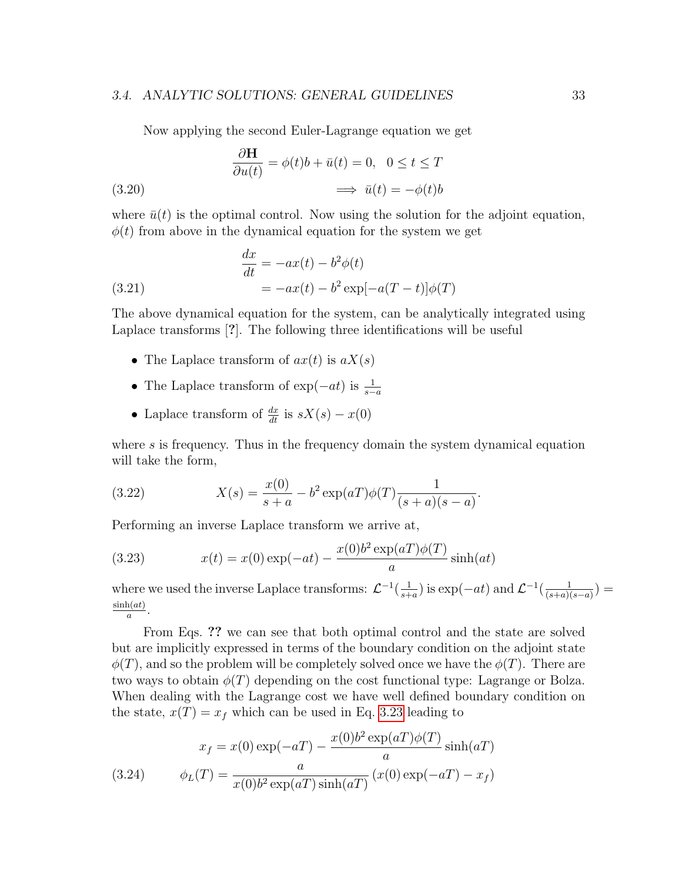Now applying the second Euler-Lagrange equation we get

$$\frac{\partial \mathbf{H}}{\partial u(t)} = \phi(t)b + \bar{u}(t) = 0, \quad 0 \leq t \leq T$$
$$\implies \bar{u}(t) = -\phi(t)b \tag{3.20}$$

where $\bar{u}(t)$ is the optimal control. Now using the solution for the adjoint equation, $\phi(t)$ from above in the dynamical equation for the system we get

$$\frac{dx}{dt} = -ax(t) - b^2\phi(t)$$
$$= -ax(t) - b^2 \exp[-a(T-t)]\phi(T) \tag{3.21}$$

The above dynamical equation for the system, can be analytically integrated using Laplace transforms [?]. The following three identifications will be useful

- The Laplace transform of $ax(t)$ is $aX(s)$
- The Laplace transform of $\exp(-at)$ is $\frac{1}{s-a}$
- Laplace transform of $\frac{dx}{dt}$ is $sX(s) - x(0)$

where $s$ is frequency. Thus in the frequency domain the system dynamical equation will take the form,

$$X(s) = \frac{x(0)}{s+a} - b^2 \exp(aT)\phi(T)\frac{1}{(s+a)(s-a)}. \tag{3.22}$$

Performing an inverse Laplace transform we arrive at,

$$x(t) = x(0)\exp(-at) - \frac{x(0)b^2 \exp(aT)\phi(T)}{a}\sinh(at) \tag{3.23}$$

where we used the inverse Laplace transforms: $\mathcal{L}^{-1}(\frac{1}{s+a})$ is $\exp(-at)$ and $\mathcal{L}^{-1}(\frac{1}{(s+a)(s-a)}) = \frac{\sinh(at)}{a}$.

From Eqs. **??** we can see that both optimal control and the state are solved but are implicitly expressed in terms of the boundary condition on the adjoint state $\phi(T)$, and so the problem will be completely solved once we have the $\phi(T)$. There are two ways to obtain $\phi(T)$ depending on the cost functional type: Lagrange or Bolza. When dealing with the Lagrange cost we have well defined boundary condition on the state, $x(T) = x_f$ which can be used in Eq. 3.23 leading to

$$x_f = x(0)\exp(-aT) - \frac{x(0)b^2 \exp(aT)\phi(T)}{a}\sinh(aT)$$
$$\phi_L(T) = \frac{a}{x(0)b^2 \exp(aT)\sinh(aT)}\left(x(0)\exp(-aT) - x_f\right) \tag{3.24}$$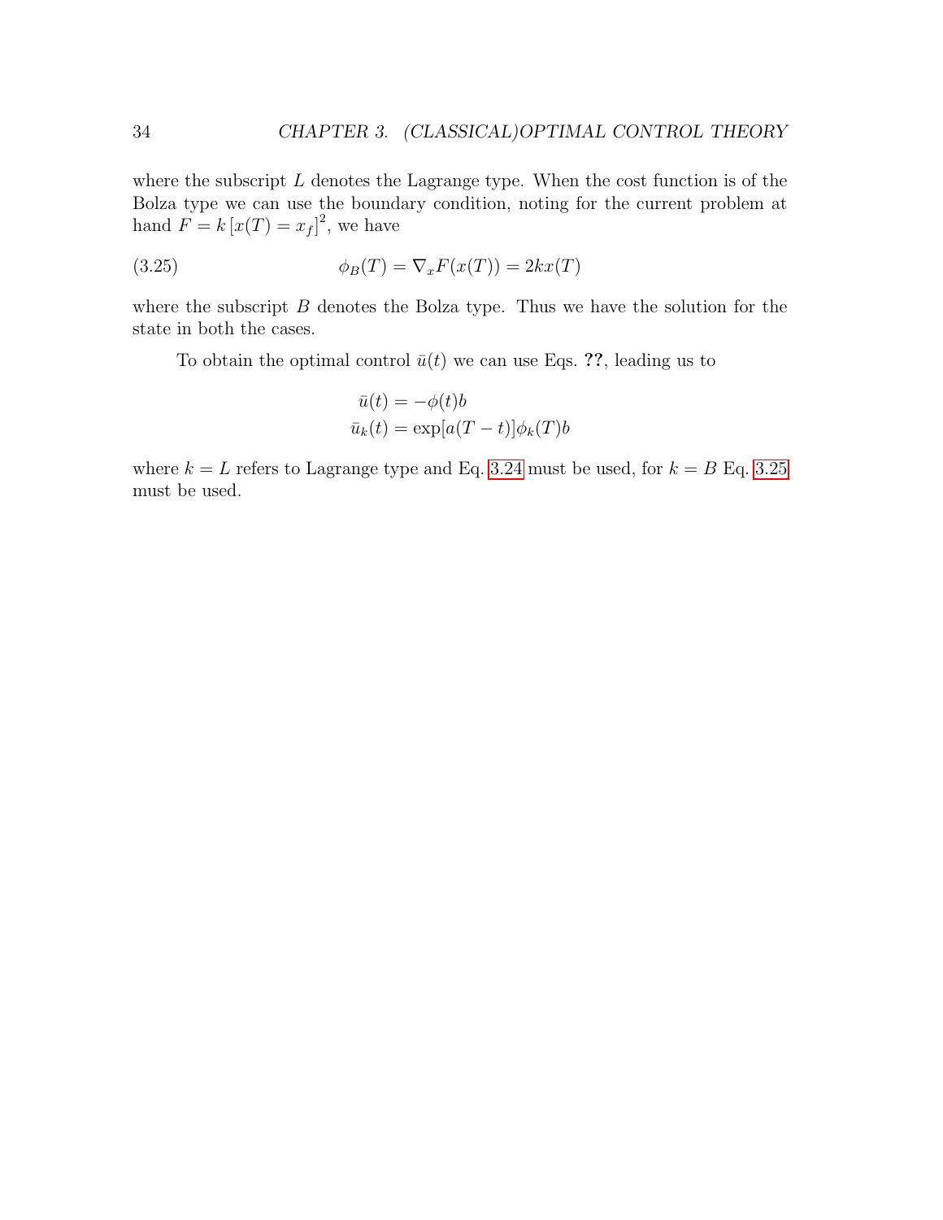where the subscript $L$ denotes the Lagrange type. When the cost function is of the Bolza type we can use the boundary condition, noting for the current problem at hand $F = k\left[x(T) = x_f\right]^2$, we have

$$\phi_B(T) = \nabla_x F(x(T)) = 2kx(T) \tag{3.25}$$

where the subscript $B$ denotes the Bolza type. Thus we have the solution for the state in both the cases.

To obtain the optimal control $\bar{u}(t)$ we can use Eqs. **??**, leading us to

$$\bar{u}(t) = -\phi(t)b$$
$$\bar{u}_k(t) = \exp[a(T-t)]\phi_k(T)b$$

where $k = L$ refers to Lagrange type and Eq. 3.24 must be used, for $k = B$ Eq. 3.25 must be used.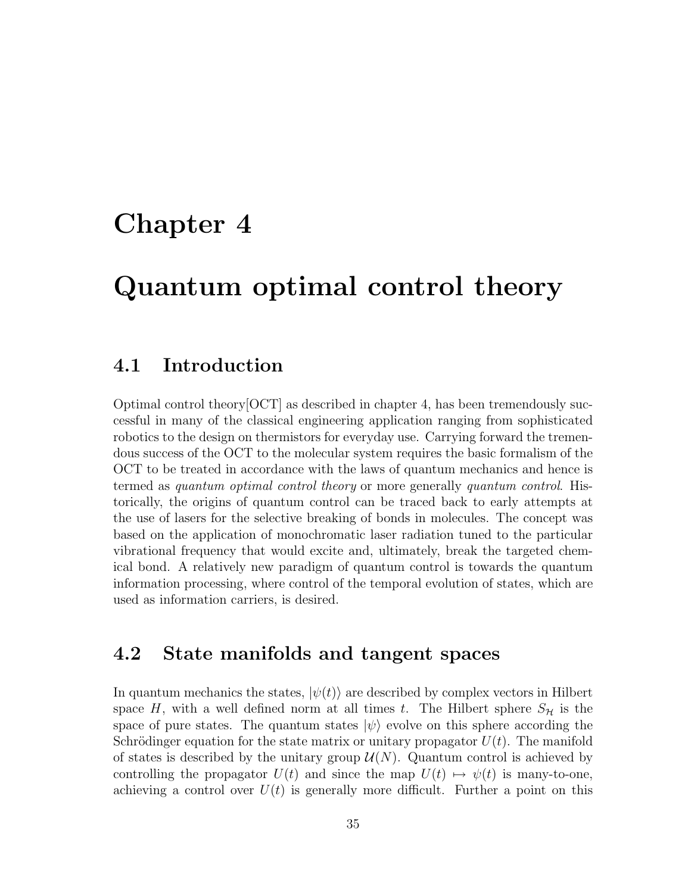# Chapter 4

# Quantum optimal control theory

## 4.1 Introduction

Optimal control theory[OCT] as described in chapter 4, has been tremendously successful in many of the classical engineering application ranging from sophisticated robotics to the design on thermistors for everyday use. Carrying forward the tremendous success of the OCT to the molecular system requires the basic formalism of the OCT to be treated in accordance with the laws of quantum mechanics and hence is termed as *quantum optimal control theory* or more generally *quantum control*. Historically, the origins of quantum control can be traced back to early attempts at the use of lasers for the selective breaking of bonds in molecules. The concept was based on the application of monochromatic laser radiation tuned to the particular vibrational frequency that would excite and, ultimately, break the targeted chemical bond. A relatively new paradigm of quantum control is towards the quantum information processing, where control of the temporal evolution of states, which are used as information carriers, is desired.

## 4.2 State manifolds and tangent spaces

In quantum mechanics the states, $|\psi(t)\rangle$ are described by complex vectors in Hilbert space $H$, with a well defined norm at all times $t$. The Hilbert sphere $S_{\mathcal{H}}$ is the space of pure states. The quantum states $|\psi\rangle$ evolve on this sphere according the Schrödinger equation for the state matrix or unitary propagator $U(t)$. The manifold of states is described by the unitary group $\mathcal{U}(N)$. Quantum control is achieved by controlling the propagator $U(t)$ and since the map $U(t) \mapsto \psi(t)$ is many-to-one, achieving a control over $U(t)$ is generally more difficult. Further a point on this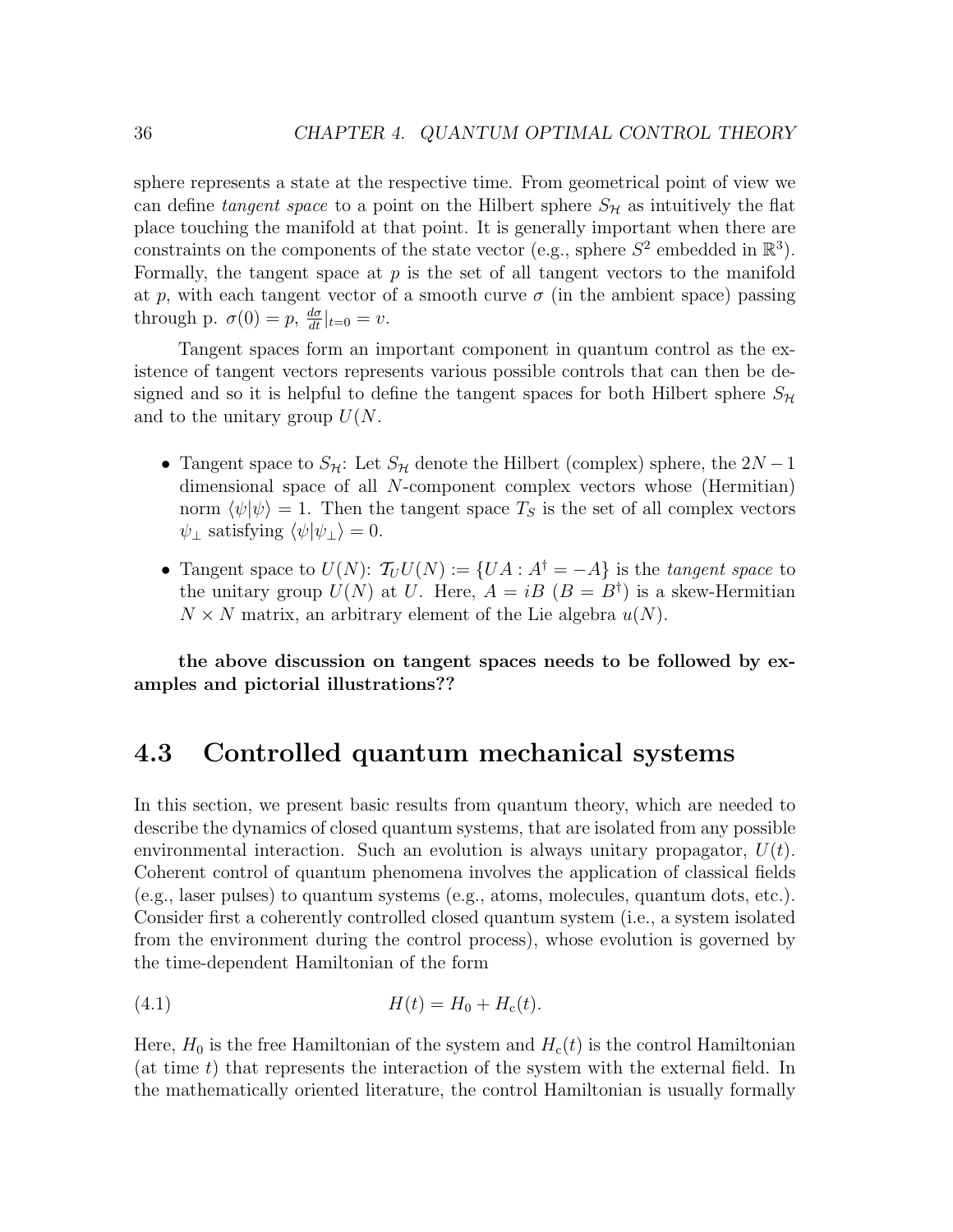sphere represents a state at the respective time. From geometrical point of view we can define *tangent space* to a point on the Hilbert sphere $S_{\mathcal{H}}$ as intuitively the flat place touching the manifold at that point. It is generally important when there are constraints on the components of the state vector (e.g., sphere $S^2$ embedded in $\mathbb{R}^3$). Formally, the tangent space at $p$ is the set of all tangent vectors to the manifold at $p$, with each tangent vector of a smooth curve $\sigma$ (in the ambient space) passing through p. $\sigma(0) = p$, $\frac{d\sigma}{dt}|_{t=0} = v$.

Tangent spaces form an important component in quantum control as the existence of tangent vectors represents various possible controls that can then be designed and so it is helpful to define the tangent spaces for both Hilbert sphere $S_{\mathcal{H}}$ and to the unitary group $U(N$.

- Tangent space to $S_{\mathcal{H}}$: Let $S_{\mathcal{H}}$ denote the Hilbert (complex) sphere, the $2N-1$ dimensional space of all $N$-component complex vectors whose (Hermitian) norm $\langle\psi|\psi\rangle = 1$. Then the tangent space $T_S$ is the set of all complex vectors $\psi_\perp$ satisfying $\langle\psi|\psi_\perp\rangle = 0$.
- Tangent space to $U(N)$: $\mathcal{T}_U U(N) := \{UA : A^\dagger = -A\}$ is the *tangent space* to the unitary group $U(N)$ at $U$. Here, $A = iB$ ($B = B^\dagger$) is a skew-Hermitian $N \times N$ matrix, an arbitrary element of the Lie algebra $u(N)$.

**the above discussion on tangent spaces needs to be followed by examples and pictorial illustrations??**

## 4.3 Controlled quantum mechanical systems

In this section, we present basic results from quantum theory, which are needed to describe the dynamics of closed quantum systems, that are isolated from any possible environmental interaction. Such an evolution is always unitary propagator, $U(t)$. Coherent control of quantum phenomena involves the application of classical fields (e.g., laser pulses) to quantum systems (e.g., atoms, molecules, quantum dots, etc.). Consider first a coherently controlled closed quantum system (i.e., a system isolated from the environment during the control process), whose evolution is governed by the time-dependent Hamiltonian of the form

$$H(t) = H_0 + H_c(t). \tag{4.1}$$

Here, $H_0$ is the free Hamiltonian of the system and $H_c(t)$ is the control Hamiltonian (at time $t$) that represents the interaction of the system with the external field. In the mathematically oriented literature, the control Hamiltonian is usually formally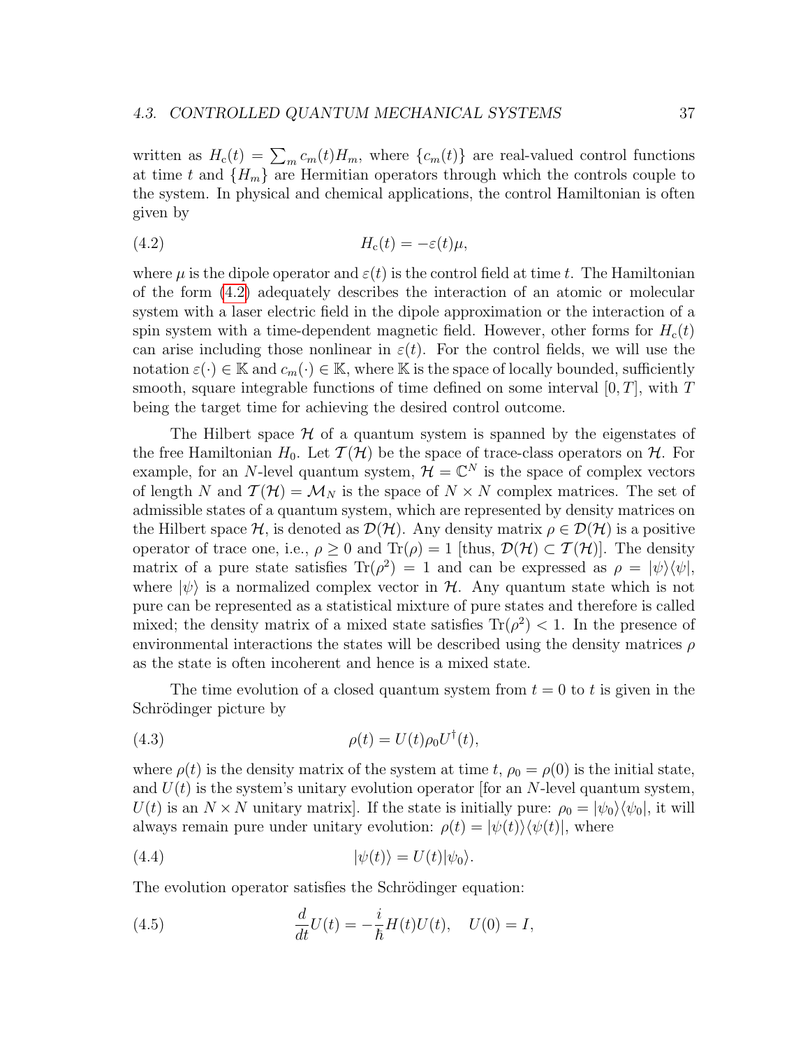written as $H_c(t) = \sum_m c_m(t)H_m$, where $\{c_m(t)\}$ are real-valued control functions at time $t$ and $\{H_m\}$ are Hermitian operators through which the controls couple to the system. In physical and chemical applications, the control Hamiltonian is often given by

$$H_c(t) = -\varepsilon(t)\mu, \tag{4.2}$$

where $\mu$ is the dipole operator and $\varepsilon(t)$ is the control field at time $t$. The Hamiltonian of the form (4.2) adequately describes the interaction of an atomic or molecular system with a laser electric field in the dipole approximation or the interaction of a spin system with a time-dependent magnetic field. However, other forms for $H_c(t)$ can arise including those nonlinear in $\varepsilon(t)$. For the control fields, we will use the notation $\varepsilon(\cdot) \in \mathbb{K}$ and $c_m(\cdot) \in \mathbb{K}$, where $\mathbb{K}$ is the space of locally bounded, sufficiently smooth, square integrable functions of time defined on some interval $[0, T]$, with $T$ being the target time for achieving the desired control outcome.

The Hilbert space $\mathcal{H}$ of a quantum system is spanned by the eigenstates of the free Hamiltonian $H_0$. Let $\mathcal{T}(\mathcal{H})$ be the space of trace-class operators on $\mathcal{H}$. For example, for an $N$-level quantum system, $\mathcal{H} = \mathbb{C}^N$ is the space of complex vectors of length $N$ and $\mathcal{T}(\mathcal{H}) = \mathcal{M}_N$ is the space of $N \times N$ complex matrices. The set of admissible states of a quantum system, which are represented by density matrices on the Hilbert space $\mathcal{H}$, is denoted as $\mathcal{D}(\mathcal{H})$. Any density matrix $\rho \in \mathcal{D}(\mathcal{H})$ is a positive operator of trace one, i.e., $\rho \geq 0$ and $\mathrm{Tr}(\rho) = 1$ [thus, $\mathcal{D}(\mathcal{H}) \subset \mathcal{T}(\mathcal{H})$]. The density matrix of a pure state satisfies $\mathrm{Tr}(\rho^2) = 1$ and can be expressed as $\rho = |\psi\rangle\langle\psi|$, where $|\psi\rangle$ is a normalized complex vector in $\mathcal{H}$. Any quantum state which is not pure can be represented as a statistical mixture of pure states and therefore is called mixed; the density matrix of a mixed state satisfies $\mathrm{Tr}(\rho^2) < 1$. In the presence of environmental interactions the states will be described using the density matrices $\rho$ as the state is often incoherent and hence is a mixed state.

The time evolution of a closed quantum system from $t = 0$ to $t$ is given in the Schrödinger picture by

$$\rho(t) = U(t)\rho_0 U^\dagger(t), \tag{4.3}$$

where $\rho(t)$ is the density matrix of the system at time $t$, $\rho_0 = \rho(0)$ is the initial state, and $U(t)$ is the system's unitary evolution operator [for an $N$-level quantum system, $U(t)$ is an $N \times N$ unitary matrix]. If the state is initially pure: $\rho_0 = |\psi_0\rangle\langle\psi_0|$, it will always remain pure under unitary evolution: $\rho(t) = |\psi(t)\rangle\langle\psi(t)|$, where

$$|\psi(t)\rangle = U(t)|\psi_0\rangle. \tag{4.4}$$

The evolution operator satisfies the Schrödinger equation:

$$\frac{d}{dt}U(t) = -\frac{i}{\hbar}H(t)U(t), \quad U(0) = I, \tag{4.5}$$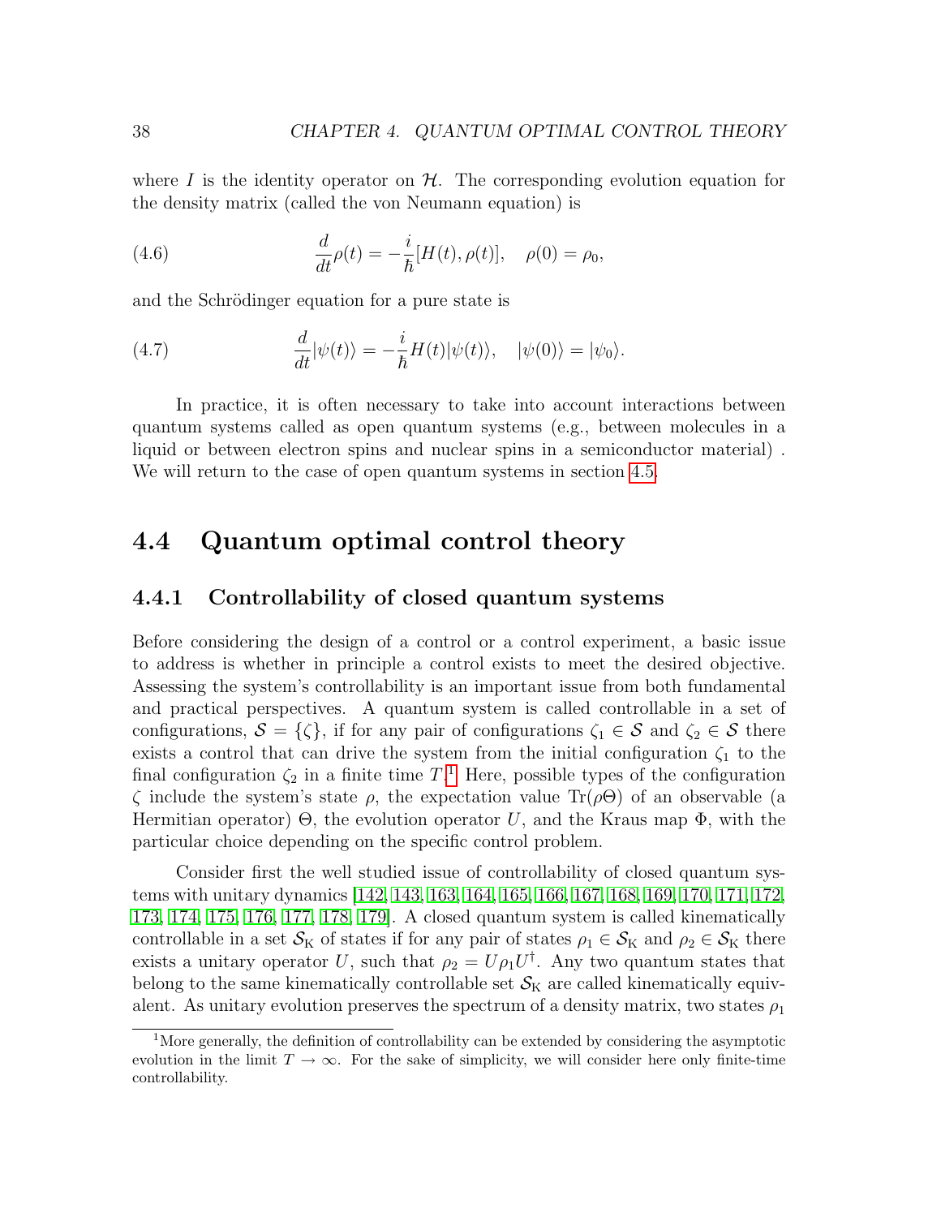where $I$ is the identity operator on $\mathcal{H}$. The corresponding evolution equation for the density matrix (called the von Neumann equation) is

$$\frac{d}{dt}\rho(t) = -\frac{i}{\hbar}[H(t), \rho(t)], \quad \rho(0) = \rho_0, \tag{4.6}$$

and the Schrödinger equation for a pure state is

$$\frac{d}{dt}|\psi(t)\rangle = -\frac{i}{\hbar}H(t)|\psi(t)\rangle, \quad |\psi(0)\rangle = |\psi_0\rangle. \tag{4.7}$$

In practice, it is often necessary to take into account interactions between quantum systems called as open quantum systems (e.g., between molecules in a liquid or between electron spins and nuclear spins in a semiconductor material) . We will return to the case of open quantum systems in section 4.5.

## 4.4 Quantum optimal control theory

### 4.4.1 Controllability of closed quantum systems

Before considering the design of a control or a control experiment, a basic issue to address is whether in principle a control exists to meet the desired objective. Assessing the system's controllability is an important issue from both fundamental and practical perspectives. A quantum system is called controllable in a set of configurations, $\mathcal{S} = \{\zeta\}$, if for any pair of configurations $\zeta_1 \in \mathcal{S}$ and $\zeta_2 \in \mathcal{S}$ there exists a control that can drive the system from the initial configuration $\zeta_1$ to the final configuration $\zeta_2$ in a finite time $T$.[1] Here, possible types of the configuration $\zeta$ include the system's state $\rho$, the expectation value $\mathrm{Tr}(\rho\Theta)$ of an observable (a Hermitian operator) $\Theta$, the evolution operator $U$, and the Kraus map $\Phi$, with the particular choice depending on the specific control problem.

Consider first the well studied issue of controllability of closed quantum systems with unitary dynamics [142, 143, 163, 164, 165, 166, 167, 168, 169, 170, 171, 172, 173, 174, 175, 176, 177, 178, 179]. A closed quantum system is called kinematically controllable in a set $\mathcal{S}_{\mathrm{K}}$ of states if for any pair of states $\rho_1 \in \mathcal{S}_{\mathrm{K}}$ and $\rho_2 \in \mathcal{S}_{\mathrm{K}}$ there exists a unitary operator $U$, such that $\rho_2 = U\rho_1 U^{\dagger}$. Any two quantum states that belong to the same kinematically controllable set $\mathcal{S}_{\mathrm{K}}$ are called kinematically equivalent. As unitary evolution preserves the spectrum of a density matrix, two states $\rho_1$

[1] More generally, the definition of controllability can be extended by considering the asymptotic evolution in the limit $T \to \infty$. For the sake of simplicity, we will consider here only finite-time controllability.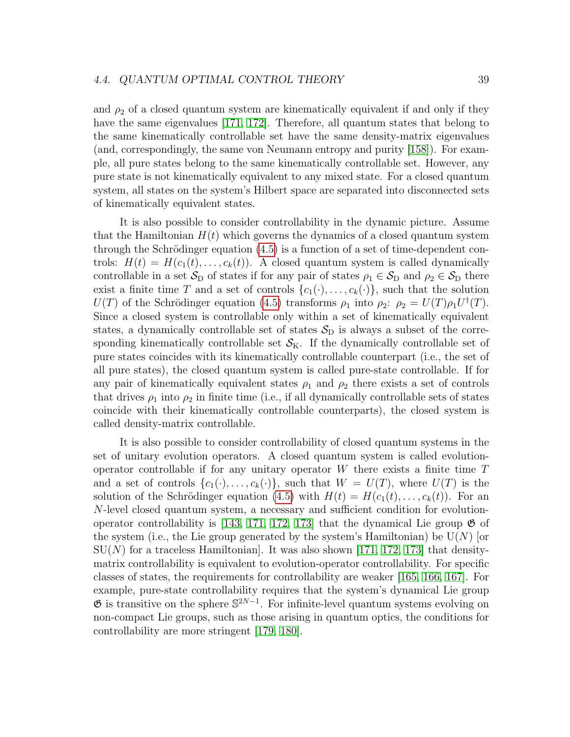and $\rho_2$ of a closed quantum system are kinematically equivalent if and only if they have the same eigenvalues [171, 172]. Therefore, all quantum states that belong to the same kinematically controllable set have the same density-matrix eigenvalues (and, correspondingly, the same von Neumann entropy and purity [158]). For example, all pure states belong to the same kinematically controllable set. However, any pure state is not kinematically equivalent to any mixed state. For a closed quantum system, all states on the system's Hilbert space are separated into disconnected sets of kinematically equivalent states.

It is also possible to consider controllability in the dynamic picture. Assume that the Hamiltonian $H(t)$ which governs the dynamics of a closed quantum system through the Schrödinger equation (4.5) is a function of a set of time-dependent controls: $H(t) = H(c_1(t), \ldots, c_k(t))$. A closed quantum system is called dynamically controllable in a set $\mathcal{S}_{\mathrm{D}}$ of states if for any pair of states $\rho_1 \in \mathcal{S}_{\mathrm{D}}$ and $\rho_2 \in \mathcal{S}_{\mathrm{D}}$ there exist a finite time $T$ and a set of controls $\{c_1(\cdot), \ldots, c_k(\cdot)\}$, such that the solution $U(T)$ of the Schrödinger equation (4.5) transforms $\rho_1$ into $\rho_2$: $\rho_2 = U(T)\rho_1 U^{\dagger}(T)$. Since a closed system is controllable only within a set of kinematically equivalent states, a dynamically controllable set of states $\mathcal{S}_{\mathrm{D}}$ is always a subset of the corresponding kinematically controllable set $\mathcal{S}_{\mathrm{K}}$. If the dynamically controllable set of pure states coincides with its kinematically controllable counterpart (i.e., the set of all pure states), the closed quantum system is called pure-state controllable. If for any pair of kinematically equivalent states $\rho_1$ and $\rho_2$ there exists a set of controls that drives $\rho_1$ into $\rho_2$ in finite time (i.e., if all dynamically controllable sets of states coincide with their kinematically controllable counterparts), the closed system is called density-matrix controllable.

It is also possible to consider controllability of closed quantum systems in the set of unitary evolution operators. A closed quantum system is called evolution-operator controllable if for any unitary operator $W$ there exists a finite time $T$ and a set of controls $\{c_1(\cdot), \ldots, c_k(\cdot)\}$, such that $W = U(T)$, where $U(T)$ is the solution of the Schrödinger equation (4.5) with $H(t) = H(c_1(t), \ldots, c_k(t))$. For an $N$-level closed quantum system, a necessary and sufficient condition for evolution-operator controllability is [143, 171, 172, 173] that the dynamical Lie group $\mathfrak{G}$ of the system (i.e., the Lie group generated by the system's Hamiltonian) be $\mathrm{U}(N)$ [or $\mathrm{SU}(N)$ for a traceless Hamiltonian]. It was also shown [171, 172, 173] that density-matrix controllability is equivalent to evolution-operator controllability. For specific classes of states, the requirements for controllability are weaker [165, 166, 167]. For example, pure-state controllability requires that the system's dynamical Lie group $\mathfrak{G}$ is transitive on the sphere $\mathbb{S}^{2N-1}$. For infinite-level quantum systems evolving on non-compact Lie groups, such as those arising in quantum optics, the conditions for controllability are more stringent [179, 180].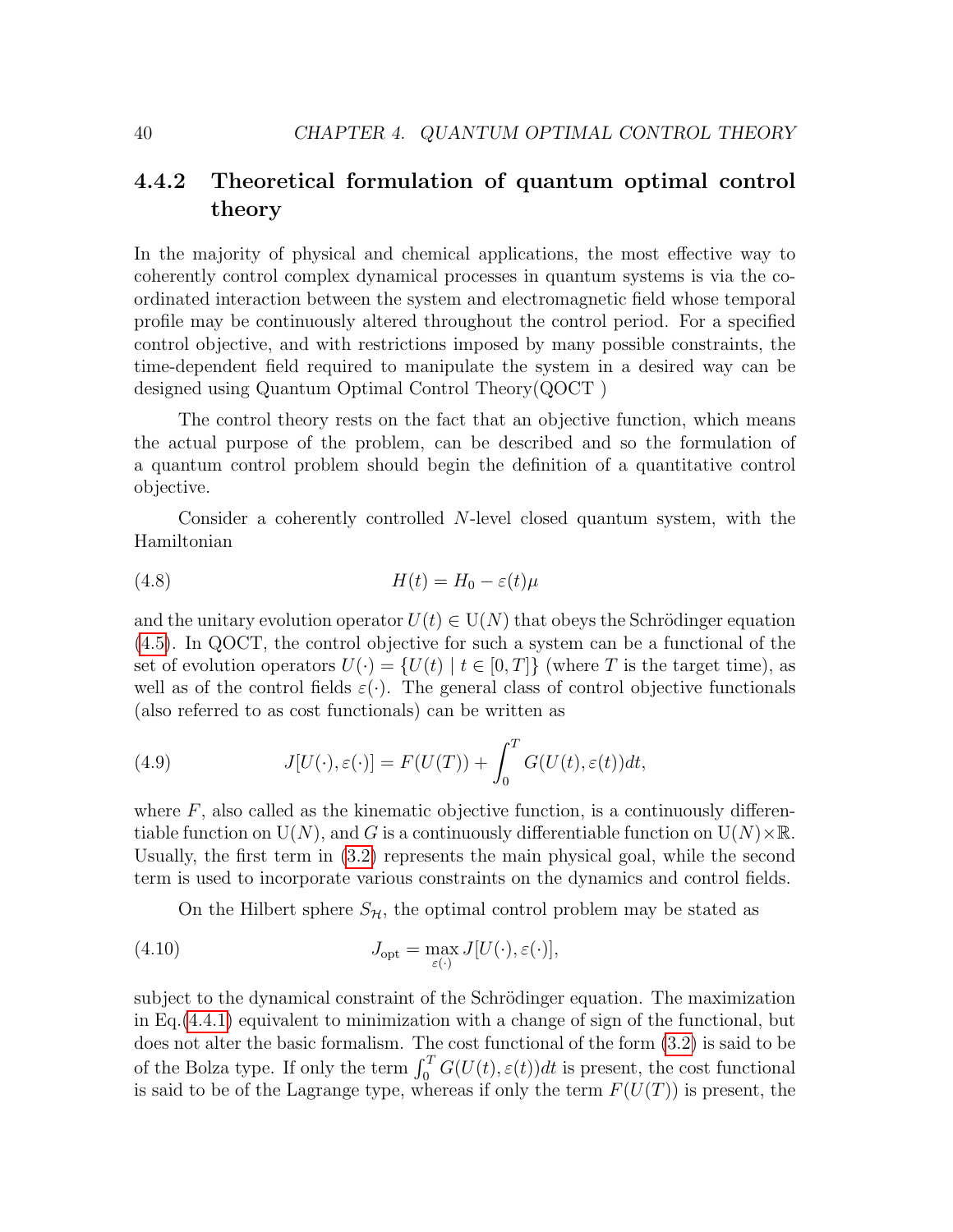### 4.4.2 Theoretical formulation of quantum optimal control theory

In the majority of physical and chemical applications, the most effective way to coherently control complex dynamical processes in quantum systems is via the coordinated interaction between the system and electromagnetic field whose temporal profile may be continuously altered throughout the control period. For a specified control objective, and with restrictions imposed by many possible constraints, the time-dependent field required to manipulate the system in a desired way can be designed using Quantum Optimal Control Theory(QOCT )

The control theory rests on the fact that an objective function, which means the actual purpose of the problem, can be described and so the formulation of a quantum control problem should begin the definition of a quantitative control objective.

Consider a coherently controlled $N$-level closed quantum system, with the Hamiltonian

$$H(t) = H_0 - \varepsilon(t)\mu \tag{4.8}$$

and the unitary evolution operator $U(t) \in \mathrm{U}(N)$ that obeys the Schrödinger equation (4.5). In QOCT, the control objective for such a system can be a functional of the set of evolution operators $U(\cdot) = \{U(t) \mid t \in [0,T]\}$ (where $T$ is the target time), as well as of the control fields $\varepsilon(\cdot)$. The general class of control objective functionals (also referred to as cost functionals) can be written as

$$J[U(\cdot), \varepsilon(\cdot)] = F(U(T)) + \int_0^T G(U(t), \varepsilon(t))dt, \tag{4.9}$$

where $F$, also called as the kinematic objective function, is a continuously differentiable function on $\mathrm{U}(N)$, and $G$ is a continuously differentiable function on $\mathrm{U}(N) \times \mathbb{R}$. Usually, the first term in (3.2) represents the main physical goal, while the second term is used to incorporate various constraints on the dynamics and control fields.

On the Hilbert sphere $S_{\mathcal{H}}$, the optimal control problem may be stated as

$$J_{\mathrm{opt}} = \max_{\varepsilon(\cdot)} J[U(\cdot), \varepsilon(\cdot)], \tag{4.10}$$

subject to the dynamical constraint of the Schrödinger equation. The maximization in Eq.(4.4.1) equivalent to minimization with a change of sign of the functional, but does not alter the basic formalism. The cost functional of the form (3.2) is said to be of the Bolza type. If only the term $\int_0^T G(U(t), \varepsilon(t))dt$ is present, the cost functional is said to be of the Lagrange type, whereas if only the term $F(U(T))$ is present, the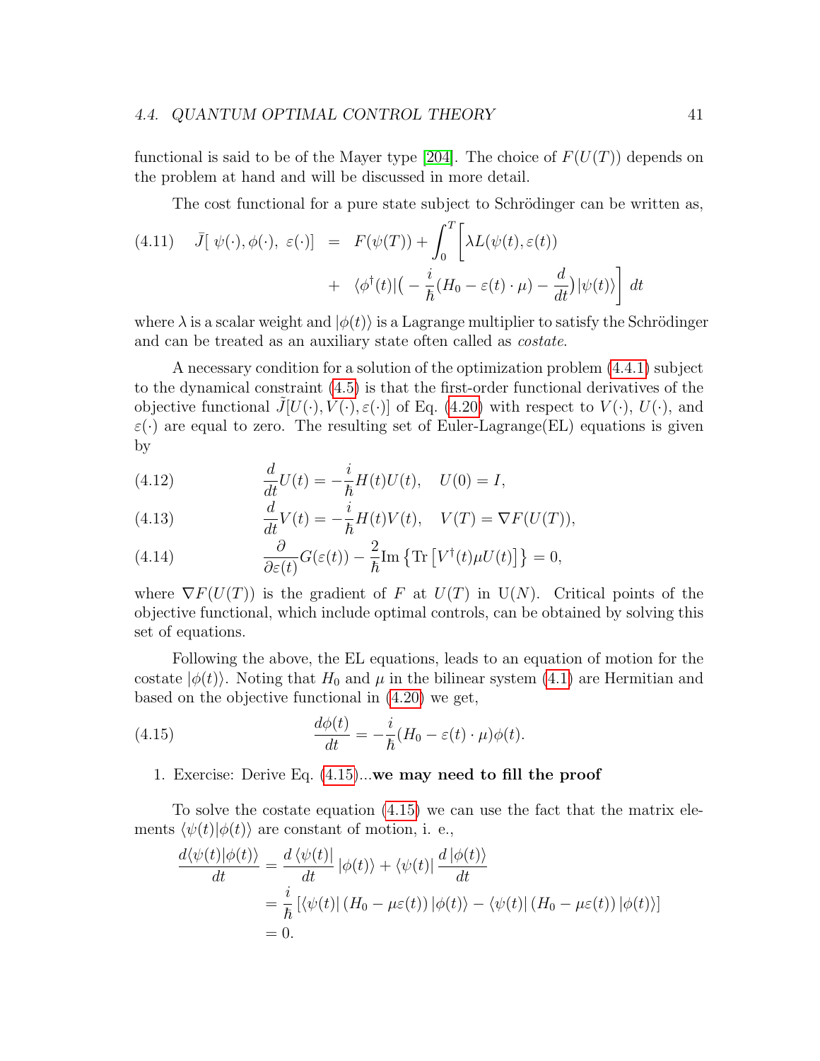functional is said to be of the Mayer type [204]. The choice of $F(U(T))$ depends on the problem at hand and will be discussed in more detail.

The cost functional for a pure state subject to Schrödinger can be written as,

$$
\begin{aligned}
(4.11) \quad \bar{J}[\ \psi(\cdot), \phi(\cdot),\ \varepsilon(\cdot)] \ &= \ F(\psi(T)) + \int_0^T \Big[ \lambda L(\psi(t), \varepsilon(t)) \\
&+ \ \langle \phi^\dagger(t) | \big( -\frac{i}{\hbar}(H_0 - \varepsilon(t) \cdot \mu) - \frac{d}{dt} \big) | \psi(t) \rangle \Big] \ dt
\end{aligned}
$$

where $\lambda$ is a scalar weight and $|\phi(t)\rangle$ is a Lagrange multiplier to satisfy the Schrödinger and can be treated as an auxiliary state often called as *costate*.

A necessary condition for a solution of the optimization problem (4.4.1) subject to the dynamical constraint (4.5) is that the first-order functional derivatives of the objective functional $\tilde{J}[U(\cdot), V(\cdot), \varepsilon(\cdot)]$ of Eq. (4.20) with respect to $V(\cdot)$, $U(\cdot)$, and $\varepsilon(\cdot)$ are equal to zero. The resulting set of Euler-Lagrange(EL) equations is given by

$$
(4.12) \qquad \frac{d}{dt}U(t) = -\frac{i}{\hbar}H(t)U(t), \quad U(0) = I,
$$

$$
(4.13) \qquad \frac{d}{dt}V(t) = -\frac{i}{\hbar}H(t)V(t), \quad V(T) = \nabla F(U(T)),
$$

$$
(4.14) \qquad \frac{\partial}{\partial \varepsilon(t)}G(\varepsilon(t)) - \frac{2}{\hbar}\text{Im}\left\{\text{Tr}\left[V^\dagger(t)\mu U(t)\right]\right\} = 0,
$$

where $\nabla F(U(T))$ is the gradient of $F$ at $U(T)$ in U($N$). Critical points of the objective functional, which include optimal controls, can be obtained by solving this set of equations.

Following the above, the EL equations, leads to an equation of motion for the costate $|\phi(t)\rangle$. Noting that $H_0$ and $\mu$ in the bilinear system (4.1) are Hermitian and based on the objective functional in (4.20) we get,

$$
(4.15) \qquad \frac{d\phi(t)}{dt} = -\frac{i}{\hbar}(H_0 - \varepsilon(t) \cdot \mu)\phi(t).
$$

1. Exercise: Derive Eq. (4.15)...**we may need to fill the proof**

To solve the costate equation (4.15) we can use the fact that the matrix elements $\langle \psi(t)|\phi(t)\rangle$ are constant of motion, i. e.,

$$
\begin{aligned}
\frac{d\langle \psi(t)|\phi(t)\rangle}{dt} &= \frac{d\,\langle \psi(t)|}{dt}\,|\phi(t)\rangle + \langle \psi(t)|\,\frac{d\,|\phi(t)\rangle}{dt} \\
&= \frac{i}{\hbar}\left[\langle \psi(t)|\,(H_0 - \mu\varepsilon(t))\,|\phi(t)\rangle - \langle \psi(t)|\,(H_0 - \mu\varepsilon(t))\,|\phi(t)\rangle\right] \\
&= 0.
\end{aligned}
$$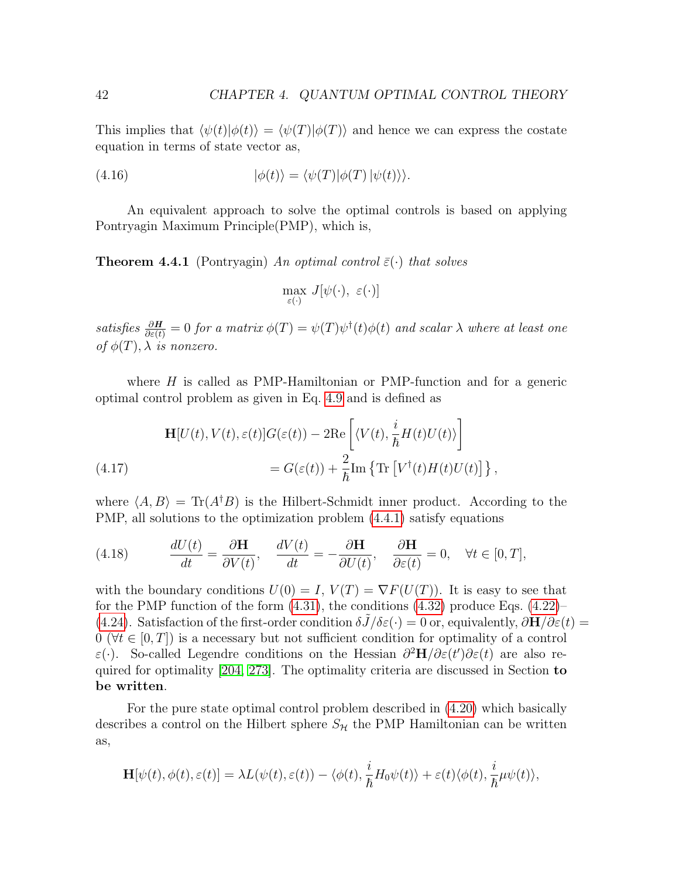This implies that $\langle\psi(t)|\phi(t)\rangle = \langle\psi(T)|\phi(T)\rangle$ and hence we can express the costate equation in terms of state vector as,

$$|\phi(t)\rangle = \langle\psi(T)|\phi(T)\,|\psi(t)\rangle\rangle. \tag{4.16}$$

An equivalent approach to solve the optimal controls is based on applying Pontryagin Maximum Principle(PMP), which is,

**Theorem 4.4.1** (Pontryagin) *An optimal control* $\bar{\varepsilon}(\cdot)$ *that solves*

$$\max_{\varepsilon(\cdot)} J[\psi(\cdot),\ \varepsilon(\cdot)]$$

*satisfies* $\frac{\partial \boldsymbol{H}}{\partial \varepsilon(t)} = 0$ *for a matrix* $\phi(T) = \psi(T)\psi^{\dagger}(t)\phi(t)$ *and scalar* $\lambda$ *where at least one of* $\phi(T), \lambda$ *is nonzero.*

where $H$ is called as PMP-Hamiltonian or PMP-function and for a generic optimal control problem as given in Eq. 4.9 and is defined as

$$\begin{aligned}
\mathbf{H}[U(t), V(t), \varepsilon(t)]G(\varepsilon(t)) &- 2\mathrm{Re}\left[\langle V(t), \frac{i}{\hbar}H(t)U(t)\rangle\right] \\
&= G(\varepsilon(t)) + \frac{2}{\hbar}\mathrm{Im}\left\{\mathrm{Tr}\left[V^{\dagger}(t)H(t)U(t)\right]\right\},
\end{aligned} \tag{4.17}$$

where $\langle A, B\rangle = \mathrm{Tr}(A^{\dagger}B)$ is the Hilbert-Schmidt inner product. According to the PMP, all solutions to the optimization problem (4.4.1) satisfy equations

$$\frac{dU(t)}{dt} = \frac{\partial \mathbf{H}}{\partial V(t)}, \quad \frac{dV(t)}{dt} = -\frac{\partial \mathbf{H}}{\partial U(t)}, \quad \frac{\partial \mathbf{H}}{\partial \varepsilon(t)} = 0, \quad \forall t \in [0, T], \tag{4.18}$$

with the boundary conditions $U(0) = I$, $V(T) = \nabla F(U(T))$. It is easy to see that for the PMP function of the form (4.31), the conditions (4.32) produce Eqs. (4.22)–(4.24). Satisfaction of the first-order condition $\delta\tilde{J}/\delta\varepsilon(\cdot) = 0$ or, equivalently, $\partial\mathbf{H}/\partial\varepsilon(t) = 0$ ($\forall t \in [0, T]$) is a necessary but not sufficient condition for optimality of a control $\varepsilon(\cdot)$. So-called Legendre conditions on the Hessian $\partial^2\mathbf{H}/\partial\varepsilon(t')\partial\varepsilon(t)$ are also required for optimality [204, 273]. The optimality criteria are discussed in Section **to be written**.

For the pure state optimal control problem described in (4.20) which basically describes a control on the Hilbert sphere $S_{\mathcal{H}}$ the PMP Hamiltonian can be written as,

$$\mathbf{H}[\psi(t), \phi(t), \varepsilon(t)] = \lambda L(\psi(t), \varepsilon(t)) - \langle\phi(t), \frac{i}{\hbar}H_0\psi(t)\rangle + \varepsilon(t)\langle\phi(t), \frac{i}{\hbar}\mu\psi(t)\rangle,$$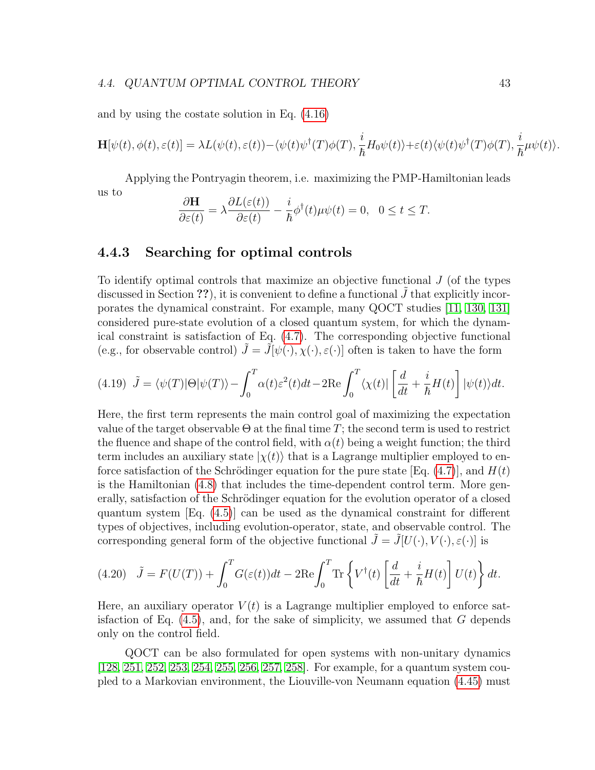and by using the costate solution in Eq. (4.16)

$$\mathbf{H}[\psi(t),\phi(t),\varepsilon(t)] = \lambda L(\psi(t),\varepsilon(t)) - \langle \psi(t)\psi^{\dagger}(T)\phi(T), \frac{i}{\hbar}H_0\psi(t)\rangle + \varepsilon(t)\langle \psi(t)\psi^{\dagger}(T)\phi(T), \frac{i}{\hbar}\mu\psi(t)\rangle.$$

Applying the Pontryagin theorem, i.e. maximizing the PMP-Hamiltonian leads us to

$$\frac{\partial \mathbf{H}}{\partial \varepsilon(t)} = \lambda \frac{\partial L(\varepsilon(t))}{\partial \varepsilon(t)} - \frac{i}{\hbar}\phi^{\dagger}(t)\mu\psi(t) = 0, \quad 0 \leq t \leq T.$$

### 4.4.3 Searching for optimal controls

To identify optimal controls that maximize an objective functional $J$ (of the types discussed in Section ??), it is convenient to define a functional $\tilde{J}$ that explicitly incorporates the dynamical constraint. For example, many QOCT studies [11, 130, 131] considered pure-state evolution of a closed quantum system, for which the dynamical constraint is satisfaction of Eq. (4.7). The corresponding objective functional (e.g., for observable control) $\tilde{J} = \tilde{J}[\psi(\cdot),\chi(\cdot),\varepsilon(\cdot)]$ often is taken to have the form

$$\tag{4.19} \tilde{J} = \langle \psi(T)|\Theta|\psi(T)\rangle - \int_0^T \alpha(t)\varepsilon^2(t)dt - 2\mathrm{Re}\int_0^T \langle \chi(t)|\left[\frac{d}{dt} + \frac{i}{\hbar}H(t)\right]|\psi(t)\rangle dt.$$

Here, the first term represents the main control goal of maximizing the expectation value of the target observable $\Theta$ at the final time $T$; the second term is used to restrict the fluence and shape of the control field, with $\alpha(t)$ being a weight function; the third term includes an auxiliary state $|\chi(t)\rangle$ that is a Lagrange multiplier employed to enforce satisfaction of the Schrödinger equation for the pure state [Eq. (4.7)], and $H(t)$ is the Hamiltonian (4.8) that includes the time-dependent control term. More generally, satisfaction of the Schrödinger equation for the evolution operator of a closed quantum system [Eq. (4.5)] can be used as the dynamical constraint for different types of objectives, including evolution-operator, state, and observable control. The corresponding general form of the objective functional $\tilde{J} = \tilde{J}[U(\cdot),V(\cdot),\varepsilon(\cdot)]$ is

$$\tag{4.20} \tilde{J} = F(U(T)) + \int_0^T G(\varepsilon(t))dt - 2\mathrm{Re}\int_0^T \mathrm{Tr}\left\{V^{\dagger}(t)\left[\frac{d}{dt} + \frac{i}{\hbar}H(t)\right]U(t)\right\}dt.$$

Here, an auxiliary operator $V(t)$ is a Lagrange multiplier employed to enforce satisfaction of Eq. (4.5), and, for the sake of simplicity, we assumed that $G$ depends only on the control field.

QOCT can be also formulated for open systems with non-unitary dynamics [128, 251, 252, 253, 254, 255, 256, 257, 258]. For example, for a quantum system coupled to a Markovian environment, the Liouville-von Neumann equation (4.45) must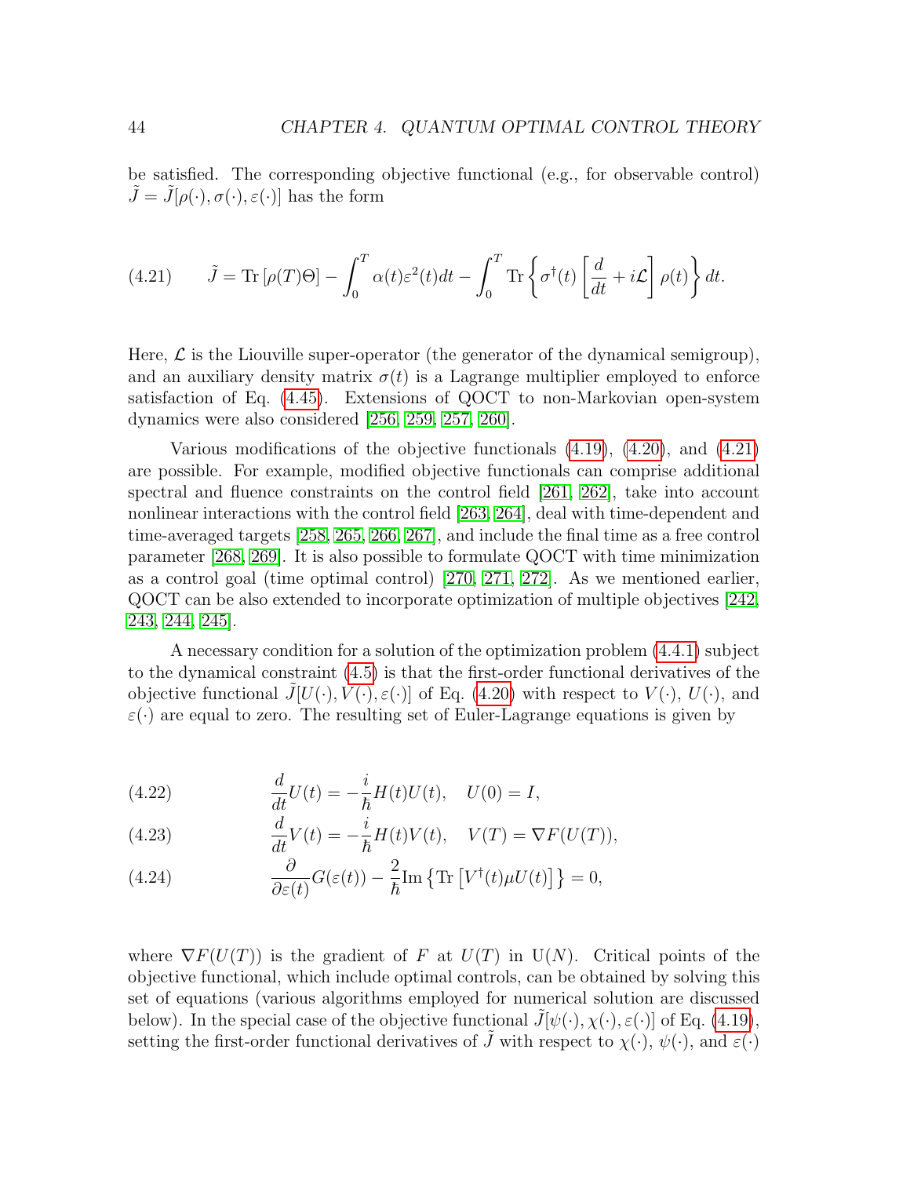be satisfied. The corresponding objective functional (e.g., for observable control) $\tilde{J} = \tilde{J}[\rho(\cdot), \sigma(\cdot), \varepsilon(\cdot)]$ has the form

$$\tilde{J} = \mathrm{Tr}\left[\rho(T)\Theta\right] - \int_0^T \alpha(t)\varepsilon^2(t)dt - \int_0^T \mathrm{Tr}\left\{\sigma^\dagger(t)\left[\frac{d}{dt} + i\mathcal{L}\right]\rho(t)\right\}dt. \tag{4.21}$$

Here, $\mathcal{L}$ is the Liouville super-operator (the generator of the dynamical semigroup), and an auxiliary density matrix $\sigma(t)$ is a Lagrange multiplier employed to enforce satisfaction of Eq. (4.45). Extensions of QOCT to non-Markovian open-system dynamics were also considered [256, 259, 257, 260].

Various modifications of the objective functionals (4.19), (4.20), and (4.21) are possible. For example, modified objective functionals can comprise additional spectral and fluence constraints on the control field [261, 262], take into account nonlinear interactions with the control field [263, 264], deal with time-dependent and time-averaged targets [258, 265, 266, 267], and include the final time as a free control parameter [268, 269]. It is also possible to formulate QOCT with time minimization as a control goal (time optimal control) [270, 271, 272]. As we mentioned earlier, QOCT can be also extended to incorporate optimization of multiple objectives [242, 243, 244, 245].

A necessary condition for a solution of the optimization problem (4.4.1) subject to the dynamical constraint (4.5) is that the first-order functional derivatives of the objective functional $\tilde{J}[U(\cdot), V(\cdot), \varepsilon(\cdot)]$ of Eq. (4.20) with respect to $V(\cdot)$, $U(\cdot)$, and $\varepsilon(\cdot)$ are equal to zero. The resulting set of Euler-Lagrange equations is given by

$$\frac{d}{dt}U(t) = -\frac{i}{\hbar}H(t)U(t), \quad U(0) = I, \tag{4.22}$$

$$\frac{d}{dt}V(t) = -\frac{i}{\hbar}H(t)V(t), \quad V(T) = \nabla F(U(T)), \tag{4.23}$$

$$\frac{\partial}{\partial \varepsilon(t)}G(\varepsilon(t)) - \frac{2}{\hbar}\mathrm{Im}\left\{\mathrm{Tr}\left[V^\dagger(t)\mu U(t)\right]\right\} = 0, \tag{4.24}$$

where $\nabla F(U(T))$ is the gradient of $F$ at $U(T)$ in $\mathrm{U}(N)$. Critical points of the objective functional, which include optimal controls, can be obtained by solving this set of equations (various algorithms employed for numerical solution are discussed below). In the special case of the objective functional $\tilde{J}[\psi(\cdot), \chi(\cdot), \varepsilon(\cdot)]$ of Eq. (4.19), setting the first-order functional derivatives of $\tilde{J}$ with respect to $\chi(\cdot)$, $\psi(\cdot)$, and $\varepsilon(\cdot)$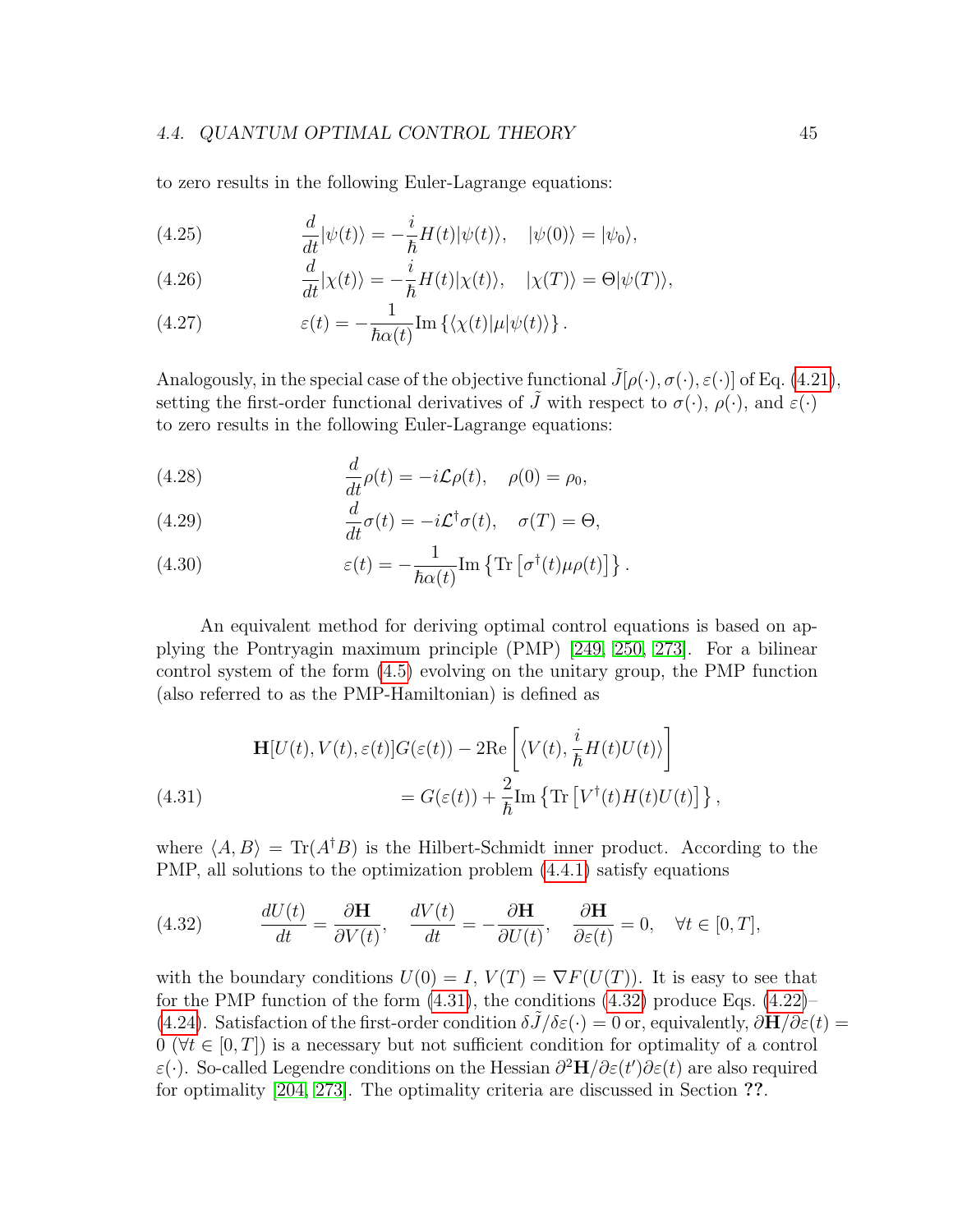to zero results in the following Euler-Lagrange equations:

$$\frac{d}{dt}|\psi(t)\rangle = -\frac{i}{\hbar}H(t)|\psi(t)\rangle, \quad |\psi(0)\rangle = |\psi_0\rangle, \tag{4.25}$$

$$\frac{d}{dt}|\chi(t)\rangle = -\frac{i}{\hbar}H(t)|\chi(t)\rangle, \quad |\chi(T)\rangle = \Theta|\psi(T)\rangle, \tag{4.26}$$

$$\varepsilon(t) = -\frac{1}{\hbar\alpha(t)}\mathrm{Im}\left\{\langle\chi(t)|\mu|\psi(t)\rangle\right\}. \tag{4.27}$$

Analogously, in the special case of the objective functional $\tilde{J}[\rho(\cdot), \sigma(\cdot), \varepsilon(\cdot)]$ of Eq. (4.21), setting the first-order functional derivatives of $\tilde{J}$ with respect to $\sigma(\cdot)$, $\rho(\cdot)$, and $\varepsilon(\cdot)$ to zero results in the following Euler-Lagrange equations:

$$\frac{d}{dt}\rho(t) = -i\mathcal{L}\rho(t), \quad \rho(0) = \rho_0, \tag{4.28}$$

$$\frac{d}{dt}\sigma(t) = -i\mathcal{L}^{\dagger}\sigma(t), \quad \sigma(T) = \Theta, \tag{4.29}$$

$$\varepsilon(t) = -\frac{1}{\hbar\alpha(t)}\mathrm{Im}\left\{\mathrm{Tr}\left[\sigma^{\dagger}(t)\mu\rho(t)\right]\right\}. \tag{4.30}$$

An equivalent method for deriving optimal control equations is based on applying the Pontryagin maximum principle (PMP) [249, 250, 273]. For a bilinear control system of the form (4.5) evolving on the unitary group, the PMP function (also referred to as the PMP-Hamiltonian) is defined as

$$\begin{aligned}\mathbf{H}[U(t), V(t), \varepsilon(t)]G(\varepsilon(t)) - 2\mathrm{Re}\left[\langle V(t), \frac{i}{\hbar}H(t)U(t)\rangle\right] \\ = G(\varepsilon(t)) + \frac{2}{\hbar}\mathrm{Im}\left\{\mathrm{Tr}\left[V^{\dagger}(t)H(t)U(t)\right]\right\},\end{aligned} \tag{4.31}$$

where $\langle A, B\rangle = \mathrm{Tr}(A^{\dagger}B)$ is the Hilbert-Schmidt inner product. According to the PMP, all solutions to the optimization problem (4.4.1) satisfy equations

$$\frac{dU(t)}{dt} = \frac{\partial\mathbf{H}}{\partial V(t)}, \quad \frac{dV(t)}{dt} = -\frac{\partial\mathbf{H}}{\partial U(t)}, \quad \frac{\partial\mathbf{H}}{\partial\varepsilon(t)} = 0, \quad \forall t \in [0, T], \tag{4.32}$$

with the boundary conditions $U(0) = I$, $V(T) = \nabla F(U(T))$. It is easy to see that for the PMP function of the form (4.31), the conditions (4.32) produce Eqs. (4.22)–(4.24). Satisfaction of the first-order condition $\delta\tilde{J}/\delta\varepsilon(\cdot) = 0$ or, equivalently, $\partial\mathbf{H}/\partial\varepsilon(t) = 0$ ($\forall t \in [0, T]$) is a necessary but not sufficient condition for optimality of a control $\varepsilon(\cdot)$. So-called Legendre conditions on the Hessian $\partial^2\mathbf{H}/\partial\varepsilon(t')\partial\varepsilon(t)$ are also required for optimality [204, 273]. The optimality criteria are discussed in Section **??**.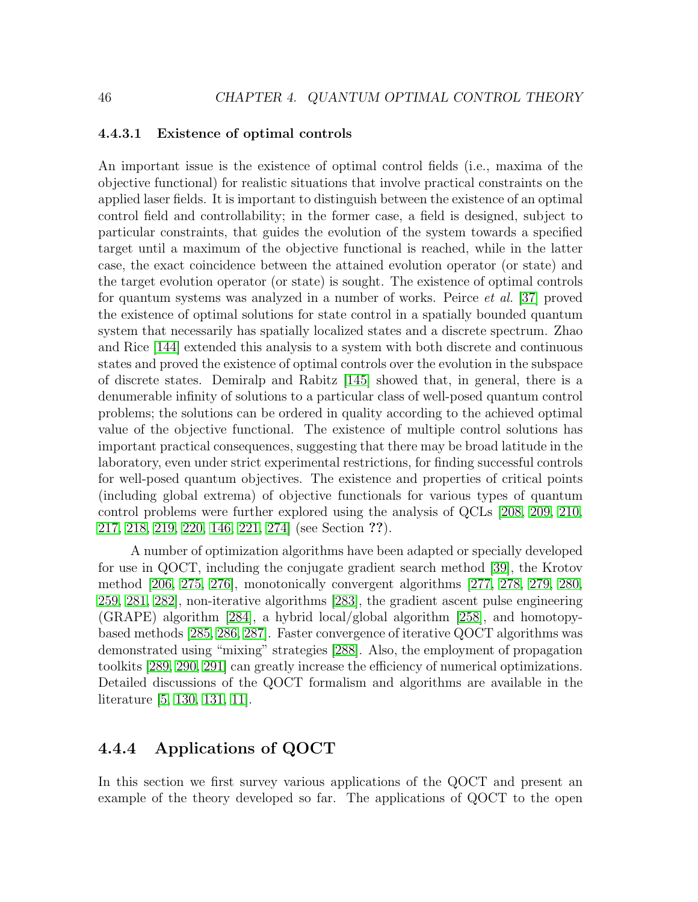#### 4.4.3.1 Existence of optimal controls

An important issue is the existence of optimal control fields (i.e., maxima of the objective functional) for realistic situations that involve practical constraints on the applied laser fields. It is important to distinguish between the existence of an optimal control field and controllability; in the former case, a field is designed, subject to particular constraints, that guides the evolution of the system towards a specified target until a maximum of the objective functional is reached, while in the latter case, the exact coincidence between the attained evolution operator (or state) and the target evolution operator (or state) is sought. The existence of optimal controls for quantum systems was analyzed in a number of works. Peirce *et al.* [37] proved the existence of optimal solutions for state control in a spatially bounded quantum system that necessarily has spatially localized states and a discrete spectrum. Zhao and Rice [144] extended this analysis to a system with both discrete and continuous states and proved the existence of optimal controls over the evolution in the subspace of discrete states. Demiralp and Rabitz [145] showed that, in general, there is a denumerable infinity of solutions to a particular class of well-posed quantum control problems; the solutions can be ordered in quality according to the achieved optimal value of the objective functional. The existence of multiple control solutions has important practical consequences, suggesting that there may be broad latitude in the laboratory, even under strict experimental restrictions, for finding successful controls for well-posed quantum objectives. The existence and properties of critical points (including global extrema) of objective functionals for various types of quantum control problems were further explored using the analysis of QCLs [208, 209, 210, 217, 218, 219, 220, 146, 221, 274] (see Section **??**).

A number of optimization algorithms have been adapted or specially developed for use in QOCT, including the conjugate gradient search method [39], the Krotov method [206, 275, 276], monotonically convergent algorithms [277, 278, 279, 280, 259, 281, 282], non-iterative algorithms [283], the gradient ascent pulse engineering (GRAPE) algorithm [284], a hybrid local/global algorithm [258], and homotopy-based methods [285, 286, 287]. Faster convergence of iterative QOCT algorithms was demonstrated using "mixing" strategies [288]. Also, the employment of propagation toolkits [289, 290, 291] can greatly increase the efficiency of numerical optimizations. Detailed discussions of the QOCT formalism and algorithms are available in the literature [5, 130, 131, 11].

### 4.4.4 Applications of QOCT

In this section we first survey various applications of the QOCT and present an example of the theory developed so far. The applications of QOCT to the open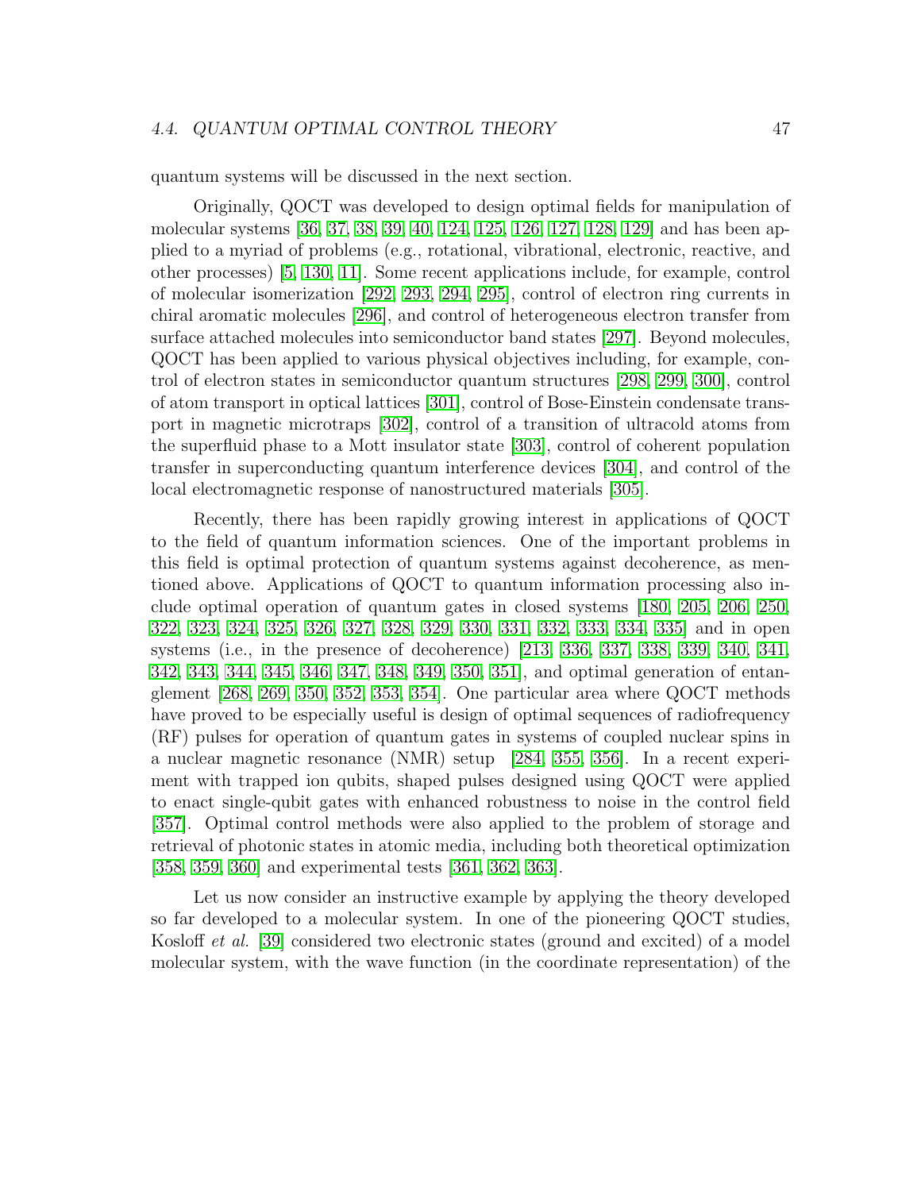quantum systems will be discussed in the next section.

Originally, QOCT was developed to design optimal fields for manipulation of molecular systems [36, 37, 38, 39, 40, 124, 125, 126, 127, 128, 129] and has been applied to a myriad of problems (e.g., rotational, vibrational, electronic, reactive, and other processes) [5, 130, 11]. Some recent applications include, for example, control of molecular isomerization [292, 293, 294, 295], control of electron ring currents in chiral aromatic molecules [296], and control of heterogeneous electron transfer from surface attached molecules into semiconductor band states [297]. Beyond molecules, QOCT has been applied to various physical objectives including, for example, control of electron states in semiconductor quantum structures [298, 299, 300], control of atom transport in optical lattices [301], control of Bose-Einstein condensate transport in magnetic microtraps [302], control of a transition of ultracold atoms from the superfluid phase to a Mott insulator state [303], control of coherent population transfer in superconducting quantum interference devices [304], and control of the local electromagnetic response of nanostructured materials [305].

Recently, there has been rapidly growing interest in applications of QOCT to the field of quantum information sciences. One of the important problems in this field is optimal protection of quantum systems against decoherence, as mentioned above. Applications of QOCT to quantum information processing also include optimal operation of quantum gates in closed systems [180, 205, 206, 250, 322, 323, 324, 325, 326, 327, 328, 329, 330, 331, 332, 333, 334, 335] and in open systems (i.e., in the presence of decoherence) [213, 336, 337, 338, 339, 340, 341, 342, 343, 344, 345, 346, 347, 348, 349, 350, 351], and optimal generation of entanglement [268, 269, 350, 352, 353, 354]. One particular area where QOCT methods have proved to be especially useful is design of optimal sequences of radiofrequency (RF) pulses for operation of quantum gates in systems of coupled nuclear spins in a nuclear magnetic resonance (NMR) setup [284, 355, 356]. In a recent experiment with trapped ion qubits, shaped pulses designed using QOCT were applied to enact single-qubit gates with enhanced robustness to noise in the control field [357]. Optimal control methods were also applied to the problem of storage and retrieval of photonic states in atomic media, including both theoretical optimization [358, 359, 360] and experimental tests [361, 362, 363].

Let us now consider an instructive example by applying the theory developed so far developed to a molecular system. In one of the pioneering QOCT studies, Kosloff *et al.* [39] considered two electronic states (ground and excited) of a model molecular system, with the wave function (in the coordinate representation) of the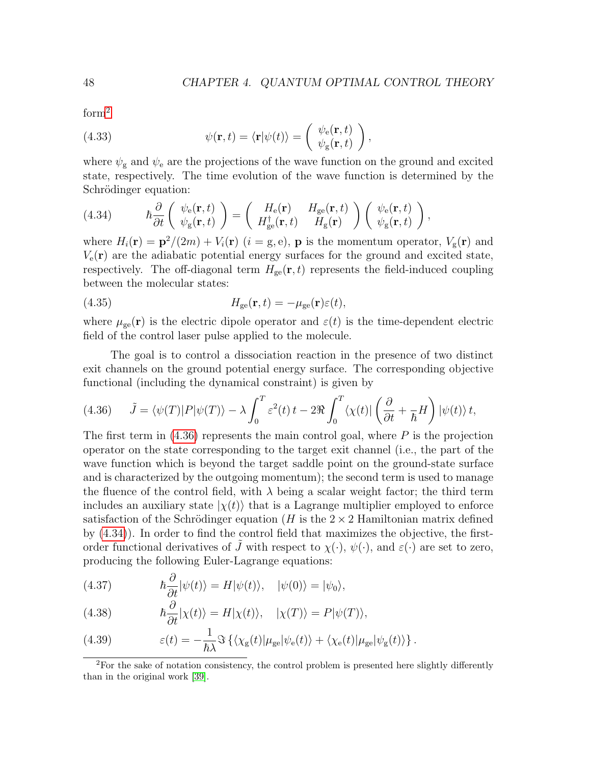form[2]

$$\psi(\mathbf{r}, t) = \langle \mathbf{r} | \psi(t) \rangle = \begin{pmatrix} \psi_{\mathrm{e}}(\mathbf{r}, t) \\ \psi_{\mathrm{g}}(\mathbf{r}, t) \end{pmatrix}, \tag{4.33}$$

where $\psi_{\mathrm{g}}$ and $\psi_{\mathrm{e}}$ are the projections of the wave function on the ground and excited state, respectively. The time evolution of the wave function is determined by the Schrödinger equation:

$$\hbar \frac{\partial}{\partial t} \begin{pmatrix} \psi_{\mathrm{e}}(\mathbf{r}, t) \\ \psi_{\mathrm{g}}(\mathbf{r}, t) \end{pmatrix} = \begin{pmatrix} H_{\mathrm{e}}(\mathbf{r}) & H_{\mathrm{ge}}(\mathbf{r}, t) \\ H_{\mathrm{ge}}^{\dagger}(\mathbf{r}, t) & H_{\mathrm{g}}(\mathbf{r}) \end{pmatrix} \begin{pmatrix} \psi_{\mathrm{e}}(\mathbf{r}, t) \\ \psi_{\mathrm{g}}(\mathbf{r}, t) \end{pmatrix}, \tag{4.34}$$

where $H_i(\mathbf{r}) = \mathbf{p}^2/(2m) + V_i(\mathbf{r})$ ($i = \mathrm{g}, \mathrm{e}$), $\mathbf{p}$ is the momentum operator, $V_{\mathrm{g}}(\mathbf{r})$ and $V_{\mathrm{e}}(\mathbf{r})$ are the adiabatic potential energy surfaces for the ground and excited state, respectively. The off-diagonal term $H_{\mathrm{ge}}(\mathbf{r}, t)$ represents the field-induced coupling between the molecular states:

$$H_{\mathrm{ge}}(\mathbf{r}, t) = -\mu_{\mathrm{ge}}(\mathbf{r}) \varepsilon(t), \tag{4.35}$$

where $\mu_{\mathrm{ge}}(\mathbf{r})$ is the electric dipole operator and $\varepsilon(t)$ is the time-dependent electric field of the control laser pulse applied to the molecule.

The goal is to control a dissociation reaction in the presence of two distinct exit channels on the ground potential energy surface. The corresponding objective functional (including the dynamical constraint) is given by

$$\tilde{J} = \langle \psi(T) | P | \psi(T) \rangle - \lambda \int_0^T \varepsilon^2(t)\, t - 2\Re \int_0^T \langle \chi(t) | \left( \frac{\partial}{\partial t} + \frac{}{\hbar} H \right) | \psi(t) \rangle\, t, \tag{4.36}$$

The first term in (4.36) represents the main control goal, where $P$ is the projection operator on the state corresponding to the target exit channel (i.e., the part of the wave function which is beyond the target saddle point on the ground-state surface and is characterized by the outgoing momentum); the second term is used to manage the fluence of the control field, with $\lambda$ being a scalar weight factor; the third term includes an auxiliary state $|\chi(t)\rangle$ that is a Lagrange multiplier employed to enforce satisfaction of the Schrödinger equation ($H$ is the $2 \times 2$ Hamiltonian matrix defined by (4.34)). In order to find the control field that maximizes the objective, the first-order functional derivatives of $\tilde{J}$ with respect to $\chi(\cdot)$, $\psi(\cdot)$, and $\varepsilon(\cdot)$ are set to zero, producing the following Euler-Lagrange equations:

$$\hbar \frac{\partial}{\partial t} |\psi(t)\rangle = H |\psi(t)\rangle, \quad |\psi(0)\rangle = |\psi_0\rangle, \tag{4.37}$$

$$\hbar \frac{\partial}{\partial t} |\chi(t)\rangle = H |\chi(t)\rangle, \quad |\chi(T)\rangle = P |\psi(T)\rangle, \tag{4.38}$$

$$\varepsilon(t) = -\frac{1}{\hbar \lambda} \Im \left\{ \langle \chi_{\mathrm{g}}(t) | \mu_{\mathrm{ge}} | \psi_{\mathrm{e}}(t) \rangle + \langle \chi_{\mathrm{e}}(t) | \mu_{\mathrm{ge}} | \psi_{\mathrm{g}}(t) \rangle \right\}. \tag{4.39}$$

[2] For the sake of notation consistency, the control problem is presented here slightly differently than in the original work [39].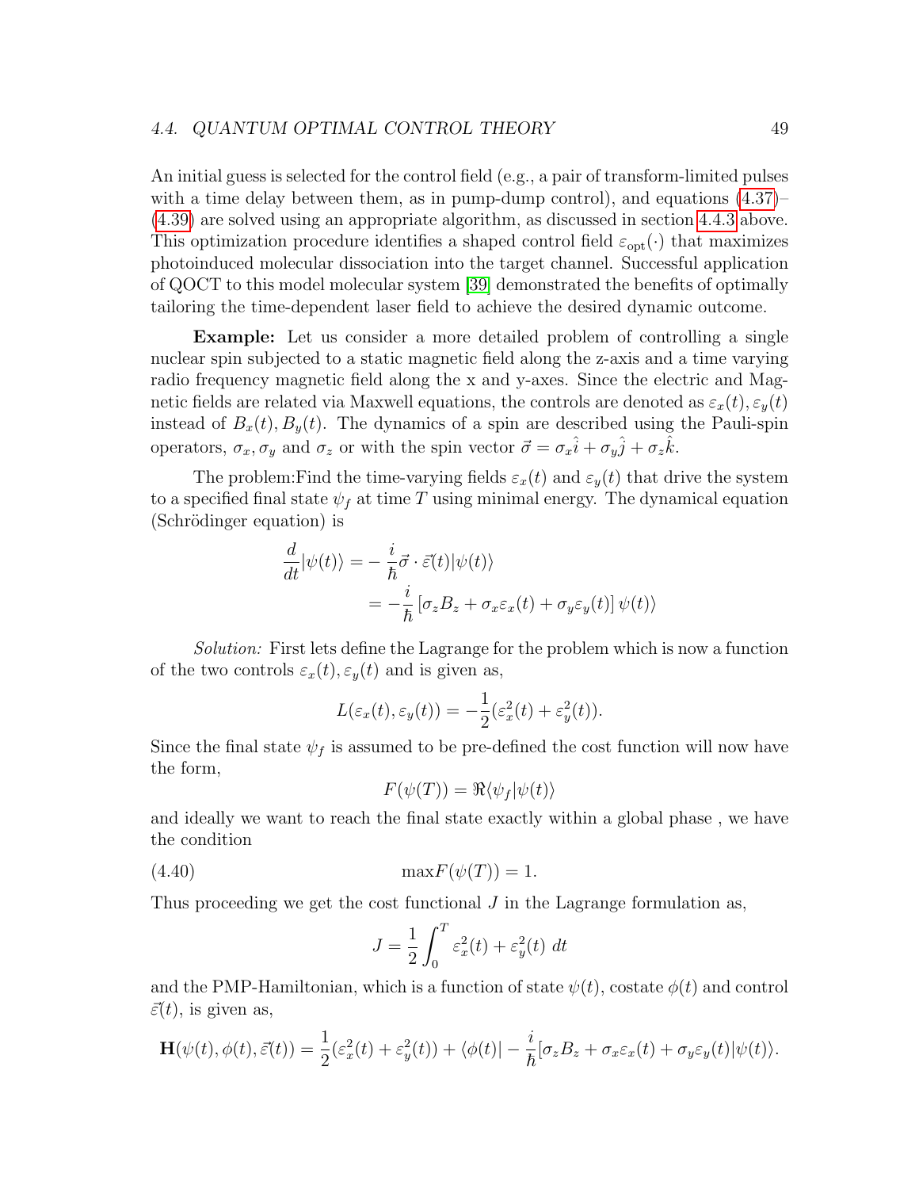An initial guess is selected for the control field (e.g., a pair of transform-limited pulses with a time delay between them, as in pump-dump control), and equations (4.37)–(4.39) are solved using an appropriate algorithm, as discussed in section 4.4.3 above. This optimization procedure identifies a shaped control field $\varepsilon_{\text{opt}}(\cdot)$ that maximizes photoinduced molecular dissociation into the target channel. Successful application of QOCT to this model molecular system [39] demonstrated the benefits of optimally tailoring the time-dependent laser field to achieve the desired dynamic outcome.

**Example:** Let us consider a more detailed problem of controlling a single nuclear spin subjected to a static magnetic field along the z-axis and a time varying radio frequency magnetic field along the x and y-axes. Since the electric and Magnetic fields are related via Maxwell equations, the controls are denoted as $\varepsilon_x(t), \varepsilon_y(t)$ instead of $B_x(t), B_y(t)$. The dynamics of a spin are described using the Pauli-spin operators, $\sigma_x, \sigma_y$ and $\sigma_z$ or with the spin vector $\vec{\sigma} = \sigma_x\hat{i} + \sigma_y\hat{j} + \sigma_z\hat{k}$.

The problem:Find the time-varying fields $\varepsilon_x(t)$ and $\varepsilon_y(t)$ that drive the system to a specified final state $\psi_f$ at time $T$ using minimal energy. The dynamical equation (Schrödinger equation) is

$$\begin{aligned}
\frac{d}{dt}|\psi(t)\rangle &= -\frac{i}{\hbar}\vec{\sigma}\cdot\vec{\varepsilon}(t)|\psi(t)\rangle \\
&= -\frac{i}{\hbar}\left[\sigma_z B_z + \sigma_x\varepsilon_x(t) + \sigma_y\varepsilon_y(t)\right]\psi(t)\rangle
\end{aligned}$$

*Solution:* First lets define the Lagrange for the problem which is now a function of the two controls $\varepsilon_x(t), \varepsilon_y(t)$ and is given as,

$$L(\varepsilon_x(t), \varepsilon_y(t)) = -\frac{1}{2}(\varepsilon_x^2(t) + \varepsilon_y^2(t)).$$

Since the final state $\psi_f$ is assumed to be pre-defined the cost function will now have the form,

$$F(\psi(T)) = \Re\langle\psi_f|\psi(t)\rangle$$

and ideally we want to reach the final state exactly within a global phase , we have the condition

$$\max F(\psi(T)) = 1. \tag{4.40}$$

Thus proceeding we get the cost functional $J$ in the Lagrange formulation as,

$$J = \frac{1}{2}\int_0^T \varepsilon_x^2(t) + \varepsilon_y^2(t)\ dt$$

and the PMP-Hamiltonian, which is a function of state $\psi(t)$, costate $\phi(t)$ and control $\vec{\varepsilon}(t)$, is given as,

$$\mathbf{H}(\psi(t), \phi(t), \vec{\varepsilon}(t)) = \frac{1}{2}(\varepsilon_x^2(t) + \varepsilon_y^2(t)) + \langle\phi(t)| - \frac{i}{\hbar}[\sigma_z B_z + \sigma_x\varepsilon_x(t) + \sigma_y\varepsilon_y(t)|\psi(t)\rangle.$$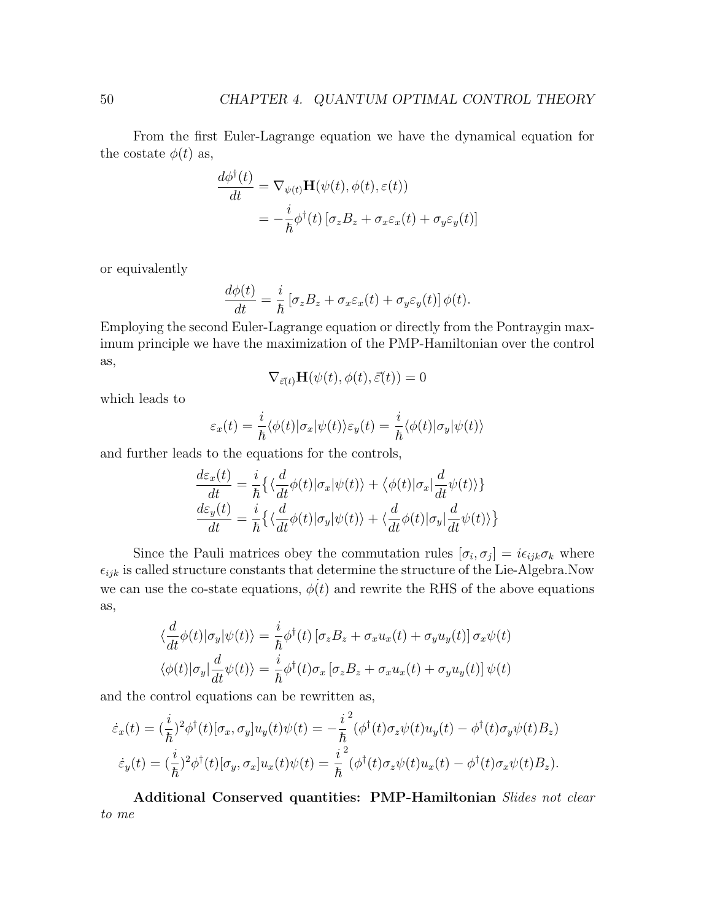From the first Euler-Lagrange equation we have the dynamical equation for the costate $\phi(t)$ as,

$$\begin{aligned}
\frac{d\phi^\dagger(t)}{dt} &= \nabla_{\psi(t)}\mathbf{H}(\psi(t), \phi(t), \varepsilon(t)) \\
&= -\frac{i}{\hbar}\phi^\dagger(t)\left[\sigma_z B_z + \sigma_x \varepsilon_x(t) + \sigma_y \varepsilon_y(t)\right]
\end{aligned}$$

or equivalently

$$\frac{d\phi(t)}{dt} = \frac{i}{\hbar}\left[\sigma_z B_z + \sigma_x \varepsilon_x(t) + \sigma_y \varepsilon_y(t)\right]\phi(t).$$

Employing the second Euler-Lagrange equation or directly from the Pontraygin maximum principle we have the maximization of the PMP-Hamiltonian over the control as,

$$\nabla_{\vec{\varepsilon(t)}}\mathbf{H}(\psi(t), \phi(t), \vec{\varepsilon}(t)) = 0$$

which leads to

$$\varepsilon_x(t) = \frac{i}{\hbar}\langle\phi(t)|\sigma_x|\psi(t)\rangle \varepsilon_y(t) = \frac{i}{\hbar}\langle\phi(t)|\sigma_y|\psi(t)\rangle$$

and further leads to the equations for the controls,

$$\begin{aligned}
\frac{d\varepsilon_x(t)}{dt} &= \frac{i}{\hbar}\big\{\langle\frac{d}{dt}\phi(t)|\sigma_x|\psi(t)\rangle + \langle\phi(t)|\sigma_x|\frac{d}{dt}\psi(t)\rangle\} \\
\frac{d\varepsilon_y(t)}{dt} &= \frac{i}{\hbar}\big\{\langle\frac{d}{dt}\phi(t)|\sigma_y|\psi(t)\rangle + \langle\frac{d}{dt}\phi(t)|\sigma_y|\frac{d}{dt}\psi(t)\rangle\big\}
\end{aligned}$$

Since the Pauli matrices obey the commutation rules $[\sigma_i, \sigma_j] = i\epsilon_{ijk}\sigma_k$ where $\epsilon_{ijk}$ is called structure constants that determine the structure of the Lie-Algebra.Now we can use the co-state equations, $\dot{\phi(t)}$ and rewrite the RHS of the above equations as,

$$\begin{aligned}
\langle\frac{d}{dt}\phi(t)|\sigma_y|\psi(t)\rangle &= \frac{i}{\hbar}\phi^\dagger(t)\left[\sigma_z B_z + \sigma_x u_x(t) + \sigma_y u_y(t)\right]\sigma_x\psi(t) \\
\langle\phi(t)|\sigma_y|\frac{d}{dt}\psi(t)\rangle &= \frac{i}{\hbar}\phi^\dagger(t)\sigma_x\left[\sigma_z B_z + \sigma_x u_x(t) + \sigma_y u_y(t)\right]\psi(t)
\end{aligned}$$

and the control equations can be rewritten as,

$$\begin{aligned}
\dot{\varepsilon}_x(t) &= (\frac{i}{\hbar})^2\phi^\dagger(t)[\sigma_x, \sigma_y]u_y(t)\psi(t) = -\frac{i}{\hbar}^2(\phi^\dagger(t)\sigma_z\psi(t)u_y(t) - \phi^\dagger(t)\sigma_y\psi(t)B_z) \\
\dot{\varepsilon}_y(t) &= (\frac{i}{\hbar})^2\phi^\dagger(t)[\sigma_y, \sigma_x]u_x(t)\psi(t) = \frac{i}{\hbar}^2(\phi^\dagger(t)\sigma_z\psi(t)u_x(t) - \phi^\dagger(t)\sigma_x\psi(t)B_z).
\end{aligned}$$

**Additional Conserved quantities: PMP-Hamiltonian** *Slides not clear to me*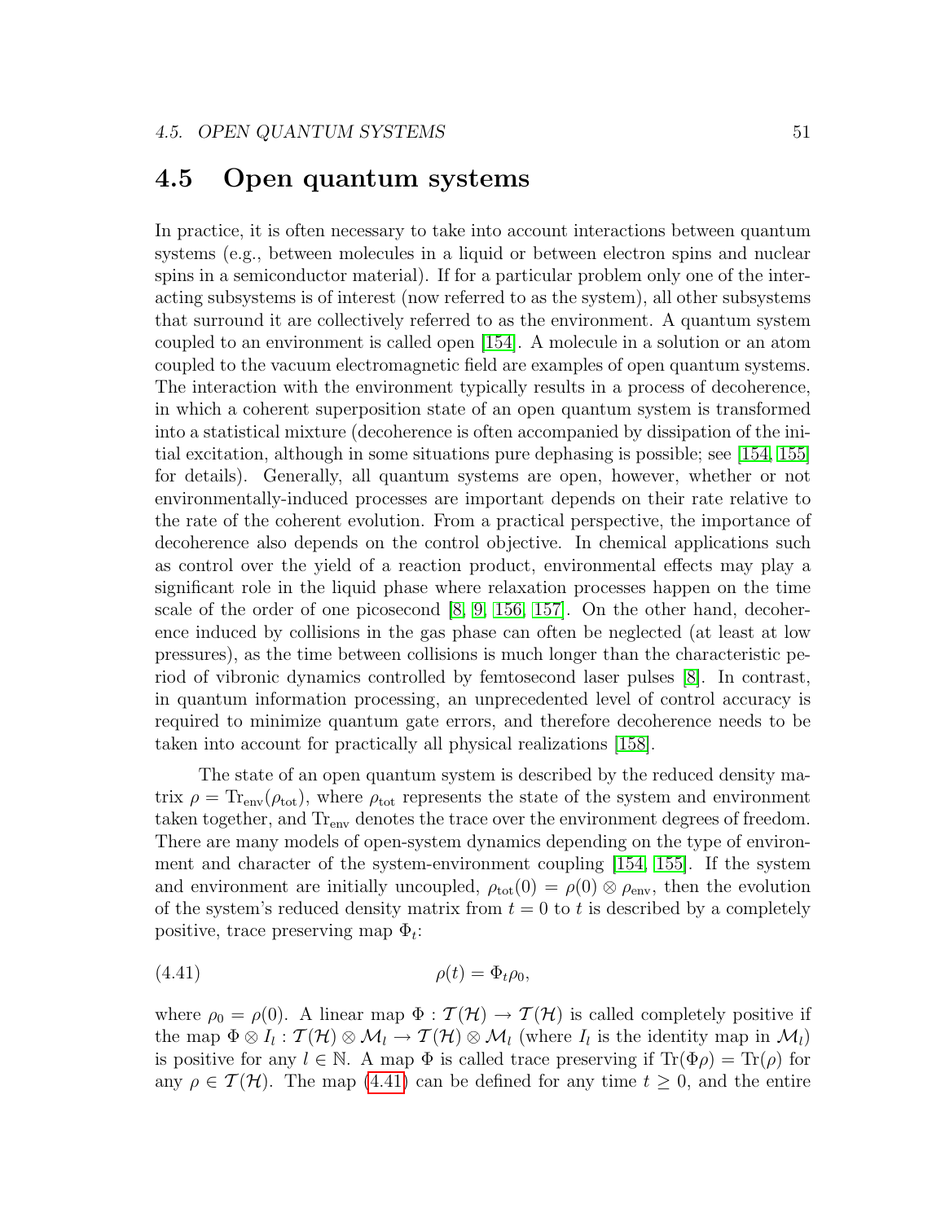## 4.5 Open quantum systems

In practice, it is often necessary to take into account interactions between quantum systems (e.g., between molecules in a liquid or between electron spins and nuclear spins in a semiconductor material). If for a particular problem only one of the interacting subsystems is of interest (now referred to as the system), all other subsystems that surround it are collectively referred to as the environment. A quantum system coupled to an environment is called open [154]. A molecule in a solution or an atom coupled to the vacuum electromagnetic field are examples of open quantum systems. The interaction with the environment typically results in a process of decoherence, in which a coherent superposition state of an open quantum system is transformed into a statistical mixture (decoherence is often accompanied by dissipation of the initial excitation, although in some situations pure dephasing is possible; see [154, 155] for details). Generally, all quantum systems are open, however, whether or not environmentally-induced processes are important depends on their rate relative to the rate of the coherent evolution. From a practical perspective, the importance of decoherence also depends on the control objective. In chemical applications such as control over the yield of a reaction product, environmental effects may play a significant role in the liquid phase where relaxation processes happen on the time scale of the order of one picosecond [8, 9, 156, 157]. On the other hand, decoherence induced by collisions in the gas phase can often be neglected (at least at low pressures), as the time between collisions is much longer than the characteristic period of vibronic dynamics controlled by femtosecond laser pulses [8]. In contrast, in quantum information processing, an unprecedented level of control accuracy is required to minimize quantum gate errors, and therefore decoherence needs to be taken into account for practically all physical realizations [158].

The state of an open quantum system is described by the reduced density matrix $\rho = \mathrm{Tr}_{\mathrm{env}}(\rho_{\mathrm{tot}})$, where $\rho_{\mathrm{tot}}$ represents the state of the system and environment taken together, and $\mathrm{Tr}_{\mathrm{env}}$ denotes the trace over the environment degrees of freedom. There are many models of open-system dynamics depending on the type of environment and character of the system-environment coupling [154, 155]. If the system and environment are initially uncoupled, $\rho_{\mathrm{tot}}(0) = \rho(0) \otimes \rho_{\mathrm{env}}$, then the evolution of the system's reduced density matrix from $t = 0$ to $t$ is described by a completely positive, trace preserving map $\Phi_t$:

$$\rho(t) = \Phi_t \rho_0, \tag{4.41}$$

where $\rho_0 = \rho(0)$. A linear map $\Phi : \mathcal{T}(\mathcal{H}) \to \mathcal{T}(\mathcal{H})$ is called completely positive if the map $\Phi \otimes I_l : \mathcal{T}(\mathcal{H}) \otimes \mathcal{M}_l \to \mathcal{T}(\mathcal{H}) \otimes \mathcal{M}_l$ (where $I_l$ is the identity map in $\mathcal{M}_l$) is positive for any $l \in \mathbb{N}$. A map $\Phi$ is called trace preserving if $\mathrm{Tr}(\Phi\rho) = \mathrm{Tr}(\rho)$ for any $\rho \in \mathcal{T}(\mathcal{H})$. The map (4.41) can be defined for any time $t \geq 0$, and the entire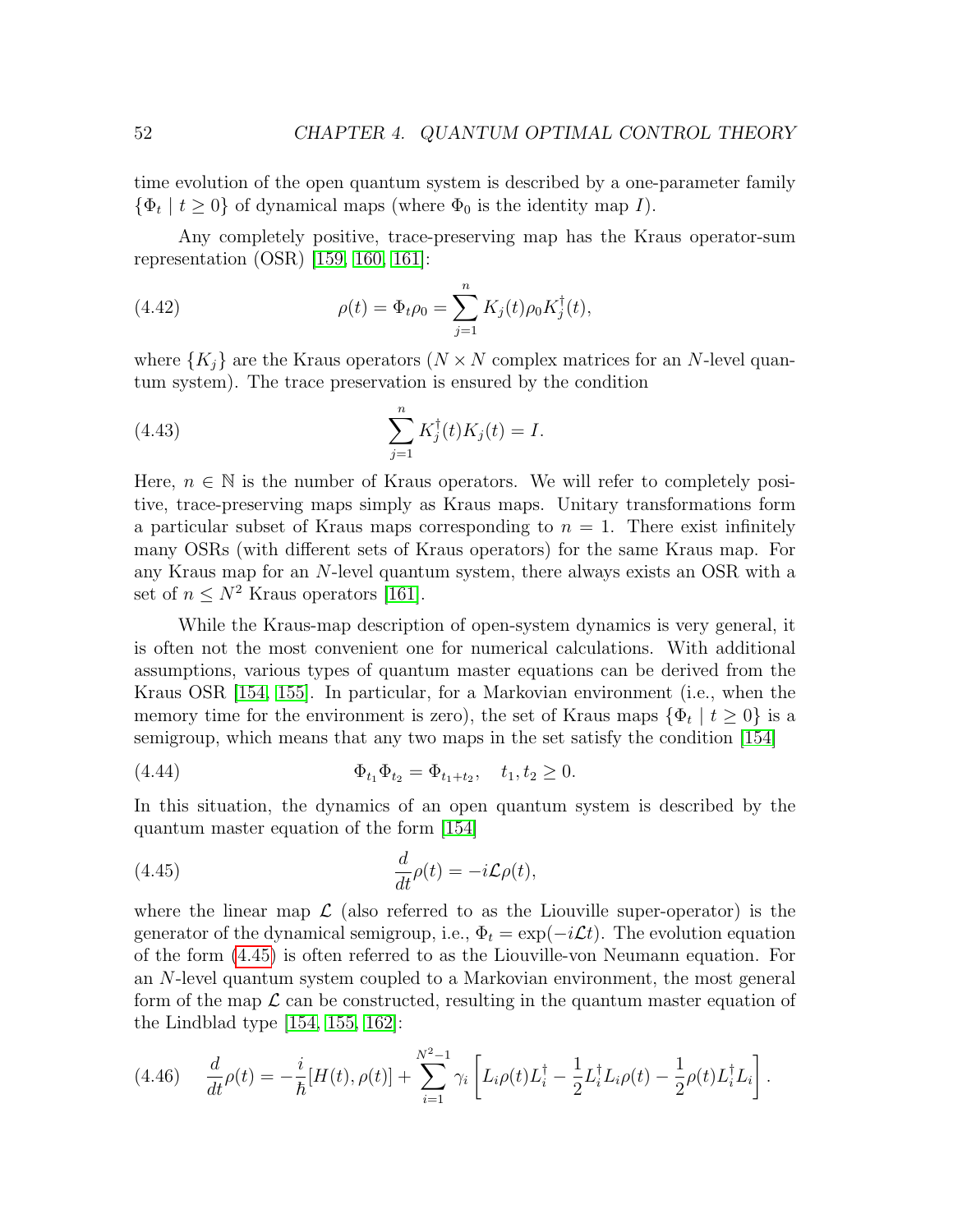time evolution of the open quantum system is described by a one-parameter family $\{\Phi_t \mid t \geq 0\}$ of dynamical maps (where $\Phi_0$ is the identity map $I$).

Any completely positive, trace-preserving map has the Kraus operator-sum representation (OSR) [159, 160, 161]:

$$\rho(t) = \Phi_t \rho_0 = \sum_{j=1}^{n} K_j(t) \rho_0 K_j^\dagger(t), \tag{4.42}$$

where $\{K_j\}$ are the Kraus operators ($N \times N$ complex matrices for an $N$-level quantum system). The trace preservation is ensured by the condition

$$\sum_{j=1}^{n} K_j^\dagger(t) K_j(t) = I. \tag{4.43}$$

Here, $n \in \mathbb{N}$ is the number of Kraus operators. We will refer to completely positive, trace-preserving maps simply as Kraus maps. Unitary transformations form a particular subset of Kraus maps corresponding to $n = 1$. There exist infinitely many OSRs (with different sets of Kraus operators) for the same Kraus map. For any Kraus map for an $N$-level quantum system, there always exists an OSR with a set of $n \leq N^2$ Kraus operators [161].

While the Kraus-map description of open-system dynamics is very general, it is often not the most convenient one for numerical calculations. With additional assumptions, various types of quantum master equations can be derived from the Kraus OSR [154, 155]. In particular, for a Markovian environment (i.e., when the memory time for the environment is zero), the set of Kraus maps $\{\Phi_t \mid t \geq 0\}$ is a semigroup, which means that any two maps in the set satisfy the condition [154]

$$\Phi_{t_1} \Phi_{t_2} = \Phi_{t_1 + t_2}, \quad t_1, t_2 \geq 0. \tag{4.44}$$

In this situation, the dynamics of an open quantum system is described by the quantum master equation of the form [154]

$$\frac{d}{dt}\rho(t) = -i\mathcal{L}\rho(t), \tag{4.45}$$

where the linear map $\mathcal{L}$ (also referred to as the Liouville super-operator) is the generator of the dynamical semigroup, i.e., $\Phi_t = \exp(-i\mathcal{L}t)$. The evolution equation of the form (4.45) is often referred to as the Liouville-von Neumann equation. For an $N$-level quantum system coupled to a Markovian environment, the most general form of the map $\mathcal{L}$ can be constructed, resulting in the quantum master equation of the Lindblad type [154, 155, 162]:

$$\frac{d}{dt}\rho(t) = -\frac{i}{\hbar}[H(t), \rho(t)] + \sum_{i=1}^{N^2-1} \gamma_i \left[ L_i \rho(t) L_i^\dagger - \frac{1}{2} L_i^\dagger L_i \rho(t) - \frac{1}{2} \rho(t) L_i^\dagger L_i \right]. \tag{4.46}$$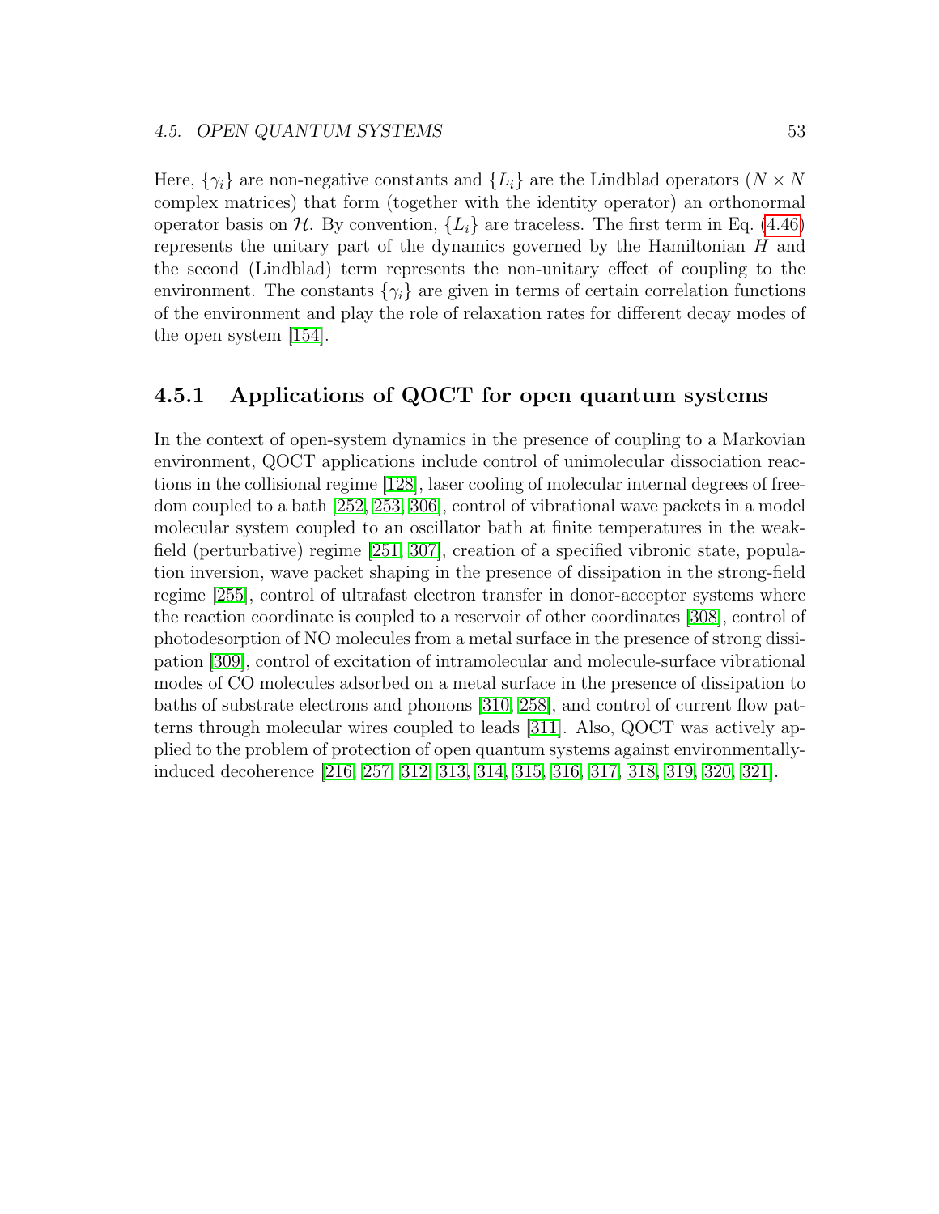Here, $\{\gamma_i\}$ are non-negative constants and $\{L_i\}$ are the Lindblad operators ($N \times N$ complex matrices) that form (together with the identity operator) an orthonormal operator basis on $\mathcal{H}$. By convention, $\{L_i\}$ are traceless. The first term in Eq. (4.46) represents the unitary part of the dynamics governed by the Hamiltonian $H$ and the second (Lindblad) term represents the non-unitary effect of coupling to the environment. The constants $\{\gamma_i\}$ are given in terms of certain correlation functions of the environment and play the role of relaxation rates for different decay modes of the open system [154].

### 4.5.1 Applications of QOCT for open quantum systems

In the context of open-system dynamics in the presence of coupling to a Markovian environment, QOCT applications include control of unimolecular dissociation reactions in the collisional regime [128], laser cooling of molecular internal degrees of freedom coupled to a bath [252, 253, 306], control of vibrational wave packets in a model molecular system coupled to an oscillator bath at finite temperatures in the weak-field (perturbative) regime [251, 307], creation of a specified vibronic state, population inversion, wave packet shaping in the presence of dissipation in the strong-field regime [255], control of ultrafast electron transfer in donor-acceptor systems where the reaction coordinate is coupled to a reservoir of other coordinates [308], control of photodesorption of NO molecules from a metal surface in the presence of strong dissipation [309], control of excitation of intramolecular and molecule-surface vibrational modes of CO molecules adsorbed on a metal surface in the presence of dissipation to baths of substrate electrons and phonons [310, 258], and control of current flow patterns through molecular wires coupled to leads [311]. Also, QOCT was actively applied to the problem of protection of open quantum systems against environmentally-induced decoherence [216, 257, 312, 313, 314, 315, 316, 317, 318, 319, 320, 321].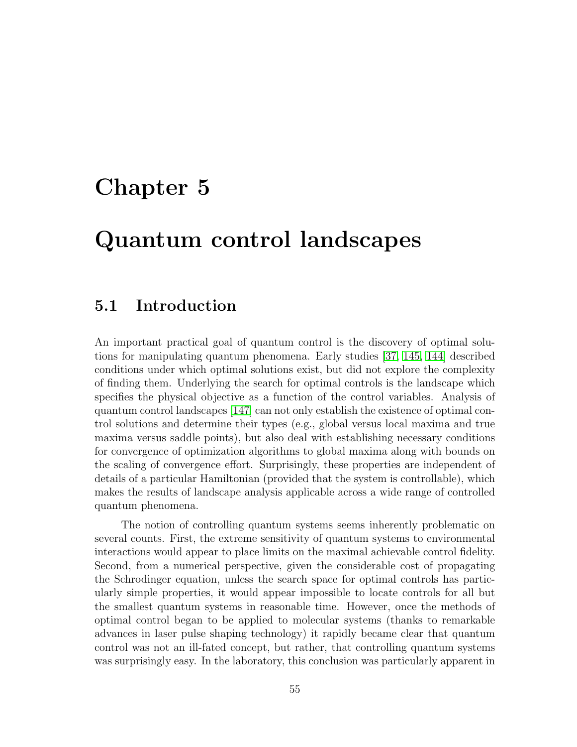# Chapter 5

# Quantum control landscapes

## 5.1 Introduction

An important practical goal of quantum control is the discovery of optimal solutions for manipulating quantum phenomena. Early studies [37, 145, 144] described conditions under which optimal solutions exist, but did not explore the complexity of finding them. Underlying the search for optimal controls is the landscape which specifies the physical objective as a function of the control variables. Analysis of quantum control landscapes [147] can not only establish the existence of optimal control solutions and determine their types (e.g., global versus local maxima and true maxima versus saddle points), but also deal with establishing necessary conditions for convergence of optimization algorithms to global maxima along with bounds on the scaling of convergence effort. Surprisingly, these properties are independent of details of a particular Hamiltonian (provided that the system is controllable), which makes the results of landscape analysis applicable across a wide range of controlled quantum phenomena.

The notion of controlling quantum systems seems inherently problematic on several counts. First, the extreme sensitivity of quantum systems to environmental interactions would appear to place limits on the maximal achievable control fidelity. Second, from a numerical perspective, given the considerable cost of propagating the Schrodinger equation, unless the search space for optimal controls has particularly simple properties, it would appear impossible to locate controls for all but the smallest quantum systems in reasonable time. However, once the methods of optimal control began to be applied to molecular systems (thanks to remarkable advances in laser pulse shaping technology) it rapidly became clear that quantum control was not an ill-fated concept, but rather, that controlling quantum systems was surprisingly easy. In the laboratory, this conclusion was particularly apparent in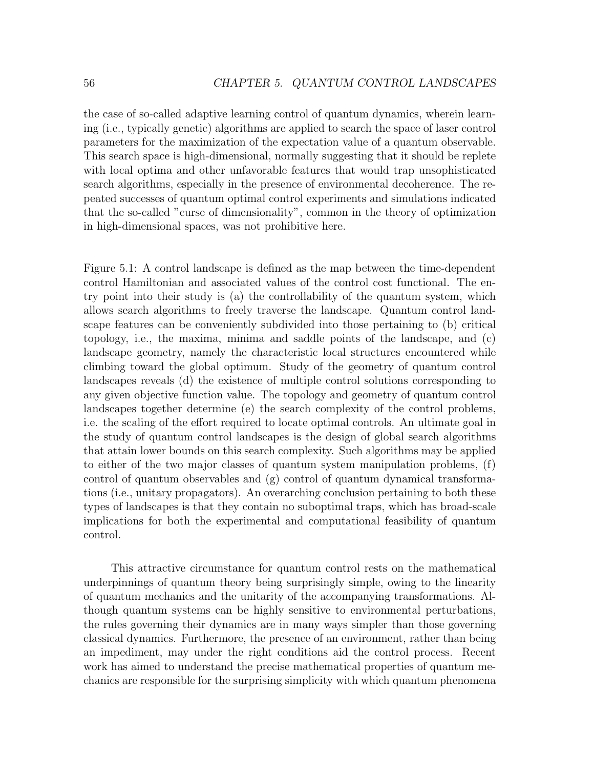the case of so-called adaptive learning control of quantum dynamics, wherein learning (i.e., typically genetic) algorithms are applied to search the space of laser control parameters for the maximization of the expectation value of a quantum observable. This search space is high-dimensional, normally suggesting that it should be replete with local optima and other unfavorable features that would trap unsophisticated search algorithms, especially in the presence of environmental decoherence. The repeated successes of quantum optimal control experiments and simulations indicated that the so-called "curse of dimensionality", common in the theory of optimization in high-dimensional spaces, was not prohibitive here.

Figure 5.1: A control landscape is defined as the map between the time-dependent control Hamiltonian and associated values of the control cost functional. The entry point into their study is (a) the controllability of the quantum system, which allows search algorithms to freely traverse the landscape. Quantum control landscape features can be conveniently subdivided into those pertaining to (b) critical topology, i.e., the maxima, minima and saddle points of the landscape, and (c) landscape geometry, namely the characteristic local structures encountered while climbing toward the global optimum. Study of the geometry of quantum control landscapes reveals (d) the existence of multiple control solutions corresponding to any given objective function value. The topology and geometry of quantum control landscapes together determine (e) the search complexity of the control problems, i.e. the scaling of the effort required to locate optimal controls. An ultimate goal in the study of quantum control landscapes is the design of global search algorithms that attain lower bounds on this search complexity. Such algorithms may be applied to either of the two major classes of quantum system manipulation problems, (f) control of quantum observables and (g) control of quantum dynamical transformations (i.e., unitary propagators). An overarching conclusion pertaining to both these types of landscapes is that they contain no suboptimal traps, which has broad-scale implications for both the experimental and computational feasibility of quantum control.

This attractive circumstance for quantum control rests on the mathematical underpinnings of quantum theory being surprisingly simple, owing to the linearity of quantum mechanics and the unitarity of the accompanying transformations. Although quantum systems can be highly sensitive to environmental perturbations, the rules governing their dynamics are in many ways simpler than those governing classical dynamics. Furthermore, the presence of an environment, rather than being an impediment, may under the right conditions aid the control process. Recent work has aimed to understand the precise mathematical properties of quantum mechanics are responsible for the surprising simplicity with which quantum phenomena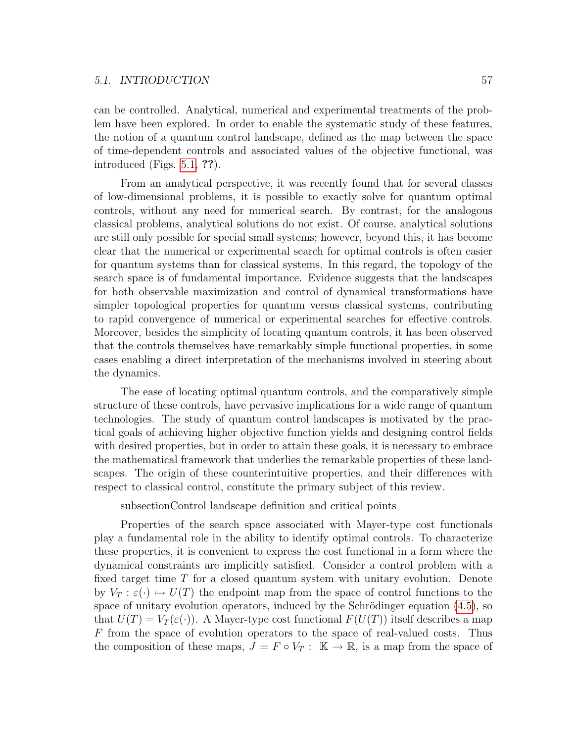can be controlled. Analytical, numerical and experimental treatments of the problem have been explored. In order to enable the systematic study of these features, the notion of a quantum control landscape, defined as the map between the space of time-dependent controls and associated values of the objective functional, was introduced (Figs. 5.1, ??).

From an analytical perspective, it was recently found that for several classes of low-dimensional problems, it is possible to exactly solve for quantum optimal controls, without any need for numerical search. By contrast, for the analogous classical problems, analytical solutions do not exist. Of course, analytical solutions are still only possible for special small systems; however, beyond this, it has become clear that the numerical or experimental search for optimal controls is often easier for quantum systems than for classical systems. In this regard, the topology of the search space is of fundamental importance. Evidence suggests that the landscapes for both observable maximization and control of dynamical transformations have simpler topological properties for quantum versus classical systems, contributing to rapid convergence of numerical or experimental searches for effective controls. Moreover, besides the simplicity of locating quantum controls, it has been observed that the controls themselves have remarkably simple functional properties, in some cases enabling a direct interpretation of the mechanisms involved in steering about the dynamics.

The ease of locating optimal quantum controls, and the comparatively simple structure of these controls, have pervasive implications for a wide range of quantum technologies. The study of quantum control landscapes is motivated by the practical goals of achieving higher objective function yields and designing control fields with desired properties, but in order to attain these goals, it is necessary to embrace the mathematical framework that underlies the remarkable properties of these landscapes. The origin of these counterintuitive properties, and their differences with respect to classical control, constitute the primary subject of this review.

subsectionControl landscape definition and critical points

Properties of the search space associated with Mayer-type cost functionals play a fundamental role in the ability to identify optimal controls. To characterize these properties, it is convenient to express the cost functional in a form where the dynamical constraints are implicitly satisfied. Consider a control problem with a fixed target time $T$ for a closed quantum system with unitary evolution. Denote by $V_T : \varepsilon(\cdot) \mapsto U(T)$ the endpoint map from the space of control functions to the space of unitary evolution operators, induced by the Schrödinger equation (4.5), so that $U(T) = V_T(\varepsilon(\cdot))$. A Mayer-type cost functional $F(U(T))$ itself describes a map $F$ from the space of evolution operators to the space of real-valued costs. Thus the composition of these maps, $J = F \circ V_T : \ \mathbb{K} \to \mathbb{R}$, is a map from the space of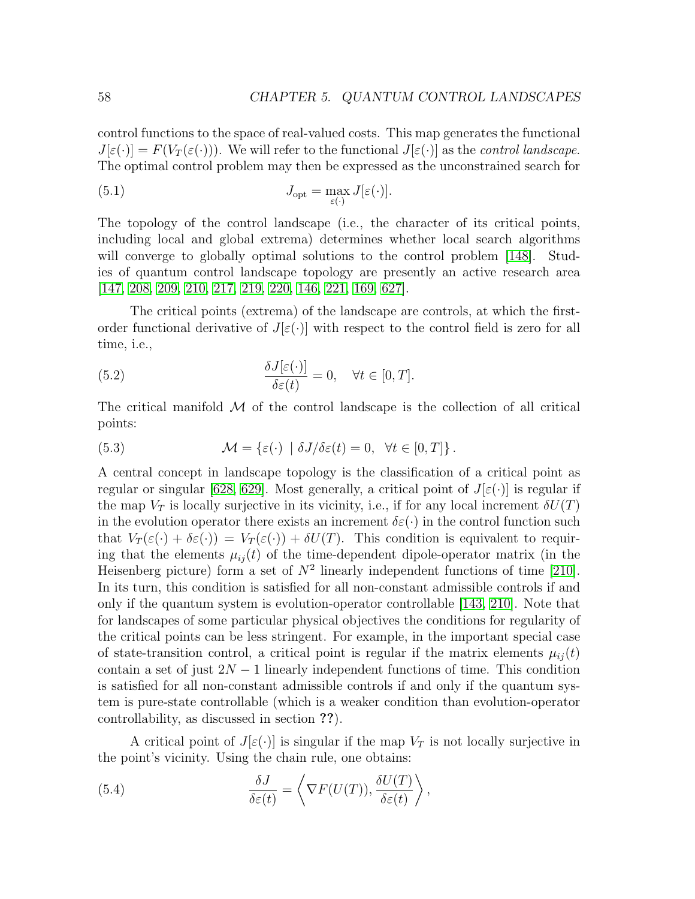control functions to the space of real-valued costs. This map generates the functional $J[\varepsilon(\cdot)] = F(V_T(\varepsilon(\cdot)))$. We will refer to the functional $J[\varepsilon(\cdot)]$ as the *control landscape*. The optimal control problem may then be expressed as the unconstrained search for

$$J_{\text{opt}} = \max_{\varepsilon(\cdot)} J[\varepsilon(\cdot)]. \tag{5.1}$$

The topology of the control landscape (i.e., the character of its critical points, including local and global extrema) determines whether local search algorithms will converge to globally optimal solutions to the control problem [148]. Studies of quantum control landscape topology are presently an active research area [147, 208, 209, 210, 217, 219, 220, 146, 221, 169, 627].

The critical points (extrema) of the landscape are controls, at which the first-order functional derivative of $J[\varepsilon(\cdot)]$ with respect to the control field is zero for all time, i.e.,

$$\frac{\delta J[\varepsilon(\cdot)]}{\delta \varepsilon(t)} = 0, \quad \forall t \in [0, T]. \tag{5.2}$$

The critical manifold $\mathcal{M}$ of the control landscape is the collection of all critical points:

$$\mathcal{M} = \{\varepsilon(\cdot) \mid \delta J/\delta\varepsilon(t) = 0, \ \ \forall t \in [0, T]\}. \tag{5.3}$$

A central concept in landscape topology is the classification of a critical point as regular or singular [628, 629]. Most generally, a critical point of $J[\varepsilon(\cdot)]$ is regular if the map $V_T$ is locally surjective in its vicinity, i.e., if for any local increment $\delta U(T)$ in the evolution operator there exists an increment $\delta\varepsilon(\cdot)$ in the control function such that $V_T(\varepsilon(\cdot) + \delta\varepsilon(\cdot)) = V_T(\varepsilon(\cdot)) + \delta U(T)$. This condition is equivalent to requiring that the elements $\mu_{ij}(t)$ of the time-dependent dipole-operator matrix (in the Heisenberg picture) form a set of $N^2$ linearly independent functions of time [210]. In its turn, this condition is satisfied for all non-constant admissible controls if and only if the quantum system is evolution-operator controllable [143, 210]. Note that for landscapes of some particular physical objectives the conditions for regularity of the critical points can be less stringent. For example, in the important special case of state-transition control, a critical point is regular if the matrix elements $\mu_{ij}(t)$ contain a set of just $2N - 1$ linearly independent functions of time. This condition is satisfied for all non-constant admissible controls if and only if the quantum system is pure-state controllable (which is a weaker condition than evolution-operator controllability, as discussed in section **??**).

A critical point of $J[\varepsilon(\cdot)]$ is singular if the map $V_T$ is not locally surjective in the point's vicinity. Using the chain rule, one obtains:

$$\frac{\delta J}{\delta \varepsilon(t)} = \left\langle \nabla F(U(T)), \frac{\delta U(T)}{\delta \varepsilon(t)} \right\rangle, \tag{5.4}$$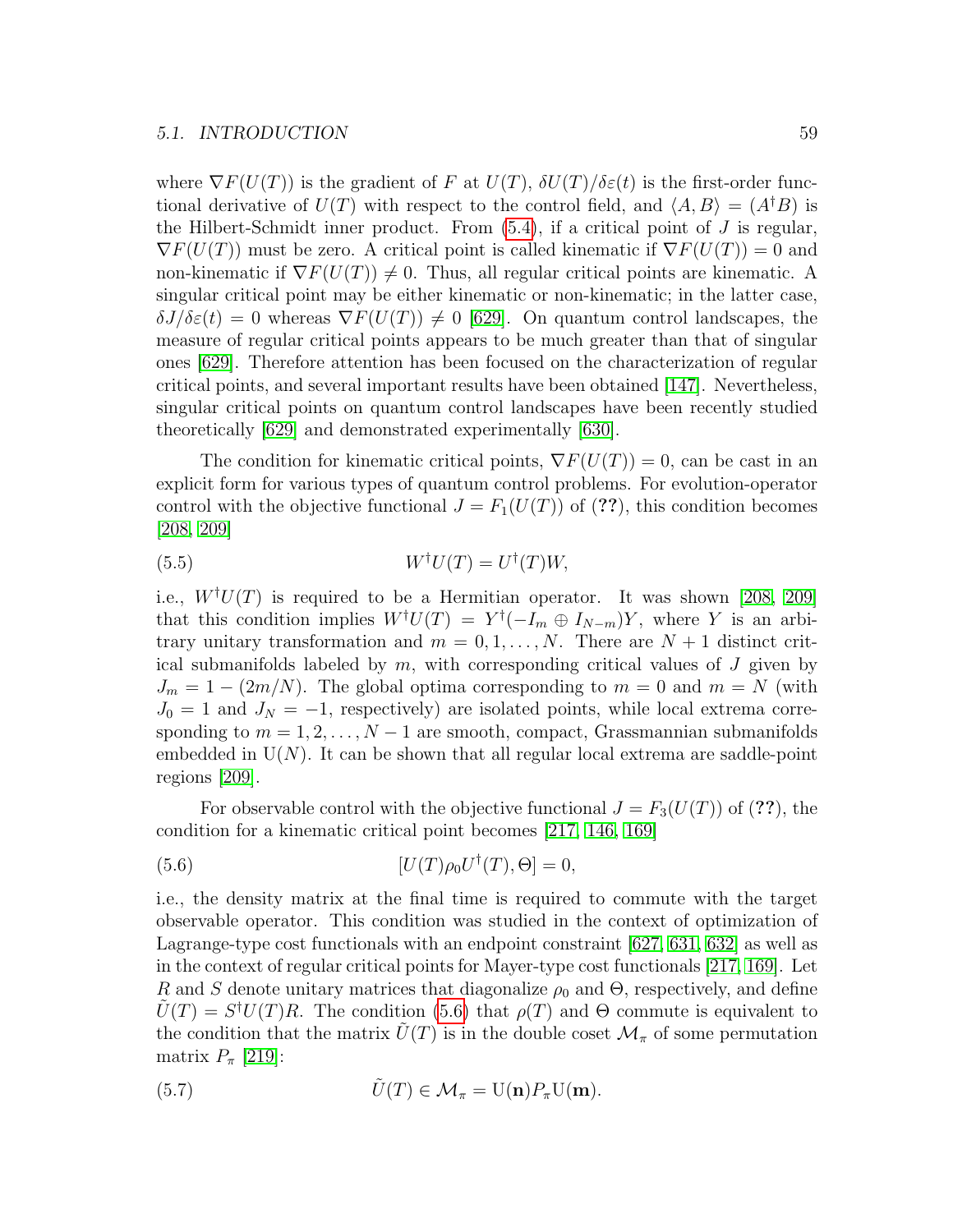where $\nabla F(U(T))$ is the gradient of $F$ at $U(T)$, $\delta U(T)/\delta\varepsilon(t)$ is the first-order functional derivative of $U(T)$ with respect to the control field, and $\langle A, B\rangle = (A^\dagger B)$ is the Hilbert-Schmidt inner product. From (5.4), if a critical point of $J$ is regular, $\nabla F(U(T))$ must be zero. A critical point is called kinematic if $\nabla F(U(T)) = 0$ and non-kinematic if $\nabla F(U(T)) \neq 0$. Thus, all regular critical points are kinematic. A singular critical point may be either kinematic or non-kinematic; in the latter case, $\delta J/\delta\varepsilon(t) = 0$ whereas $\nabla F(U(T)) \neq 0$ [629]. On quantum control landscapes, the measure of regular critical points appears to be much greater than that of singular ones [629]. Therefore attention has been focused on the characterization of regular critical points, and several important results have been obtained [147]. Nevertheless, singular critical points on quantum control landscapes have been recently studied theoretically [629] and demonstrated experimentally [630].

The condition for kinematic critical points, $\nabla F(U(T)) = 0$, can be cast in an explicit form for various types of quantum control problems. For evolution-operator control with the objective functional $J = F_1(U(T))$ of (**??**), this condition becomes [208, 209]

$$W^\dagger U(T) = U^\dagger(T) W, \tag{5.5}$$

i.e., $W^\dagger U(T)$ is required to be a Hermitian operator. It was shown [208, 209] that this condition implies $W^\dagger U(T) = Y^\dagger(-I_m \oplus I_{N-m})Y$, where $Y$ is an arbitrary unitary transformation and $m = 0, 1, \ldots, N$. There are $N+1$ distinct critical submanifolds labeled by $m$, with corresponding critical values of $J$ given by $J_m = 1 - (2m/N)$. The global optima corresponding to $m = 0$ and $m = N$ (with $J_0 = 1$ and $J_N = -1$, respectively) are isolated points, while local extrema corresponding to $m = 1, 2, \ldots, N-1$ are smooth, compact, Grassmannian submanifolds embedded in $\mathrm{U}(N)$. It can be shown that all regular local extrema are saddle-point regions [209].

For observable control with the objective functional $J = F_3(U(T))$ of (**??**), the condition for a kinematic critical point becomes [217, 146, 169]

$$[U(T)\rho_0 U^\dagger(T), \Theta] = 0, \tag{5.6}$$

i.e., the density matrix at the final time is required to commute with the target observable operator. This condition was studied in the context of optimization of Lagrange-type cost functionals with an endpoint constraint [627, 631, 632] as well as in the context of regular critical points for Mayer-type cost functionals [217, 169]. Let $R$ and $S$ denote unitary matrices that diagonalize $\rho_0$ and $\Theta$, respectively, and define $\tilde{U}(T) = S^\dagger U(T) R$. The condition (5.6) that $\rho(T)$ and $\Theta$ commute is equivalent to the condition that the matrix $\tilde{U}(T)$ is in the double coset $\mathcal{M}_\pi$ of some permutation matrix $P_\pi$ [219]:

$$\tilde{U}(T) \in \mathcal{M}_\pi = \mathrm{U}(\mathbf{n}) P_\pi \mathrm{U}(\mathbf{m}). \tag{5.7}$$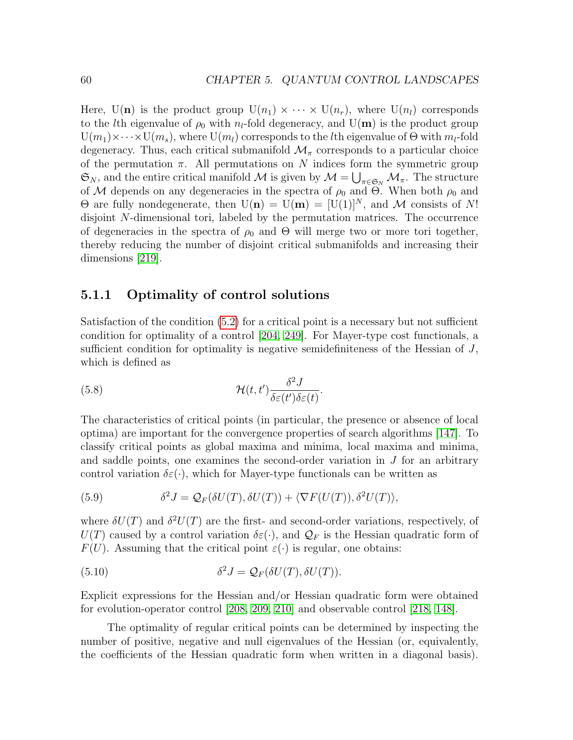Here, $\mathrm{U}(\mathbf{n})$ is the product group $\mathrm{U}(n_1) \times \cdots \times \mathrm{U}(n_r)$, where $\mathrm{U}(n_l)$ corresponds to the $l$th eigenvalue of $\rho_0$ with $n_l$-fold degeneracy, and $\mathrm{U}(\mathbf{m})$ is the product group $\mathrm{U}(m_1) \times \cdots \times \mathrm{U}(m_s)$, where $\mathrm{U}(m_l)$ corresponds to the $l$th eigenvalue of $\Theta$ with $m_l$-fold degeneracy. Thus, each critical submanifold $\mathcal{M}_\pi$ corresponds to a particular choice of the permutation $\pi$. All permutations on $N$ indices form the symmetric group $\mathfrak{S}_N$, and the entire critical manifold $\mathcal{M}$ is given by $\mathcal{M} = \bigcup_{\pi \in \mathfrak{S}_N} \mathcal{M}_\pi$. The structure of $\mathcal{M}$ depends on any degeneracies in the spectra of $\rho_0$ and $\Theta$. When both $\rho_0$ and $\Theta$ are fully nondegenerate, then $\mathrm{U}(\mathbf{n}) = \mathrm{U}(\mathbf{m}) = [\mathrm{U}(1)]^N$, and $\mathcal{M}$ consists of $N!$ disjoint $N$-dimensional tori, labeled by the permutation matrices. The occurrence of degeneracies in the spectra of $\rho_0$ and $\Theta$ will merge two or more tori together, thereby reducing the number of disjoint critical submanifolds and increasing their dimensions [219].

### 5.1.1 Optimality of control solutions

Satisfaction of the condition (5.2) for a critical point is a necessary but not sufficient condition for optimality of a control [204, 249]. For Mayer-type cost functionals, a sufficient condition for optimality is negative semidefiniteness of the Hessian of $J$, which is defined as

$$\mathcal{H}(t, t') \frac{\delta^2 J}{\delta \varepsilon(t') \delta \varepsilon(t)}. \tag{5.8}$$

The characteristics of critical points (in particular, the presence or absence of local optima) are important for the convergence properties of search algorithms [147]. To classify critical points as global maxima and minima, local maxima and minima, and saddle points, one examines the second-order variation in $J$ for an arbitrary control variation $\delta\varepsilon(\cdot)$, which for Mayer-type functionals can be written as

$$\delta^2 J = \mathcal{Q}_F(\delta U(T), \delta U(T)) + \langle \nabla F(U(T)), \delta^2 U(T) \rangle, \tag{5.9}$$

where $\delta U(T)$ and $\delta^2 U(T)$ are the first- and second-order variations, respectively, of $U(T)$ caused by a control variation $\delta\varepsilon(\cdot)$, and $\mathcal{Q}_F$ is the Hessian quadratic form of $F(U)$. Assuming that the critical point $\varepsilon(\cdot)$ is regular, one obtains:

$$\delta^2 J = \mathcal{Q}_F(\delta U(T), \delta U(T)). \tag{5.10}$$

Explicit expressions for the Hessian and/or Hessian quadratic form were obtained for evolution-operator control [208, 209, 210] and observable control [218, 148].

The optimality of regular critical points can be determined by inspecting the number of positive, negative and null eigenvalues of the Hessian (or, equivalently, the coefficients of the Hessian quadratic form when written in a diagonal basis).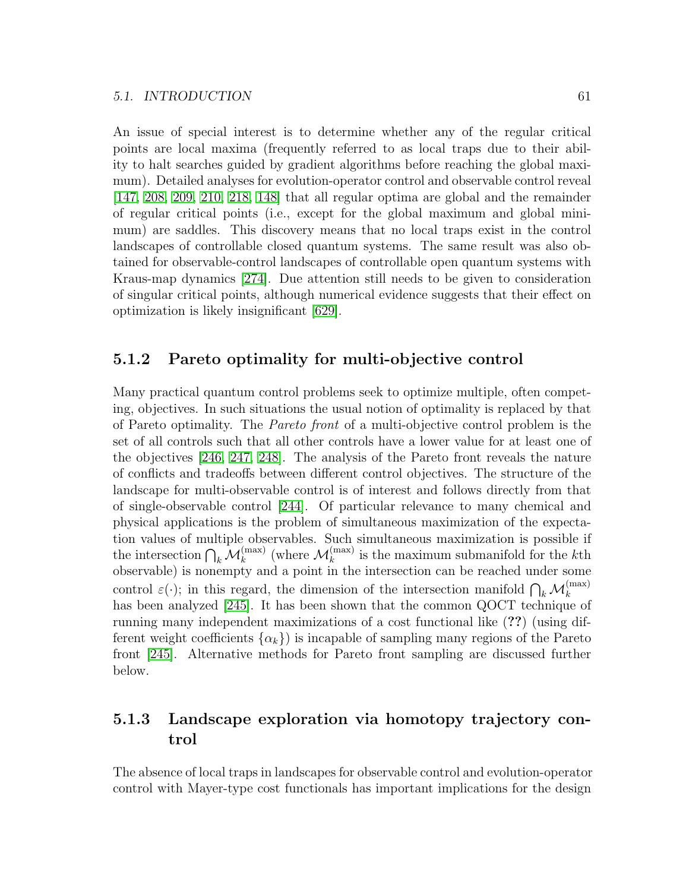An issue of special interest is to determine whether any of the regular critical points are local maxima (frequently referred to as local traps due to their ability to halt searches guided by gradient algorithms before reaching the global maximum). Detailed analyses for evolution-operator control and observable control reveal [147, 208, 209, 210, 218, 148] that all regular optima are global and the remainder of regular critical points (i.e., except for the global maximum and global minimum) are saddles. This discovery means that no local traps exist in the control landscapes of controllable closed quantum systems. The same result was also obtained for observable-control landscapes of controllable open quantum systems with Kraus-map dynamics [274]. Due attention still needs to be given to consideration of singular critical points, although numerical evidence suggests that their effect on optimization is likely insignificant [629].

### 5.1.2 Pareto optimality for multi-objective control

Many practical quantum control problems seek to optimize multiple, often competing, objectives. In such situations the usual notion of optimality is replaced by that of Pareto optimality. The *Pareto front* of a multi-objective control problem is the set of all controls such that all other controls have a lower value for at least one of the objectives [246, 247, 248]. The analysis of the Pareto front reveals the nature of conflicts and tradeoffs between different control objectives. The structure of the landscape for multi-observable control is of interest and follows directly from that of single-observable control [244]. Of particular relevance to many chemical and physical applications is the problem of simultaneous maximization of the expectation values of multiple observables. Such simultaneous maximization is possible if the intersection $\bigcap_k \mathcal{M}_k^{(\max)}$ (where $\mathcal{M}_k^{(\max)}$ is the maximum submanifold for the $k$th observable) is nonempty and a point in the intersection can be reached under some control $\varepsilon(\cdot)$; in this regard, the dimension of the intersection manifold $\bigcap_k \mathcal{M}_k^{(\max)}$ has been analyzed [245]. It has been shown that the common QOCT technique of running many independent maximizations of a cost functional like (**??**) (using different weight coefficients $\{\alpha_k\}$) is incapable of sampling many regions of the Pareto front [245]. Alternative methods for Pareto front sampling are discussed further below.

### 5.1.3 Landscape exploration via homotopy trajectory control

The absence of local traps in landscapes for observable control and evolution-operator control with Mayer-type cost functionals has important implications for the design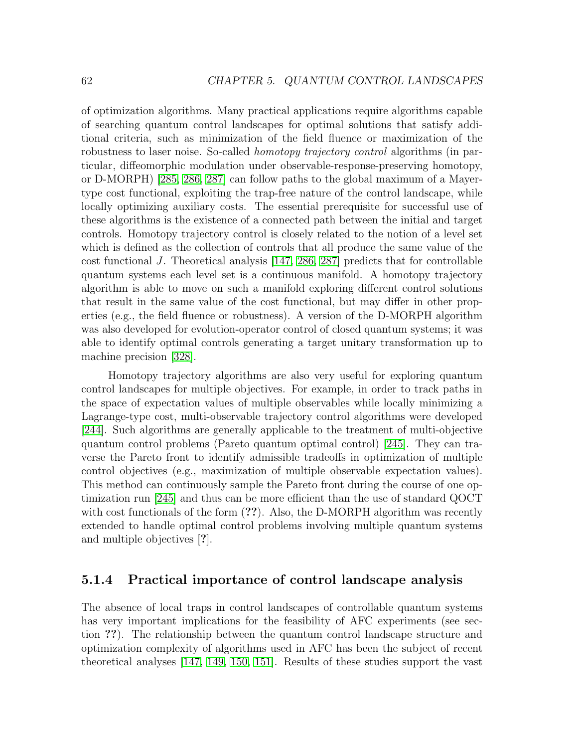of optimization algorithms. Many practical applications require algorithms capable of searching quantum control landscapes for optimal solutions that satisfy additional criteria, such as minimization of the field fluence or maximization of the robustness to laser noise. So-called *homotopy trajectory control* algorithms (in particular, diffeomorphic modulation under observable-response-preserving homotopy, or D-MORPH) [285, 286, 287] can follow paths to the global maximum of a Mayer-type cost functional, exploiting the trap-free nature of the control landscape, while locally optimizing auxiliary costs. The essential prerequisite for successful use of these algorithms is the existence of a connected path between the initial and target controls. Homotopy trajectory control is closely related to the notion of a level set which is defined as the collection of controls that all produce the same value of the cost functional $J$. Theoretical analysis [147, 286, 287] predicts that for controllable quantum systems each level set is a continuous manifold. A homotopy trajectory algorithm is able to move on such a manifold exploring different control solutions that result in the same value of the cost functional, but may differ in other properties (e.g., the field fluence or robustness). A version of the D-MORPH algorithm was also developed for evolution-operator control of closed quantum systems; it was able to identify optimal controls generating a target unitary transformation up to machine precision [328].

Homotopy trajectory algorithms are also very useful for exploring quantum control landscapes for multiple objectives. For example, in order to track paths in the space of expectation values of multiple observables while locally minimizing a Lagrange-type cost, multi-observable trajectory control algorithms were developed [244]. Such algorithms are generally applicable to the treatment of multi-objective quantum control problems (Pareto quantum optimal control) [245]. They can traverse the Pareto front to identify admissible tradeoffs in optimization of multiple control objectives (e.g., maximization of multiple observable expectation values). This method can continuously sample the Pareto front during the course of one optimization run [245] and thus can be more efficient than the use of standard QOCT with cost functionals of the form (**??**). Also, the D-MORPH algorithm was recently extended to handle optimal control problems involving multiple quantum systems and multiple objectives [**?**].

### 5.1.4 Practical importance of control landscape analysis

The absence of local traps in control landscapes of controllable quantum systems has very important implications for the feasibility of AFC experiments (see section **??**). The relationship between the quantum control landscape structure and optimization complexity of algorithms used in AFC has been the subject of recent theoretical analyses [147, 149, 150, 151]. Results of these studies support the vast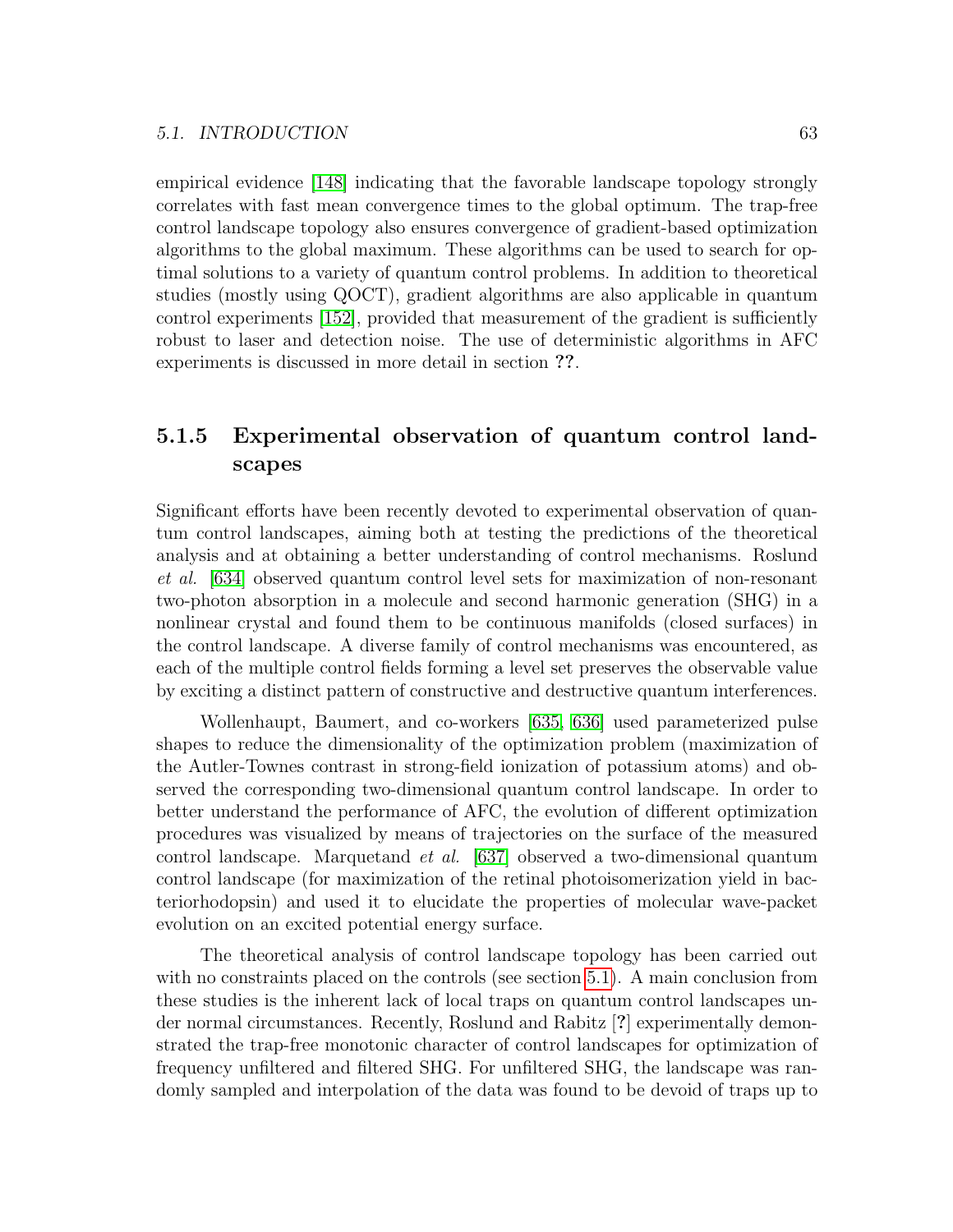empirical evidence [148] indicating that the favorable landscape topology strongly correlates with fast mean convergence times to the global optimum. The trap-free control landscape topology also ensures convergence of gradient-based optimization algorithms to the global maximum. These algorithms can be used to search for optimal solutions to a variety of quantum control problems. In addition to theoretical studies (mostly using QOCT), gradient algorithms are also applicable in quantum control experiments [152], provided that measurement of the gradient is sufficiently robust to laser and detection noise. The use of deterministic algorithms in AFC experiments is discussed in more detail in section **??**.

### 5.1.5 Experimental observation of quantum control landscapes

Significant efforts have been recently devoted to experimental observation of quantum control landscapes, aiming both at testing the predictions of the theoretical analysis and at obtaining a better understanding of control mechanisms. Roslund *et al.* [634] observed quantum control level sets for maximization of non-resonant two-photon absorption in a molecule and second harmonic generation (SHG) in a nonlinear crystal and found them to be continuous manifolds (closed surfaces) in the control landscape. A diverse family of control mechanisms was encountered, as each of the multiple control fields forming a level set preserves the observable value by exciting a distinct pattern of constructive and destructive quantum interferences.

Wollenhaupt, Baumert, and co-workers [635, 636] used parameterized pulse shapes to reduce the dimensionality of the optimization problem (maximization of the Autler-Townes contrast in strong-field ionization of potassium atoms) and observed the corresponding two-dimensional quantum control landscape. In order to better understand the performance of AFC, the evolution of different optimization procedures was visualized by means of trajectories on the surface of the measured control landscape. Marquetand *et al.* [637] observed a two-dimensional quantum control landscape (for maximization of the retinal photoisomerization yield in bacteriorhodopsin) and used it to elucidate the properties of molecular wave-packet evolution on an excited potential energy surface.

The theoretical analysis of control landscape topology has been carried out with no constraints placed on the controls (see section 5.1). A main conclusion from these studies is the inherent lack of local traps on quantum control landscapes under normal circumstances. Recently, Roslund and Rabitz [**?**] experimentally demonstrated the trap-free monotonic character of control landscapes for optimization of frequency unfiltered and filtered SHG. For unfiltered SHG, the landscape was randomly sampled and interpolation of the data was found to be devoid of traps up to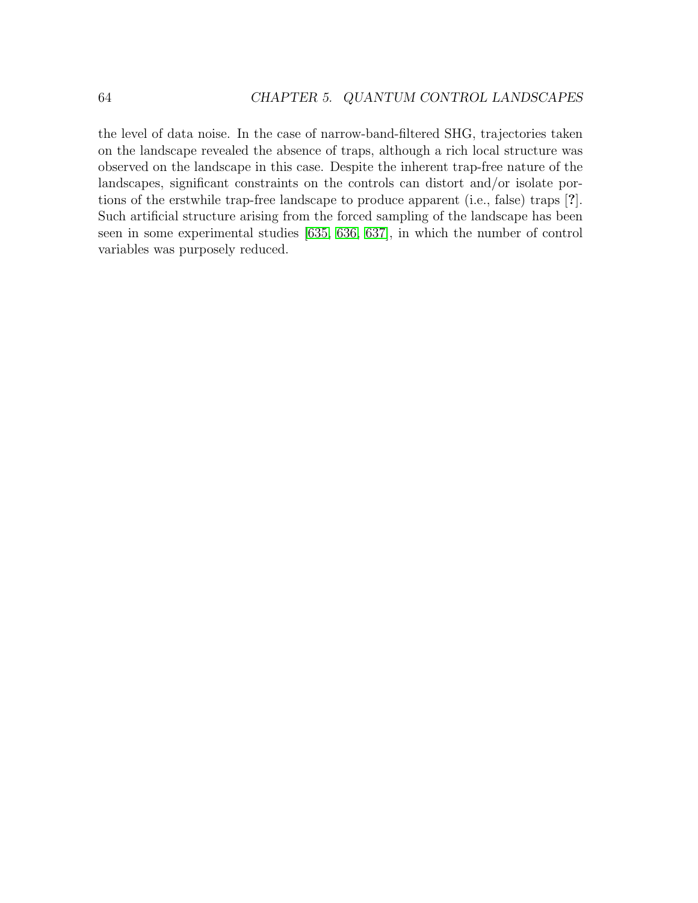the level of data noise. In the case of narrow-band-filtered SHG, trajectories taken on the landscape revealed the absence of traps, although a rich local structure was observed on the landscape in this case. Despite the inherent trap-free nature of the landscapes, significant constraints on the controls can distort and/or isolate portions of the erstwhile trap-free landscape to produce apparent (i.e., false) traps [**?**]. Such artificial structure arising from the forced sampling of the landscape has been seen in some experimental studies [635, 636, 637], in which the number of control variables was purposely reduced.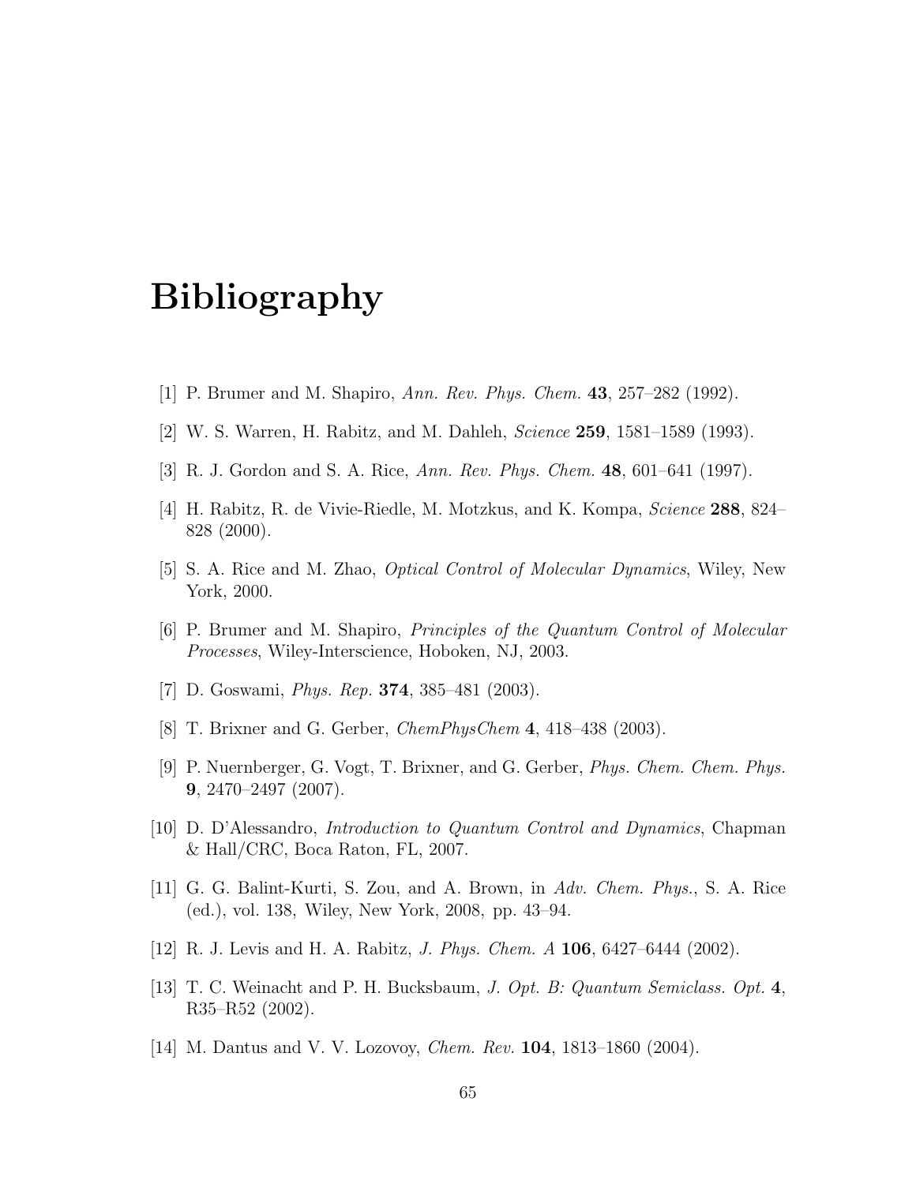# Bibliography

[1] P. Brumer and M. Shapiro, *Ann. Rev. Phys. Chem.* **43**, 257–282 (1992).

[2] W. S. Warren, H. Rabitz, and M. Dahleh, *Science* **259**, 1581–1589 (1993).

[3] R. J. Gordon and S. A. Rice, *Ann. Rev. Phys. Chem.* **48**, 601–641 (1997).

[4] H. Rabitz, R. de Vivie-Riedle, M. Motzkus, and K. Kompa, *Science* **288**, 824–828 (2000).

[5] S. A. Rice and M. Zhao, *Optical Control of Molecular Dynamics*, Wiley, New York, 2000.

[6] P. Brumer and M. Shapiro, *Principles of the Quantum Control of Molecular Processes*, Wiley-Interscience, Hoboken, NJ, 2003.

[7] D. Goswami, *Phys. Rep.* **374**, 385–481 (2003).

[8] T. Brixner and G. Gerber, *ChemPhysChem* **4**, 418–438 (2003).

[9] P. Nuernberger, G. Vogt, T. Brixner, and G. Gerber, *Phys. Chem. Chem. Phys.* **9**, 2470–2497 (2007).

[10] D. D'Alessandro, *Introduction to Quantum Control and Dynamics*, Chapman & Hall/CRC, Boca Raton, FL, 2007.

[11] G. G. Balint-Kurti, S. Zou, and A. Brown, in *Adv. Chem. Phys.*, S. A. Rice (ed.), vol. 138, Wiley, New York, 2008, pp. 43–94.

[12] R. J. Levis and H. A. Rabitz, *J. Phys. Chem. A* **106**, 6427–6444 (2002).

[13] T. C. Weinacht and P. H. Bucksbaum, *J. Opt. B: Quantum Semiclass. Opt.* **4**, R35–R52 (2002).

[14] M. Dantus and V. V. Lozovoy, *Chem. Rev.* **104**, 1813–1860 (2004).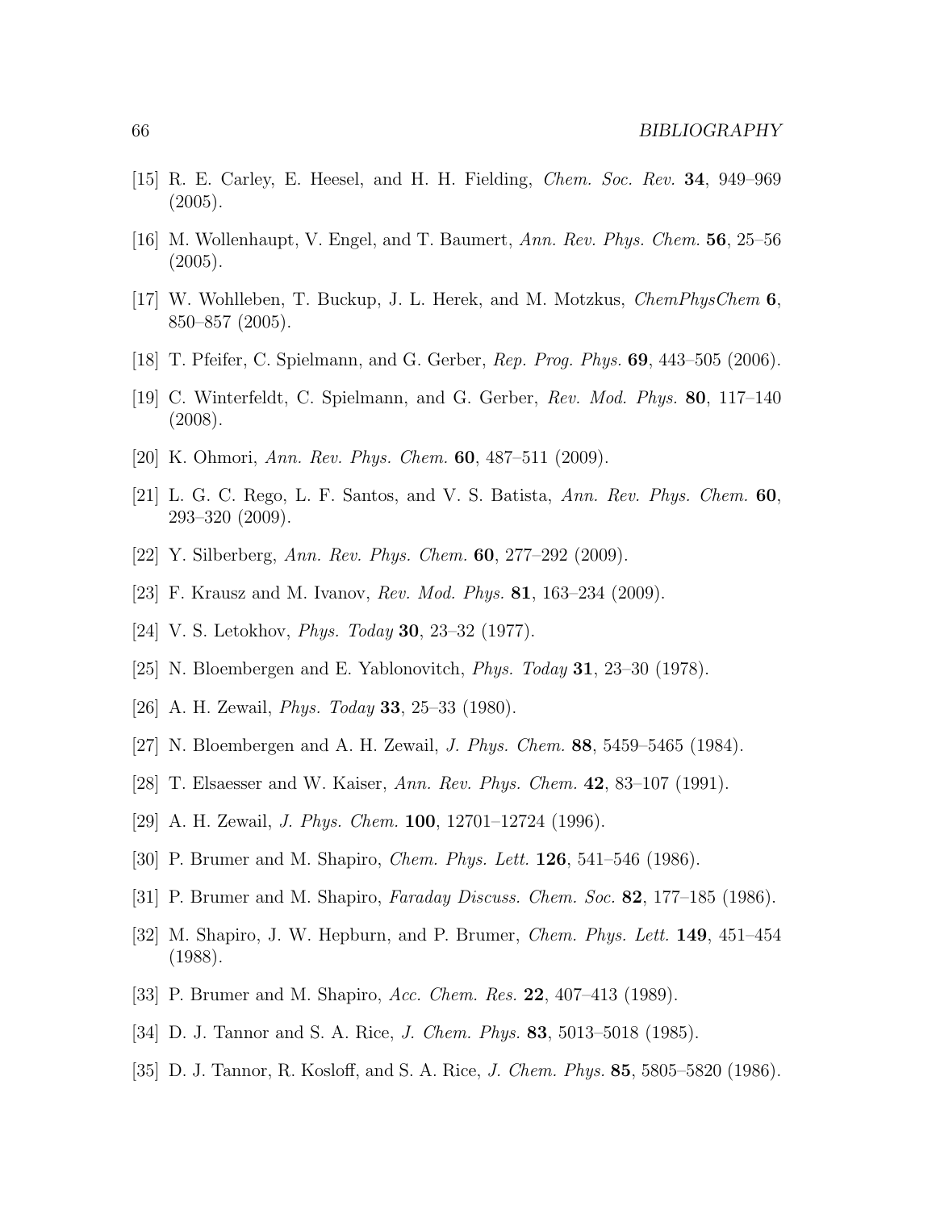[15] R. E. Carley, E. Heesel, and H. H. Fielding, *Chem. Soc. Rev.* **34**, 949–969 (2005).

[16] M. Wollenhaupt, V. Engel, and T. Baumert, *Ann. Rev. Phys. Chem.* **56**, 25–56 (2005).

[17] W. Wohlleben, T. Buckup, J. L. Herek, and M. Motzkus, *ChemPhysChem* **6**, 850–857 (2005).

[18] T. Pfeifer, C. Spielmann, and G. Gerber, *Rep. Prog. Phys.* **69**, 443–505 (2006).

[19] C. Winterfeldt, C. Spielmann, and G. Gerber, *Rev. Mod. Phys.* **80**, 117–140 (2008).

[20] K. Ohmori, *Ann. Rev. Phys. Chem.* **60**, 487–511 (2009).

[21] L. G. C. Rego, L. F. Santos, and V. S. Batista, *Ann. Rev. Phys. Chem.* **60**, 293–320 (2009).

[22] Y. Silberberg, *Ann. Rev. Phys. Chem.* **60**, 277–292 (2009).

[23] F. Krausz and M. Ivanov, *Rev. Mod. Phys.* **81**, 163–234 (2009).

[24] V. S. Letokhov, *Phys. Today* **30**, 23–32 (1977).

[25] N. Bloembergen and E. Yablonovitch, *Phys. Today* **31**, 23–30 (1978).

[26] A. H. Zewail, *Phys. Today* **33**, 25–33 (1980).

[27] N. Bloembergen and A. H. Zewail, *J. Phys. Chem.* **88**, 5459–5465 (1984).

[28] T. Elsaesser and W. Kaiser, *Ann. Rev. Phys. Chem.* **42**, 83–107 (1991).

[29] A. H. Zewail, *J. Phys. Chem.* **100**, 12701–12724 (1996).

[30] P. Brumer and M. Shapiro, *Chem. Phys. Lett.* **126**, 541–546 (1986).

[31] P. Brumer and M. Shapiro, *Faraday Discuss. Chem. Soc.* **82**, 177–185 (1986).

[32] M. Shapiro, J. W. Hepburn, and P. Brumer, *Chem. Phys. Lett.* **149**, 451–454 (1988).

[33] P. Brumer and M. Shapiro, *Acc. Chem. Res.* **22**, 407–413 (1989).

[34] D. J. Tannor and S. A. Rice, *J. Chem. Phys.* **83**, 5013–5018 (1985).

[35] D. J. Tannor, R. Kosloff, and S. A. Rice, *J. Chem. Phys.* **85**, 5805–5820 (1986).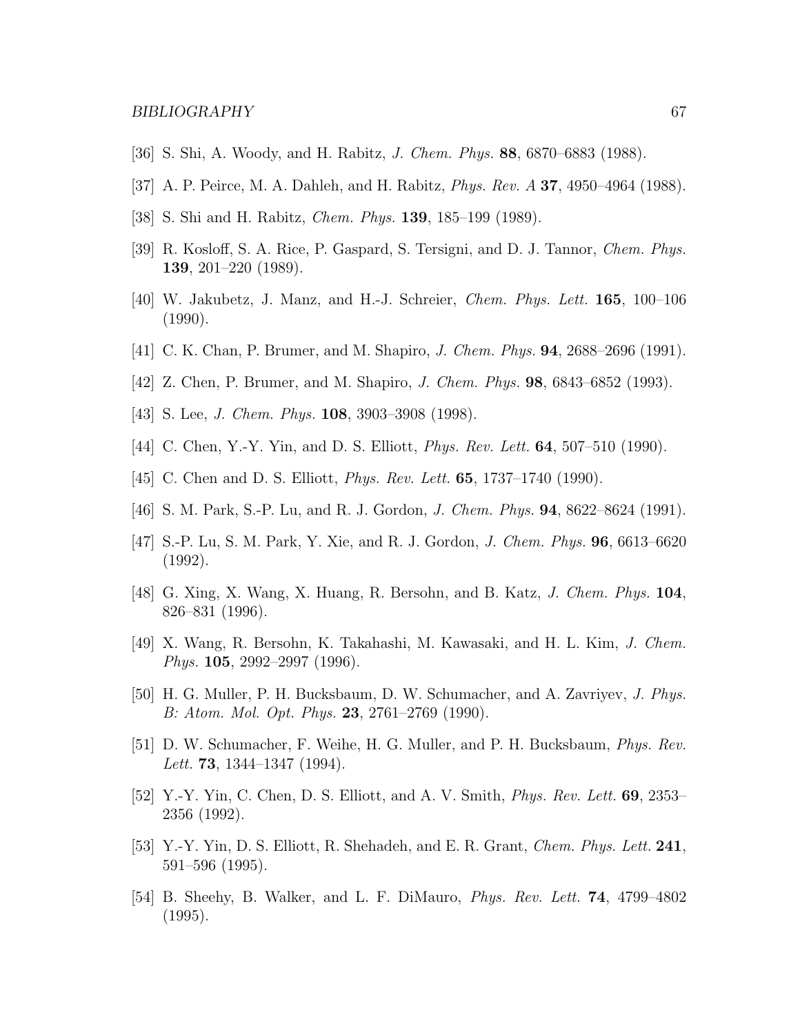[36] S. Shi, A. Woody, and H. Rabitz, *J. Chem. Phys.* **88**, 6870–6883 (1988).

[37] A. P. Peirce, M. A. Dahleh, and H. Rabitz, *Phys. Rev. A* **37**, 4950–4964 (1988).

[38] S. Shi and H. Rabitz, *Chem. Phys.* **139**, 185–199 (1989).

[39] R. Kosloff, S. A. Rice, P. Gaspard, S. Tersigni, and D. J. Tannor, *Chem. Phys.* **139**, 201–220 (1989).

[40] W. Jakubetz, J. Manz, and H.-J. Schreier, *Chem. Phys. Lett.* **165**, 100–106 (1990).

[41] C. K. Chan, P. Brumer, and M. Shapiro, *J. Chem. Phys.* **94**, 2688–2696 (1991).

[42] Z. Chen, P. Brumer, and M. Shapiro, *J. Chem. Phys.* **98**, 6843–6852 (1993).

[43] S. Lee, *J. Chem. Phys.* **108**, 3903–3908 (1998).

[44] C. Chen, Y.-Y. Yin, and D. S. Elliott, *Phys. Rev. Lett.* **64**, 507–510 (1990).

[45] C. Chen and D. S. Elliott, *Phys. Rev. Lett.* **65**, 1737–1740 (1990).

[46] S. M. Park, S.-P. Lu, and R. J. Gordon, *J. Chem. Phys.* **94**, 8622–8624 (1991).

[47] S.-P. Lu, S. M. Park, Y. Xie, and R. J. Gordon, *J. Chem. Phys.* **96**, 6613–6620 (1992).

[48] G. Xing, X. Wang, X. Huang, R. Bersohn, and B. Katz, *J. Chem. Phys.* **104**, 826–831 (1996).

[49] X. Wang, R. Bersohn, K. Takahashi, M. Kawasaki, and H. L. Kim, *J. Chem. Phys.* **105**, 2992–2997 (1996).

[50] H. G. Muller, P. H. Bucksbaum, D. W. Schumacher, and A. Zavriyev, *J. Phys. B: Atom. Mol. Opt. Phys.* **23**, 2761–2769 (1990).

[51] D. W. Schumacher, F. Weihe, H. G. Muller, and P. H. Bucksbaum, *Phys. Rev. Lett.* **73**, 1344–1347 (1994).

[52] Y.-Y. Yin, C. Chen, D. S. Elliott, and A. V. Smith, *Phys. Rev. Lett.* **69**, 2353–2356 (1992).

[53] Y.-Y. Yin, D. S. Elliott, R. Shehadeh, and E. R. Grant, *Chem. Phys. Lett.* **241**, 591–596 (1995).

[54] B. Sheehy, B. Walker, and L. F. DiMauro, *Phys. Rev. Lett.* **74**, 4799–4802 (1995).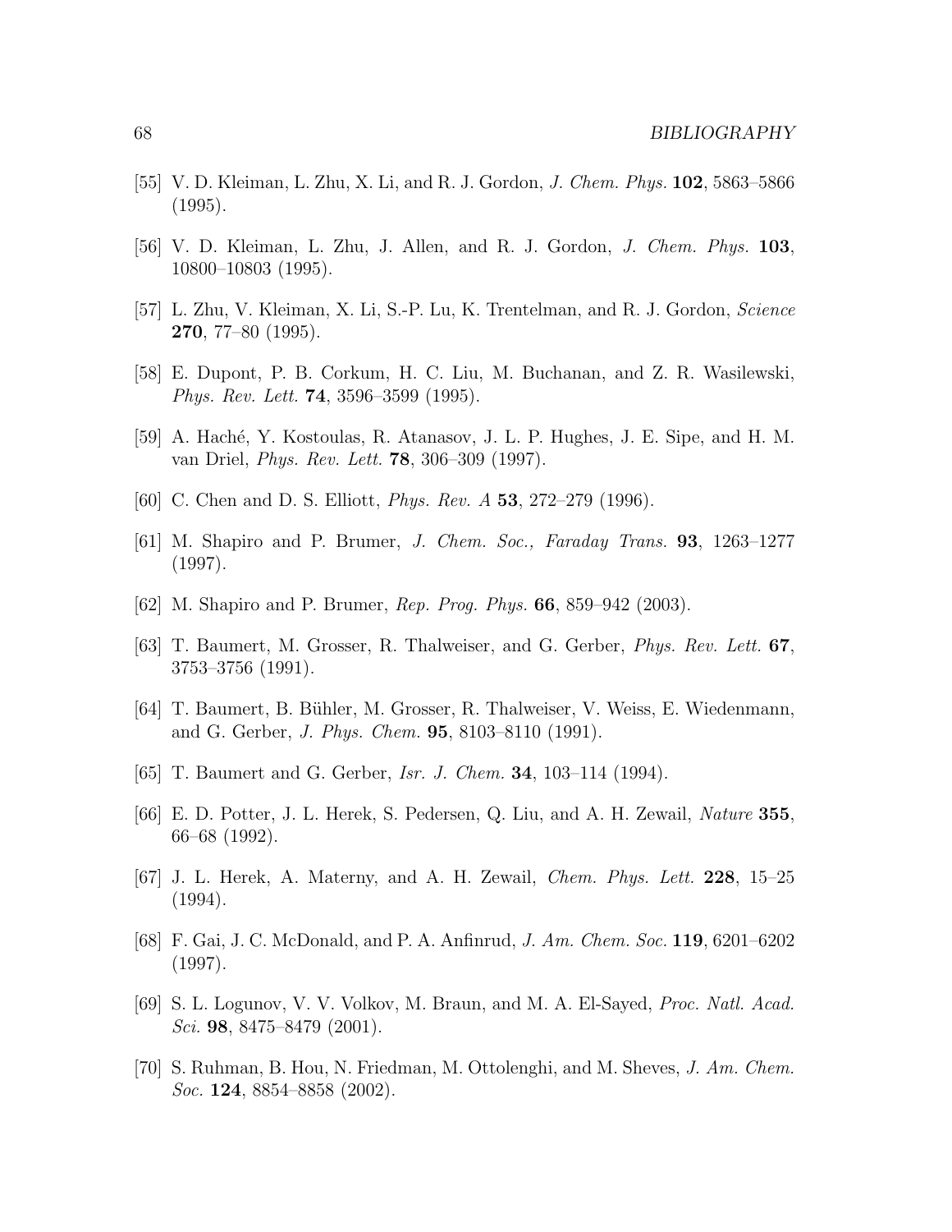[55] V. D. Kleiman, L. Zhu, X. Li, and R. J. Gordon, *J. Chem. Phys.* **102**, 5863–5866 (1995).

[56] V. D. Kleiman, L. Zhu, J. Allen, and R. J. Gordon, *J. Chem. Phys.* **103**, 10800–10803 (1995).

[57] L. Zhu, V. Kleiman, X. Li, S.-P. Lu, K. Trentelman, and R. J. Gordon, *Science* **270**, 77–80 (1995).

[58] E. Dupont, P. B. Corkum, H. C. Liu, M. Buchanan, and Z. R. Wasilewski, *Phys. Rev. Lett.* **74**, 3596–3599 (1995).

[59] A. Haché, Y. Kostoulas, R. Atanasov, J. L. P. Hughes, J. E. Sipe, and H. M. van Driel, *Phys. Rev. Lett.* **78**, 306–309 (1997).

[60] C. Chen and D. S. Elliott, *Phys. Rev. A* **53**, 272–279 (1996).

[61] M. Shapiro and P. Brumer, *J. Chem. Soc., Faraday Trans.* **93**, 1263–1277 (1997).

[62] M. Shapiro and P. Brumer, *Rep. Prog. Phys.* **66**, 859–942 (2003).

[63] T. Baumert, M. Grosser, R. Thalweiser, and G. Gerber, *Phys. Rev. Lett.* **67**, 3753–3756 (1991).

[64] T. Baumert, B. Bühler, M. Grosser, R. Thalweiser, V. Weiss, E. Wiedenmann, and G. Gerber, *J. Phys. Chem.* **95**, 8103–8110 (1991).

[65] T. Baumert and G. Gerber, *Isr. J. Chem.* **34**, 103–114 (1994).

[66] E. D. Potter, J. L. Herek, S. Pedersen, Q. Liu, and A. H. Zewail, *Nature* **355**, 66–68 (1992).

[67] J. L. Herek, A. Materny, and A. H. Zewail, *Chem. Phys. Lett.* **228**, 15–25 (1994).

[68] F. Gai, J. C. McDonald, and P. A. Anfinrud, *J. Am. Chem. Soc.* **119**, 6201–6202 (1997).

[69] S. L. Logunov, V. V. Volkov, M. Braun, and M. A. El-Sayed, *Proc. Natl. Acad. Sci.* **98**, 8475–8479 (2001).

[70] S. Ruhman, B. Hou, N. Friedman, M. Ottolenghi, and M. Sheves, *J. Am. Chem. Soc.* **124**, 8854–8858 (2002).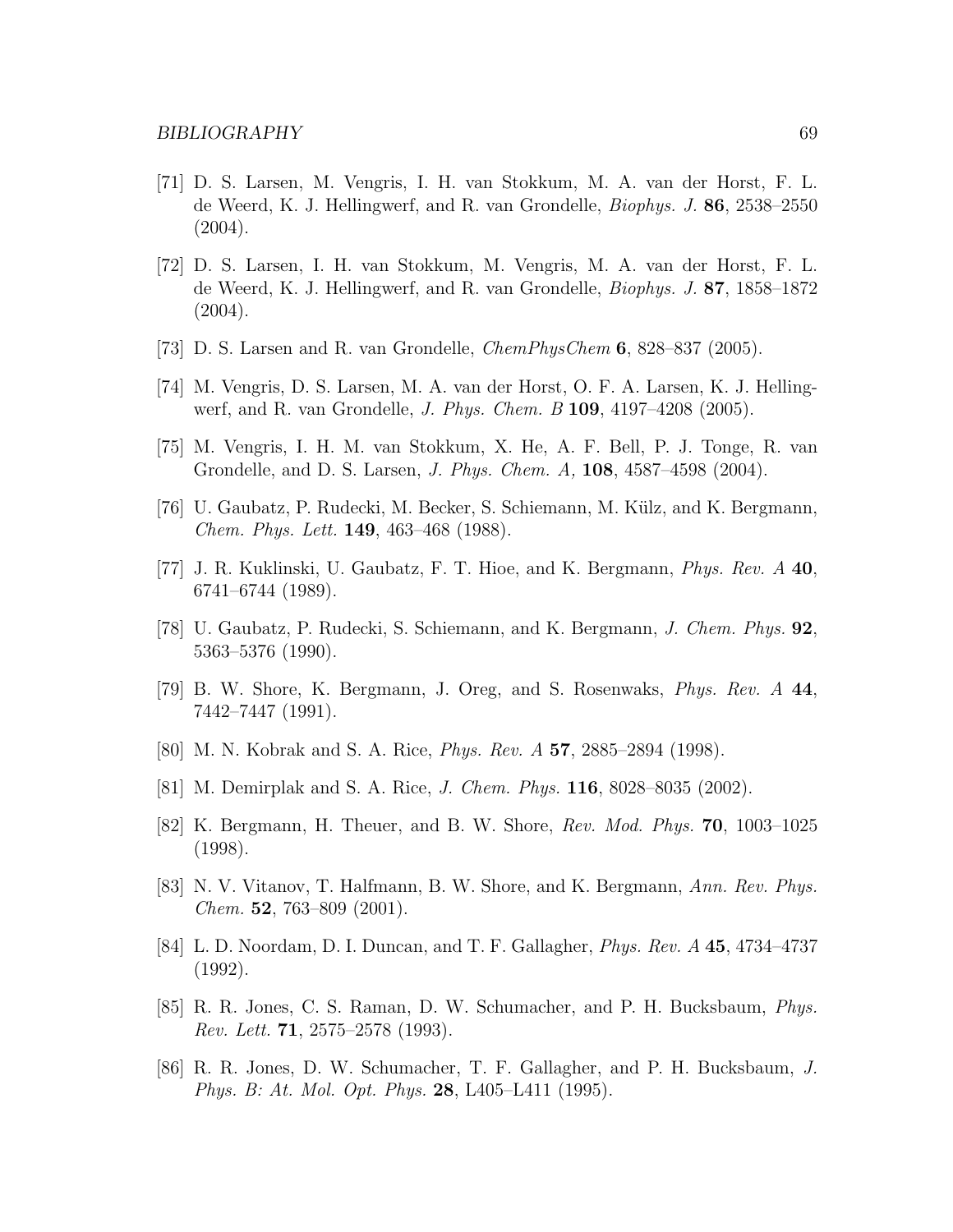[71] D. S. Larsen, M. Vengris, I. H. van Stokkum, M. A. van der Horst, F. L. de Weerd, K. J. Hellingwerf, and R. van Grondelle, *Biophys. J.* **86**, 2538–2550 (2004).

[72] D. S. Larsen, I. H. van Stokkum, M. Vengris, M. A. van der Horst, F. L. de Weerd, K. J. Hellingwerf, and R. van Grondelle, *Biophys. J.* **87**, 1858–1872 (2004).

[73] D. S. Larsen and R. van Grondelle, *ChemPhysChem* **6**, 828–837 (2005).

[74] M. Vengris, D. S. Larsen, M. A. van der Horst, O. F. A. Larsen, K. J. Hellingwerf, and R. van Grondelle, *J. Phys. Chem. B* **109**, 4197–4208 (2005).

[75] M. Vengris, I. H. M. van Stokkum, X. He, A. F. Bell, P. J. Tonge, R. van Grondelle, and D. S. Larsen, *J. Phys. Chem. A,* **108**, 4587–4598 (2004).

[76] U. Gaubatz, P. Rudecki, M. Becker, S. Schiemann, M. Külz, and K. Bergmann, *Chem. Phys. Lett.* **149**, 463–468 (1988).

[77] J. R. Kuklinski, U. Gaubatz, F. T. Hioe, and K. Bergmann, *Phys. Rev. A* **40**, 6741–6744 (1989).

[78] U. Gaubatz, P. Rudecki, S. Schiemann, and K. Bergmann, *J. Chem. Phys.* **92**, 5363–5376 (1990).

[79] B. W. Shore, K. Bergmann, J. Oreg, and S. Rosenwaks, *Phys. Rev. A* **44**, 7442–7447 (1991).

[80] M. N. Kobrak and S. A. Rice, *Phys. Rev. A* **57**, 2885–2894 (1998).

[81] M. Demirplak and S. A. Rice, *J. Chem. Phys.* **116**, 8028–8035 (2002).

[82] K. Bergmann, H. Theuer, and B. W. Shore, *Rev. Mod. Phys.* **70**, 1003–1025 (1998).

[83] N. V. Vitanov, T. Halfmann, B. W. Shore, and K. Bergmann, *Ann. Rev. Phys. Chem.* **52**, 763–809 (2001).

[84] L. D. Noordam, D. I. Duncan, and T. F. Gallagher, *Phys. Rev. A* **45**, 4734–4737 (1992).

[85] R. R. Jones, C. S. Raman, D. W. Schumacher, and P. H. Bucksbaum, *Phys. Rev. Lett.* **71**, 2575–2578 (1993).

[86] R. R. Jones, D. W. Schumacher, T. F. Gallagher, and P. H. Bucksbaum, *J. Phys. B: At. Mol. Opt. Phys.* **28**, L405–L411 (1995).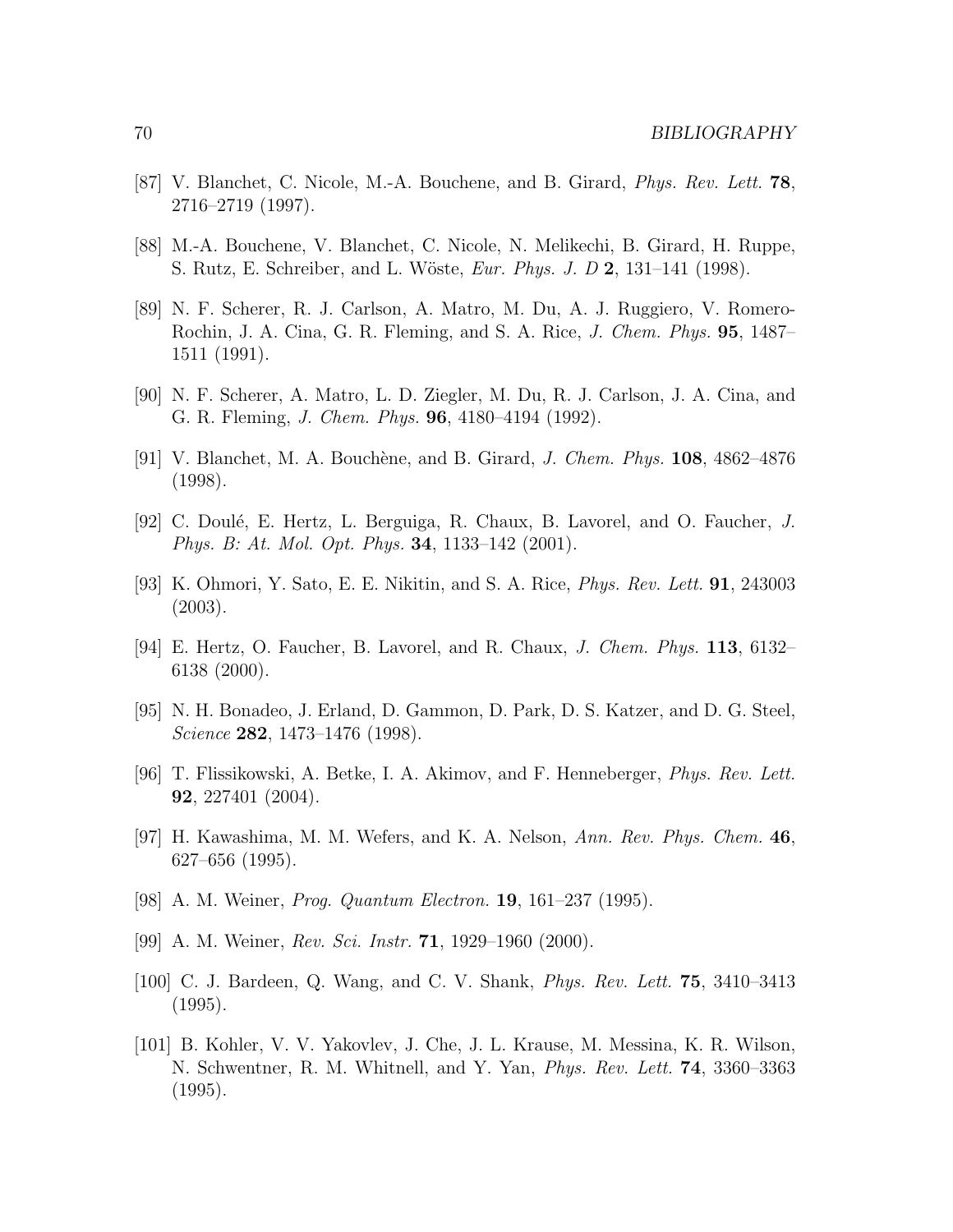[87] V. Blanchet, C. Nicole, M.-A. Bouchene, and B. Girard, *Phys. Rev. Lett.* **78**, 2716–2719 (1997).

[88] M.-A. Bouchene, V. Blanchet, C. Nicole, N. Melikechi, B. Girard, H. Ruppe, S. Rutz, E. Schreiber, and L. Wöste, *Eur. Phys. J. D* **2**, 131–141 (1998).

[89] N. F. Scherer, R. J. Carlson, A. Matro, M. Du, A. J. Ruggiero, V. Romero-Rochin, J. A. Cina, G. R. Fleming, and S. A. Rice, *J. Chem. Phys.* **95**, 1487–1511 (1991).

[90] N. F. Scherer, A. Matro, L. D. Ziegler, M. Du, R. J. Carlson, J. A. Cina, and G. R. Fleming, *J. Chem. Phys.* **96**, 4180–4194 (1992).

[91] V. Blanchet, M. A. Bouchène, and B. Girard, *J. Chem. Phys.* **108**, 4862–4876 (1998).

[92] C. Doulé, E. Hertz, L. Berguiga, R. Chaux, B. Lavorel, and O. Faucher, *J. Phys. B: At. Mol. Opt. Phys.* **34**, 1133–142 (2001).

[93] K. Ohmori, Y. Sato, E. E. Nikitin, and S. A. Rice, *Phys. Rev. Lett.* **91**, 243003 (2003).

[94] E. Hertz, O. Faucher, B. Lavorel, and R. Chaux, *J. Chem. Phys.* **113**, 6132–6138 (2000).

[95] N. H. Bonadeo, J. Erland, D. Gammon, D. Park, D. S. Katzer, and D. G. Steel, *Science* **282**, 1473–1476 (1998).

[96] T. Flissikowski, A. Betke, I. A. Akimov, and F. Henneberger, *Phys. Rev. Lett.* **92**, 227401 (2004).

[97] H. Kawashima, M. M. Wefers, and K. A. Nelson, *Ann. Rev. Phys. Chem.* **46**, 627–656 (1995).

[98] A. M. Weiner, *Prog. Quantum Electron.* **19**, 161–237 (1995).

[99] A. M. Weiner, *Rev. Sci. Instr.* **71**, 1929–1960 (2000).

[100] C. J. Bardeen, Q. Wang, and C. V. Shank, *Phys. Rev. Lett.* **75**, 3410–3413 (1995).

[101] B. Kohler, V. V. Yakovlev, J. Che, J. L. Krause, M. Messina, K. R. Wilson, N. Schwentner, R. M. Whitnell, and Y. Yan, *Phys. Rev. Lett.* **74**, 3360–3363 (1995).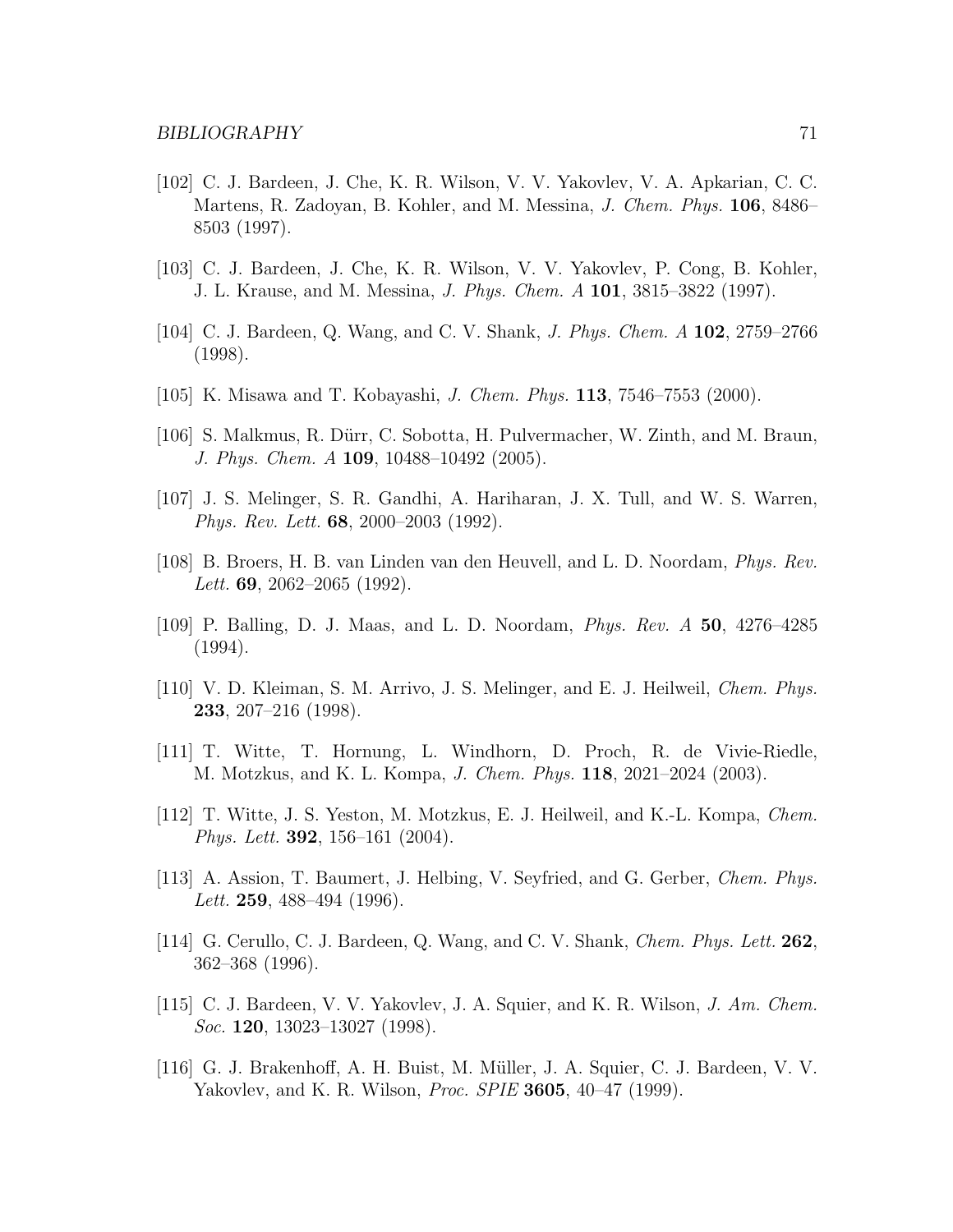[102] C. J. Bardeen, J. Che, K. R. Wilson, V. V. Yakovlev, V. A. Apkarian, C. C. Martens, R. Zadoyan, B. Kohler, and M. Messina, *J. Chem. Phys.* **106**, 8486–8503 (1997).

[103] C. J. Bardeen, J. Che, K. R. Wilson, V. V. Yakovlev, P. Cong, B. Kohler, J. L. Krause, and M. Messina, *J. Phys. Chem. A* **101**, 3815–3822 (1997).

[104] C. J. Bardeen, Q. Wang, and C. V. Shank, *J. Phys. Chem. A* **102**, 2759–2766 (1998).

[105] K. Misawa and T. Kobayashi, *J. Chem. Phys.* **113**, 7546–7553 (2000).

[106] S. Malkmus, R. Dürr, C. Sobotta, H. Pulvermacher, W. Zinth, and M. Braun, *J. Phys. Chem. A* **109**, 10488–10492 (2005).

[107] J. S. Melinger, S. R. Gandhi, A. Hariharan, J. X. Tull, and W. S. Warren, *Phys. Rev. Lett.* **68**, 2000–2003 (1992).

[108] B. Broers, H. B. van Linden van den Heuvell, and L. D. Noordam, *Phys. Rev. Lett.* **69**, 2062–2065 (1992).

[109] P. Balling, D. J. Maas, and L. D. Noordam, *Phys. Rev. A* **50**, 4276–4285 (1994).

[110] V. D. Kleiman, S. M. Arrivo, J. S. Melinger, and E. J. Heilweil, *Chem. Phys.* **233**, 207–216 (1998).

[111] T. Witte, T. Hornung, L. Windhorn, D. Proch, R. de Vivie-Riedle, M. Motzkus, and K. L. Kompa, *J. Chem. Phys.* **118**, 2021–2024 (2003).

[112] T. Witte, J. S. Yeston, M. Motzkus, E. J. Heilweil, and K.-L. Kompa, *Chem. Phys. Lett.* **392**, 156–161 (2004).

[113] A. Assion, T. Baumert, J. Helbing, V. Seyfried, and G. Gerber, *Chem. Phys. Lett.* **259**, 488–494 (1996).

[114] G. Cerullo, C. J. Bardeen, Q. Wang, and C. V. Shank, *Chem. Phys. Lett.* **262**, 362–368 (1996).

[115] C. J. Bardeen, V. V. Yakovlev, J. A. Squier, and K. R. Wilson, *J. Am. Chem. Soc.* **120**, 13023–13027 (1998).

[116] G. J. Brakenhoff, A. H. Buist, M. Müller, J. A. Squier, C. J. Bardeen, V. V. Yakovlev, and K. R. Wilson, *Proc. SPIE* **3605**, 40–47 (1999).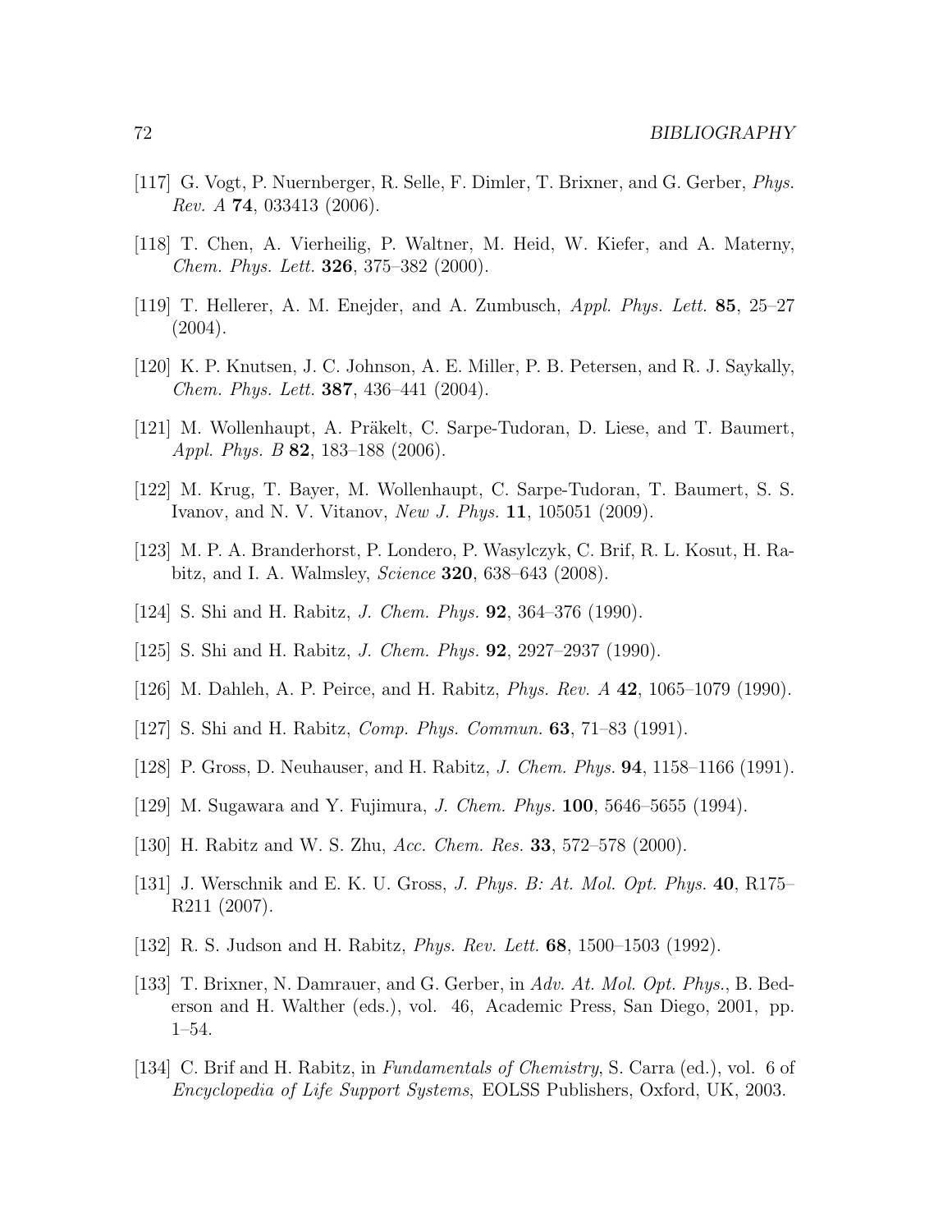[117] G. Vogt, P. Nuernberger, R. Selle, F. Dimler, T. Brixner, and G. Gerber, *Phys. Rev. A* **74**, 033413 (2006).

[118] T. Chen, A. Vierheilig, P. Waltner, M. Heid, W. Kiefer, and A. Materny, *Chem. Phys. Lett.* **326**, 375–382 (2000).

[119] T. Hellerer, A. M. Enejder, and A. Zumbusch, *Appl. Phys. Lett.* **85**, 25–27 (2004).

[120] K. P. Knutsen, J. C. Johnson, A. E. Miller, P. B. Petersen, and R. J. Saykally, *Chem. Phys. Lett.* **387**, 436–441 (2004).

[121] M. Wollenhaupt, A. Präkelt, C. Sarpe-Tudoran, D. Liese, and T. Baumert, *Appl. Phys. B* **82**, 183–188 (2006).

[122] M. Krug, T. Bayer, M. Wollenhaupt, C. Sarpe-Tudoran, T. Baumert, S. S. Ivanov, and N. V. Vitanov, *New J. Phys.* **11**, 105051 (2009).

[123] M. P. A. Branderhorst, P. Londero, P. Wasylczyk, C. Brif, R. L. Kosut, H. Rabitz, and I. A. Walmsley, *Science* **320**, 638–643 (2008).

[124] S. Shi and H. Rabitz, *J. Chem. Phys.* **92**, 364–376 (1990).

[125] S. Shi and H. Rabitz, *J. Chem. Phys.* **92**, 2927–2937 (1990).

[126] M. Dahleh, A. P. Peirce, and H. Rabitz, *Phys. Rev. A* **42**, 1065–1079 (1990).

[127] S. Shi and H. Rabitz, *Comp. Phys. Commun.* **63**, 71–83 (1991).

[128] P. Gross, D. Neuhauser, and H. Rabitz, *J. Chem. Phys.* **94**, 1158–1166 (1991).

[129] M. Sugawara and Y. Fujimura, *J. Chem. Phys.* **100**, 5646–5655 (1994).

[130] H. Rabitz and W. S. Zhu, *Acc. Chem. Res.* **33**, 572–578 (2000).

[131] J. Werschnik and E. K. U. Gross, *J. Phys. B: At. Mol. Opt. Phys.* **40**, R175–R211 (2007).

[132] R. S. Judson and H. Rabitz, *Phys. Rev. Lett.* **68**, 1500–1503 (1992).

[133] T. Brixner, N. Damrauer, and G. Gerber, in *Adv. At. Mol. Opt. Phys.*, B. Bederson and H. Walther (eds.), vol. 46, Academic Press, San Diego, 2001, pp. 1–54.

[134] C. Brif and H. Rabitz, in *Fundamentals of Chemistry*, S. Carra (ed.), vol. 6 of *Encyclopedia of Life Support Systems*, EOLSS Publishers, Oxford, UK, 2003.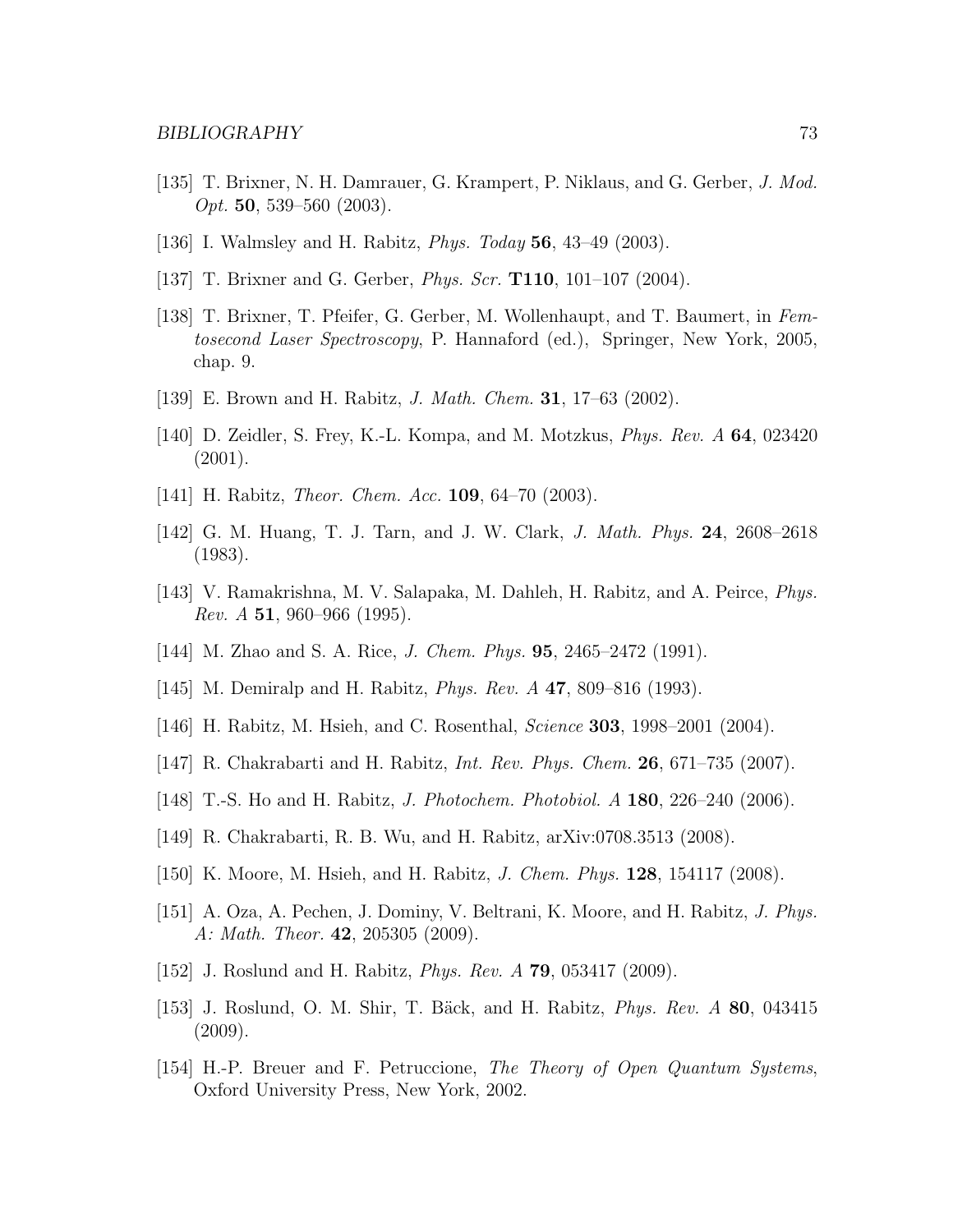[135] T. Brixner, N. H. Damrauer, G. Krampert, P. Niklaus, and G. Gerber, *J. Mod. Opt.* **50**, 539–560 (2003).

[136] I. Walmsley and H. Rabitz, *Phys. Today* **56**, 43–49 (2003).

[137] T. Brixner and G. Gerber, *Phys. Scr.* **T110**, 101–107 (2004).

[138] T. Brixner, T. Pfeifer, G. Gerber, M. Wollenhaupt, and T. Baumert, in *Femtosecond Laser Spectroscopy*, P. Hannaford (ed.), Springer, New York, 2005, chap. 9.

[139] E. Brown and H. Rabitz, *J. Math. Chem.* **31**, 17–63 (2002).

[140] D. Zeidler, S. Frey, K.-L. Kompa, and M. Motzkus, *Phys. Rev. A* **64**, 023420 (2001).

[141] H. Rabitz, *Theor. Chem. Acc.* **109**, 64–70 (2003).

[142] G. M. Huang, T. J. Tarn, and J. W. Clark, *J. Math. Phys.* **24**, 2608–2618 (1983).

[143] V. Ramakrishna, M. V. Salapaka, M. Dahleh, H. Rabitz, and A. Peirce, *Phys. Rev. A* **51**, 960–966 (1995).

[144] M. Zhao and S. A. Rice, *J. Chem. Phys.* **95**, 2465–2472 (1991).

[145] M. Demiralp and H. Rabitz, *Phys. Rev. A* **47**, 809–816 (1993).

[146] H. Rabitz, M. Hsieh, and C. Rosenthal, *Science* **303**, 1998–2001 (2004).

[147] R. Chakrabarti and H. Rabitz, *Int. Rev. Phys. Chem.* **26**, 671–735 (2007).

[148] T.-S. Ho and H. Rabitz, *J. Photochem. Photobiol. A* **180**, 226–240 (2006).

[149] R. Chakrabarti, R. B. Wu, and H. Rabitz, arXiv:0708.3513 (2008).

[150] K. Moore, M. Hsieh, and H. Rabitz, *J. Chem. Phys.* **128**, 154117 (2008).

[151] A. Oza, A. Pechen, J. Dominy, V. Beltrani, K. Moore, and H. Rabitz, *J. Phys. A: Math. Theor.* **42**, 205305 (2009).

[152] J. Roslund and H. Rabitz, *Phys. Rev. A* **79**, 053417 (2009).

[153] J. Roslund, O. M. Shir, T. Bäck, and H. Rabitz, *Phys. Rev. A* **80**, 043415 (2009).

[154] H.-P. Breuer and F. Petruccione, *The Theory of Open Quantum Systems*, Oxford University Press, New York, 2002.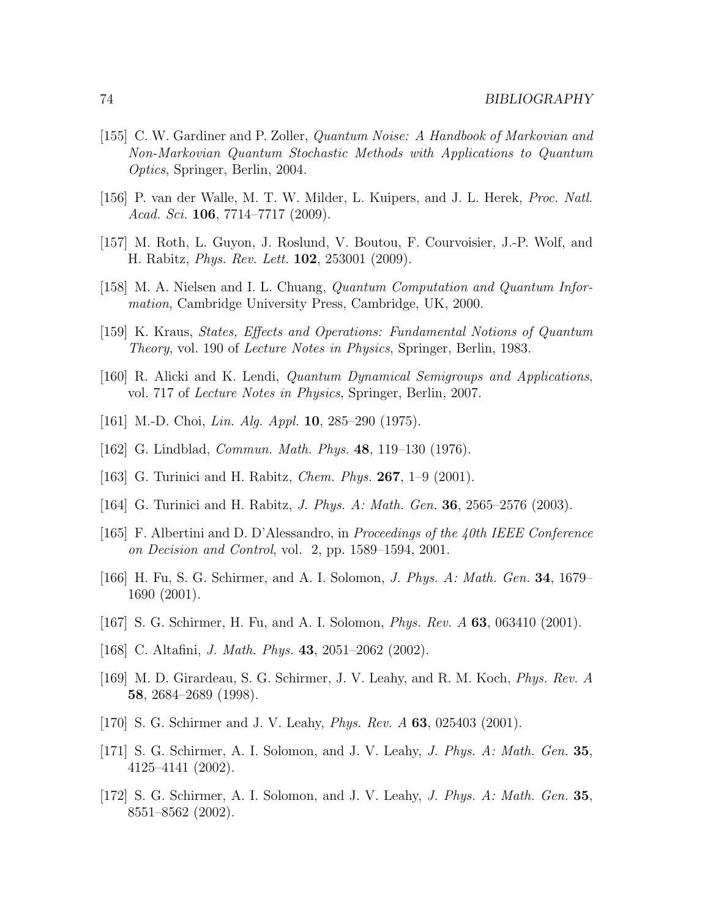[155] C. W. Gardiner and P. Zoller, *Quantum Noise: A Handbook of Markovian and Non-Markovian Quantum Stochastic Methods with Applications to Quantum Optics*, Springer, Berlin, 2004.

[156] P. van der Walle, M. T. W. Milder, L. Kuipers, and J. L. Herek, *Proc. Natl. Acad. Sci.* **106**, 7714–7717 (2009).

[157] M. Roth, L. Guyon, J. Roslund, V. Boutou, F. Courvoisier, J.-P. Wolf, and H. Rabitz, *Phys. Rev. Lett.* **102**, 253001 (2009).

[158] M. A. Nielsen and I. L. Chuang, *Quantum Computation and Quantum Information*, Cambridge University Press, Cambridge, UK, 2000.

[159] K. Kraus, *States, Effects and Operations: Fundamental Notions of Quantum Theory*, vol. 190 of *Lecture Notes in Physics*, Springer, Berlin, 1983.

[160] R. Alicki and K. Lendi, *Quantum Dynamical Semigroups and Applications*, vol. 717 of *Lecture Notes in Physics*, Springer, Berlin, 2007.

[161] M.-D. Choi, *Lin. Alg. Appl.* **10**, 285–290 (1975).

[162] G. Lindblad, *Commun. Math. Phys.* **48**, 119–130 (1976).

[163] G. Turinici and H. Rabitz, *Chem. Phys.* **267**, 1–9 (2001).

[164] G. Turinici and H. Rabitz, *J. Phys. A: Math. Gen.* **36**, 2565–2576 (2003).

[165] F. Albertini and D. D'Alessandro, in *Proceedings of the 40th IEEE Conference on Decision and Control*, vol. 2, pp. 1589–1594, 2001.

[166] H. Fu, S. G. Schirmer, and A. I. Solomon, *J. Phys. A: Math. Gen.* **34**, 1679–1690 (2001).

[167] S. G. Schirmer, H. Fu, and A. I. Solomon, *Phys. Rev. A* **63**, 063410 (2001).

[168] C. Altafini, *J. Math. Phys.* **43**, 2051–2062 (2002).

[169] M. D. Girardeau, S. G. Schirmer, J. V. Leahy, and R. M. Koch, *Phys. Rev. A* **58**, 2684–2689 (1998).

[170] S. G. Schirmer and J. V. Leahy, *Phys. Rev. A* **63**, 025403 (2001).

[171] S. G. Schirmer, A. I. Solomon, and J. V. Leahy, *J. Phys. A: Math. Gen.* **35**, 4125–4141 (2002).

[172] S. G. Schirmer, A. I. Solomon, and J. V. Leahy, *J. Phys. A: Math. Gen.* **35**, 8551–8562 (2002).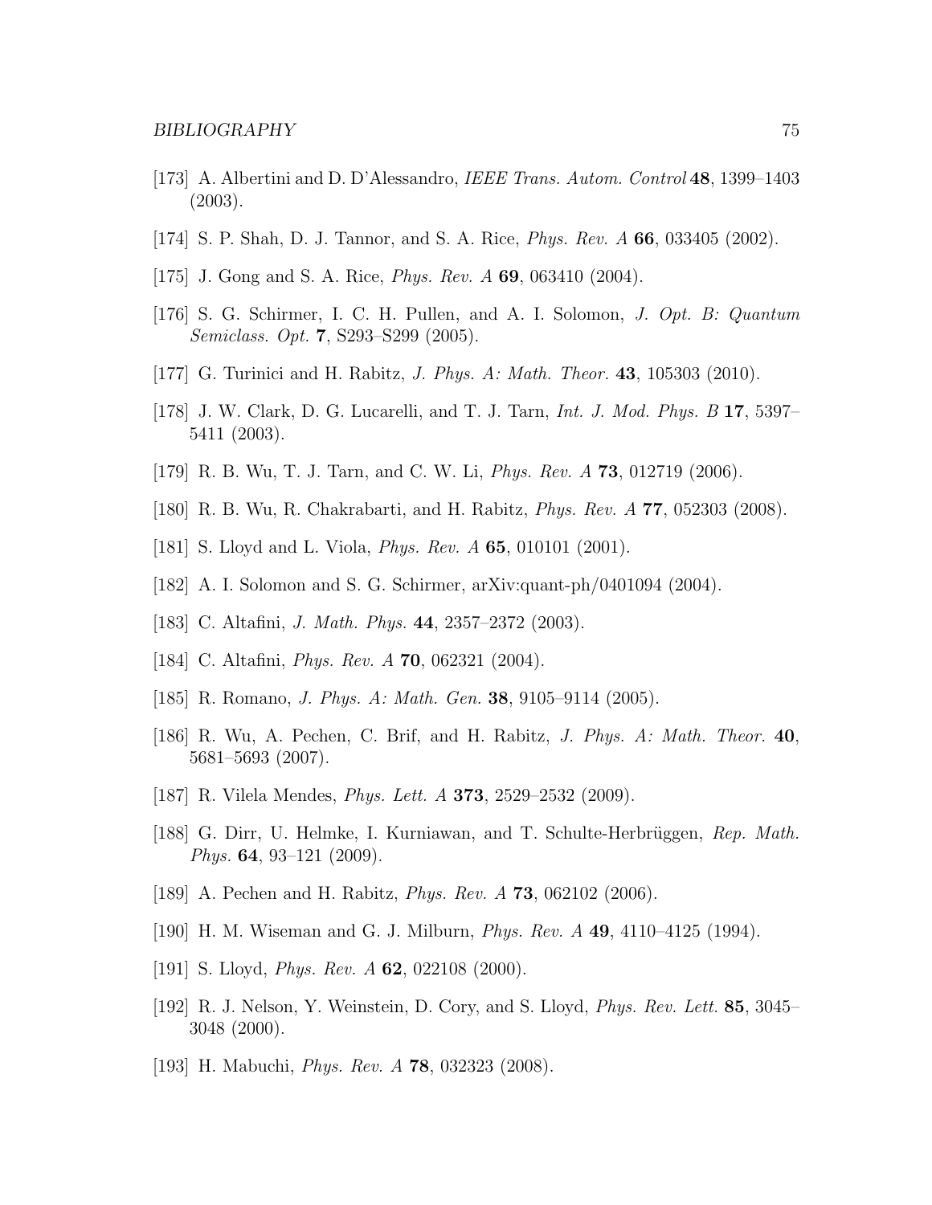[173] A. Albertini and D. D'Alessandro, *IEEE Trans. Autom. Control* **48**, 1399–1403 (2003).

[174] S. P. Shah, D. J. Tannor, and S. A. Rice, *Phys. Rev. A* **66**, 033405 (2002).

[175] J. Gong and S. A. Rice, *Phys. Rev. A* **69**, 063410 (2004).

[176] S. G. Schirmer, I. C. H. Pullen, and A. I. Solomon, *J. Opt. B: Quantum Semiclass. Opt.* **7**, S293–S299 (2005).

[177] G. Turinici and H. Rabitz, *J. Phys. A: Math. Theor.* **43**, 105303 (2010).

[178] J. W. Clark, D. G. Lucarelli, and T. J. Tarn, *Int. J. Mod. Phys. B* **17**, 5397–5411 (2003).

[179] R. B. Wu, T. J. Tarn, and C. W. Li, *Phys. Rev. A* **73**, 012719 (2006).

[180] R. B. Wu, R. Chakrabarti, and H. Rabitz, *Phys. Rev. A* **77**, 052303 (2008).

[181] S. Lloyd and L. Viola, *Phys. Rev. A* **65**, 010101 (2001).

[182] A. I. Solomon and S. G. Schirmer, arXiv:quant-ph/0401094 (2004).

[183] C. Altafini, *J. Math. Phys.* **44**, 2357–2372 (2003).

[184] C. Altafini, *Phys. Rev. A* **70**, 062321 (2004).

[185] R. Romano, *J. Phys. A: Math. Gen.* **38**, 9105–9114 (2005).

[186] R. Wu, A. Pechen, C. Brif, and H. Rabitz, *J. Phys. A: Math. Theor.* **40**, 5681–5693 (2007).

[187] R. Vilela Mendes, *Phys. Lett. A* **373**, 2529–2532 (2009).

[188] G. Dirr, U. Helmke, I. Kurniawan, and T. Schulte-Herbrüggen, *Rep. Math. Phys.* **64**, 93–121 (2009).

[189] A. Pechen and H. Rabitz, *Phys. Rev. A* **73**, 062102 (2006).

[190] H. M. Wiseman and G. J. Milburn, *Phys. Rev. A* **49**, 4110–4125 (1994).

[191] S. Lloyd, *Phys. Rev. A* **62**, 022108 (2000).

[192] R. J. Nelson, Y. Weinstein, D. Cory, and S. Lloyd, *Phys. Rev. Lett.* **85**, 3045–3048 (2000).

[193] H. Mabuchi, *Phys. Rev. A* **78**, 032323 (2008).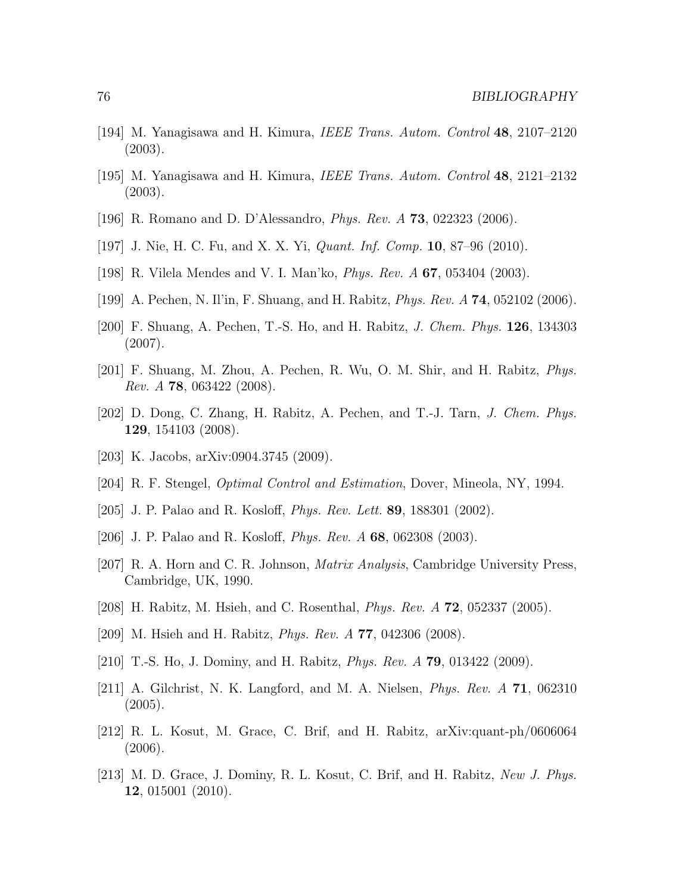[194] M. Yanagisawa and H. Kimura, *IEEE Trans. Autom. Control* **48**, 2107–2120 (2003).

[195] M. Yanagisawa and H. Kimura, *IEEE Trans. Autom. Control* **48**, 2121–2132 (2003).

[196] R. Romano and D. D'Alessandro, *Phys. Rev. A* **73**, 022323 (2006).

[197] J. Nie, H. C. Fu, and X. X. Yi, *Quant. Inf. Comp.* **10**, 87–96 (2010).

[198] R. Vilela Mendes and V. I. Man'ko, *Phys. Rev. A* **67**, 053404 (2003).

[199] A. Pechen, N. Il'in, F. Shuang, and H. Rabitz, *Phys. Rev. A* **74**, 052102 (2006).

[200] F. Shuang, A. Pechen, T.-S. Ho, and H. Rabitz, *J. Chem. Phys.* **126**, 134303 (2007).

[201] F. Shuang, M. Zhou, A. Pechen, R. Wu, O. M. Shir, and H. Rabitz, *Phys. Rev. A* **78**, 063422 (2008).

[202] D. Dong, C. Zhang, H. Rabitz, A. Pechen, and T.-J. Tarn, *J. Chem. Phys.* **129**, 154103 (2008).

[203] K. Jacobs, arXiv:0904.3745 (2009).

[204] R. F. Stengel, *Optimal Control and Estimation*, Dover, Mineola, NY, 1994.

[205] J. P. Palao and R. Kosloff, *Phys. Rev. Lett.* **89**, 188301 (2002).

[206] J. P. Palao and R. Kosloff, *Phys. Rev. A* **68**, 062308 (2003).

[207] R. A. Horn and C. R. Johnson, *Matrix Analysis*, Cambridge University Press, Cambridge, UK, 1990.

[208] H. Rabitz, M. Hsieh, and C. Rosenthal, *Phys. Rev. A* **72**, 052337 (2005).

[209] M. Hsieh and H. Rabitz, *Phys. Rev. A* **77**, 042306 (2008).

[210] T.-S. Ho, J. Dominy, and H. Rabitz, *Phys. Rev. A* **79**, 013422 (2009).

[211] A. Gilchrist, N. K. Langford, and M. A. Nielsen, *Phys. Rev. A* **71**, 062310 (2005).

[212] R. L. Kosut, M. Grace, C. Brif, and H. Rabitz, arXiv:quant-ph/0606064 (2006).

[213] M. D. Grace, J. Dominy, R. L. Kosut, C. Brif, and H. Rabitz, *New J. Phys.* **12**, 015001 (2010).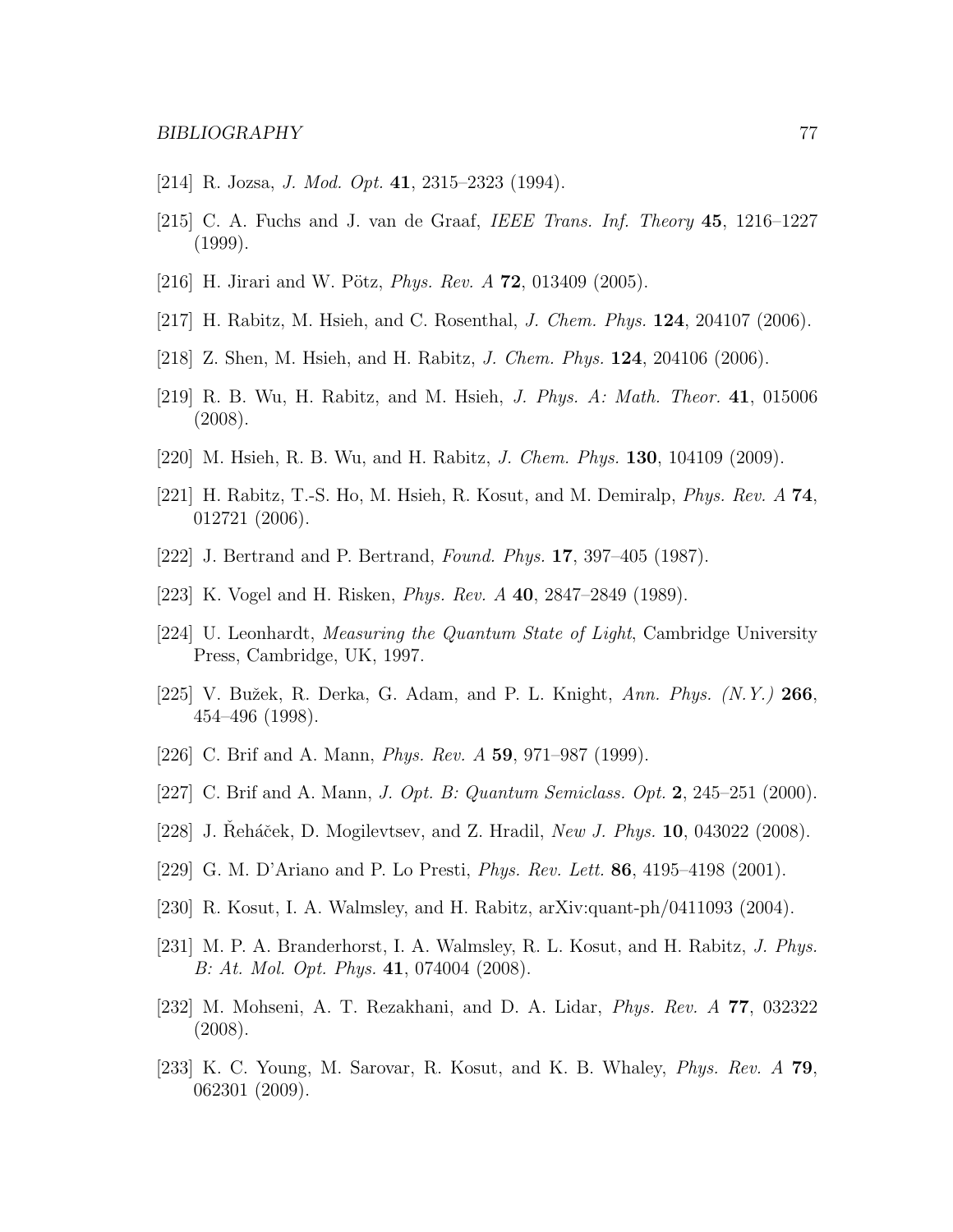[214] R. Jozsa, *J. Mod. Opt.* **41**, 2315–2323 (1994).

[215] C. A. Fuchs and J. van de Graaf, *IEEE Trans. Inf. Theory* **45**, 1216–1227 (1999).

[216] H. Jirari and W. Pötz, *Phys. Rev. A* **72**, 013409 (2005).

[217] H. Rabitz, M. Hsieh, and C. Rosenthal, *J. Chem. Phys.* **124**, 204107 (2006).

[218] Z. Shen, M. Hsieh, and H. Rabitz, *J. Chem. Phys.* **124**, 204106 (2006).

[219] R. B. Wu, H. Rabitz, and M. Hsieh, *J. Phys. A: Math. Theor.* **41**, 015006 (2008).

[220] M. Hsieh, R. B. Wu, and H. Rabitz, *J. Chem. Phys.* **130**, 104109 (2009).

[221] H. Rabitz, T.-S. Ho, M. Hsieh, R. Kosut, and M. Demiralp, *Phys. Rev. A* **74**, 012721 (2006).

[222] J. Bertrand and P. Bertrand, *Found. Phys.* **17**, 397–405 (1987).

[223] K. Vogel and H. Risken, *Phys. Rev. A* **40**, 2847–2849 (1989).

[224] U. Leonhardt, *Measuring the Quantum State of Light*, Cambridge University Press, Cambridge, UK, 1997.

[225] V. Bužek, R. Derka, G. Adam, and P. L. Knight, *Ann. Phys. (N.Y.)* **266**, 454–496 (1998).

[226] C. Brif and A. Mann, *Phys. Rev. A* **59**, 971–987 (1999).

[227] C. Brif and A. Mann, *J. Opt. B: Quantum Semiclass. Opt.* **2**, 245–251 (2000).

[228] J. Řeháček, D. Mogilevtsev, and Z. Hradil, *New J. Phys.* **10**, 043022 (2008).

[229] G. M. D'Ariano and P. Lo Presti, *Phys. Rev. Lett.* **86**, 4195–4198 (2001).

[230] R. Kosut, I. A. Walmsley, and H. Rabitz, arXiv:quant-ph/0411093 (2004).

[231] M. P. A. Branderhorst, I. A. Walmsley, R. L. Kosut, and H. Rabitz, *J. Phys. B: At. Mol. Opt. Phys.* **41**, 074004 (2008).

[232] M. Mohseni, A. T. Rezakhani, and D. A. Lidar, *Phys. Rev. A* **77**, 032322 (2008).

[233] K. C. Young, M. Sarovar, R. Kosut, and K. B. Whaley, *Phys. Rev. A* **79**, 062301 (2009).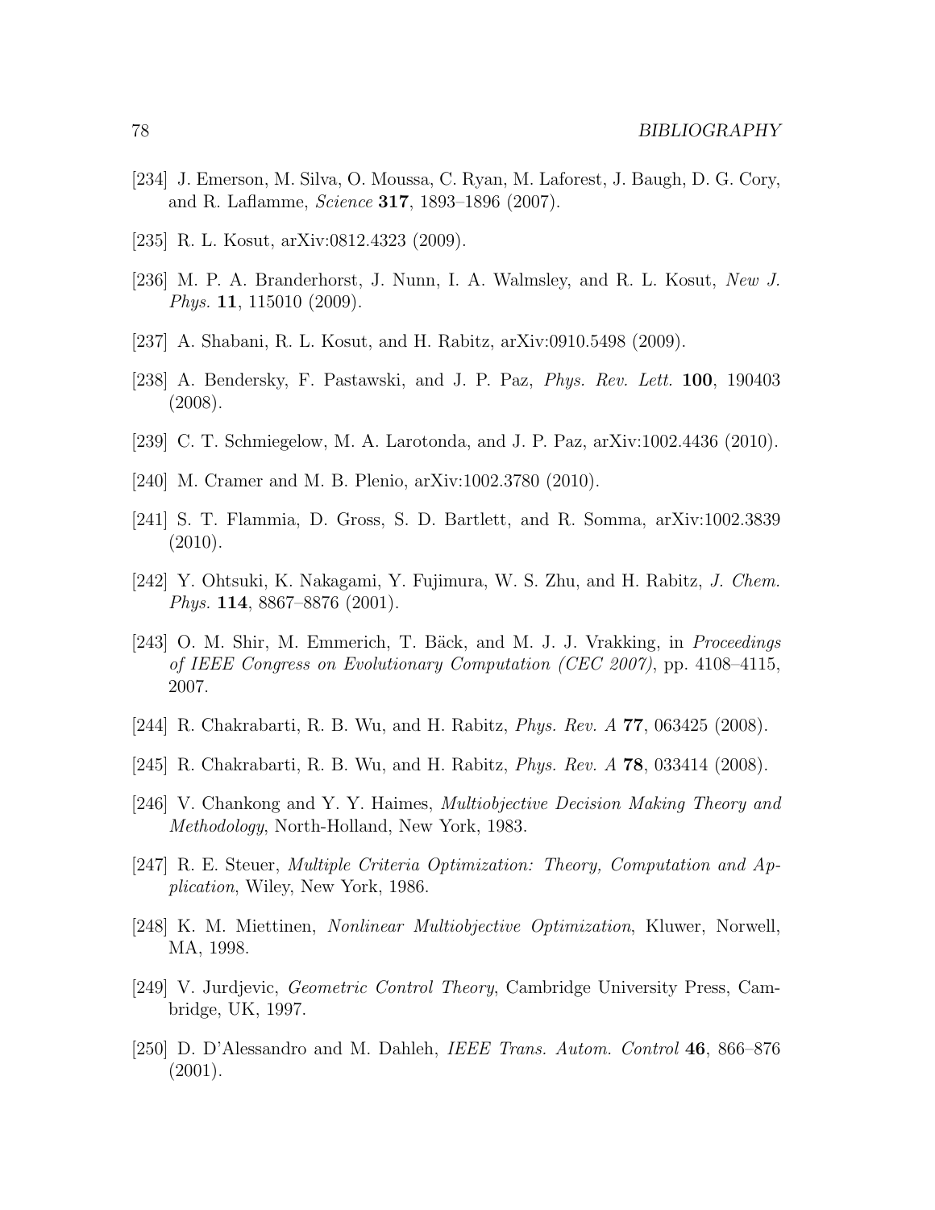[234] J. Emerson, M. Silva, O. Moussa, C. Ryan, M. Laforest, J. Baugh, D. G. Cory, and R. Laflamme, *Science* **317**, 1893–1896 (2007).

[235] R. L. Kosut, arXiv:0812.4323 (2009).

[236] M. P. A. Branderhorst, J. Nunn, I. A. Walmsley, and R. L. Kosut, *New J. Phys.* **11**, 115010 (2009).

[237] A. Shabani, R. L. Kosut, and H. Rabitz, arXiv:0910.5498 (2009).

[238] A. Bendersky, F. Pastawski, and J. P. Paz, *Phys. Rev. Lett.* **100**, 190403 (2008).

[239] C. T. Schmiegelow, M. A. Larotonda, and J. P. Paz, arXiv:1002.4436 (2010).

[240] M. Cramer and M. B. Plenio, arXiv:1002.3780 (2010).

[241] S. T. Flammia, D. Gross, S. D. Bartlett, and R. Somma, arXiv:1002.3839 (2010).

[242] Y. Ohtsuki, K. Nakagami, Y. Fujimura, W. S. Zhu, and H. Rabitz, *J. Chem. Phys.* **114**, 8867–8876 (2001).

[243] O. M. Shir, M. Emmerich, T. Bäck, and M. J. J. Vrakking, in *Proceedings of IEEE Congress on Evolutionary Computation (CEC 2007)*, pp. 4108–4115, 2007.

[244] R. Chakrabarti, R. B. Wu, and H. Rabitz, *Phys. Rev. A* **77**, 063425 (2008).

[245] R. Chakrabarti, R. B. Wu, and H. Rabitz, *Phys. Rev. A* **78**, 033414 (2008).

[246] V. Chankong and Y. Y. Haimes, *Multiobjective Decision Making Theory and Methodology*, North-Holland, New York, 1983.

[247] R. E. Steuer, *Multiple Criteria Optimization: Theory, Computation and Application*, Wiley, New York, 1986.

[248] K. M. Miettinen, *Nonlinear Multiobjective Optimization*, Kluwer, Norwell, MA, 1998.

[249] V. Jurdjevic, *Geometric Control Theory*, Cambridge University Press, Cambridge, UK, 1997.

[250] D. D'Alessandro and M. Dahleh, *IEEE Trans. Autom. Control* **46**, 866–876 (2001).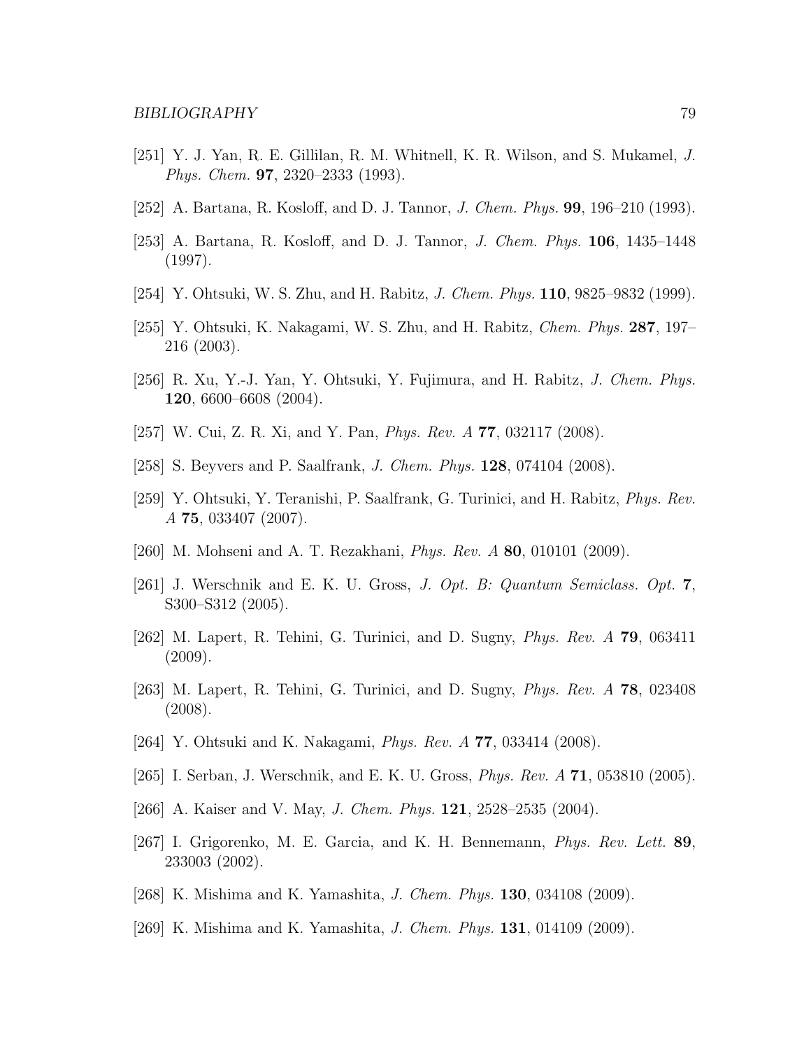[251] Y. J. Yan, R. E. Gillilan, R. M. Whitnell, K. R. Wilson, and S. Mukamel, *J. Phys. Chem.* **97**, 2320–2333 (1993).

[252] A. Bartana, R. Kosloff, and D. J. Tannor, *J. Chem. Phys.* **99**, 196–210 (1993).

[253] A. Bartana, R. Kosloff, and D. J. Tannor, *J. Chem. Phys.* **106**, 1435–1448 (1997).

[254] Y. Ohtsuki, W. S. Zhu, and H. Rabitz, *J. Chem. Phys.* **110**, 9825–9832 (1999).

[255] Y. Ohtsuki, K. Nakagami, W. S. Zhu, and H. Rabitz, *Chem. Phys.* **287**, 197–216 (2003).

[256] R. Xu, Y.-J. Yan, Y. Ohtsuki, Y. Fujimura, and H. Rabitz, *J. Chem. Phys.* **120**, 6600–6608 (2004).

[257] W. Cui, Z. R. Xi, and Y. Pan, *Phys. Rev. A* **77**, 032117 (2008).

[258] S. Beyvers and P. Saalfrank, *J. Chem. Phys.* **128**, 074104 (2008).

[259] Y. Ohtsuki, Y. Teranishi, P. Saalfrank, G. Turinici, and H. Rabitz, *Phys. Rev. A* **75**, 033407 (2007).

[260] M. Mohseni and A. T. Rezakhani, *Phys. Rev. A* **80**, 010101 (2009).

[261] J. Werschnik and E. K. U. Gross, *J. Opt. B: Quantum Semiclass. Opt.* **7**, S300–S312 (2005).

[262] M. Lapert, R. Tehini, G. Turinici, and D. Sugny, *Phys. Rev. A* **79**, 063411 (2009).

[263] M. Lapert, R. Tehini, G. Turinici, and D. Sugny, *Phys. Rev. A* **78**, 023408 (2008).

[264] Y. Ohtsuki and K. Nakagami, *Phys. Rev. A* **77**, 033414 (2008).

[265] I. Serban, J. Werschnik, and E. K. U. Gross, *Phys. Rev. A* **71**, 053810 (2005).

[266] A. Kaiser and V. May, *J. Chem. Phys.* **121**, 2528–2535 (2004).

[267] I. Grigorenko, M. E. Garcia, and K. H. Bennemann, *Phys. Rev. Lett.* **89**, 233003 (2002).

[268] K. Mishima and K. Yamashita, *J. Chem. Phys.* **130**, 034108 (2009).

[269] K. Mishima and K. Yamashita, *J. Chem. Phys.* **131**, 014109 (2009).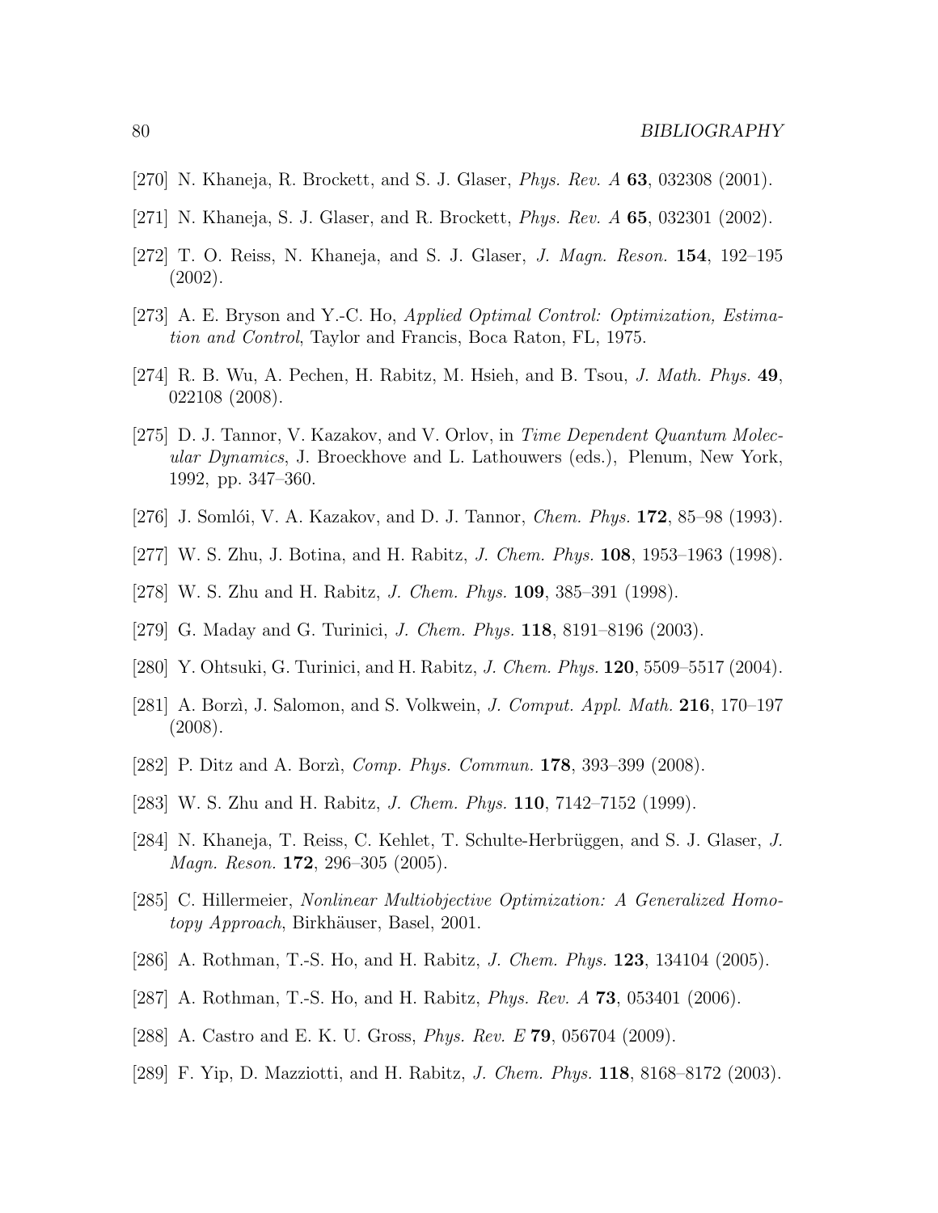[270] N. Khaneja, R. Brockett, and S. J. Glaser, *Phys. Rev. A* **63**, 032308 (2001).

[271] N. Khaneja, S. J. Glaser, and R. Brockett, *Phys. Rev. A* **65**, 032301 (2002).

[272] T. O. Reiss, N. Khaneja, and S. J. Glaser, *J. Magn. Reson.* **154**, 192–195 (2002).

[273] A. E. Bryson and Y.-C. Ho, *Applied Optimal Control: Optimization, Estimation and Control*, Taylor and Francis, Boca Raton, FL, 1975.

[274] R. B. Wu, A. Pechen, H. Rabitz, M. Hsieh, and B. Tsou, *J. Math. Phys.* **49**, 022108 (2008).

[275] D. J. Tannor, V. Kazakov, and V. Orlov, in *Time Dependent Quantum Molecular Dynamics*, J. Broeckhove and L. Lathouwers (eds.), Plenum, New York, 1992, pp. 347–360.

[276] J. Somlói, V. A. Kazakov, and D. J. Tannor, *Chem. Phys.* **172**, 85–98 (1993).

[277] W. S. Zhu, J. Botina, and H. Rabitz, *J. Chem. Phys.* **108**, 1953–1963 (1998).

[278] W. S. Zhu and H. Rabitz, *J. Chem. Phys.* **109**, 385–391 (1998).

[279] G. Maday and G. Turinici, *J. Chem. Phys.* **118**, 8191–8196 (2003).

[280] Y. Ohtsuki, G. Turinici, and H. Rabitz, *J. Chem. Phys.* **120**, 5509–5517 (2004).

[281] A. Borzì, J. Salomon, and S. Volkwein, *J. Comput. Appl. Math.* **216**, 170–197 (2008).

[282] P. Ditz and A. Borzì, *Comp. Phys. Commun.* **178**, 393–399 (2008).

[283] W. S. Zhu and H. Rabitz, *J. Chem. Phys.* **110**, 7142–7152 (1999).

[284] N. Khaneja, T. Reiss, C. Kehlet, T. Schulte-Herbrüggen, and S. J. Glaser, *J. Magn. Reson.* **172**, 296–305 (2005).

[285] C. Hillermeier, *Nonlinear Multiobjective Optimization: A Generalized Homotopy Approach*, Birkhäuser, Basel, 2001.

[286] A. Rothman, T.-S. Ho, and H. Rabitz, *J. Chem. Phys.* **123**, 134104 (2005).

[287] A. Rothman, T.-S. Ho, and H. Rabitz, *Phys. Rev. A* **73**, 053401 (2006).

[288] A. Castro and E. K. U. Gross, *Phys. Rev. E* **79**, 056704 (2009).

[289] F. Yip, D. Mazziotti, and H. Rabitz, *J. Chem. Phys.* **118**, 8168–8172 (2003).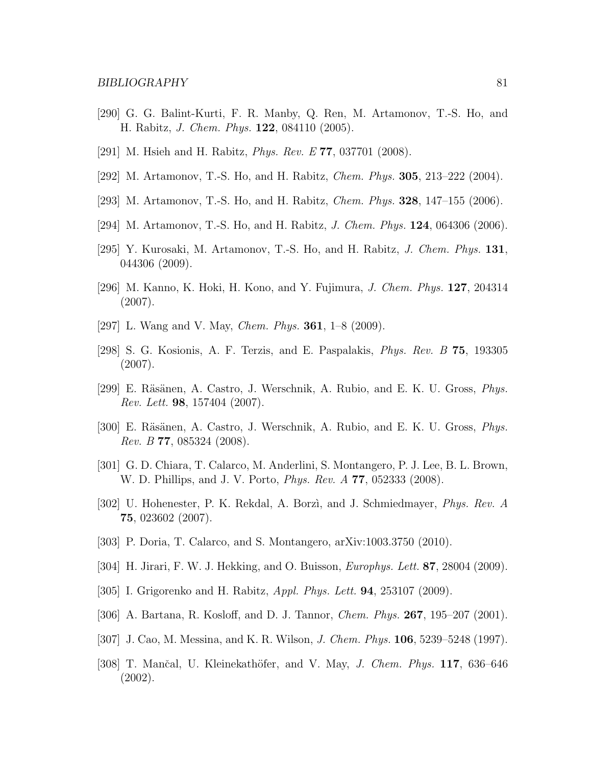[290] G. G. Balint-Kurti, F. R. Manby, Q. Ren, M. Artamonov, T.-S. Ho, and H. Rabitz, *J. Chem. Phys.* **122**, 084110 (2005).

[291] M. Hsieh and H. Rabitz, *Phys. Rev. E* **77**, 037701 (2008).

[292] M. Artamonov, T.-S. Ho, and H. Rabitz, *Chem. Phys.* **305**, 213–222 (2004).

[293] M. Artamonov, T.-S. Ho, and H. Rabitz, *Chem. Phys.* **328**, 147–155 (2006).

[294] M. Artamonov, T.-S. Ho, and H. Rabitz, *J. Chem. Phys.* **124**, 064306 (2006).

[295] Y. Kurosaki, M. Artamonov, T.-S. Ho, and H. Rabitz, *J. Chem. Phys.* **131**, 044306 (2009).

[296] M. Kanno, K. Hoki, H. Kono, and Y. Fujimura, *J. Chem. Phys.* **127**, 204314 (2007).

[297] L. Wang and V. May, *Chem. Phys.* **361**, 1–8 (2009).

[298] S. G. Kosionis, A. F. Terzis, and E. Paspalakis, *Phys. Rev. B* **75**, 193305 (2007).

[299] E. Räsänen, A. Castro, J. Werschnik, A. Rubio, and E. K. U. Gross, *Phys. Rev. Lett.* **98**, 157404 (2007).

[300] E. Räsänen, A. Castro, J. Werschnik, A. Rubio, and E. K. U. Gross, *Phys. Rev. B* **77**, 085324 (2008).

[301] G. D. Chiara, T. Calarco, M. Anderlini, S. Montangero, P. J. Lee, B. L. Brown, W. D. Phillips, and J. V. Porto, *Phys. Rev. A* **77**, 052333 (2008).

[302] U. Hohenester, P. K. Rekdal, A. Borzì, and J. Schmiedmayer, *Phys. Rev. A* **75**, 023602 (2007).

[303] P. Doria, T. Calarco, and S. Montangero, arXiv:1003.3750 (2010).

[304] H. Jirari, F. W. J. Hekking, and O. Buisson, *Europhys. Lett.* **87**, 28004 (2009).

[305] I. Grigorenko and H. Rabitz, *Appl. Phys. Lett.* **94**, 253107 (2009).

[306] A. Bartana, R. Kosloff, and D. J. Tannor, *Chem. Phys.* **267**, 195–207 (2001).

[307] J. Cao, M. Messina, and K. R. Wilson, *J. Chem. Phys.* **106**, 5239–5248 (1997).

[308] T. Mančal, U. Kleinekathöfer, and V. May, *J. Chem. Phys.* **117**, 636–646 (2002).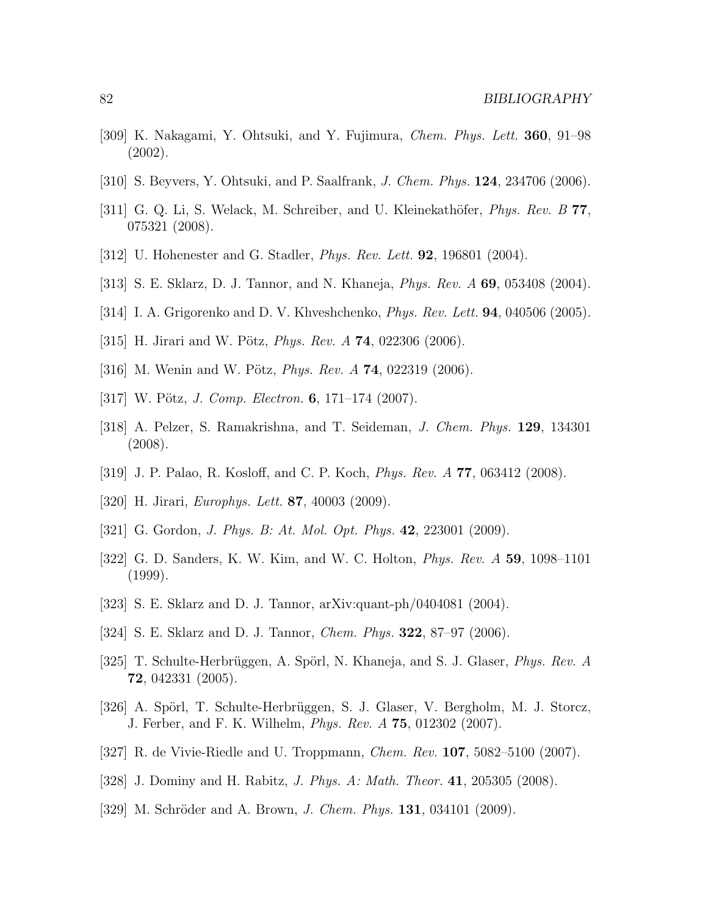[309] K. Nakagami, Y. Ohtsuki, and Y. Fujimura, *Chem. Phys. Lett.* **360**, 91–98 (2002).

[310] S. Beyvers, Y. Ohtsuki, and P. Saalfrank, *J. Chem. Phys.* **124**, 234706 (2006).

[311] G. Q. Li, S. Welack, M. Schreiber, and U. Kleinekathöfer, *Phys. Rev. B* **77**, 075321 (2008).

[312] U. Hohenester and G. Stadler, *Phys. Rev. Lett.* **92**, 196801 (2004).

[313] S. E. Sklarz, D. J. Tannor, and N. Khaneja, *Phys. Rev. A* **69**, 053408 (2004).

[314] I. A. Grigorenko and D. V. Khveshchenko, *Phys. Rev. Lett.* **94**, 040506 (2005).

[315] H. Jirari and W. Pötz, *Phys. Rev. A* **74**, 022306 (2006).

[316] M. Wenin and W. Pötz, *Phys. Rev. A* **74**, 022319 (2006).

[317] W. Pötz, *J. Comp. Electron.* **6**, 171–174 (2007).

[318] A. Pelzer, S. Ramakrishna, and T. Seideman, *J. Chem. Phys.* **129**, 134301 (2008).

[319] J. P. Palao, R. Kosloff, and C. P. Koch, *Phys. Rev. A* **77**, 063412 (2008).

[320] H. Jirari, *Europhys. Lett.* **87**, 40003 (2009).

[321] G. Gordon, *J. Phys. B: At. Mol. Opt. Phys.* **42**, 223001 (2009).

[322] G. D. Sanders, K. W. Kim, and W. C. Holton, *Phys. Rev. A* **59**, 1098–1101 (1999).

[323] S. E. Sklarz and D. J. Tannor, arXiv:quant-ph/0404081 (2004).

[324] S. E. Sklarz and D. J. Tannor, *Chem. Phys.* **322**, 87–97 (2006).

[325] T. Schulte-Herbrüggen, A. Spörl, N. Khaneja, and S. J. Glaser, *Phys. Rev. A* **72**, 042331 (2005).

[326] A. Spörl, T. Schulte-Herbrüggen, S. J. Glaser, V. Bergholm, M. J. Storcz, J. Ferber, and F. K. Wilhelm, *Phys. Rev. A* **75**, 012302 (2007).

[327] R. de Vivie-Riedle and U. Troppmann, *Chem. Rev.* **107**, 5082–5100 (2007).

[328] J. Dominy and H. Rabitz, *J. Phys. A: Math. Theor.* **41**, 205305 (2008).

[329] M. Schröder and A. Brown, *J. Chem. Phys.* **131**, 034101 (2009).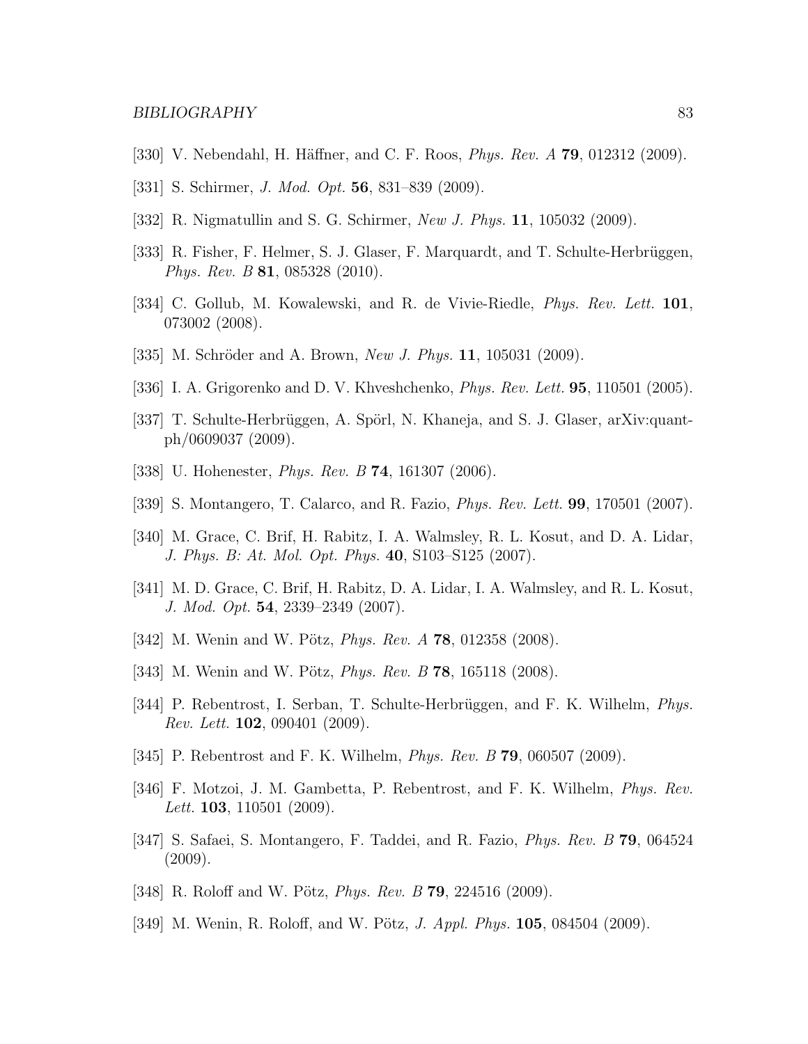[330] V. Nebendahl, H. Häffner, and C. F. Roos, *Phys. Rev. A* **79**, 012312 (2009).

[331] S. Schirmer, *J. Mod. Opt.* **56**, 831–839 (2009).

[332] R. Nigmatullin and S. G. Schirmer, *New J. Phys.* **11**, 105032 (2009).

[333] R. Fisher, F. Helmer, S. J. Glaser, F. Marquardt, and T. Schulte-Herbrüggen, *Phys. Rev. B* **81**, 085328 (2010).

[334] C. Gollub, M. Kowalewski, and R. de Vivie-Riedle, *Phys. Rev. Lett.* **101**, 073002 (2008).

[335] M. Schröder and A. Brown, *New J. Phys.* **11**, 105031 (2009).

[336] I. A. Grigorenko and D. V. Khveshchenko, *Phys. Rev. Lett.* **95**, 110501 (2005).

[337] T. Schulte-Herbrüggen, A. Spörl, N. Khaneja, and S. J. Glaser, arXiv:quant-ph/0609037 (2009).

[338] U. Hohenester, *Phys. Rev. B* **74**, 161307 (2006).

[339] S. Montangero, T. Calarco, and R. Fazio, *Phys. Rev. Lett.* **99**, 170501 (2007).

[340] M. Grace, C. Brif, H. Rabitz, I. A. Walmsley, R. L. Kosut, and D. A. Lidar, *J. Phys. B: At. Mol. Opt. Phys.* **40**, S103–S125 (2007).

[341] M. D. Grace, C. Brif, H. Rabitz, D. A. Lidar, I. A. Walmsley, and R. L. Kosut, *J. Mod. Opt.* **54**, 2339–2349 (2007).

[342] M. Wenin and W. Pötz, *Phys. Rev. A* **78**, 012358 (2008).

[343] M. Wenin and W. Pötz, *Phys. Rev. B* **78**, 165118 (2008).

[344] P. Rebentrost, I. Serban, T. Schulte-Herbrüggen, and F. K. Wilhelm, *Phys. Rev. Lett.* **102**, 090401 (2009).

[345] P. Rebentrost and F. K. Wilhelm, *Phys. Rev. B* **79**, 060507 (2009).

[346] F. Motzoi, J. M. Gambetta, P. Rebentrost, and F. K. Wilhelm, *Phys. Rev. Lett.* **103**, 110501 (2009).

[347] S. Safaei, S. Montangero, F. Taddei, and R. Fazio, *Phys. Rev. B* **79**, 064524 (2009).

[348] R. Roloff and W. Pötz, *Phys. Rev. B* **79**, 224516 (2009).

[349] M. Wenin, R. Roloff, and W. Pötz, *J. Appl. Phys.* **105**, 084504 (2009).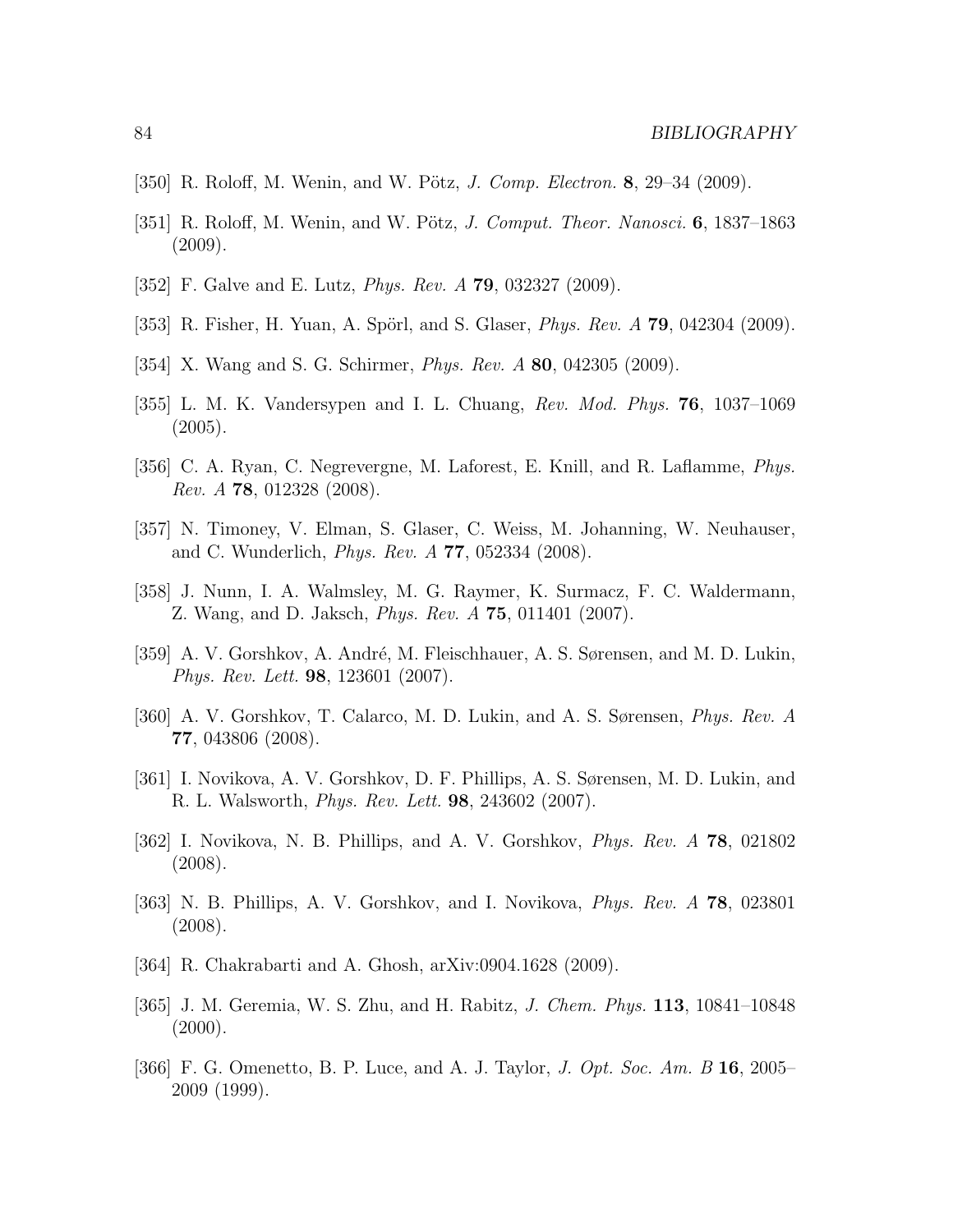[350] R. Roloff, M. Wenin, and W. Pötz, *J. Comp. Electron.* **8**, 29–34 (2009).

[351] R. Roloff, M. Wenin, and W. Pötz, *J. Comput. Theor. Nanosci.* **6**, 1837–1863 (2009).

[352] F. Galve and E. Lutz, *Phys. Rev. A* **79**, 032327 (2009).

[353] R. Fisher, H. Yuan, A. Spörl, and S. Glaser, *Phys. Rev. A* **79**, 042304 (2009).

[354] X. Wang and S. G. Schirmer, *Phys. Rev. A* **80**, 042305 (2009).

[355] L. M. K. Vandersypen and I. L. Chuang, *Rev. Mod. Phys.* **76**, 1037–1069 (2005).

[356] C. A. Ryan, C. Negrevergne, M. Laforest, E. Knill, and R. Laflamme, *Phys. Rev. A* **78**, 012328 (2008).

[357] N. Timoney, V. Elman, S. Glaser, C. Weiss, M. Johanning, W. Neuhauser, and C. Wunderlich, *Phys. Rev. A* **77**, 052334 (2008).

[358] J. Nunn, I. A. Walmsley, M. G. Raymer, K. Surmacz, F. C. Waldermann, Z. Wang, and D. Jaksch, *Phys. Rev. A* **75**, 011401 (2007).

[359] A. V. Gorshkov, A. André, M. Fleischhauer, A. S. Sørensen, and M. D. Lukin, *Phys. Rev. Lett.* **98**, 123601 (2007).

[360] A. V. Gorshkov, T. Calarco, M. D. Lukin, and A. S. Sørensen, *Phys. Rev. A* **77**, 043806 (2008).

[361] I. Novikova, A. V. Gorshkov, D. F. Phillips, A. S. Sørensen, M. D. Lukin, and R. L. Walsworth, *Phys. Rev. Lett.* **98**, 243602 (2007).

[362] I. Novikova, N. B. Phillips, and A. V. Gorshkov, *Phys. Rev. A* **78**, 021802 (2008).

[363] N. B. Phillips, A. V. Gorshkov, and I. Novikova, *Phys. Rev. A* **78**, 023801 (2008).

[364] R. Chakrabarti and A. Ghosh, arXiv:0904.1628 (2009).

[365] J. M. Geremia, W. S. Zhu, and H. Rabitz, *J. Chem. Phys.* **113**, 10841–10848 (2000).

[366] F. G. Omenetto, B. P. Luce, and A. J. Taylor, *J. Opt. Soc. Am. B* **16**, 2005–2009 (1999).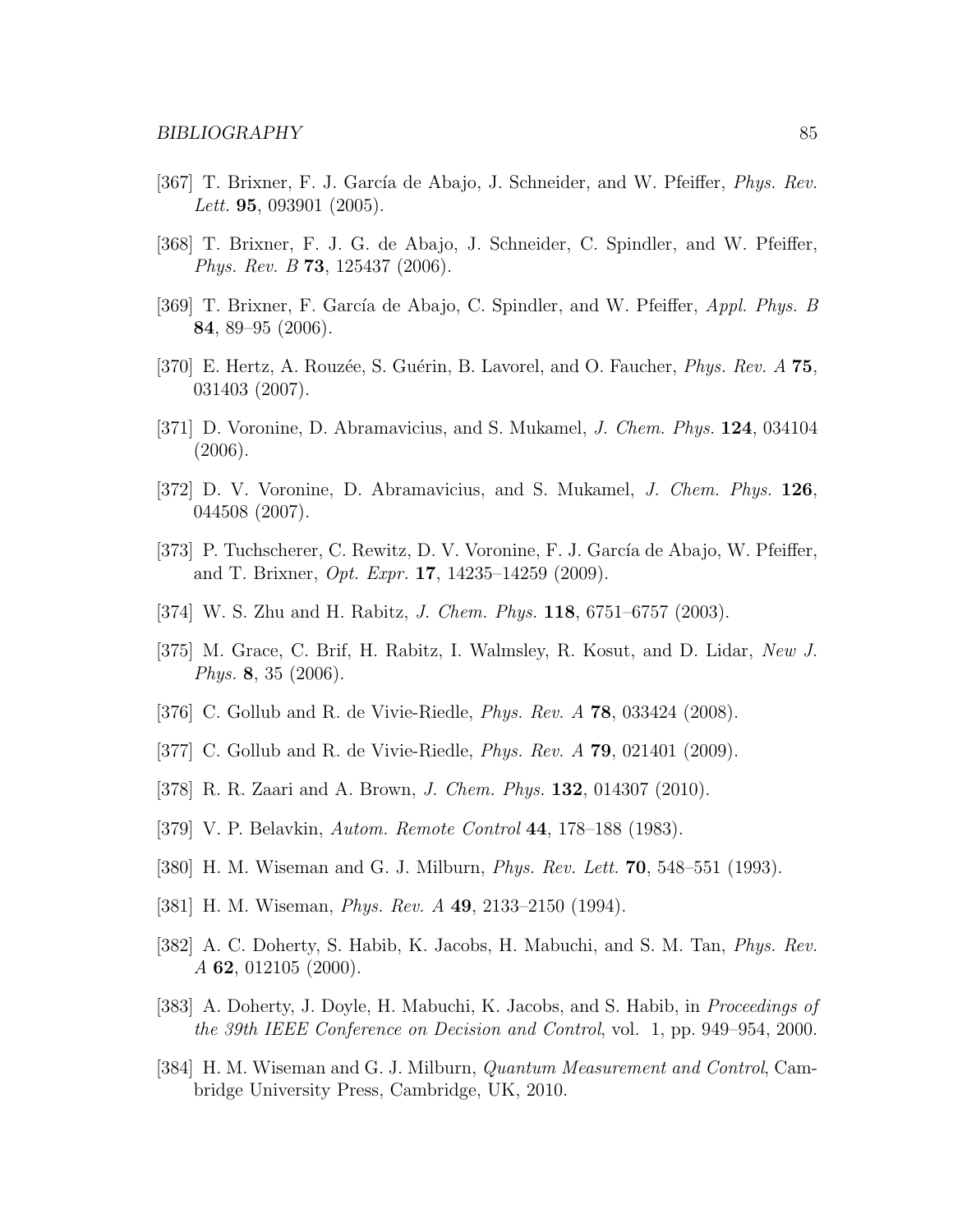[367] T. Brixner, F. J. García de Abajo, J. Schneider, and W. Pfeiffer, *Phys. Rev. Lett.* **95**, 093901 (2005).

[368] T. Brixner, F. J. G. de Abajo, J. Schneider, C. Spindler, and W. Pfeiffer, *Phys. Rev. B* **73**, 125437 (2006).

[369] T. Brixner, F. García de Abajo, C. Spindler, and W. Pfeiffer, *Appl. Phys. B* **84**, 89–95 (2006).

[370] E. Hertz, A. Rouzée, S. Guérin, B. Lavorel, and O. Faucher, *Phys. Rev. A* **75**, 031403 (2007).

[371] D. Voronine, D. Abramavicius, and S. Mukamel, *J. Chem. Phys.* **124**, 034104 (2006).

[372] D. V. Voronine, D. Abramavicius, and S. Mukamel, *J. Chem. Phys.* **126**, 044508 (2007).

[373] P. Tuchscherer, C. Rewitz, D. V. Voronine, F. J. García de Abajo, W. Pfeiffer, and T. Brixner, *Opt. Expr.* **17**, 14235–14259 (2009).

[374] W. S. Zhu and H. Rabitz, *J. Chem. Phys.* **118**, 6751–6757 (2003).

[375] M. Grace, C. Brif, H. Rabitz, I. Walmsley, R. Kosut, and D. Lidar, *New J. Phys.* **8**, 35 (2006).

[376] C. Gollub and R. de Vivie-Riedle, *Phys. Rev. A* **78**, 033424 (2008).

[377] C. Gollub and R. de Vivie-Riedle, *Phys. Rev. A* **79**, 021401 (2009).

[378] R. R. Zaari and A. Brown, *J. Chem. Phys.* **132**, 014307 (2010).

[379] V. P. Belavkin, *Autom. Remote Control* **44**, 178–188 (1983).

[380] H. M. Wiseman and G. J. Milburn, *Phys. Rev. Lett.* **70**, 548–551 (1993).

[381] H. M. Wiseman, *Phys. Rev. A* **49**, 2133–2150 (1994).

[382] A. C. Doherty, S. Habib, K. Jacobs, H. Mabuchi, and S. M. Tan, *Phys. Rev. A* **62**, 012105 (2000).

[383] A. Doherty, J. Doyle, H. Mabuchi, K. Jacobs, and S. Habib, in *Proceedings of the 39th IEEE Conference on Decision and Control*, vol. 1, pp. 949–954, 2000.

[384] H. M. Wiseman and G. J. Milburn, *Quantum Measurement and Control*, Cambridge University Press, Cambridge, UK, 2010.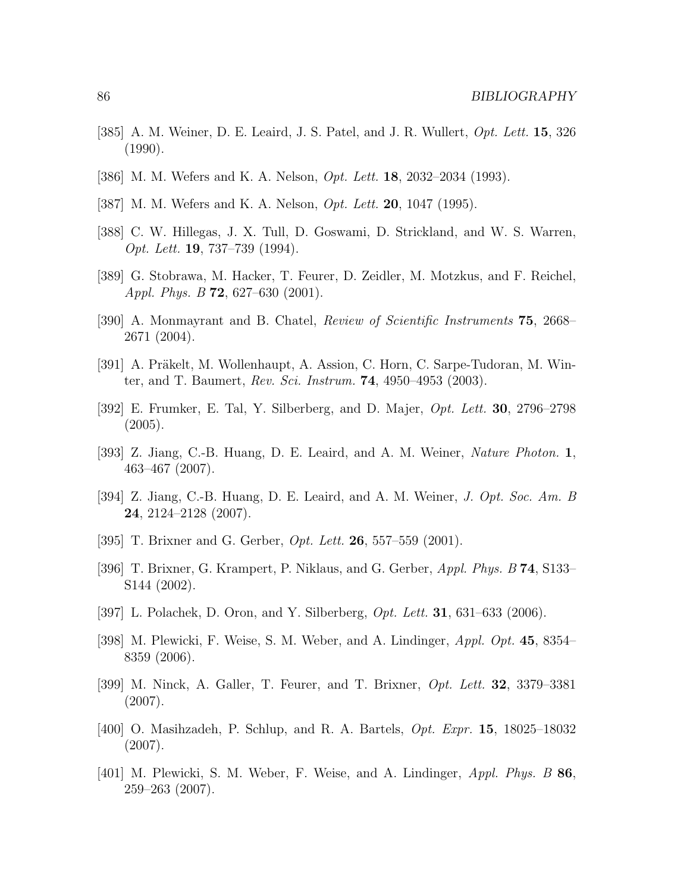[385] A. M. Weiner, D. E. Leaird, J. S. Patel, and J. R. Wullert, *Opt. Lett.* **15**, 326 (1990).

[386] M. M. Wefers and K. A. Nelson, *Opt. Lett.* **18**, 2032–2034 (1993).

[387] M. M. Wefers and K. A. Nelson, *Opt. Lett.* **20**, 1047 (1995).

[388] C. W. Hillegas, J. X. Tull, D. Goswami, D. Strickland, and W. S. Warren, *Opt. Lett.* **19**, 737–739 (1994).

[389] G. Stobrawa, M. Hacker, T. Feurer, D. Zeidler, M. Motzkus, and F. Reichel, *Appl. Phys. B* **72**, 627–630 (2001).

[390] A. Monmayrant and B. Chatel, *Review of Scientific Instruments* **75**, 2668–2671 (2004).

[391] A. Präkelt, M. Wollenhaupt, A. Assion, C. Horn, C. Sarpe-Tudoran, M. Winter, and T. Baumert, *Rev. Sci. Instrum.* **74**, 4950–4953 (2003).

[392] E. Frumker, E. Tal, Y. Silberberg, and D. Majer, *Opt. Lett.* **30**, 2796–2798 (2005).

[393] Z. Jiang, C.-B. Huang, D. E. Leaird, and A. M. Weiner, *Nature Photon.* **1**, 463–467 (2007).

[394] Z. Jiang, C.-B. Huang, D. E. Leaird, and A. M. Weiner, *J. Opt. Soc. Am. B* **24**, 2124–2128 (2007).

[395] T. Brixner and G. Gerber, *Opt. Lett.* **26**, 557–559 (2001).

[396] T. Brixner, G. Krampert, P. Niklaus, and G. Gerber, *Appl. Phys. B* **74**, S133–S144 (2002).

[397] L. Polachek, D. Oron, and Y. Silberberg, *Opt. Lett.* **31**, 631–633 (2006).

[398] M. Plewicki, F. Weise, S. M. Weber, and A. Lindinger, *Appl. Opt.* **45**, 8354–8359 (2006).

[399] M. Ninck, A. Galler, T. Feurer, and T. Brixner, *Opt. Lett.* **32**, 3379–3381 (2007).

[400] O. Masihzadeh, P. Schlup, and R. A. Bartels, *Opt. Expr.* **15**, 18025–18032 (2007).

[401] M. Plewicki, S. M. Weber, F. Weise, and A. Lindinger, *Appl. Phys. B* **86**, 259–263 (2007).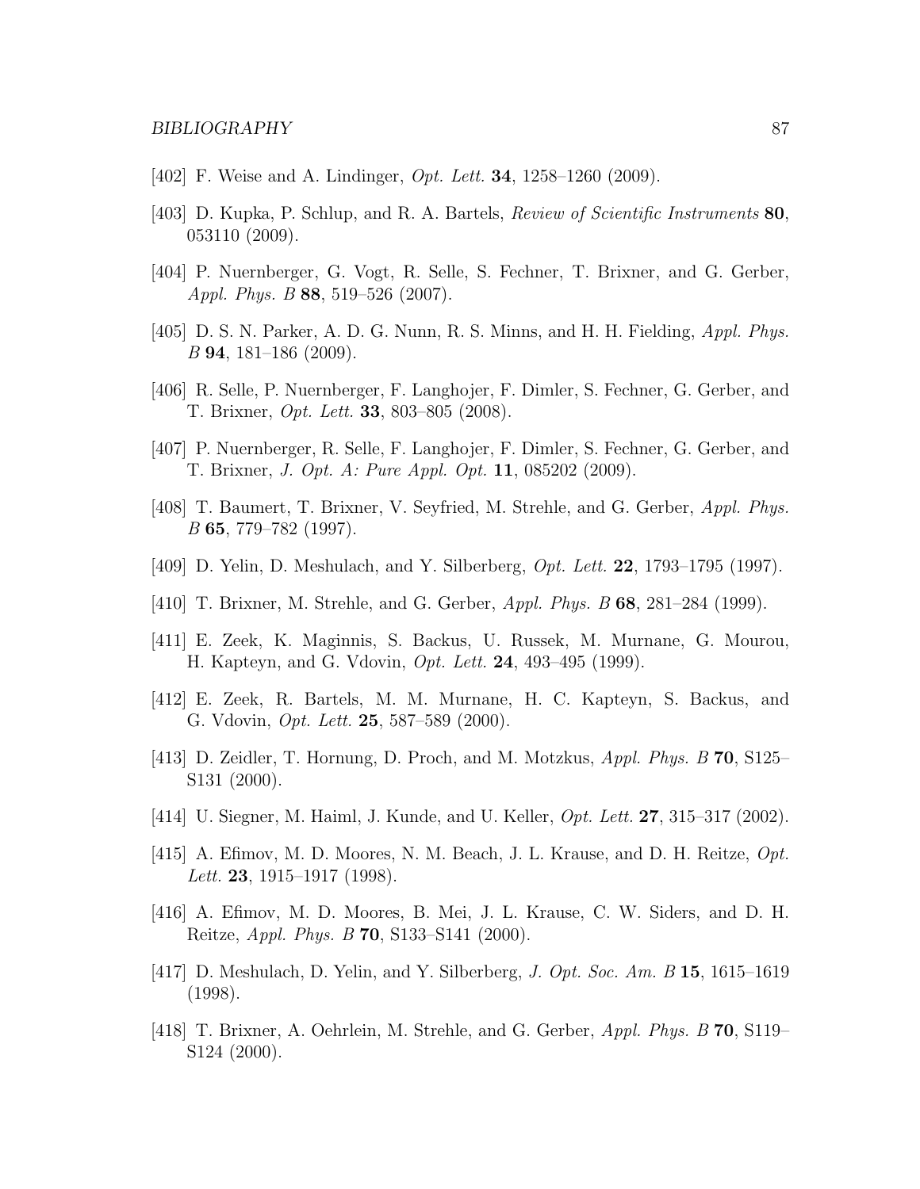[402] F. Weise and A. Lindinger, *Opt. Lett.* **34**, 1258–1260 (2009).

[403] D. Kupka, P. Schlup, and R. A. Bartels, *Review of Scientific Instruments* **80**, 053110 (2009).

[404] P. Nuernberger, G. Vogt, R. Selle, S. Fechner, T. Brixner, and G. Gerber, *Appl. Phys. B* **88**, 519–526 (2007).

[405] D. S. N. Parker, A. D. G. Nunn, R. S. Minns, and H. H. Fielding, *Appl. Phys. B* **94**, 181–186 (2009).

[406] R. Selle, P. Nuernberger, F. Langhojer, F. Dimler, S. Fechner, G. Gerber, and T. Brixner, *Opt. Lett.* **33**, 803–805 (2008).

[407] P. Nuernberger, R. Selle, F. Langhojer, F. Dimler, S. Fechner, G. Gerber, and T. Brixner, *J. Opt. A: Pure Appl. Opt.* **11**, 085202 (2009).

[408] T. Baumert, T. Brixner, V. Seyfried, M. Strehle, and G. Gerber, *Appl. Phys. B* **65**, 779–782 (1997).

[409] D. Yelin, D. Meshulach, and Y. Silberberg, *Opt. Lett.* **22**, 1793–1795 (1997).

[410] T. Brixner, M. Strehle, and G. Gerber, *Appl. Phys. B* **68**, 281–284 (1999).

[411] E. Zeek, K. Maginnis, S. Backus, U. Russek, M. Murnane, G. Mourou, H. Kapteyn, and G. Vdovin, *Opt. Lett.* **24**, 493–495 (1999).

[412] E. Zeek, R. Bartels, M. M. Murnane, H. C. Kapteyn, S. Backus, and G. Vdovin, *Opt. Lett.* **25**, 587–589 (2000).

[413] D. Zeidler, T. Hornung, D. Proch, and M. Motzkus, *Appl. Phys. B* **70**, S125–S131 (2000).

[414] U. Siegner, M. Haiml, J. Kunde, and U. Keller, *Opt. Lett.* **27**, 315–317 (2002).

[415] A. Efimov, M. D. Moores, N. M. Beach, J. L. Krause, and D. H. Reitze, *Opt. Lett.* **23**, 1915–1917 (1998).

[416] A. Efimov, M. D. Moores, B. Mei, J. L. Krause, C. W. Siders, and D. H. Reitze, *Appl. Phys. B* **70**, S133–S141 (2000).

[417] D. Meshulach, D. Yelin, and Y. Silberberg, *J. Opt. Soc. Am. B* **15**, 1615–1619 (1998).

[418] T. Brixner, A. Oehrlein, M. Strehle, and G. Gerber, *Appl. Phys. B* **70**, S119–S124 (2000).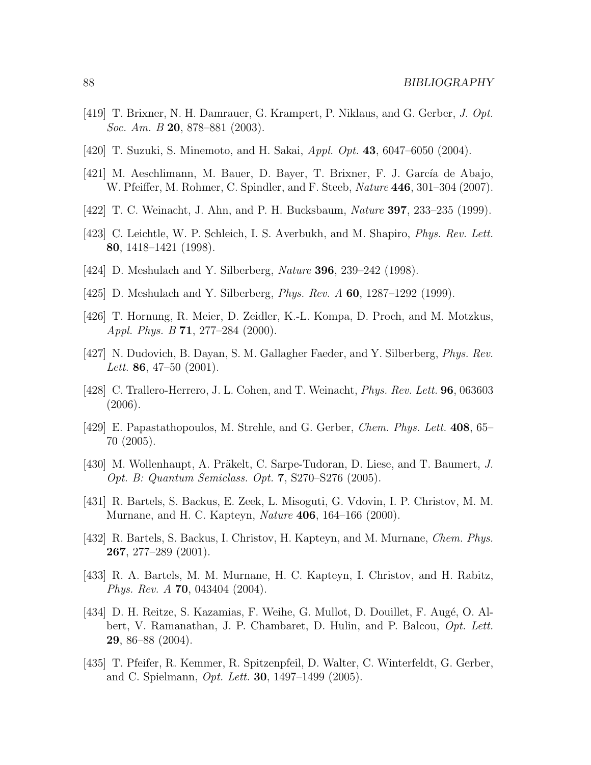[419] T. Brixner, N. H. Damrauer, G. Krampert, P. Niklaus, and G. Gerber, *J. Opt. Soc. Am. B* **20**, 878–881 (2003).

[420] T. Suzuki, S. Minemoto, and H. Sakai, *Appl. Opt.* **43**, 6047–6050 (2004).

[421] M. Aeschlimann, M. Bauer, D. Bayer, T. Brixner, F. J. García de Abajo, W. Pfeiffer, M. Rohmer, C. Spindler, and F. Steeb, *Nature* **446**, 301–304 (2007).

[422] T. C. Weinacht, J. Ahn, and P. H. Bucksbaum, *Nature* **397**, 233–235 (1999).

[423] C. Leichtle, W. P. Schleich, I. S. Averbukh, and M. Shapiro, *Phys. Rev. Lett.* **80**, 1418–1421 (1998).

[424] D. Meshulach and Y. Silberberg, *Nature* **396**, 239–242 (1998).

[425] D. Meshulach and Y. Silberberg, *Phys. Rev. A* **60**, 1287–1292 (1999).

[426] T. Hornung, R. Meier, D. Zeidler, K.-L. Kompa, D. Proch, and M. Motzkus, *Appl. Phys. B* **71**, 277–284 (2000).

[427] N. Dudovich, B. Dayan, S. M. Gallagher Faeder, and Y. Silberberg, *Phys. Rev. Lett.* **86**, 47–50 (2001).

[428] C. Trallero-Herrero, J. L. Cohen, and T. Weinacht, *Phys. Rev. Lett.* **96**, 063603 (2006).

[429] E. Papastathopoulos, M. Strehle, and G. Gerber, *Chem. Phys. Lett.* **408**, 65–70 (2005).

[430] M. Wollenhaupt, A. Präkelt, C. Sarpe-Tudoran, D. Liese, and T. Baumert, *J. Opt. B: Quantum Semiclass. Opt.* **7**, S270–S276 (2005).

[431] R. Bartels, S. Backus, E. Zeek, L. Misoguti, G. Vdovin, I. P. Christov, M. M. Murnane, and H. C. Kapteyn, *Nature* **406**, 164–166 (2000).

[432] R. Bartels, S. Backus, I. Christov, H. Kapteyn, and M. Murnane, *Chem. Phys.* **267**, 277–289 (2001).

[433] R. A. Bartels, M. M. Murnane, H. C. Kapteyn, I. Christov, and H. Rabitz, *Phys. Rev. A* **70**, 043404 (2004).

[434] D. H. Reitze, S. Kazamias, F. Weihe, G. Mullot, D. Douillet, F. Augé, O. Albert, V. Ramanathan, J. P. Chambaret, D. Hulin, and P. Balcou, *Opt. Lett.* **29**, 86–88 (2004).

[435] T. Pfeifer, R. Kemmer, R. Spitzenpfeil, D. Walter, C. Winterfeldt, G. Gerber, and C. Spielmann, *Opt. Lett.* **30**, 1497–1499 (2005).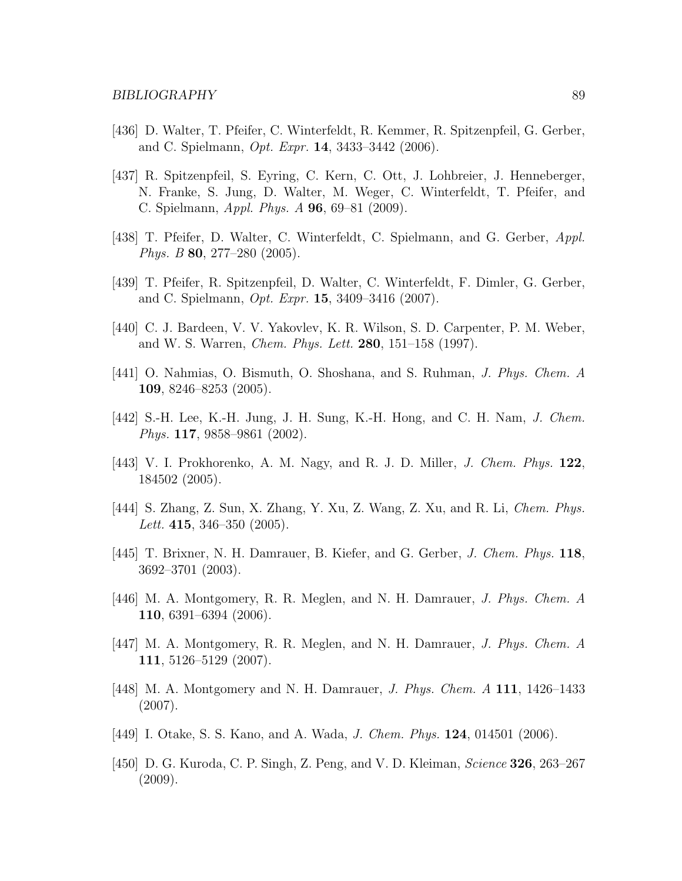[436] D. Walter, T. Pfeifer, C. Winterfeldt, R. Kemmer, R. Spitzenpfeil, G. Gerber, and C. Spielmann, *Opt. Expr.* **14**, 3433–3442 (2006).

[437] R. Spitzenpfeil, S. Eyring, C. Kern, C. Ott, J. Lohbreier, J. Henneberger, N. Franke, S. Jung, D. Walter, M. Weger, C. Winterfeldt, T. Pfeifer, and C. Spielmann, *Appl. Phys. A* **96**, 69–81 (2009).

[438] T. Pfeifer, D. Walter, C. Winterfeldt, C. Spielmann, and G. Gerber, *Appl. Phys. B* **80**, 277–280 (2005).

[439] T. Pfeifer, R. Spitzenpfeil, D. Walter, C. Winterfeldt, F. Dimler, G. Gerber, and C. Spielmann, *Opt. Expr.* **15**, 3409–3416 (2007).

[440] C. J. Bardeen, V. V. Yakovlev, K. R. Wilson, S. D. Carpenter, P. M. Weber, and W. S. Warren, *Chem. Phys. Lett.* **280**, 151–158 (1997).

[441] O. Nahmias, O. Bismuth, O. Shoshana, and S. Ruhman, *J. Phys. Chem. A* **109**, 8246–8253 (2005).

[442] S.-H. Lee, K.-H. Jung, J. H. Sung, K.-H. Hong, and C. H. Nam, *J. Chem. Phys.* **117**, 9858–9861 (2002).

[443] V. I. Prokhorenko, A. M. Nagy, and R. J. D. Miller, *J. Chem. Phys.* **122**, 184502 (2005).

[444] S. Zhang, Z. Sun, X. Zhang, Y. Xu, Z. Wang, Z. Xu, and R. Li, *Chem. Phys. Lett.* **415**, 346–350 (2005).

[445] T. Brixner, N. H. Damrauer, B. Kiefer, and G. Gerber, *J. Chem. Phys.* **118**, 3692–3701 (2003).

[446] M. A. Montgomery, R. R. Meglen, and N. H. Damrauer, *J. Phys. Chem. A* **110**, 6391–6394 (2006).

[447] M. A. Montgomery, R. R. Meglen, and N. H. Damrauer, *J. Phys. Chem. A* **111**, 5126–5129 (2007).

[448] M. A. Montgomery and N. H. Damrauer, *J. Phys. Chem. A* **111**, 1426–1433 (2007).

[449] I. Otake, S. S. Kano, and A. Wada, *J. Chem. Phys.* **124**, 014501 (2006).

[450] D. G. Kuroda, C. P. Singh, Z. Peng, and V. D. Kleiman, *Science* **326**, 263–267 (2009).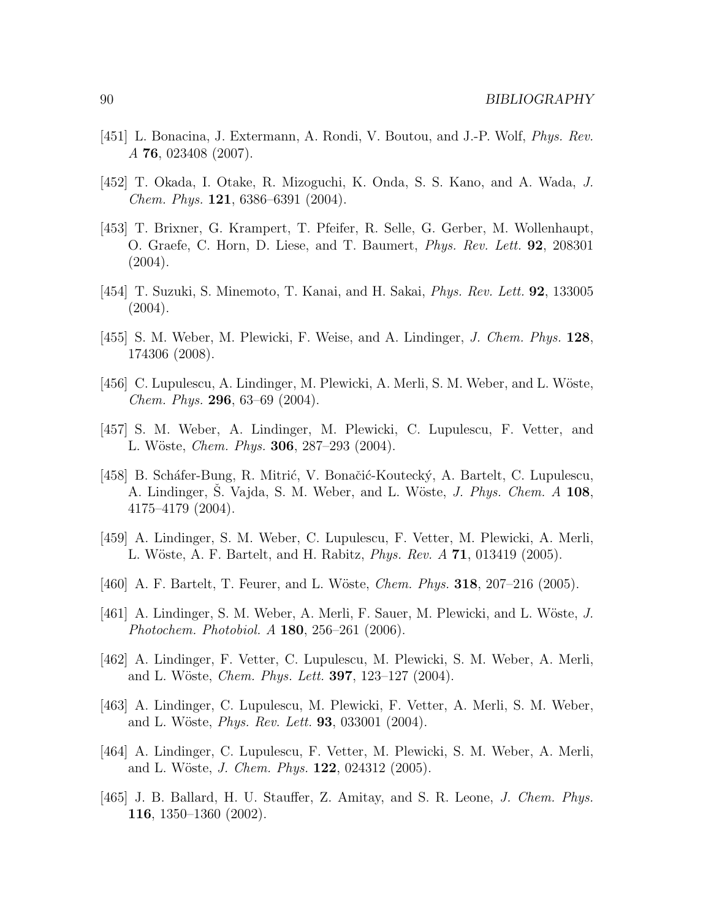[451] L. Bonacina, J. Extermann, A. Rondi, V. Boutou, and J.-P. Wolf, *Phys. Rev. A* **76**, 023408 (2007).

[452] T. Okada, I. Otake, R. Mizoguchi, K. Onda, S. S. Kano, and A. Wada, *J. Chem. Phys.* **121**, 6386–6391 (2004).

[453] T. Brixner, G. Krampert, T. Pfeifer, R. Selle, G. Gerber, M. Wollenhaupt, O. Graefe, C. Horn, D. Liese, and T. Baumert, *Phys. Rev. Lett.* **92**, 208301 (2004).

[454] T. Suzuki, S. Minemoto, T. Kanai, and H. Sakai, *Phys. Rev. Lett.* **92**, 133005 (2004).

[455] S. M. Weber, M. Plewicki, F. Weise, and A. Lindinger, *J. Chem. Phys.* **128**, 174306 (2008).

[456] C. Lupulescu, A. Lindinger, M. Plewicki, A. Merli, S. M. Weber, and L. Wöste, *Chem. Phys.* **296**, 63–69 (2004).

[457] S. M. Weber, A. Lindinger, M. Plewicki, C. Lupulescu, F. Vetter, and L. Wöste, *Chem. Phys.* **306**, 287–293 (2004).

[458] B. Schäfer-Bung, R. Mitrić, V. Bonačić-Koutecký, A. Bartelt, C. Lupulescu, A. Lindinger, Š. Vajda, S. M. Weber, and L. Wöste, *J. Phys. Chem. A* **108**, 4175–4179 (2004).

[459] A. Lindinger, S. M. Weber, C. Lupulescu, F. Vetter, M. Plewicki, A. Merli, L. Wöste, A. F. Bartelt, and H. Rabitz, *Phys. Rev. A* **71**, 013419 (2005).

[460] A. F. Bartelt, T. Feurer, and L. Wöste, *Chem. Phys.* **318**, 207–216 (2005).

[461] A. Lindinger, S. M. Weber, A. Merli, F. Sauer, M. Plewicki, and L. Wöste, *J. Photochem. Photobiol. A* **180**, 256–261 (2006).

[462] A. Lindinger, F. Vetter, C. Lupulescu, M. Plewicki, S. M. Weber, A. Merli, and L. Wöste, *Chem. Phys. Lett.* **397**, 123–127 (2004).

[463] A. Lindinger, C. Lupulescu, M. Plewicki, F. Vetter, A. Merli, S. M. Weber, and L. Wöste, *Phys. Rev. Lett.* **93**, 033001 (2004).

[464] A. Lindinger, C. Lupulescu, F. Vetter, M. Plewicki, S. M. Weber, A. Merli, and L. Wöste, *J. Chem. Phys.* **122**, 024312 (2005).

[465] J. B. Ballard, H. U. Stauffer, Z. Amitay, and S. R. Leone, *J. Chem. Phys.* **116**, 1350–1360 (2002).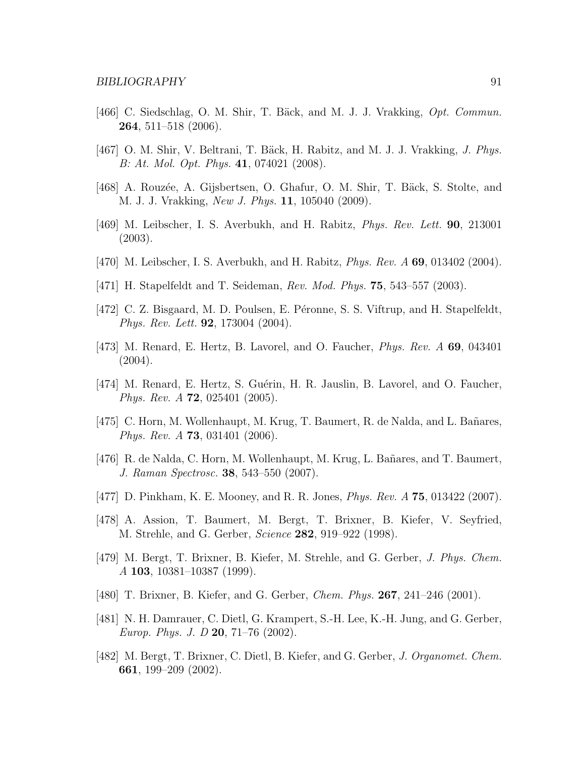[466] C. Siedschlag, O. M. Shir, T. Bäck, and M. J. J. Vrakking, *Opt. Commun.* **264**, 511–518 (2006).

[467] O. M. Shir, V. Beltrani, T. Bäck, H. Rabitz, and M. J. J. Vrakking, *J. Phys. B: At. Mol. Opt. Phys.* **41**, 074021 (2008).

[468] A. Rouzée, A. Gijsbertsen, O. Ghafur, O. M. Shir, T. Bäck, S. Stolte, and M. J. J. Vrakking, *New J. Phys.* **11**, 105040 (2009).

[469] M. Leibscher, I. S. Averbukh, and H. Rabitz, *Phys. Rev. Lett.* **90**, 213001 (2003).

[470] M. Leibscher, I. S. Averbukh, and H. Rabitz, *Phys. Rev. A* **69**, 013402 (2004).

[471] H. Stapelfeldt and T. Seideman, *Rev. Mod. Phys.* **75**, 543–557 (2003).

[472] C. Z. Bisgaard, M. D. Poulsen, E. Péronne, S. S. Viftrup, and H. Stapelfeldt, *Phys. Rev. Lett.* **92**, 173004 (2004).

[473] M. Renard, E. Hertz, B. Lavorel, and O. Faucher, *Phys. Rev. A* **69**, 043401 (2004).

[474] M. Renard, E. Hertz, S. Guérin, H. R. Jauslin, B. Lavorel, and O. Faucher, *Phys. Rev. A* **72**, 025401 (2005).

[475] C. Horn, M. Wollenhaupt, M. Krug, T. Baumert, R. de Nalda, and L. Bañares, *Phys. Rev. A* **73**, 031401 (2006).

[476] R. de Nalda, C. Horn, M. Wollenhaupt, M. Krug, L. Bañares, and T. Baumert, *J. Raman Spectrosc.* **38**, 543–550 (2007).

[477] D. Pinkham, K. E. Mooney, and R. R. Jones, *Phys. Rev. A* **75**, 013422 (2007).

[478] A. Assion, T. Baumert, M. Bergt, T. Brixner, B. Kiefer, V. Seyfried, M. Strehle, and G. Gerber, *Science* **282**, 919–922 (1998).

[479] M. Bergt, T. Brixner, B. Kiefer, M. Strehle, and G. Gerber, *J. Phys. Chem. A* **103**, 10381–10387 (1999).

[480] T. Brixner, B. Kiefer, and G. Gerber, *Chem. Phys.* **267**, 241–246 (2001).

[481] N. H. Damrauer, C. Dietl, G. Krampert, S.-H. Lee, K.-H. Jung, and G. Gerber, *Europ. Phys. J. D* **20**, 71–76 (2002).

[482] M. Bergt, T. Brixner, C. Dietl, B. Kiefer, and G. Gerber, *J. Organomet. Chem.* **661**, 199–209 (2002).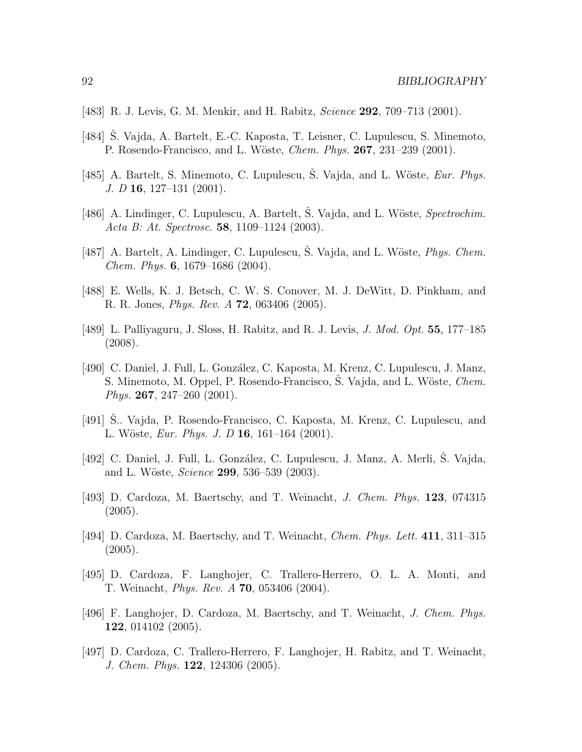[483] R. J. Levis, G. M. Menkir, and H. Rabitz, *Science* **292**, 709–713 (2001).

[484] Š. Vajda, A. Bartelt, E.-C. Kaposta, T. Leisner, C. Lupulescu, S. Minemoto, P. Rosendo-Francisco, and L. Wöste, *Chem. Phys.* **267**, 231–239 (2001).

[485] A. Bartelt, S. Minemoto, C. Lupulescu, Š. Vajda, and L. Wöste, *Eur. Phys. J. D* **16**, 127–131 (2001).

[486] A. Lindinger, C. Lupulescu, A. Bartelt, Š. Vajda, and L. Wöste, *Spectrochim. Acta B: At. Spectrosc.* **58**, 1109–1124 (2003).

[487] A. Bartelt, A. Lindinger, C. Lupulescu, Š. Vajda, and L. Wöste, *Phys. Chem. Chem. Phys.* **6**, 1679–1686 (2004).

[488] E. Wells, K. J. Betsch, C. W. S. Conover, M. J. DeWitt, D. Pinkham, and R. R. Jones, *Phys. Rev. A* **72**, 063406 (2005).

[489] L. Palliyaguru, J. Sloss, H. Rabitz, and R. J. Levis, *J. Mod. Opt.* **55**, 177–185 (2008).

[490] C. Daniel, J. Full, L. González, C. Kaposta, M. Krenz, C. Lupulescu, J. Manz, S. Minemoto, M. Oppel, P. Rosendo-Francisco, Š. Vajda, and L. Wöste, *Chem. Phys.* **267**, 247–260 (2001).

[491] Š.. Vajda, P. Rosendo-Francisco, C. Kaposta, M. Krenz, C. Lupulescu, and L. Wöste, *Eur. Phys. J. D* **16**, 161–164 (2001).

[492] C. Daniel, J. Full, L. González, C. Lupulescu, J. Manz, A. Merli, Š. Vajda, and L. Wöste, *Science* **299**, 536–539 (2003).

[493] D. Cardoza, M. Baertschy, and T. Weinacht, *J. Chem. Phys.* **123**, 074315 (2005).

[494] D. Cardoza, M. Baertschy, and T. Weinacht, *Chem. Phys. Lett.* **411**, 311–315 (2005).

[495] D. Cardoza, F. Langhojer, C. Trallero-Herrero, O. L. A. Monti, and T. Weinacht, *Phys. Rev. A* **70**, 053406 (2004).

[496] F. Langhojer, D. Cardoza, M. Baertschy, and T. Weinacht, *J. Chem. Phys.* **122**, 014102 (2005).

[497] D. Cardoza, C. Trallero-Herrero, F. Langhojer, H. Rabitz, and T. Weinacht, *J. Chem. Phys.* **122**, 124306 (2005).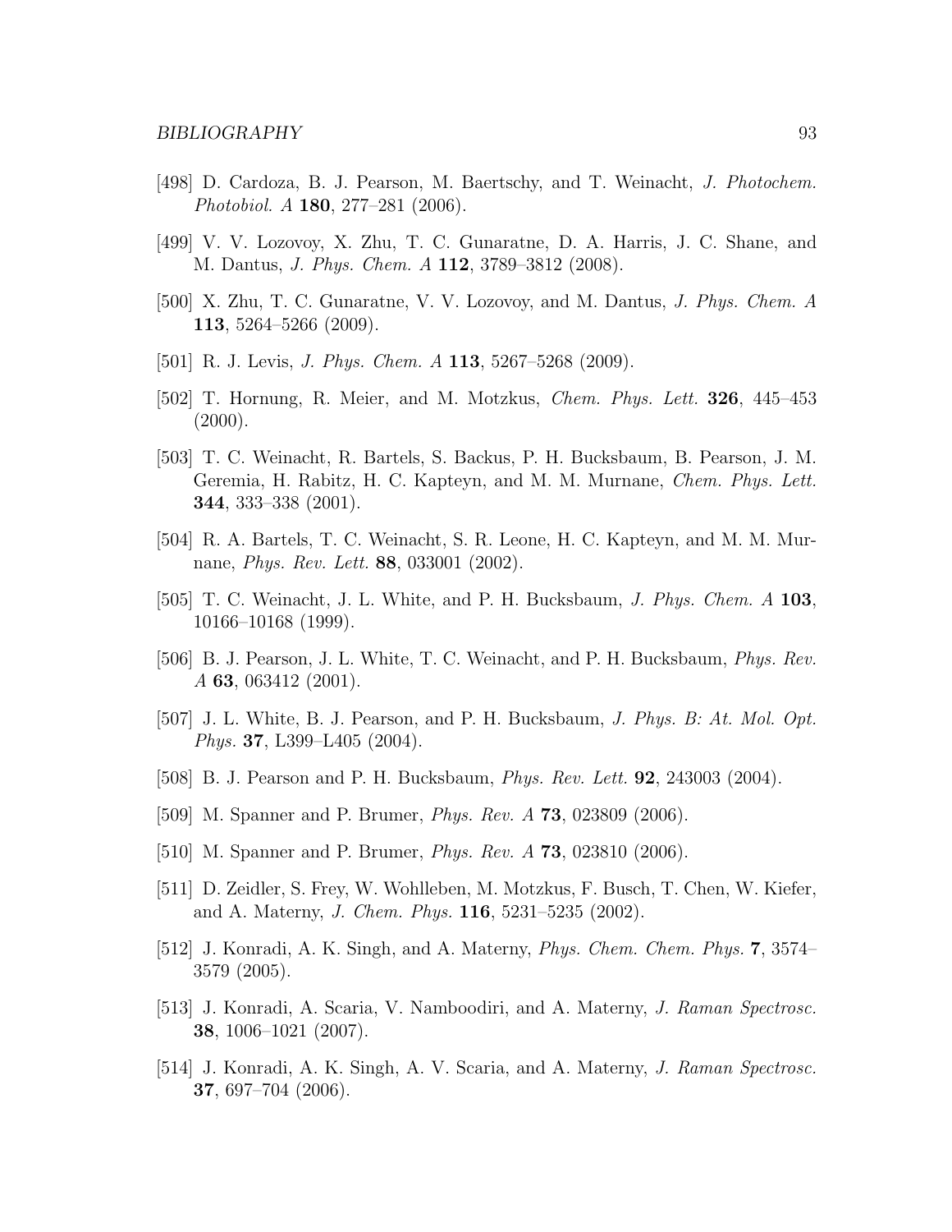[498] D. Cardoza, B. J. Pearson, M. Baertschy, and T. Weinacht, *J. Photochem. Photobiol. A* **180**, 277–281 (2006).

[499] V. V. Lozovoy, X. Zhu, T. C. Gunaratne, D. A. Harris, J. C. Shane, and M. Dantus, *J. Phys. Chem. A* **112**, 3789–3812 (2008).

[500] X. Zhu, T. C. Gunaratne, V. V. Lozovoy, and M. Dantus, *J. Phys. Chem. A* **113**, 5264–5266 (2009).

[501] R. J. Levis, *J. Phys. Chem. A* **113**, 5267–5268 (2009).

[502] T. Hornung, R. Meier, and M. Motzkus, *Chem. Phys. Lett.* **326**, 445–453 (2000).

[503] T. C. Weinacht, R. Bartels, S. Backus, P. H. Bucksbaum, B. Pearson, J. M. Geremia, H. Rabitz, H. C. Kapteyn, and M. M. Murnane, *Chem. Phys. Lett.* **344**, 333–338 (2001).

[504] R. A. Bartels, T. C. Weinacht, S. R. Leone, H. C. Kapteyn, and M. M. Murnane, *Phys. Rev. Lett.* **88**, 033001 (2002).

[505] T. C. Weinacht, J. L. White, and P. H. Bucksbaum, *J. Phys. Chem. A* **103**, 10166–10168 (1999).

[506] B. J. Pearson, J. L. White, T. C. Weinacht, and P. H. Bucksbaum, *Phys. Rev. A* **63**, 063412 (2001).

[507] J. L. White, B. J. Pearson, and P. H. Bucksbaum, *J. Phys. B: At. Mol. Opt. Phys.* **37**, L399–L405 (2004).

[508] B. J. Pearson and P. H. Bucksbaum, *Phys. Rev. Lett.* **92**, 243003 (2004).

[509] M. Spanner and P. Brumer, *Phys. Rev. A* **73**, 023809 (2006).

[510] M. Spanner and P. Brumer, *Phys. Rev. A* **73**, 023810 (2006).

[511] D. Zeidler, S. Frey, W. Wohlleben, M. Motzkus, F. Busch, T. Chen, W. Kiefer, and A. Materny, *J. Chem. Phys.* **116**, 5231–5235 (2002).

[512] J. Konradi, A. K. Singh, and A. Materny, *Phys. Chem. Chem. Phys.* **7**, 3574–3579 (2005).

[513] J. Konradi, A. Scaria, V. Namboodiri, and A. Materny, *J. Raman Spectrosc.* **38**, 1006–1021 (2007).

[514] J. Konradi, A. K. Singh, A. V. Scaria, and A. Materny, *J. Raman Spectrosc.* **37**, 697–704 (2006).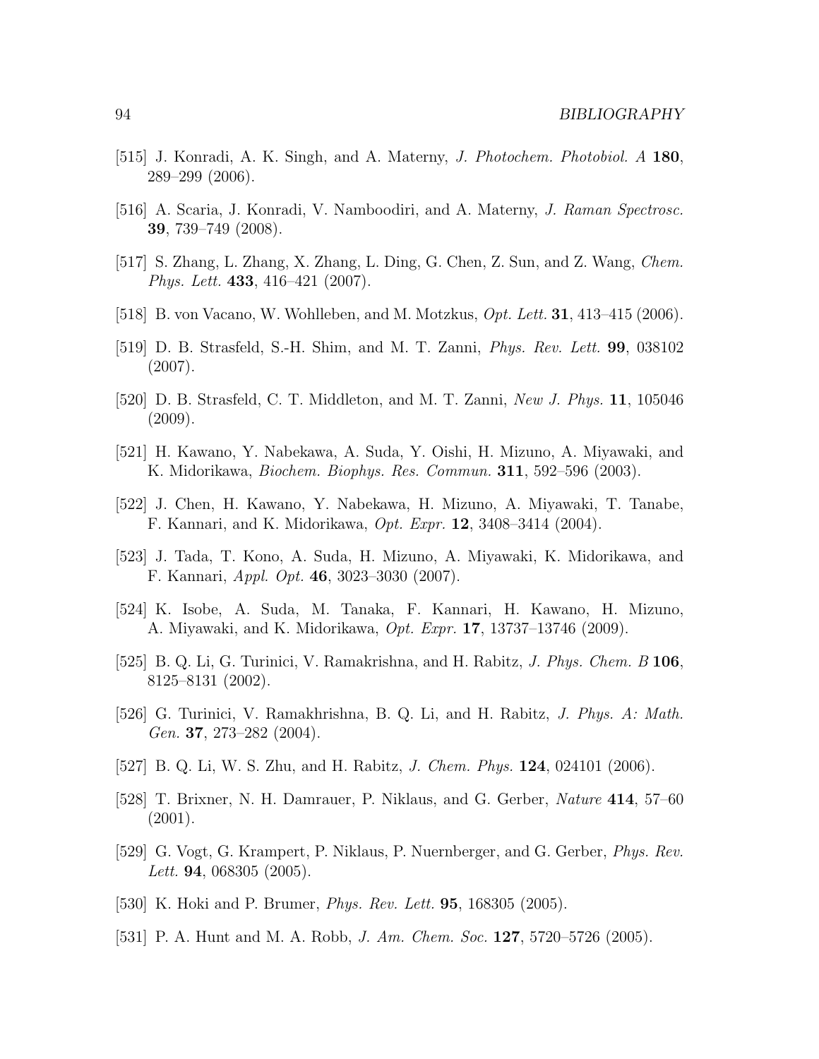[515] J. Konradi, A. K. Singh, and A. Materny, *J. Photochem. Photobiol. A* **180**, 289–299 (2006).

[516] A. Scaria, J. Konradi, V. Namboodiri, and A. Materny, *J. Raman Spectrosc.* **39**, 739–749 (2008).

[517] S. Zhang, L. Zhang, X. Zhang, L. Ding, G. Chen, Z. Sun, and Z. Wang, *Chem. Phys. Lett.* **433**, 416–421 (2007).

[518] B. von Vacano, W. Wohlleben, and M. Motzkus, *Opt. Lett.* **31**, 413–415 (2006).

[519] D. B. Strasfeld, S.-H. Shim, and M. T. Zanni, *Phys. Rev. Lett.* **99**, 038102 (2007).

[520] D. B. Strasfeld, C. T. Middleton, and M. T. Zanni, *New J. Phys.* **11**, 105046 (2009).

[521] H. Kawano, Y. Nabekawa, A. Suda, Y. Oishi, H. Mizuno, A. Miyawaki, and K. Midorikawa, *Biochem. Biophys. Res. Commun.* **311**, 592–596 (2003).

[522] J. Chen, H. Kawano, Y. Nabekawa, H. Mizuno, A. Miyawaki, T. Tanabe, F. Kannari, and K. Midorikawa, *Opt. Expr.* **12**, 3408–3414 (2004).

[523] J. Tada, T. Kono, A. Suda, H. Mizuno, A. Miyawaki, K. Midorikawa, and F. Kannari, *Appl. Opt.* **46**, 3023–3030 (2007).

[524] K. Isobe, A. Suda, M. Tanaka, F. Kannari, H. Kawano, H. Mizuno, A. Miyawaki, and K. Midorikawa, *Opt. Expr.* **17**, 13737–13746 (2009).

[525] B. Q. Li, G. Turinici, V. Ramakrishna, and H. Rabitz, *J. Phys. Chem. B* **106**, 8125–8131 (2002).

[526] G. Turinici, V. Ramakhrishna, B. Q. Li, and H. Rabitz, *J. Phys. A: Math. Gen.* **37**, 273–282 (2004).

[527] B. Q. Li, W. S. Zhu, and H. Rabitz, *J. Chem. Phys.* **124**, 024101 (2006).

[528] T. Brixner, N. H. Damrauer, P. Niklaus, and G. Gerber, *Nature* **414**, 57–60 (2001).

[529] G. Vogt, G. Krampert, P. Niklaus, P. Nuernberger, and G. Gerber, *Phys. Rev. Lett.* **94**, 068305 (2005).

[530] K. Hoki and P. Brumer, *Phys. Rev. Lett.* **95**, 168305 (2005).

[531] P. A. Hunt and M. A. Robb, *J. Am. Chem. Soc.* **127**, 5720–5726 (2005).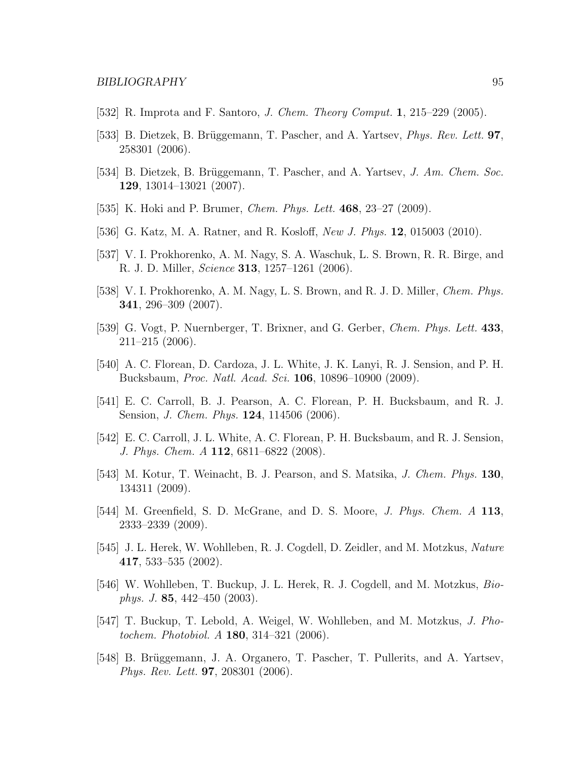[532] R. Improta and F. Santoro, *J. Chem. Theory Comput.* **1**, 215–229 (2005).

[533] B. Dietzek, B. Brüggemann, T. Pascher, and A. Yartsev, *Phys. Rev. Lett.* **97**, 258301 (2006).

[534] B. Dietzek, B. Brüggemann, T. Pascher, and A. Yartsev, *J. Am. Chem. Soc.* **129**, 13014–13021 (2007).

[535] K. Hoki and P. Brumer, *Chem. Phys. Lett.* **468**, 23–27 (2009).

[536] G. Katz, M. A. Ratner, and R. Kosloff, *New J. Phys.* **12**, 015003 (2010).

[537] V. I. Prokhorenko, A. M. Nagy, S. A. Waschuk, L. S. Brown, R. R. Birge, and R. J. D. Miller, *Science* **313**, 1257–1261 (2006).

[538] V. I. Prokhorenko, A. M. Nagy, L. S. Brown, and R. J. D. Miller, *Chem. Phys.* **341**, 296–309 (2007).

[539] G. Vogt, P. Nuernberger, T. Brixner, and G. Gerber, *Chem. Phys. Lett.* **433**, 211–215 (2006).

[540] A. C. Florean, D. Cardoza, J. L. White, J. K. Lanyi, R. J. Sension, and P. H. Bucksbaum, *Proc. Natl. Acad. Sci.* **106**, 10896–10900 (2009).

[541] E. C. Carroll, B. J. Pearson, A. C. Florean, P. H. Bucksbaum, and R. J. Sension, *J. Chem. Phys.* **124**, 114506 (2006).

[542] E. C. Carroll, J. L. White, A. C. Florean, P. H. Bucksbaum, and R. J. Sension, *J. Phys. Chem. A* **112**, 6811–6822 (2008).

[543] M. Kotur, T. Weinacht, B. J. Pearson, and S. Matsika, *J. Chem. Phys.* **130**, 134311 (2009).

[544] M. Greenfield, S. D. McGrane, and D. S. Moore, *J. Phys. Chem. A* **113**, 2333–2339 (2009).

[545] J. L. Herek, W. Wohlleben, R. J. Cogdell, D. Zeidler, and M. Motzkus, *Nature* **417**, 533–535 (2002).

[546] W. Wohlleben, T. Buckup, J. L. Herek, R. J. Cogdell, and M. Motzkus, *Biophys. J.* **85**, 442–450 (2003).

[547] T. Buckup, T. Lebold, A. Weigel, W. Wohlleben, and M. Motzkus, *J. Photochem. Photobiol. A* **180**, 314–321 (2006).

[548] B. Brüggemann, J. A. Organero, T. Pascher, T. Pullerits, and A. Yartsev, *Phys. Rev. Lett.* **97**, 208301 (2006).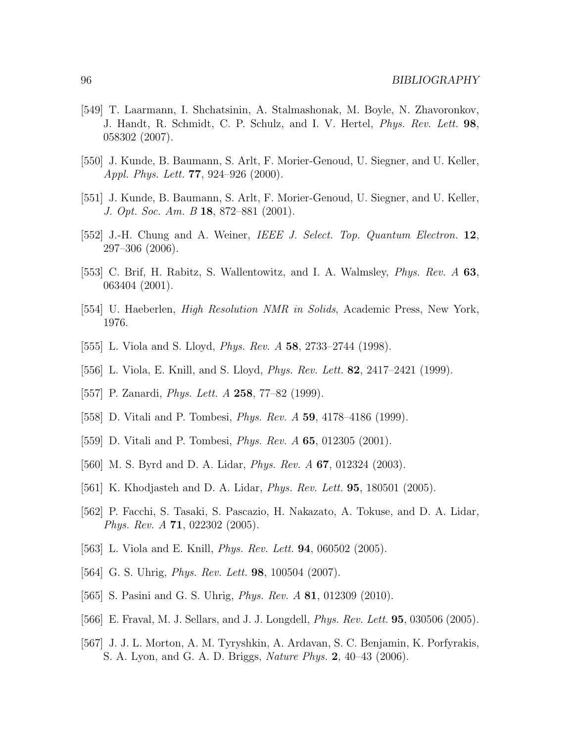[549] T. Laarmann, I. Shchatsinin, A. Stalmashonak, M. Boyle, N. Zhavoronkov, J. Handt, R. Schmidt, C. P. Schulz, and I. V. Hertel, *Phys. Rev. Lett.* **98**, 058302 (2007).

[550] J. Kunde, B. Baumann, S. Arlt, F. Morier-Genoud, U. Siegner, and U. Keller, *Appl. Phys. Lett.* **77**, 924–926 (2000).

[551] J. Kunde, B. Baumann, S. Arlt, F. Morier-Genoud, U. Siegner, and U. Keller, *J. Opt. Soc. Am. B* **18**, 872–881 (2001).

[552] J.-H. Chung and A. Weiner, *IEEE J. Select. Top. Quantum Electron.* **12**, 297–306 (2006).

[553] C. Brif, H. Rabitz, S. Wallentowitz, and I. A. Walmsley, *Phys. Rev. A* **63**, 063404 (2001).

[554] U. Haeberlen, *High Resolution NMR in Solids*, Academic Press, New York, 1976.

[555] L. Viola and S. Lloyd, *Phys. Rev. A* **58**, 2733–2744 (1998).

[556] L. Viola, E. Knill, and S. Lloyd, *Phys. Rev. Lett.* **82**, 2417–2421 (1999).

[557] P. Zanardi, *Phys. Lett. A* **258**, 77–82 (1999).

[558] D. Vitali and P. Tombesi, *Phys. Rev. A* **59**, 4178–4186 (1999).

[559] D. Vitali and P. Tombesi, *Phys. Rev. A* **65**, 012305 (2001).

[560] M. S. Byrd and D. A. Lidar, *Phys. Rev. A* **67**, 012324 (2003).

[561] K. Khodjasteh and D. A. Lidar, *Phys. Rev. Lett.* **95**, 180501 (2005).

[562] P. Facchi, S. Tasaki, S. Pascazio, H. Nakazato, A. Tokuse, and D. A. Lidar, *Phys. Rev. A* **71**, 022302 (2005).

[563] L. Viola and E. Knill, *Phys. Rev. Lett.* **94**, 060502 (2005).

[564] G. S. Uhrig, *Phys. Rev. Lett.* **98**, 100504 (2007).

[565] S. Pasini and G. S. Uhrig, *Phys. Rev. A* **81**, 012309 (2010).

[566] E. Fraval, M. J. Sellars, and J. J. Longdell, *Phys. Rev. Lett.* **95**, 030506 (2005).

[567] J. J. L. Morton, A. M. Tyryshkin, A. Ardavan, S. C. Benjamin, K. Porfyrakis, S. A. Lyon, and G. A. D. Briggs, *Nature Phys.* **2**, 40–43 (2006).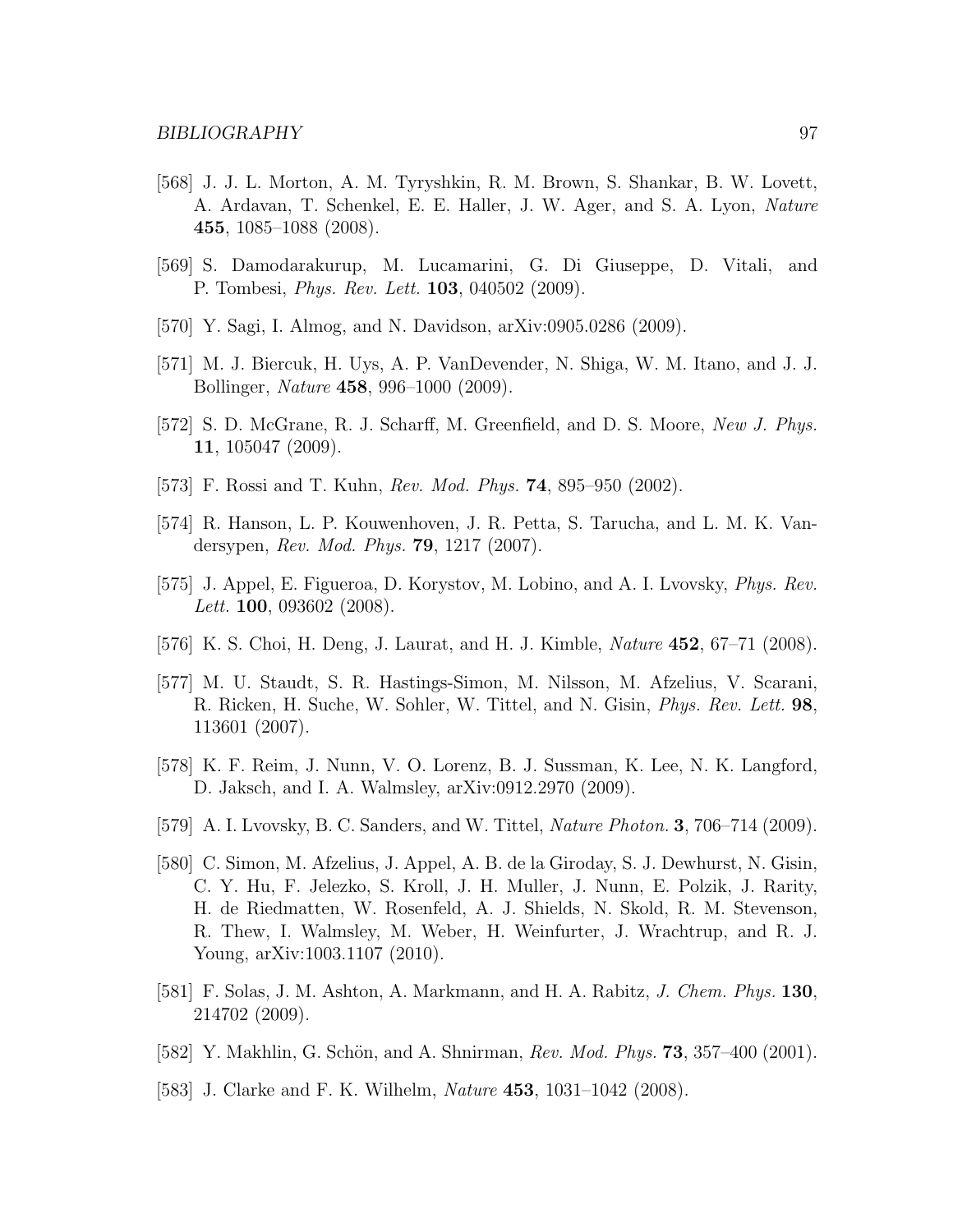[568] J. J. L. Morton, A. M. Tyryshkin, R. M. Brown, S. Shankar, B. W. Lovett, A. Ardavan, T. Schenkel, E. E. Haller, J. W. Ager, and S. A. Lyon, *Nature* **455**, 1085–1088 (2008).

[569] S. Damodarakurup, M. Lucamarini, G. Di Giuseppe, D. Vitali, and P. Tombesi, *Phys. Rev. Lett.* **103**, 040502 (2009).

[570] Y. Sagi, I. Almog, and N. Davidson, arXiv:0905.0286 (2009).

[571] M. J. Biercuk, H. Uys, A. P. VanDevender, N. Shiga, W. M. Itano, and J. J. Bollinger, *Nature* **458**, 996–1000 (2009).

[572] S. D. McGrane, R. J. Scharff, M. Greenfield, and D. S. Moore, *New J. Phys.* **11**, 105047 (2009).

[573] F. Rossi and T. Kuhn, *Rev. Mod. Phys.* **74**, 895–950 (2002).

[574] R. Hanson, L. P. Kouwenhoven, J. R. Petta, S. Tarucha, and L. M. K. Vandersypen, *Rev. Mod. Phys.* **79**, 1217 (2007).

[575] J. Appel, E. Figueroa, D. Korystov, M. Lobino, and A. I. Lvovsky, *Phys. Rev. Lett.* **100**, 093602 (2008).

[576] K. S. Choi, H. Deng, J. Laurat, and H. J. Kimble, *Nature* **452**, 67–71 (2008).

[577] M. U. Staudt, S. R. Hastings-Simon, M. Nilsson, M. Afzelius, V. Scarani, R. Ricken, H. Suche, W. Sohler, W. Tittel, and N. Gisin, *Phys. Rev. Lett.* **98**, 113601 (2007).

[578] K. F. Reim, J. Nunn, V. O. Lorenz, B. J. Sussman, K. Lee, N. K. Langford, D. Jaksch, and I. A. Walmsley, arXiv:0912.2970 (2009).

[579] A. I. Lvovsky, B. C. Sanders, and W. Tittel, *Nature Photon.* **3**, 706–714 (2009).

[580] C. Simon, M. Afzelius, J. Appel, A. B. de la Giroday, S. J. Dewhurst, N. Gisin, C. Y. Hu, F. Jelezko, S. Kroll, J. H. Muller, J. Nunn, E. Polzik, J. Rarity, H. de Riedmatten, W. Rosenfeld, A. J. Shields, N. Skold, R. M. Stevenson, R. Thew, I. Walmsley, M. Weber, H. Weinfurter, J. Wrachtrup, and R. J. Young, arXiv:1003.1107 (2010).

[581] F. Solas, J. M. Ashton, A. Markmann, and H. A. Rabitz, *J. Chem. Phys.* **130**, 214702 (2009).

[582] Y. Makhlin, G. Schön, and A. Shnirman, *Rev. Mod. Phys.* **73**, 357–400 (2001).

[583] J. Clarke and F. K. Wilhelm, *Nature* **453**, 1031–1042 (2008).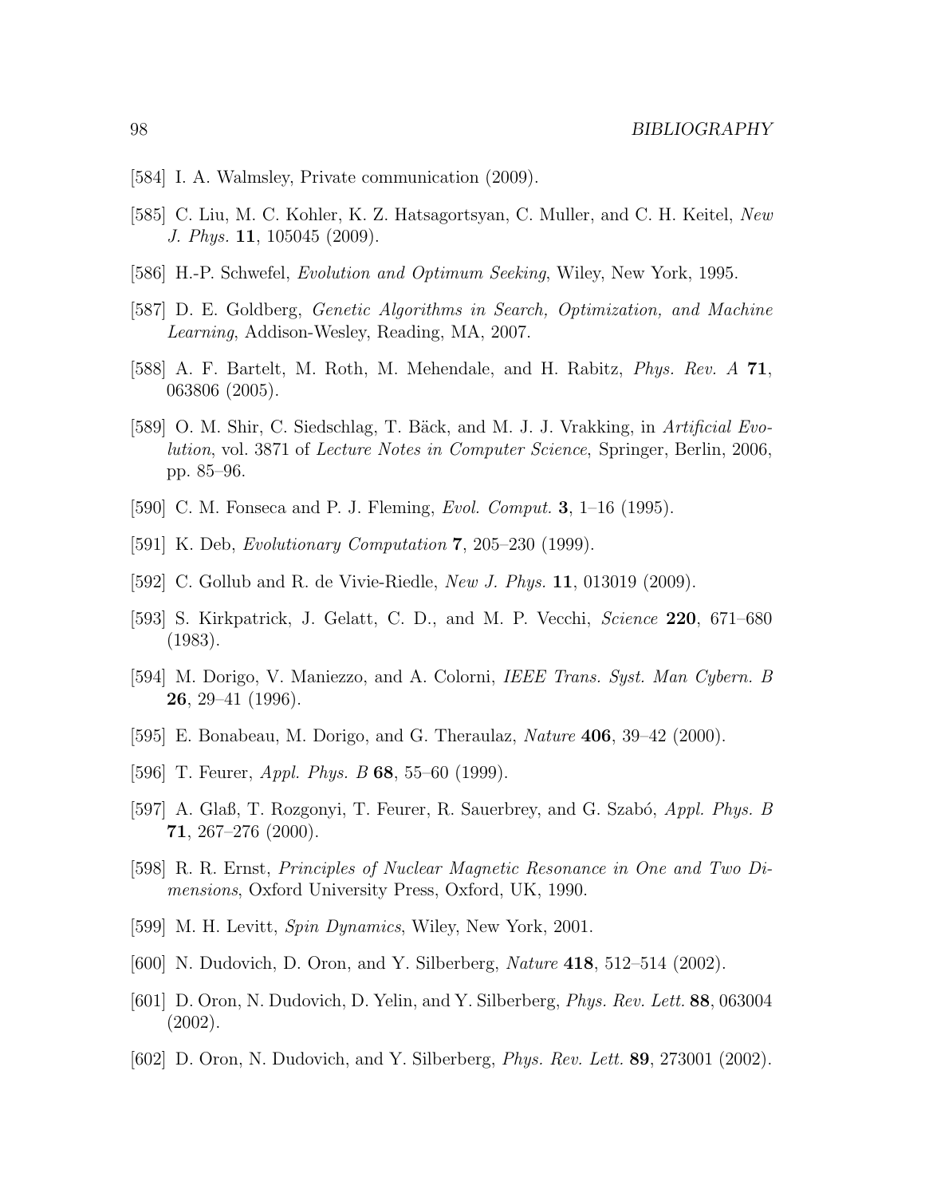[584] I. A. Walmsley, Private communication (2009).

[585] C. Liu, M. C. Kohler, K. Z. Hatsagortsyan, C. Muller, and C. H. Keitel, *New J. Phys.* **11**, 105045 (2009).

[586] H.-P. Schwefel, *Evolution and Optimum Seeking*, Wiley, New York, 1995.

[587] D. E. Goldberg, *Genetic Algorithms in Search, Optimization, and Machine Learning*, Addison-Wesley, Reading, MA, 2007.

[588] A. F. Bartelt, M. Roth, M. Mehendale, and H. Rabitz, *Phys. Rev. A* **71**, 063806 (2005).

[589] O. M. Shir, C. Siedschlag, T. Bäck, and M. J. J. Vrakking, in *Artificial Evolution*, vol. 3871 of *Lecture Notes in Computer Science*, Springer, Berlin, 2006, pp. 85–96.

[590] C. M. Fonseca and P. J. Fleming, *Evol. Comput.* **3**, 1–16 (1995).

[591] K. Deb, *Evolutionary Computation* **7**, 205–230 (1999).

[592] C. Gollub and R. de Vivie-Riedle, *New J. Phys.* **11**, 013019 (2009).

[593] S. Kirkpatrick, J. Gelatt, C. D., and M. P. Vecchi, *Science* **220**, 671–680 (1983).

[594] M. Dorigo, V. Maniezzo, and A. Colorni, *IEEE Trans. Syst. Man Cybern. B* **26**, 29–41 (1996).

[595] E. Bonabeau, M. Dorigo, and G. Theraulaz, *Nature* **406**, 39–42 (2000).

[596] T. Feurer, *Appl. Phys. B* **68**, 55–60 (1999).

[597] A. Glaß, T. Rozgonyi, T. Feurer, R. Sauerbrey, and G. Szabó, *Appl. Phys. B* **71**, 267–276 (2000).

[598] R. R. Ernst, *Principles of Nuclear Magnetic Resonance in One and Two Dimensions*, Oxford University Press, Oxford, UK, 1990.

[599] M. H. Levitt, *Spin Dynamics*, Wiley, New York, 2001.

[600] N. Dudovich, D. Oron, and Y. Silberberg, *Nature* **418**, 512–514 (2002).

[601] D. Oron, N. Dudovich, D. Yelin, and Y. Silberberg, *Phys. Rev. Lett.* **88**, 063004 (2002).

[602] D. Oron, N. Dudovich, and Y. Silberberg, *Phys. Rev. Lett.* **89**, 273001 (2002).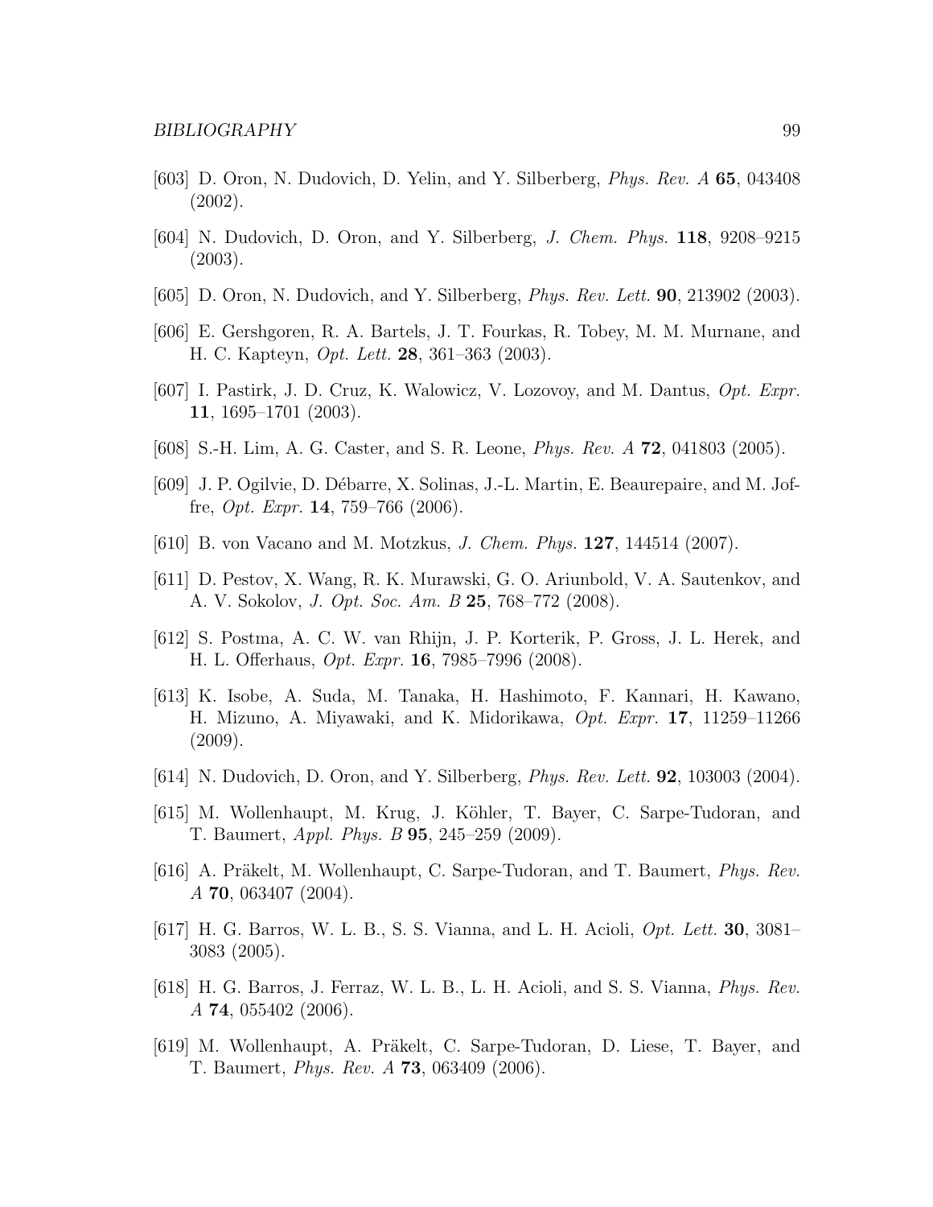[603] D. Oron, N. Dudovich, D. Yelin, and Y. Silberberg, *Phys. Rev. A* **65**, 043408 (2002).

[604] N. Dudovich, D. Oron, and Y. Silberberg, *J. Chem. Phys.* **118**, 9208–9215 (2003).

[605] D. Oron, N. Dudovich, and Y. Silberberg, *Phys. Rev. Lett.* **90**, 213902 (2003).

[606] E. Gershgoren, R. A. Bartels, J. T. Fourkas, R. Tobey, M. M. Murnane, and H. C. Kapteyn, *Opt. Lett.* **28**, 361–363 (2003).

[607] I. Pastirk, J. D. Cruz, K. Walowicz, V. Lozovoy, and M. Dantus, *Opt. Expr.* **11**, 1695–1701 (2003).

[608] S.-H. Lim, A. G. Caster, and S. R. Leone, *Phys. Rev. A* **72**, 041803 (2005).

[609] J. P. Ogilvie, D. Débarre, X. Solinas, J.-L. Martin, E. Beaurepaire, and M. Joffre, *Opt. Expr.* **14**, 759–766 (2006).

[610] B. von Vacano and M. Motzkus, *J. Chem. Phys.* **127**, 144514 (2007).

[611] D. Pestov, X. Wang, R. K. Murawski, G. O. Ariunbold, V. A. Sautenkov, and A. V. Sokolov, *J. Opt. Soc. Am. B* **25**, 768–772 (2008).

[612] S. Postma, A. C. W. van Rhijn, J. P. Korterik, P. Gross, J. L. Herek, and H. L. Offerhaus, *Opt. Expr.* **16**, 7985–7996 (2008).

[613] K. Isobe, A. Suda, M. Tanaka, H. Hashimoto, F. Kannari, H. Kawano, H. Mizuno, A. Miyawaki, and K. Midorikawa, *Opt. Expr.* **17**, 11259–11266 (2009).

[614] N. Dudovich, D. Oron, and Y. Silberberg, *Phys. Rev. Lett.* **92**, 103003 (2004).

[615] M. Wollenhaupt, M. Krug, J. Köhler, T. Bayer, C. Sarpe-Tudoran, and T. Baumert, *Appl. Phys. B* **95**, 245–259 (2009).

[616] A. Präkelt, M. Wollenhaupt, C. Sarpe-Tudoran, and T. Baumert, *Phys. Rev. A* **70**, 063407 (2004).

[617] H. G. Barros, W. L. B., S. S. Vianna, and L. H. Acioli, *Opt. Lett.* **30**, 3081–3083 (2005).

[618] H. G. Barros, J. Ferraz, W. L. B., L. H. Acioli, and S. S. Vianna, *Phys. Rev. A* **74**, 055402 (2006).

[619] M. Wollenhaupt, A. Präkelt, C. Sarpe-Tudoran, D. Liese, T. Bayer, and T. Baumert, *Phys. Rev. A* **73**, 063409 (2006).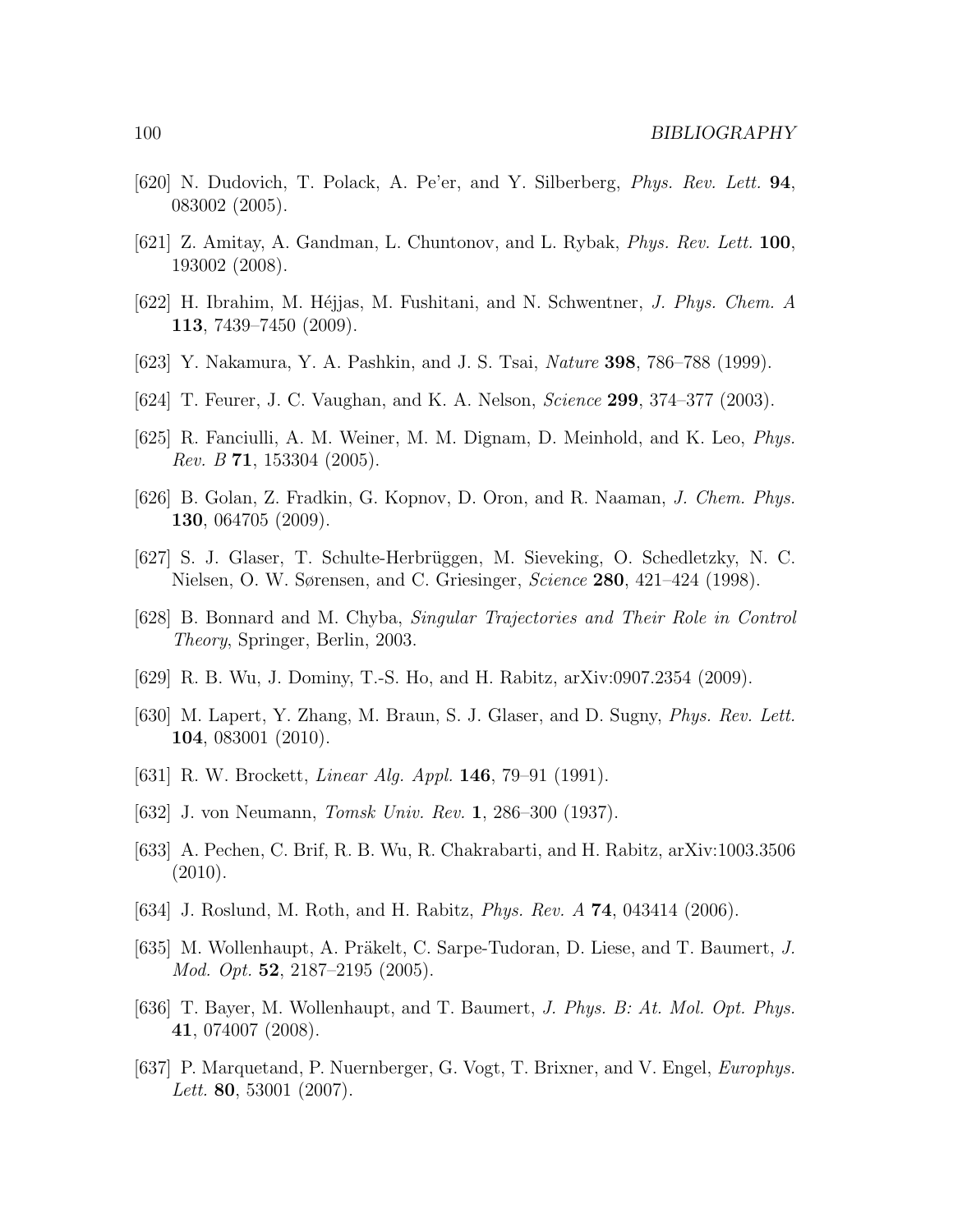[620] N. Dudovich, T. Polack, A. Pe'er, and Y. Silberberg, *Phys. Rev. Lett.* **94**, 083002 (2005).

[621] Z. Amitay, A. Gandman, L. Chuntonov, and L. Rybak, *Phys. Rev. Lett.* **100**, 193002 (2008).

[622] H. Ibrahim, M. Héjjas, M. Fushitani, and N. Schwentner, *J. Phys. Chem. A* **113**, 7439–7450 (2009).

[623] Y. Nakamura, Y. A. Pashkin, and J. S. Tsai, *Nature* **398**, 786–788 (1999).

[624] T. Feurer, J. C. Vaughan, and K. A. Nelson, *Science* **299**, 374–377 (2003).

[625] R. Fanciulli, A. M. Weiner, M. M. Dignam, D. Meinhold, and K. Leo, *Phys. Rev. B* **71**, 153304 (2005).

[626] B. Golan, Z. Fradkin, G. Kopnov, D. Oron, and R. Naaman, *J. Chem. Phys.* **130**, 064705 (2009).

[627] S. J. Glaser, T. Schulte-Herbrüggen, M. Sieveking, O. Schedletzky, N. C. Nielsen, O. W. Sørensen, and C. Griesinger, *Science* **280**, 421–424 (1998).

[628] B. Bonnard and M. Chyba, *Singular Trajectories and Their Role in Control Theory*, Springer, Berlin, 2003.

[629] R. B. Wu, J. Dominy, T.-S. Ho, and H. Rabitz, arXiv:0907.2354 (2009).

[630] M. Lapert, Y. Zhang, M. Braun, S. J. Glaser, and D. Sugny, *Phys. Rev. Lett.* **104**, 083001 (2010).

[631] R. W. Brockett, *Linear Alg. Appl.* **146**, 79–91 (1991).

[632] J. von Neumann, *Tomsk Univ. Rev.* **1**, 286–300 (1937).

[633] A. Pechen, C. Brif, R. B. Wu, R. Chakrabarti, and H. Rabitz, arXiv:1003.3506 (2010).

[634] J. Roslund, M. Roth, and H. Rabitz, *Phys. Rev. A* **74**, 043414 (2006).

[635] M. Wollenhaupt, A. Präkelt, C. Sarpe-Tudoran, D. Liese, and T. Baumert, *J. Mod. Opt.* **52**, 2187–2195 (2005).

[636] T. Bayer, M. Wollenhaupt, and T. Baumert, *J. Phys. B: At. Mol. Opt. Phys.* **41**, 074007 (2008).

[637] P. Marquetand, P. Nuernberger, G. Vogt, T. Brixner, and V. Engel, *Europhys. Lett.* **80**, 53001 (2007).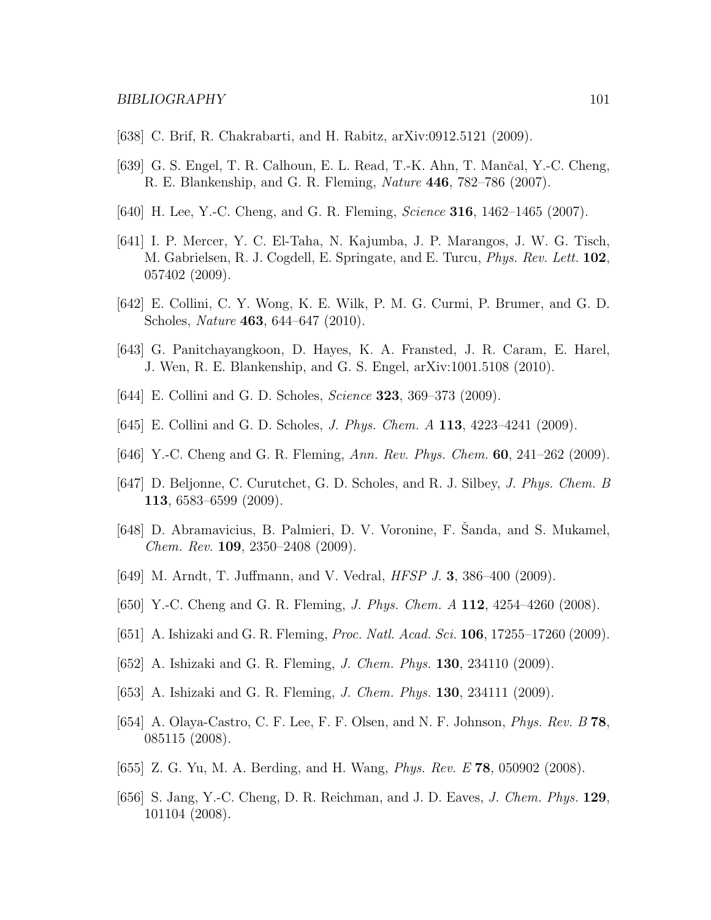[638] C. Brif, R. Chakrabarti, and H. Rabitz, arXiv:0912.5121 (2009).

[639] G. S. Engel, T. R. Calhoun, E. L. Read, T.-K. Ahn, T. Mančal, Y.-C. Cheng, R. E. Blankenship, and G. R. Fleming, *Nature* **446**, 782–786 (2007).

[640] H. Lee, Y.-C. Cheng, and G. R. Fleming, *Science* **316**, 1462–1465 (2007).

[641] I. P. Mercer, Y. C. El-Taha, N. Kajumba, J. P. Marangos, J. W. G. Tisch, M. Gabrielsen, R. J. Cogdell, E. Springate, and E. Turcu, *Phys. Rev. Lett.* **102**, 057402 (2009).

[642] E. Collini, C. Y. Wong, K. E. Wilk, P. M. G. Curmi, P. Brumer, and G. D. Scholes, *Nature* **463**, 644–647 (2010).

[643] G. Panitchayangkoon, D. Hayes, K. A. Fransted, J. R. Caram, E. Harel, J. Wen, R. E. Blankenship, and G. S. Engel, arXiv:1001.5108 (2010).

[644] E. Collini and G. D. Scholes, *Science* **323**, 369–373 (2009).

[645] E. Collini and G. D. Scholes, *J. Phys. Chem. A* **113**, 4223–4241 (2009).

[646] Y.-C. Cheng and G. R. Fleming, *Ann. Rev. Phys. Chem.* **60**, 241–262 (2009).

[647] D. Beljonne, C. Curutchet, G. D. Scholes, and R. J. Silbey, *J. Phys. Chem. B* **113**, 6583–6599 (2009).

[648] D. Abramavicius, B. Palmieri, D. V. Voronine, F. Šanda, and S. Mukamel, *Chem. Rev.* **109**, 2350–2408 (2009).

[649] M. Arndt, T. Juffmann, and V. Vedral, *HFSP J.* **3**, 386–400 (2009).

[650] Y.-C. Cheng and G. R. Fleming, *J. Phys. Chem. A* **112**, 4254–4260 (2008).

[651] A. Ishizaki and G. R. Fleming, *Proc. Natl. Acad. Sci.* **106**, 17255–17260 (2009).

[652] A. Ishizaki and G. R. Fleming, *J. Chem. Phys.* **130**, 234110 (2009).

[653] A. Ishizaki and G. R. Fleming, *J. Chem. Phys.* **130**, 234111 (2009).

[654] A. Olaya-Castro, C. F. Lee, F. F. Olsen, and N. F. Johnson, *Phys. Rev. B* **78**, 085115 (2008).

[655] Z. G. Yu, M. A. Berding, and H. Wang, *Phys. Rev. E* **78**, 050902 (2008).

[656] S. Jang, Y.-C. Cheng, D. R. Reichman, and J. D. Eaves, *J. Chem. Phys.* **129**, 101104 (2008).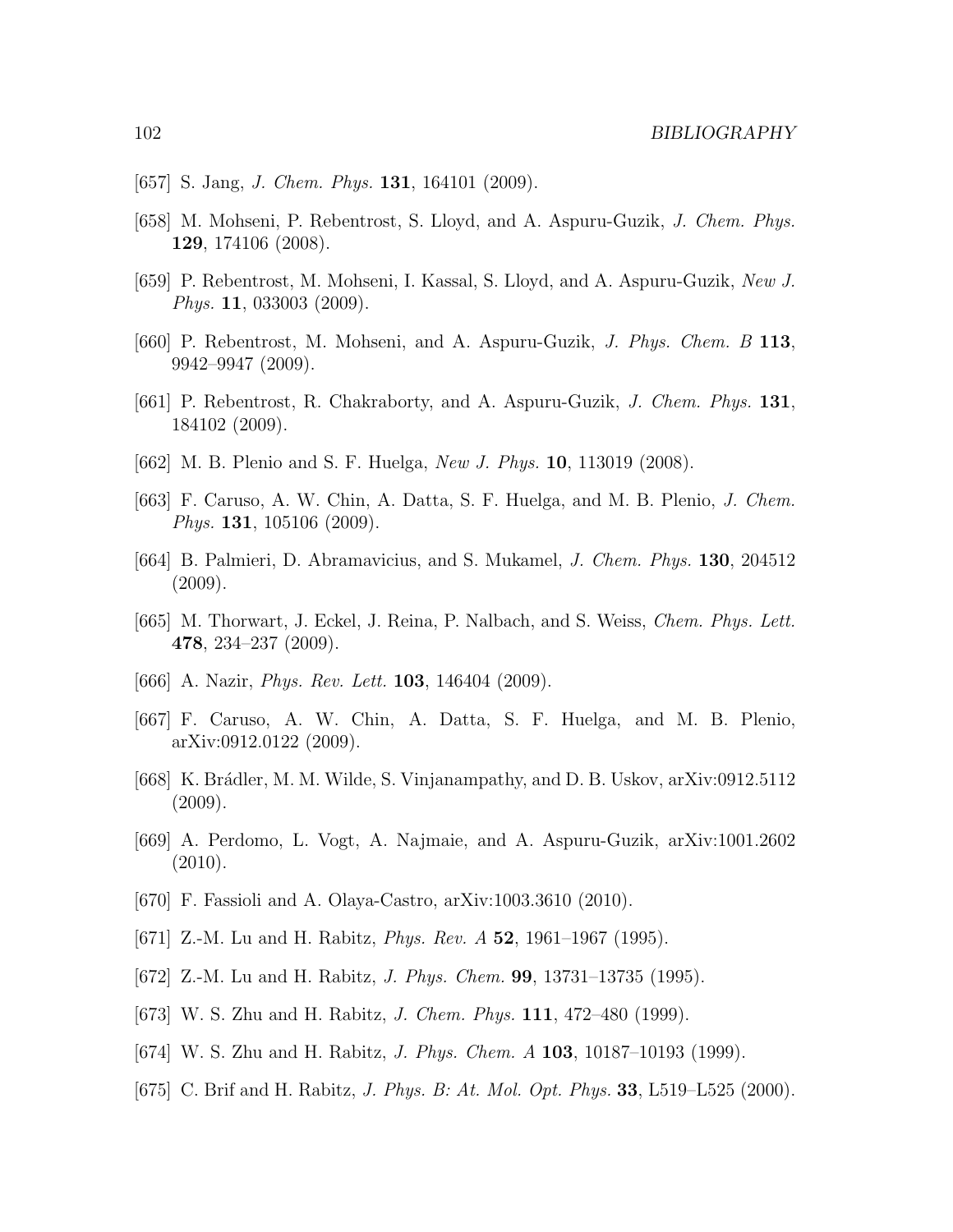[657] S. Jang, *J. Chem. Phys.* **131**, 164101 (2009).

[658] M. Mohseni, P. Rebentrost, S. Lloyd, and A. Aspuru-Guzik, *J. Chem. Phys.* **129**, 174106 (2008).

[659] P. Rebentrost, M. Mohseni, I. Kassal, S. Lloyd, and A. Aspuru-Guzik, *New J. Phys.* **11**, 033003 (2009).

[660] P. Rebentrost, M. Mohseni, and A. Aspuru-Guzik, *J. Phys. Chem. B* **113**, 9942–9947 (2009).

[661] P. Rebentrost, R. Chakraborty, and A. Aspuru-Guzik, *J. Chem. Phys.* **131**, 184102 (2009).

[662] M. B. Plenio and S. F. Huelga, *New J. Phys.* **10**, 113019 (2008).

[663] F. Caruso, A. W. Chin, A. Datta, S. F. Huelga, and M. B. Plenio, *J. Chem. Phys.* **131**, 105106 (2009).

[664] B. Palmieri, D. Abramavicius, and S. Mukamel, *J. Chem. Phys.* **130**, 204512 (2009).

[665] M. Thorwart, J. Eckel, J. Reina, P. Nalbach, and S. Weiss, *Chem. Phys. Lett.* **478**, 234–237 (2009).

[666] A. Nazir, *Phys. Rev. Lett.* **103**, 146404 (2009).

[667] F. Caruso, A. W. Chin, A. Datta, S. F. Huelga, and M. B. Plenio, arXiv:0912.0122 (2009).

[668] K. Brádler, M. M. Wilde, S. Vinjanampathy, and D. B. Uskov, arXiv:0912.5112 (2009).

[669] A. Perdomo, L. Vogt, A. Najmaie, and A. Aspuru-Guzik, arXiv:1001.2602 (2010).

[670] F. Fassioli and A. Olaya-Castro, arXiv:1003.3610 (2010).

[671] Z.-M. Lu and H. Rabitz, *Phys. Rev. A* **52**, 1961–1967 (1995).

[672] Z.-M. Lu and H. Rabitz, *J. Phys. Chem.* **99**, 13731–13735 (1995).

[673] W. S. Zhu and H. Rabitz, *J. Chem. Phys.* **111**, 472–480 (1999).

[674] W. S. Zhu and H. Rabitz, *J. Phys. Chem. A* **103**, 10187–10193 (1999).

[675] C. Brif and H. Rabitz, *J. Phys. B: At. Mol. Opt. Phys.* **33**, L519–L525 (2000).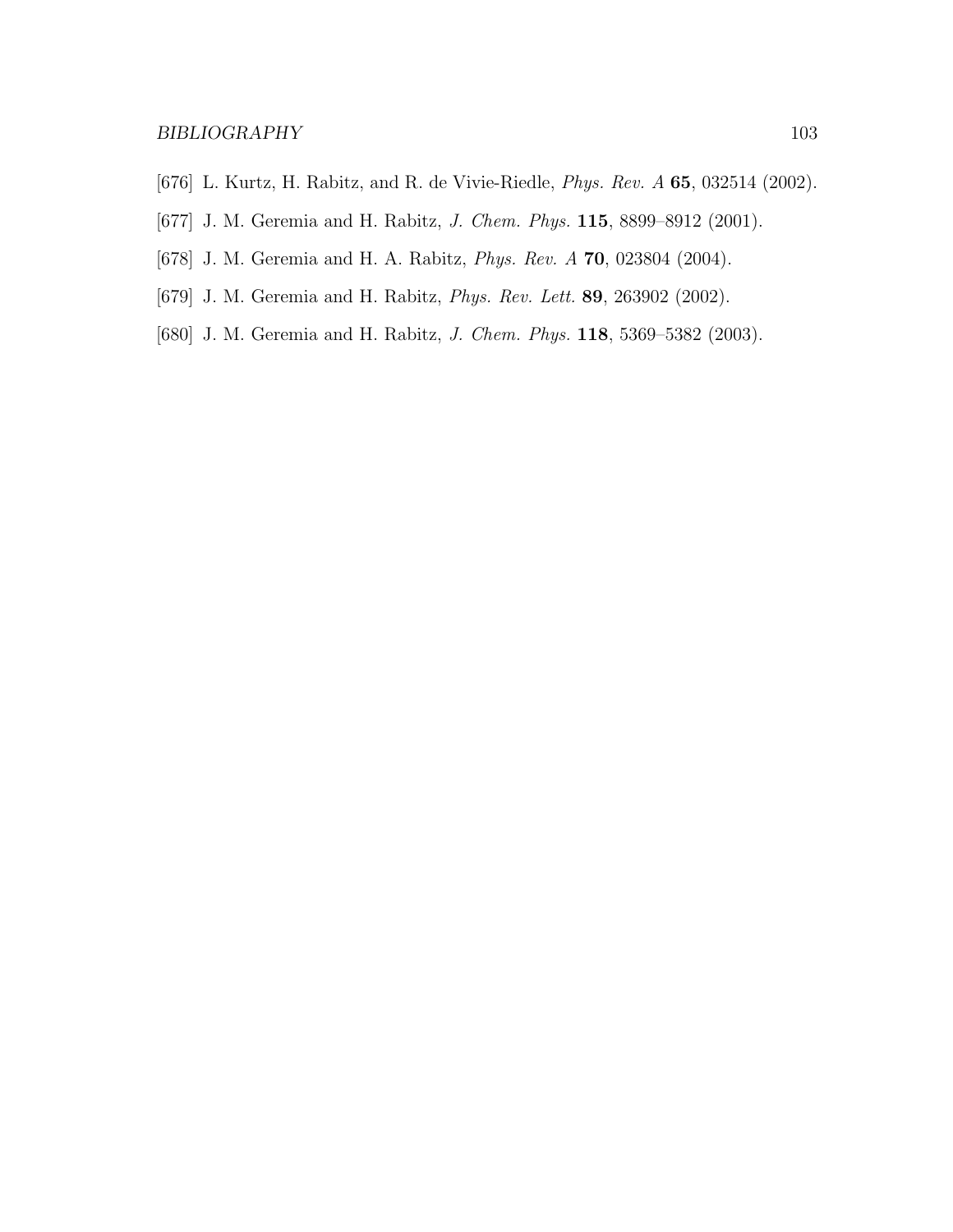[676] L. Kurtz, H. Rabitz, and R. de Vivie-Riedle, *Phys. Rev. A* **65**, 032514 (2002).

[677] J. M. Geremia and H. Rabitz, *J. Chem. Phys.* **115**, 8899–8912 (2001).

[678] J. M. Geremia and H. A. Rabitz, *Phys. Rev. A* **70**, 023804 (2004).

[679] J. M. Geremia and H. Rabitz, *Phys. Rev. Lett.* **89**, 263902 (2002).

[680] J. M. Geremia and H. Rabitz, *J. Chem. Phys.* **118**, 5369–5382 (2003).